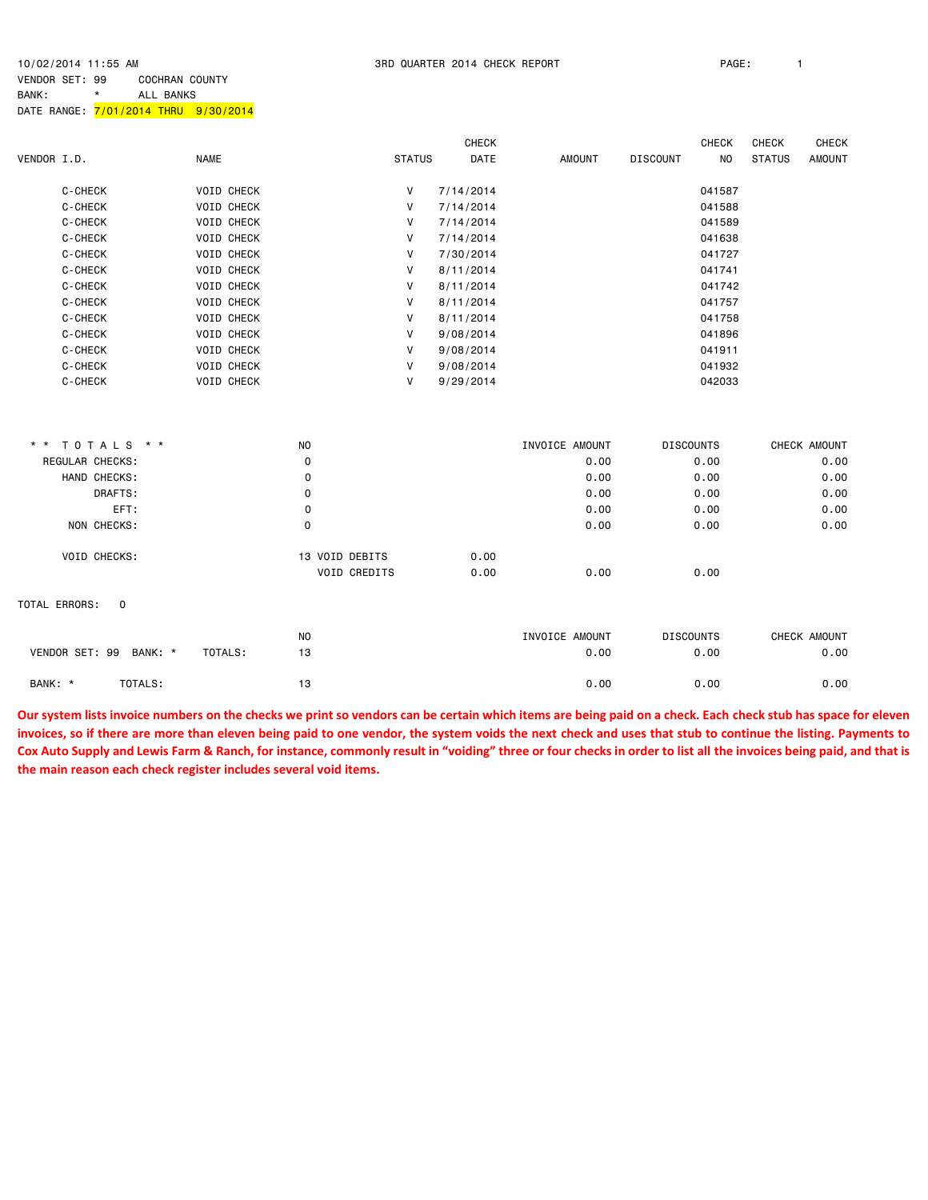10/02/2014 11:55 AM

3RD QUARTER 2014 CHECK REPORT

VENDOR SET: 99 COCHRAN COUNTY
BANK: * ALL BANKS
DATE RANGE: 7/01/2014 THRU 9/30/2014

| VENDOR I.D. | NAME | STATUS | CHECK DATE | AMOUNT | DISCOUNT | CHECK NO | CHECK STATUS | CHECK AMOUNT |
|---|---|---|---|---|---|---|---|---|
| C-CHECK | VOID CHECK | V | 7/14/2014 | | | 041587 | | |
| C-CHECK | VOID CHECK | V | 7/14/2014 | | | 041588 | | |
| C-CHECK | VOID CHECK | V | 7/14/2014 | | | 041589 | | |
| C-CHECK | VOID CHECK | V | 7/14/2014 | | | 041638 | | |
| C-CHECK | VOID CHECK | V | 7/30/2014 | | | 041727 | | |
| C-CHECK | VOID CHECK | V | 8/11/2014 | | | 041741 | | |
| C-CHECK | VOID CHECK | V | 8/11/2014 | | | 041742 | | |
| C-CHECK | VOID CHECK | V | 8/11/2014 | | | 041757 | | |
| C-CHECK | VOID CHECK | V | 8/11/2014 | | | 041758 | | |
| C-CHECK | VOID CHECK | V | 9/08/2014 | | | 041896 | | |
| C-CHECK | VOID CHECK | V | 9/08/2014 | | | 041911 | | |
| C-CHECK | VOID CHECK | V | 9/08/2014 | | | 041932 | | |
| C-CHECK | VOID CHECK | V | 9/29/2014 | | | 042033 | | |

| ** TOTALS ** | NO | | | INVOICE AMOUNT | DISCOUNTS | CHECK AMOUNT |
|---|---|---|---|---|---|---|
| REGULAR CHECKS: | 0 | | | 0.00 | 0.00 | 0.00 |
| HAND CHECKS: | 0 | | | 0.00 | 0.00 | 0.00 |
| DRAFTS: | 0 | | | 0.00 | 0.00 | 0.00 |
| EFT: | 0 | | | 0.00 | 0.00 | 0.00 |
| NON CHECKS: | 0 | | | 0.00 | 0.00 | 0.00 |
| VOID CHECKS: | 13 | VOID DEBITS | 0.00 | | | |
| | | VOID CREDITS | 0.00 | 0.00 | 0.00 | |

TOTAL ERRORS: 0

| | NO | INVOICE AMOUNT | DISCOUNTS | CHECK AMOUNT |
|---|---|---|---|---|
| VENDOR SET: 99 BANK: * TOTALS: | 13 | 0.00 | 0.00 | 0.00 |
| BANK: * TOTALS: | 13 | 0.00 | 0.00 | 0.00 |

**Our system lists invoice numbers on the checks we print so vendors can be certain which items are being paid on a check. Each check stub has space for eleven invoices, so if there are more than eleven being paid to one vendor, the system voids the next check and uses that stub to continue the listing. Payments to Cox Auto Supply and Lewis Farm & Ranch, for instance, commonly result in "voiding" three or four checks in order to list all the invoices being paid, and that is the main reason each check register includes several void items.**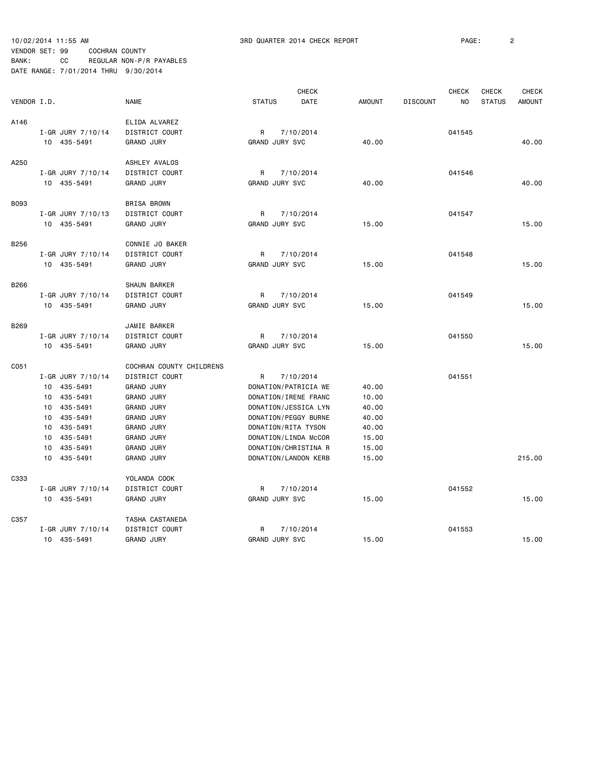10/02/2014 11:55 AM 3RD QUARTER 2014 CHECK REPORT

VENDOR SET: 99 COCHRAN COUNTY
BANK: CC REGULAR NON-P/R PAYABLES
DATE RANGE: 7/01/2014 THRU 9/30/2014

| VENDOR I.D. | | NAME | STATUS | CHECK DATE | AMOUNT | DISCOUNT | CHECK NO | CHECK STATUS | CHECK AMOUNT |
|---|---|---|---|---|---|---|---|---|---|
| A146 | | ELIDA ALVAREZ | | | | | | | |
| | I-GR JURY 7/10/14 | DISTRICT COURT | R | 7/10/2014 | | | 041545 | | |
| | 10 435-5491 | GRAND JURY | GRAND JURY SVC | | 40.00 | | | | 40.00 |
| A250 | | ASHLEY AVALOS | | | | | | | |
| | I-GR JURY 7/10/14 | DISTRICT COURT | R | 7/10/2014 | | | 041546 | | |
| | 10 435-5491 | GRAND JURY | GRAND JURY SVC | | 40.00 | | | | 40.00 |
| B093 | | BRISA BROWN | | | | | | | |
| | I-GR JURY 7/10/13 | DISTRICT COURT | R | 7/10/2014 | | | 041547 | | |
| | 10 435-5491 | GRAND JURY | GRAND JURY SVC | | 15.00 | | | | 15.00 |
| B256 | | CONNIE JO BAKER | | | | | | | |
| | I-GR JURY 7/10/14 | DISTRICT COURT | R | 7/10/2014 | | | 041548 | | |
| | 10 435-5491 | GRAND JURY | GRAND JURY SVC | | 15.00 | | | | 15.00 |
| B266 | | SHAUN BARKER | | | | | | | |
| | I-GR JURY 7/10/14 | DISTRICT COURT | R | 7/10/2014 | | | 041549 | | |
| | 10 435-5491 | GRAND JURY | GRAND JURY SVC | | 15.00 | | | | 15.00 |
| B269 | | JAMIE BARKER | | | | | | | |
| | I-GR JURY 7/10/14 | DISTRICT COURT | R | 7/10/2014 | | | 041550 | | |
| | 10 435-5491 | GRAND JURY | GRAND JURY SVC | | 15.00 | | | | 15.00 |
| C051 | | COCHRAN COUNTY CHILDRENS | | | | | | | |
| | I-GR JURY 7/10/14 | DISTRICT COURT | R | 7/10/2014 | | | 041551 | | |
| | 10 435-5491 | GRAND JURY | DONATION/PATRICIA WE | | 40.00 | | | | |
| | 10 435-5491 | GRAND JURY | DONATION/IRENE FRANC | | 10.00 | | | | |
| | 10 435-5491 | GRAND JURY | DONATION/JESSICA LYN | | 40.00 | | | | |
| | 10 435-5491 | GRAND JURY | DONATION/PEGGY BURNE | | 40.00 | | | | |
| | 10 435-5491 | GRAND JURY | DONATION/RITA TYSON | | 40.00 | | | | |
| | 10 435-5491 | GRAND JURY | DONATION/LINDA McCOR | | 15.00 | | | | |
| | 10 435-5491 | GRAND JURY | DONATION/CHRISTINA R | | 15.00 | | | | |
| | 10 435-5491 | GRAND JURY | DONATION/LANDON KERB | | 15.00 | | | | 215.00 |
| C333 | | YOLANDA COOK | | | | | | | |
| | I-GR JURY 7/10/14 | DISTRICT COURT | R | 7/10/2014 | | | 041552 | | |
| | 10 435-5491 | GRAND JURY | GRAND JURY SVC | | 15.00 | | | | 15.00 |
| C357 | | TASHA CASTANEDA | | | | | | | |
| | I-GR JURY 7/10/14 | DISTRICT COURT | R | 7/10/2014 | | | 041553 | | |
| | 10 435-5491 | GRAND JURY | GRAND JURY SVC | | 15.00 | | | | 15.00 |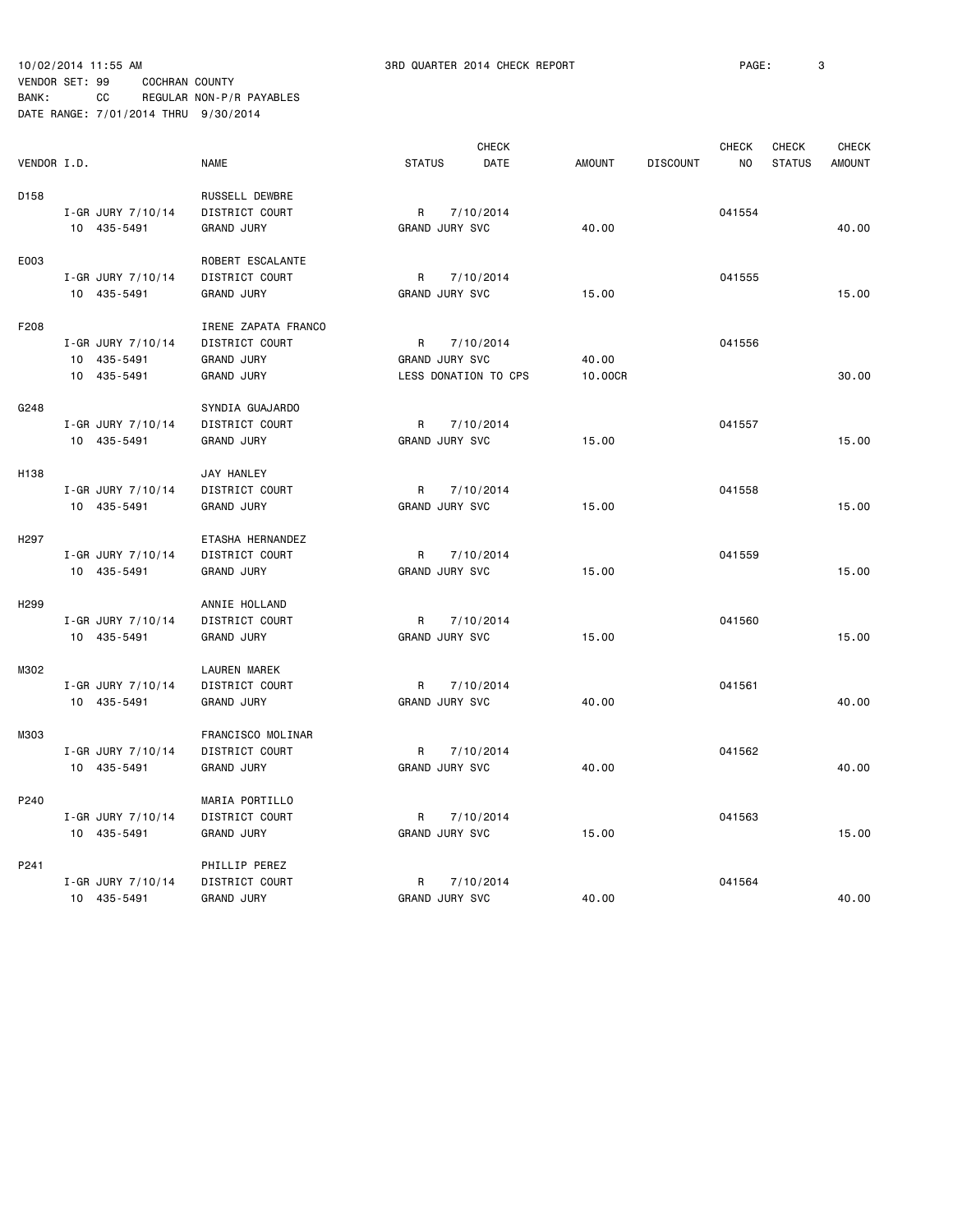10/02/2014 11:55 AM 3RD QUARTER 2014 CHECK REPORT

VENDOR SET: 99 COCHRAN COUNTY
BANK: CC REGULAR NON-P/R PAYABLES
DATE RANGE: 7/01/2014 THRU 9/30/2014

| VENDOR I.D. | NAME | STATUS | CHECK DATE | AMOUNT | DISCOUNT | CHECK NO | CHECK STATUS | CHECK AMOUNT |
|---|---|---|---|---|---|---|---|---|
| D158 | RUSSELL DEWBRE | | | | | | | |
| I-GR JURY 7/10/14 | DISTRICT COURT | R | 7/10/2014 | | | 041554 | | |
| 10 435-5491 | GRAND JURY | GRAND JURY SVC | | 40.00 | | | | 40.00 |
| E003 | ROBERT ESCALANTE | | | | | | | |
| I-GR JURY 7/10/14 | DISTRICT COURT | R | 7/10/2014 | | | 041555 | | |
| 10 435-5491 | GRAND JURY | GRAND JURY SVC | | 15.00 | | | | 15.00 |
| F208 | IRENE ZAPATA FRANCO | | | | | | | |
| I-GR JURY 7/10/14 | DISTRICT COURT | R | 7/10/2014 | | | 041556 | | |
| 10 435-5491 | GRAND JURY | GRAND JURY SVC | | 40.00 | | | | |
| 10 435-5491 | GRAND JURY | LESS DONATION TO CPS | | 10.00CR | | | | 30.00 |
| G248 | SYNDIA GUAJARDO | | | | | | | |
| I-GR JURY 7/10/14 | DISTRICT COURT | R | 7/10/2014 | | | 041557 | | |
| 10 435-5491 | GRAND JURY | GRAND JURY SVC | | 15.00 | | | | 15.00 |
| H138 | JAY HANLEY | | | | | | | |
| I-GR JURY 7/10/14 | DISTRICT COURT | R | 7/10/2014 | | | 041558 | | |
| 10 435-5491 | GRAND JURY | GRAND JURY SVC | | 15.00 | | | | 15.00 |
| H297 | ETASHA HERNANDEZ | | | | | | | |
| I-GR JURY 7/10/14 | DISTRICT COURT | R | 7/10/2014 | | | 041559 | | |
| 10 435-5491 | GRAND JURY | GRAND JURY SVC | | 15.00 | | | | 15.00 |
| H299 | ANNIE HOLLAND | | | | | | | |
| I-GR JURY 7/10/14 | DISTRICT COURT | R | 7/10/2014 | | | 041560 | | |
| 10 435-5491 | GRAND JURY | GRAND JURY SVC | | 15.00 | | | | 15.00 |
| M302 | LAUREN MAREK | | | | | | | |
| I-GR JURY 7/10/14 | DISTRICT COURT | R | 7/10/2014 | | | 041561 | | |
| 10 435-5491 | GRAND JURY | GRAND JURY SVC | | 40.00 | | | | 40.00 |
| M303 | FRANCISCO MOLINAR | | | | | | | |
| I-GR JURY 7/10/14 | DISTRICT COURT | R | 7/10/2014 | | | 041562 | | |
| 10 435-5491 | GRAND JURY | GRAND JURY SVC | | 40.00 | | | | 40.00 |
| P240 | MARIA PORTILLO | | | | | | | |
| I-GR JURY 7/10/14 | DISTRICT COURT | R | 7/10/2014 | | | 041563 | | |
| 10 435-5491 | GRAND JURY | GRAND JURY SVC | | 15.00 | | | | 15.00 |
| P241 | PHILLIP PEREZ | | | | | | | |
| I-GR JURY 7/10/14 | DISTRICT COURT | R | 7/10/2014 | | | 041564 | | |
| 10 435-5491 | GRAND JURY | GRAND JURY SVC | | 40.00 | | | | 40.00 |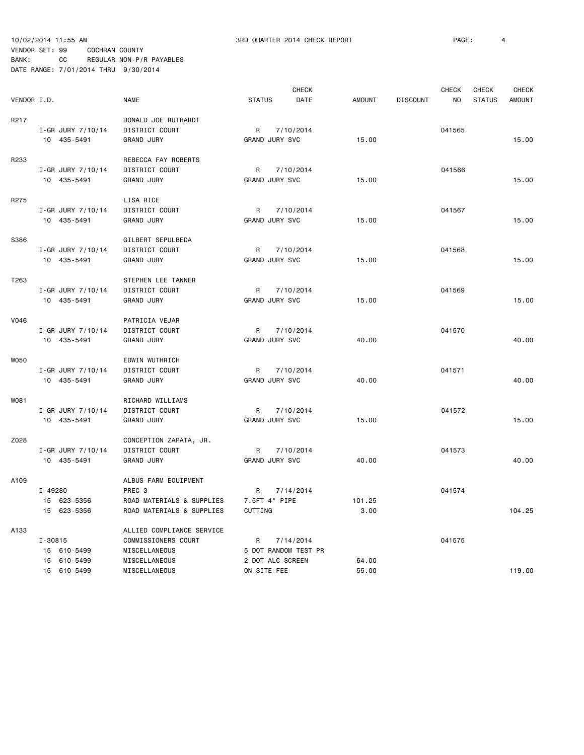10/02/2014 11:55 AM　　　3RD QUARTER 2014 CHECK REPORT

VENDOR SET: 99　　COCHRAN COUNTY
BANK: CC　　REGULAR NON-P/R PAYABLES
DATE RANGE: 7/01/2014 THRU 9/30/2014

| VENDOR I.D. | NAME | STATUS | CHECK DATE | AMOUNT | DISCOUNT | CHECK NO | CHECK STATUS | CHECK AMOUNT |
|---|---|---|---|---|---|---|---|---|
| R217 | DONALD JOE RUTHARDT | | | | | | | |
| I-GR JURY 7/10/14 | DISTRICT COURT | R | 7/10/2014 | | | 041565 | | |
| 10 435-5491 | GRAND JURY | GRAND JURY SVC | | 15.00 | | | | 15.00 |
| R233 | REBECCA FAY ROBERTS | | | | | | | |
| I-GR JURY 7/10/14 | DISTRICT COURT | R | 7/10/2014 | | | 041566 | | |
| 10 435-5491 | GRAND JURY | GRAND JURY SVC | | 15.00 | | | | 15.00 |
| R275 | LISA RICE | | | | | | | |
| I-GR JURY 7/10/14 | DISTRICT COURT | R | 7/10/2014 | | | 041567 | | |
| 10 435-5491 | GRAND JURY | GRAND JURY SVC | | 15.00 | | | | 15.00 |
| S386 | GILBERT SEPULBEDA | | | | | | | |
| I-GR JURY 7/10/14 | DISTRICT COURT | R | 7/10/2014 | | | 041568 | | |
| 10 435-5491 | GRAND JURY | GRAND JURY SVC | | 15.00 | | | | 15.00 |
| T263 | STEPHEN LEE TANNER | | | | | | | |
| I-GR JURY 7/10/14 | DISTRICT COURT | R | 7/10/2014 | | | 041569 | | |
| 10 435-5491 | GRAND JURY | GRAND JURY SVC | | 15.00 | | | | 15.00 |
| V046 | PATRICIA VEJAR | | | | | | | |
| I-GR JURY 7/10/14 | DISTRICT COURT | R | 7/10/2014 | | | 041570 | | |
| 10 435-5491 | GRAND JURY | GRAND JURY SVC | | 40.00 | | | | 40.00 |
| W050 | EDWIN WUTHRICH | | | | | | | |
| I-GR JURY 7/10/14 | DISTRICT COURT | R | 7/10/2014 | | | 041571 | | |
| 10 435-5491 | GRAND JURY | GRAND JURY SVC | | 40.00 | | | | 40.00 |
| W081 | RICHARD WILLIAMS | | | | | | | |
| I-GR JURY 7/10/14 | DISTRICT COURT | R | 7/10/2014 | | | 041572 | | |
| 10 435-5491 | GRAND JURY | GRAND JURY SVC | | 15.00 | | | | 15.00 |
| Z028 | CONCEPTION ZAPATA, JR. | | | | | | | |
| I-GR JURY 7/10/14 | DISTRICT COURT | R | 7/10/2014 | | | 041573 | | |
| 10 435-5491 | GRAND JURY | GRAND JURY SVC | | 40.00 | | | | 40.00 |
| A109 | ALBUS FARM EQUIPMENT | | | | | | | |
| I-49280 | PREC 3 | R | 7/14/2014 | | | 041574 | | |
| 15 623-5356 | ROAD MATERIALS & SUPPLIES | 7.5FT 4" PIPE | | 101.25 | | | | |
| 15 623-5356 | ROAD MATERIALS & SUPPLIES | CUTTING | | 3.00 | | | | 104.25 |
| A133 | ALLIED COMPLIANCE SERVICE | | | | | | | |
| I-30815 | COMMISSIONERS COURT | R | 7/14/2014 | | | 041575 | | |
| 15 610-5499 | MISCELLANEOUS | 5 DOT RANDOM TEST PR | | | | | | |
| 15 610-5499 | MISCELLANEOUS | 2 DOT ALC SCREEN | | 64.00 | | | | |
| 15 610-5499 | MISCELLANEOUS | ON SITE FEE | | 55.00 | | | | 119.00 |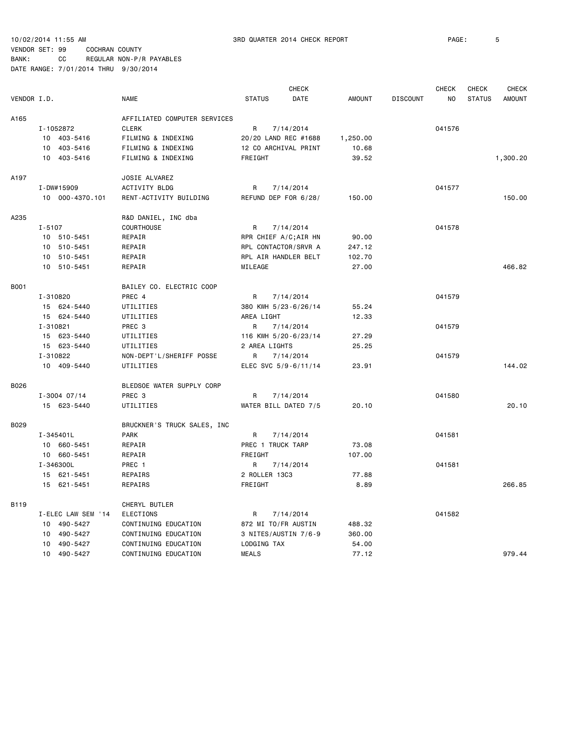10/02/2014 11:55 AM 3RD QUARTER 2014 CHECK REPORT
VENDOR SET: 99 COCHRAN COUNTY
BANK: CC REGULAR NON-P/R PAYABLES
DATE RANGE: 7/01/2014 THRU 9/30/2014

| VENDOR I.D. | NAME | STATUS | CHECK DATE | AMOUNT | DISCOUNT | CHECK NO | CHECK STATUS | CHECK AMOUNT |
|---|---|---|---|---|---|---|---|---|
| A165 | AFFILIATED COMPUTER SERVICES | | | | | | | |
| I-1052872 | CLERK | R | 7/14/2014 | | | 041576 | | |
| 10 403-5416 | FILMING & INDEXING | 20/20 LAND REC #1688 | | 1,250.00 | | | | |
| 10 403-5416 | FILMING & INDEXING | 12 CO ARCHIVAL PRINT | | 10.68 | | | | |
| 10 403-5416 | FILMING & INDEXING | FREIGHT | | 39.52 | | | | 1,300.20 |
| A197 | JOSIE ALVAREZ | | | | | | | |
| I-DW#15909 | ACTIVITY BLDG | R | 7/14/2014 | | | 041577 | | |
| 10 000-4370.101 | RENT-ACTIVITY BUILDING | REFUND DEP FOR 6/28/ | | 150.00 | | | | 150.00 |
| A235 | R&D DANIEL, INC dba | | | | | | | |
| I-5107 | COURTHOUSE | R | 7/14/2014 | | | 041578 | | |
| 10 510-5451 | REPAIR | RPR CHIEF A/C;AIR HN | | 90.00 | | | | |
| 10 510-5451 | REPAIR | RPL CONTACTOR/SRVR A | | 247.12 | | | | |
| 10 510-5451 | REPAIR | RPL AIR HANDLER BELT | | 102.70 | | | | |
| 10 510-5451 | REPAIR | MILEAGE | | 27.00 | | | | 466.82 |
| B001 | BAILEY CO. ELECTRIC COOP | | | | | | | |
| I-310820 | PREC 4 | R | 7/14/2014 | | | 041579 | | |
| 15 624-5440 | UTILITIES | 380 KWH 5/23-6/26/14 | | 55.24 | | | | |
| 15 624-5440 | UTILITIES | AREA LIGHT | | 12.33 | | | | |
| I-310821 | PREC 3 | R | 7/14/2014 | | | 041579 | | |
| 15 623-5440 | UTILITIES | 116 KWH 5/20-6/23/14 | | 27.29 | | | | |
| 15 623-5440 | UTILITIES | 2 AREA LIGHTS | | 25.25 | | | | |
| I-310822 | NON-DEPT'L/SHERIFF POSSE | R | 7/14/2014 | | | 041579 | | |
| 10 409-5440 | UTILITIES | ELEC SVC 5/9-6/11/14 | | 23.91 | | | | 144.02 |
| B026 | BLEDSOE WATER SUPPLY CORP | | | | | | | |
| I-3004 07/14 | PREC 3 | R | 7/14/2014 | | | 041580 | | |
| 15 623-5440 | UTILITIES | WATER BILL DATED 7/5 | | 20.10 | | | | 20.10 |
| B029 | BRUCKNER'S TRUCK SALES, INC | | | | | | | |
| I-345401L | PARK | R | 7/14/2014 | | | 041581 | | |
| 10 660-5451 | REPAIR | PREC 1 TRUCK TARP | | 73.08 | | | | |
| 10 660-5451 | REPAIR | FREIGHT | | 107.00 | | | | |
| I-346300L | PREC 1 | R | 7/14/2014 | | | 041581 | | |
| 15 621-5451 | REPAIRS | 2 ROLLER 13C3 | | 77.88 | | | | |
| 15 621-5451 | REPAIRS | FREIGHT | | 8.89 | | | | 266.85 |
| B119 | CHERYL BUTLER | | | | | | | |
| I-ELEC LAW SEM '14 | ELECTIONS | R | 7/14/2014 | | | 041582 | | |
| 10 490-5427 | CONTINUING EDUCATION | 872 MI TO/FR AUSTIN | | 488.32 | | | | |
| 10 490-5427 | CONTINUING EDUCATION | 3 NITES/AUSTIN 7/6-9 | | 360.00 | | | | |
| 10 490-5427 | CONTINUING EDUCATION | LODGING TAX | | 54.00 | | | | |
| 10 490-5427 | CONTINUING EDUCATION | MEALS | | 77.12 | | | | 979.44 |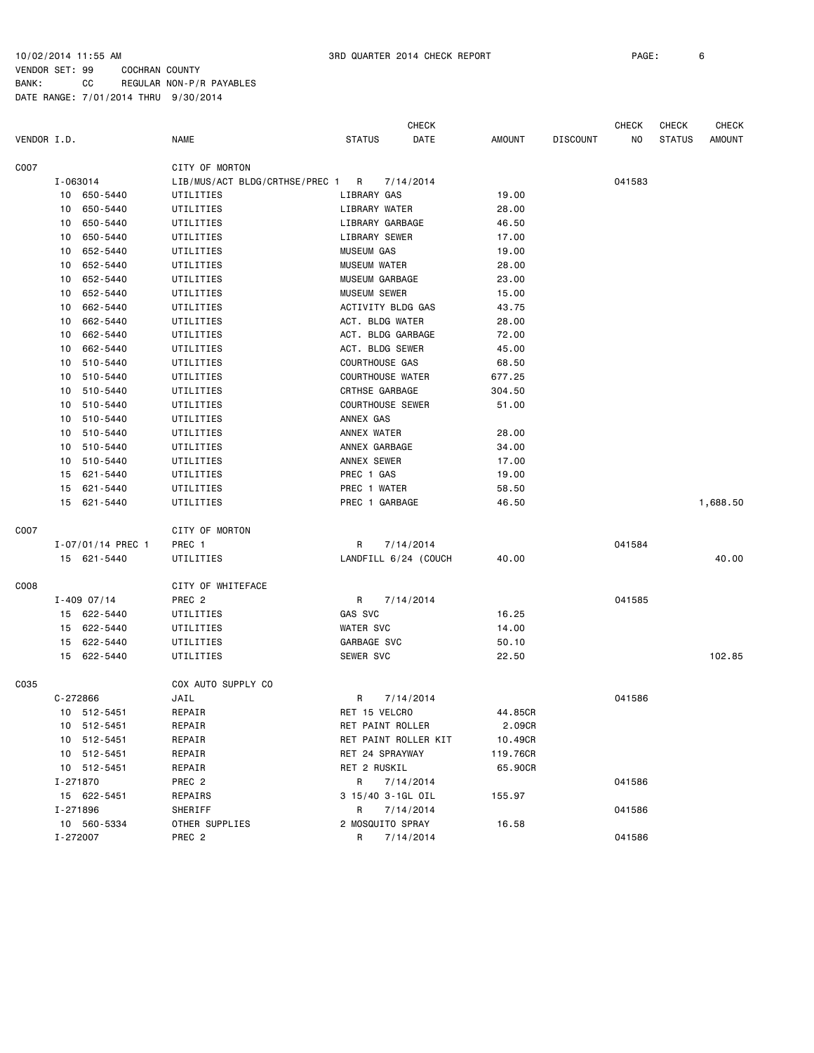10/02/2014 11:55 AM    3RD QUARTER 2014 CHECK REPORT
VENDOR SET: 99    COCHRAN COUNTY
BANK: CC    REGULAR NON-P/R PAYABLES
DATE RANGE: 7/01/2014 THRU 9/30/2014

| VENDOR I.D. | NAME | STATUS | CHECK DATE | AMOUNT | DISCOUNT | CHECK NO | CHECK STATUS | CHECK AMOUNT |
|---|---|---|---|---|---|---|---|---|
| C007 | CITY OF MORTON | | | | | | | |
| I-063014 | LIB/MUS/ACT BLDG/CRTHSE/PREC 1 | R | 7/14/2014 | | | 041583 | | |
| 10 650-5440 | UTILITIES | LIBRARY GAS | | 19.00 | | | | |
| 10 650-5440 | UTILITIES | LIBRARY WATER | | 28.00 | | | | |
| 10 650-5440 | UTILITIES | LIBRARY GARBAGE | | 46.50 | | | | |
| 10 650-5440 | UTILITIES | LIBRARY SEWER | | 17.00 | | | | |
| 10 652-5440 | UTILITIES | MUSEUM GAS | | 19.00 | | | | |
| 10 652-5440 | UTILITIES | MUSEUM WATER | | 28.00 | | | | |
| 10 652-5440 | UTILITIES | MUSEUM GARBAGE | | 23.00 | | | | |
| 10 652-5440 | UTILITIES | MUSEUM SEWER | | 15.00 | | | | |
| 10 662-5440 | UTILITIES | ACTIVITY BLDG GAS | | 43.75 | | | | |
| 10 662-5440 | UTILITIES | ACT. BLDG WATER | | 28.00 | | | | |
| 10 662-5440 | UTILITIES | ACT. BLDG GARBAGE | | 72.00 | | | | |
| 10 662-5440 | UTILITIES | ACT. BLDG SEWER | | 45.00 | | | | |
| 10 510-5440 | UTILITIES | COURTHOUSE GAS | | 68.50 | | | | |
| 10 510-5440 | UTILITIES | COURTHOUSE WATER | | 677.25 | | | | |
| 10 510-5440 | UTILITIES | CRTHSE GARBAGE | | 304.50 | | | | |
| 10 510-5440 | UTILITIES | COURTHOUSE SEWER | | 51.00 | | | | |
| 10 510-5440 | UTILITIES | ANNEX GAS | | | | | | |
| 10 510-5440 | UTILITIES | ANNEX WATER | | 28.00 | | | | |
| 10 510-5440 | UTILITIES | ANNEX GARBAGE | | 34.00 | | | | |
| 10 510-5440 | UTILITIES | ANNEX SEWER | | 17.00 | | | | |
| 15 621-5440 | UTILITIES | PREC 1 GAS | | 19.00 | | | | |
| 15 621-5440 | UTILITIES | PREC 1 WATER | | 58.50 | | | | |
| 15 621-5440 | UTILITIES | PREC 1 GARBAGE | | 46.50 | | | | 1,688.50 |
| C007 | CITY OF MORTON | | | | | | | |
| I-07/01/14 PREC 1 | PREC 1 | R | 7/14/2014 | | | 041584 | | |
| 15 621-5440 | UTILITIES | LANDFILL 6/24 (COUCH | | 40.00 | | | | 40.00 |
| C008 | CITY OF WHITEFACE | | | | | | | |
| I-409 07/14 | PREC 2 | R | 7/14/2014 | | | 041585 | | |
| 15 622-5440 | UTILITIES | GAS SVC | | 16.25 | | | | |
| 15 622-5440 | UTILITIES | WATER SVC | | 14.00 | | | | |
| 15 622-5440 | UTILITIES | GARBAGE SVC | | 50.10 | | | | |
| 15 622-5440 | UTILITIES | SEWER SVC | | 22.50 | | | | 102.85 |
| C035 | COX AUTO SUPPLY CO | | | | | | | |
| C-272866 | JAIL | R | 7/14/2014 | | | 041586 | | |
| 10 512-5451 | REPAIR | RET 15 VELCRO | | 44.85CR | | | | |
| 10 512-5451 | REPAIR | RET PAINT ROLLER | | 2.09CR | | | | |
| 10 512-5451 | REPAIR | RET PAINT ROLLER KIT | | 10.49CR | | | | |
| 10 512-5451 | REPAIR | RET 24 SPRAYWAY | | 119.76CR | | | | |
| 10 512-5451 | REPAIR | RET 2 RUSKIL | | 65.90CR | | | | |
| I-271870 | PREC 2 | R | 7/14/2014 | | | 041586 | | |
| 15 622-5451 | REPAIRS | 3 15/40 3-1GL OIL | | 155.97 | | | | |
| I-271896 | SHERIFF | R | 7/14/2014 | | | 041586 | | |
| 10 560-5334 | OTHER SUPPLIES | 2 MOSQUITO SPRAY | | 16.58 | | | | |
| I-272007 | PREC 2 | R | 7/14/2014 | | | 041586 | | |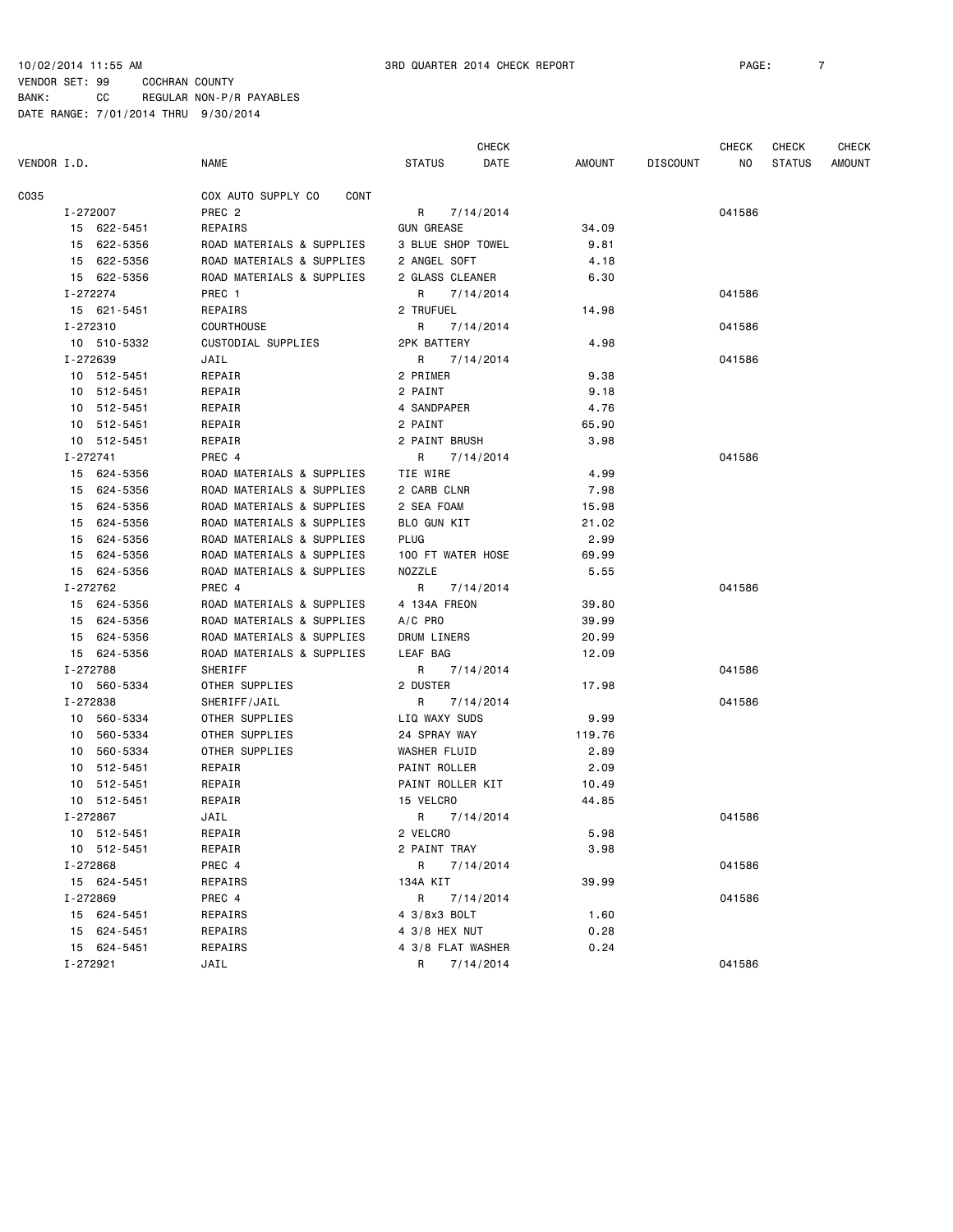10/02/2014 11:55 AM 3RD QUARTER 2014 CHECK REPORT

VENDOR SET: 99 COCHRAN COUNTY
BANK: CC REGULAR NON-P/R PAYABLES
DATE RANGE: 7/01/2014 THRU 9/30/2014

| VENDOR I.D. | NAME | STATUS | CHECK DATE | AMOUNT | DISCOUNT | CHECK NO | CHECK STATUS | CHECK AMOUNT |
|---|---|---|---|---|---|---|---|---|
| C035 | COX AUTO SUPPLY CO CONT | | | | | | | |
| I-272007 | PREC 2 | R | 7/14/2014 | | | 041586 | | |
| 15 622-5451 | REPAIRS | GUN GREASE | | 34.09 | | | | |
| 15 622-5356 | ROAD MATERIALS & SUPPLIES | 3 BLUE SHOP TOWEL | | 9.81 | | | | |
| 15 622-5356 | ROAD MATERIALS & SUPPLIES | 2 ANGEL SOFT | | 4.18 | | | | |
| 15 622-5356 | ROAD MATERIALS & SUPPLIES | 2 GLASS CLEANER | | 6.30 | | | | |
| I-272274 | PREC 1 | R | 7/14/2014 | | | 041586 | | |
| 15 621-5451 | REPAIRS | 2 TRUFUEL | | 14.98 | | | | |
| I-272310 | COURTHOUSE | R | 7/14/2014 | | | 041586 | | |
| 10 510-5332 | CUSTODIAL SUPPLIES | 2PK BATTERY | | 4.98 | | | | |
| I-272639 | JAIL | R | 7/14/2014 | | | 041586 | | |
| 10 512-5451 | REPAIR | 2 PRIMER | | 9.38 | | | | |
| 10 512-5451 | REPAIR | 2 PAINT | | 9.18 | | | | |
| 10 512-5451 | REPAIR | 4 SANDPAPER | | 4.76 | | | | |
| 10 512-5451 | REPAIR | 2 PAINT | | 65.90 | | | | |
| 10 512-5451 | REPAIR | 2 PAINT BRUSH | | 3.98 | | | | |
| I-272741 | PREC 4 | R | 7/14/2014 | | | 041586 | | |
| 15 624-5356 | ROAD MATERIALS & SUPPLIES | TIE WIRE | | 4.99 | | | | |
| 15 624-5356 | ROAD MATERIALS & SUPPLIES | 2 CARB CLNR | | 7.98 | | | | |
| 15 624-5356 | ROAD MATERIALS & SUPPLIES | 2 SEA FOAM | | 15.98 | | | | |
| 15 624-5356 | ROAD MATERIALS & SUPPLIES | BLO GUN KIT | | 21.02 | | | | |
| 15 624-5356 | ROAD MATERIALS & SUPPLIES | PLUG | | 2.99 | | | | |
| 15 624-5356 | ROAD MATERIALS & SUPPLIES | 100 FT WATER HOSE | | 69.99 | | | | |
| 15 624-5356 | ROAD MATERIALS & SUPPLIES | NOZZLE | | 5.55 | | | | |
| I-272762 | PREC 4 | R | 7/14/2014 | | | 041586 | | |
| 15 624-5356 | ROAD MATERIALS & SUPPLIES | 4 134A FREON | | 39.80 | | | | |
| 15 624-5356 | ROAD MATERIALS & SUPPLIES | A/C PRO | | 39.99 | | | | |
| 15 624-5356 | ROAD MATERIALS & SUPPLIES | DRUM LINERS | | 20.99 | | | | |
| 15 624-5356 | ROAD MATERIALS & SUPPLIES | LEAF BAG | | 12.09 | | | | |
| I-272788 | SHERIFF | R | 7/14/2014 | | | 041586 | | |
| 10 560-5334 | OTHER SUPPLIES | 2 DUSTER | | 17.98 | | | | |
| I-272838 | SHERIFF/JAIL | R | 7/14/2014 | | | 041586 | | |
| 10 560-5334 | OTHER SUPPLIES | LIQ WAXY SUDS | | 9.99 | | | | |
| 10 560-5334 | OTHER SUPPLIES | 24 SPRAY WAY | | 119.76 | | | | |
| 10 560-5334 | OTHER SUPPLIES | WASHER FLUID | | 2.89 | | | | |
| 10 512-5451 | REPAIR | PAINT ROLLER | | 2.09 | | | | |
| 10 512-5451 | REPAIR | PAINT ROLLER KIT | | 10.49 | | | | |
| 10 512-5451 | REPAIR | 15 VELCRO | | 44.85 | | | | |
| I-272867 | JAIL | R | 7/14/2014 | | | 041586 | | |
| 10 512-5451 | REPAIR | 2 VELCRO | | 5.98 | | | | |
| 10 512-5451 | REPAIR | 2 PAINT TRAY | | 3.98 | | | | |
| I-272868 | PREC 4 | R | 7/14/2014 | | | 041586 | | |
| 15 624-5451 | REPAIRS | 134A KIT | | 39.99 | | | | |
| I-272869 | PREC 4 | R | 7/14/2014 | | | 041586 | | |
| 15 624-5451 | REPAIRS | 4 3/8x3 BOLT | | 1.60 | | | | |
| 15 624-5451 | REPAIRS | 4 3/8 HEX NUT | | 0.28 | | | | |
| 15 624-5451 | REPAIRS | 4 3/8 FLAT WASHER | | 0.24 | | | | |
| I-272921 | JAIL | R | 7/14/2014 | | | 041586 | | |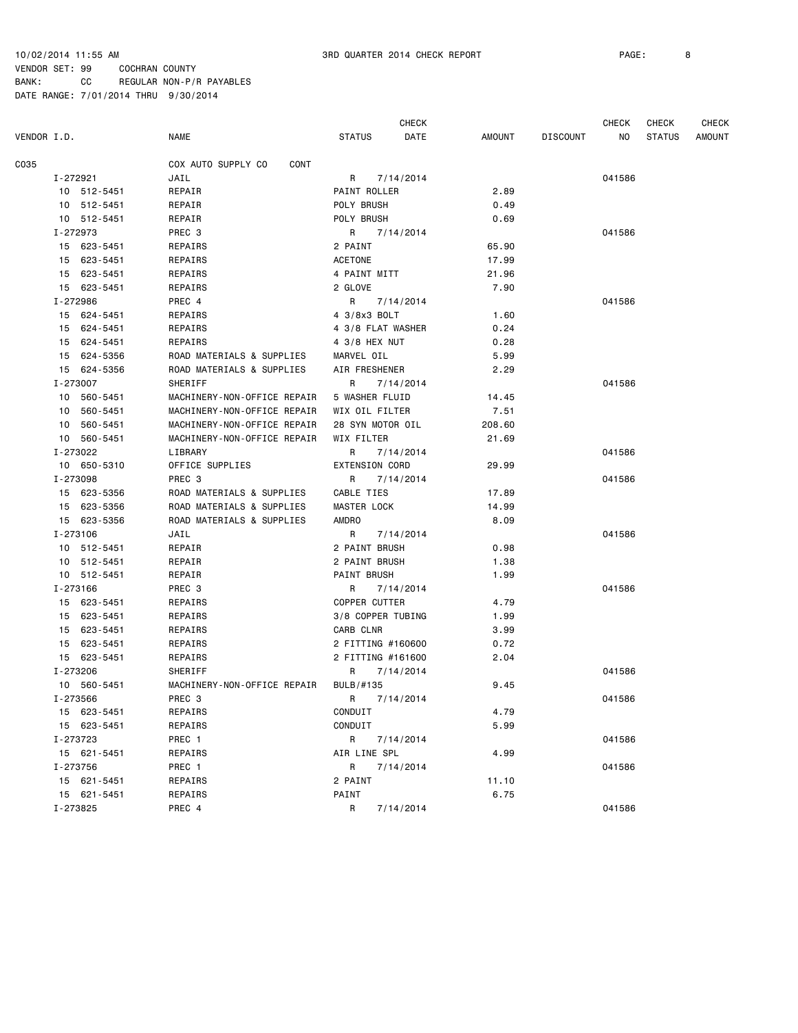10/02/2014 11:55 AM 3RD QUARTER 2014 CHECK REPORT

VENDOR SET: 99 COCHRAN COUNTY
BANK: CC REGULAR NON-P/R PAYABLES
DATE RANGE: 7/01/2014 THRU 9/30/2014

| VENDOR I.D. | NAME | STATUS | CHECK DATE | AMOUNT | DISCOUNT | CHECK NO | CHECK STATUS | CHECK AMOUNT |
|---|---|---|---|---|---|---|---|---|
| C035 | COX AUTO SUPPLY CO CONT | | | | | | | |
| I-272921 | JAIL | R | 7/14/2014 | | | 041586 | | |
| 10 512-5451 | REPAIR | PAINT ROLLER | | 2.89 | | | | |
| 10 512-5451 | REPAIR | POLY BRUSH | | 0.49 | | | | |
| 10 512-5451 | REPAIR | POLY BRUSH | | 0.69 | | | | |
| I-272973 | PREC 3 | R | 7/14/2014 | | | 041586 | | |
| 15 623-5451 | REPAIRS | 2 PAINT | | 65.90 | | | | |
| 15 623-5451 | REPAIRS | ACETONE | | 17.99 | | | | |
| 15 623-5451 | REPAIRS | 4 PAINT MITT | | 21.96 | | | | |
| 15 623-5451 | REPAIRS | 2 GLOVE | | 7.90 | | | | |
| I-272986 | PREC 4 | R | 7/14/2014 | | | 041586 | | |
| 15 624-5451 | REPAIRS | 4 3/8x3 BOLT | | 1.60 | | | | |
| 15 624-5451 | REPAIRS | 4 3/8 FLAT WASHER | | 0.24 | | | | |
| 15 624-5451 | REPAIRS | 4 3/8 HEX NUT | | 0.28 | | | | |
| 15 624-5356 | ROAD MATERIALS & SUPPLIES | MARVEL OIL | | 5.99 | | | | |
| 15 624-5356 | ROAD MATERIALS & SUPPLIES | AIR FRESHENER | | 2.29 | | | | |
| I-273007 | SHERIFF | R | 7/14/2014 | | | 041586 | | |
| 10 560-5451 | MACHINERY-NON-OFFICE REPAIR | 5 WASHER FLUID | | 14.45 | | | | |
| 10 560-5451 | MACHINERY-NON-OFFICE REPAIR | WIX OIL FILTER | | 7.51 | | | | |
| 10 560-5451 | MACHINERY-NON-OFFICE REPAIR | 28 SYN MOTOR OIL | | 208.60 | | | | |
| 10 560-5451 | MACHINERY-NON-OFFICE REPAIR | WIX FILTER | | 21.69 | | | | |
| I-273022 | LIBRARY | R | 7/14/2014 | | | 041586 | | |
| 10 650-5310 | OFFICE SUPPLIES | EXTENSION CORD | | 29.99 | | | | |
| I-273098 | PREC 3 | R | 7/14/2014 | | | 041586 | | |
| 15 623-5356 | ROAD MATERIALS & SUPPLIES | CABLE TIES | | 17.89 | | | | |
| 15 623-5356 | ROAD MATERIALS & SUPPLIES | MASTER LOCK | | 14.99 | | | | |
| 15 623-5356 | ROAD MATERIALS & SUPPLIES | AMDRO | | 8.09 | | | | |
| I-273106 | JAIL | R | 7/14/2014 | | | 041586 | | |
| 10 512-5451 | REPAIR | 2 PAINT BRUSH | | 0.98 | | | | |
| 10 512-5451 | REPAIR | 2 PAINT BRUSH | | 1.38 | | | | |
| 10 512-5451 | REPAIR | PAINT BRUSH | | 1.99 | | | | |
| I-273166 | PREC 3 | R | 7/14/2014 | | | 041586 | | |
| 15 623-5451 | REPAIRS | COPPER CUTTER | | 4.79 | | | | |
| 15 623-5451 | REPAIRS | 3/8 COPPER TUBING | | 1.99 | | | | |
| 15 623-5451 | REPAIRS | CARB CLNR | | 3.99 | | | | |
| 15 623-5451 | REPAIRS | 2 FITTING #160600 | | 0.72 | | | | |
| 15 623-5451 | REPAIRS | 2 FITTING #161600 | | 2.04 | | | | |
| I-273206 | SHERIFF | R | 7/14/2014 | | | 041586 | | |
| 10 560-5451 | MACHINERY-NON-OFFICE REPAIR | BULB/#135 | | 9.45 | | | | |
| I-273566 | PREC 3 | R | 7/14/2014 | | | 041586 | | |
| 15 623-5451 | REPAIRS | CONDUIT | | 4.79 | | | | |
| 15 623-5451 | REPAIRS | CONDUIT | | 5.99 | | | | |
| I-273723 | PREC 1 | R | 7/14/2014 | | | 041586 | | |
| 15 621-5451 | REPAIRS | AIR LINE SPL | | 4.99 | | | | |
| I-273756 | PREC 1 | R | 7/14/2014 | | | 041586 | | |
| 15 621-5451 | REPAIRS | 2 PAINT | | 11.10 | | | | |
| 15 621-5451 | REPAIRS | PAINT | | 6.75 | | | | |
| I-273825 | PREC 4 | R | 7/14/2014 | | | 041586 | | |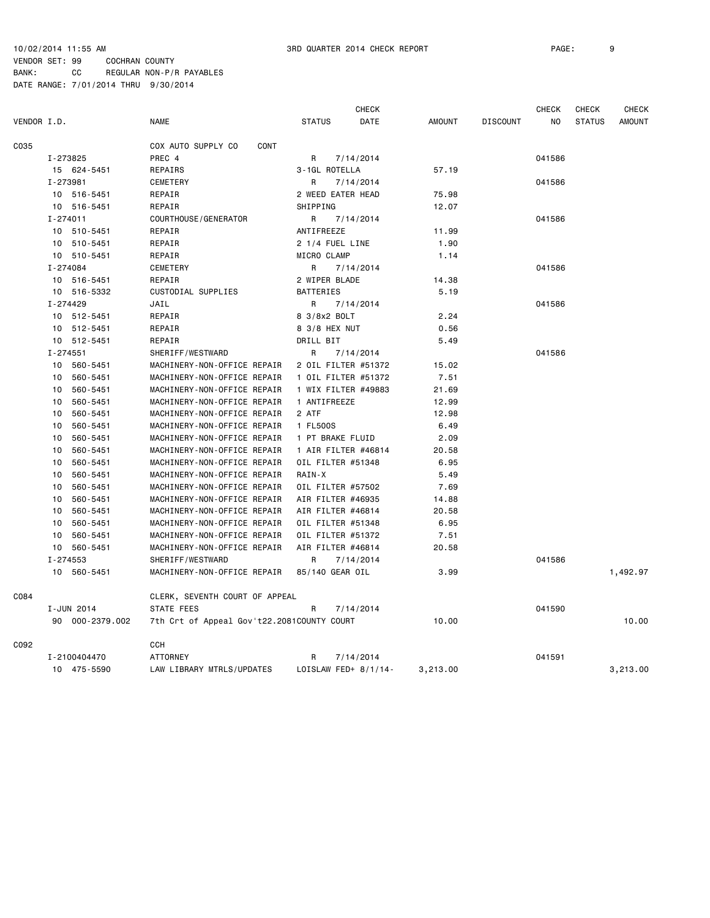10/02/2014 11:55 AM 3RD QUARTER 2014 CHECK REPORT

VENDOR SET: 99 COCHRAN COUNTY
BANK: CC REGULAR NON-P/R PAYABLES
DATE RANGE: 7/01/2014 THRU 9/30/2014

| VENDOR I.D. | NAME | STATUS | CHECK DATE | AMOUNT | DISCOUNT | CHECK NO | CHECK STATUS | CHECK AMOUNT |
|---|---|---|---|---|---|---|---|---|
| C035 | COX AUTO SUPPLY CO CONT | | | | | | | |
| I-273825 | PREC 4 | R | 7/14/2014 | | | 041586 | | |
| 15 624-5451 | REPAIRS | 3-1GL ROTELLA | | 57.19 | | | | |
| I-273981 | CEMETERY | R | 7/14/2014 | | | 041586 | | |
| 10 516-5451 | REPAIR | 2 WEED EATER HEAD | | 75.98 | | | | |
| 10 516-5451 | REPAIR | SHIPPING | | 12.07 | | | | |
| I-274011 | COURTHOUSE/GENERATOR | R | 7/14/2014 | | | 041586 | | |
| 10 510-5451 | REPAIR | ANTIFREEZE | | 11.99 | | | | |
| 10 510-5451 | REPAIR | 2 1/4 FUEL LINE | | 1.90 | | | | |
| 10 510-5451 | REPAIR | MICRO CLAMP | | 1.14 | | | | |
| I-274084 | CEMETERY | R | 7/14/2014 | | | 041586 | | |
| 10 516-5451 | REPAIR | 2 WIPER BLADE | | 14.38 | | | | |
| 10 516-5332 | CUSTODIAL SUPPLIES | BATTERIES | | 5.19 | | | | |
| I-274429 | JAIL | R | 7/14/2014 | | | 041586 | | |
| 10 512-5451 | REPAIR | 8 3/8x2 BOLT | | 2.24 | | | | |
| 10 512-5451 | REPAIR | 8 3/8 HEX NUT | | 0.56 | | | | |
| 10 512-5451 | REPAIR | DRILL BIT | | 5.49 | | | | |
| I-274551 | SHERIFF/WESTWARD | R | 7/14/2014 | | | 041586 | | |
| 10 560-5451 | MACHINERY-NON-OFFICE REPAIR | 2 OIL FILTER #51372 | | 15.02 | | | | |
| 10 560-5451 | MACHINERY-NON-OFFICE REPAIR | 1 OIL FILTER #51372 | | 7.51 | | | | |
| 10 560-5451 | MACHINERY-NON-OFFICE REPAIR | 1 WIX FILTER #49883 | | 21.69 | | | | |
| 10 560-5451 | MACHINERY-NON-OFFICE REPAIR | 1 ANTIFREEZE | | 12.99 | | | | |
| 10 560-5451 | MACHINERY-NON-OFFICE REPAIR | 2 ATF | | 12.98 | | | | |
| 10 560-5451 | MACHINERY-NON-OFFICE REPAIR | 1 FL500S | | 6.49 | | | | |
| 10 560-5451 | MACHINERY-NON-OFFICE REPAIR | 1 PT BRAKE FLUID | | 2.09 | | | | |
| 10 560-5451 | MACHINERY-NON-OFFICE REPAIR | 1 AIR FILTER #46814 | | 20.58 | | | | |
| 10 560-5451 | MACHINERY-NON-OFFICE REPAIR | OIL FILTER #51348 | | 6.95 | | | | |
| 10 560-5451 | MACHINERY-NON-OFFICE REPAIR | RAIN-X | | 5.49 | | | | |
| 10 560-5451 | MACHINERY-NON-OFFICE REPAIR | OIL FILTER #57502 | | 7.69 | | | | |
| 10 560-5451 | MACHINERY-NON-OFFICE REPAIR | AIR FILTER #46935 | | 14.88 | | | | |
| 10 560-5451 | MACHINERY-NON-OFFICE REPAIR | AIR FILTER #46814 | | 20.58 | | | | |
| 10 560-5451 | MACHINERY-NON-OFFICE REPAIR | OIL FILTER #51348 | | 6.95 | | | | |
| 10 560-5451 | MACHINERY-NON-OFFICE REPAIR | OIL FILTER #51372 | | 7.51 | | | | |
| 10 560-5451 | MACHINERY-NON-OFFICE REPAIR | AIR FILTER #46814 | | 20.58 | | | | |
| I-274553 | SHERIFF/WESTWARD | R | 7/14/2014 | | | 041586 | | |
| 10 560-5451 | MACHINERY-NON-OFFICE REPAIR | 85/140 GEAR OIL | | 3.99 | | | | 1,492.97 |
| C084 | CLERK, SEVENTH COURT OF APPEAL | | | | | | | |
| I-JUN 2014 | STATE FEES | R | 7/14/2014 | | | 041590 | | |
| 90 000-2379.002 | 7th Crt of Appeal Gov't22.2081 | COUNTY COURT | | 10.00 | | | | 10.00 |
| C092 | CCH | | | | | | | |
| I-2100404470 | ATTORNEY | R | 7/14/2014 | | | 041591 | | |
| 10 475-5590 | LAW LIBRARY MTRLS/UPDATES | LOISLAW FED+ 8/1/14- | | 3,213.00 | | | | 3,213.00 |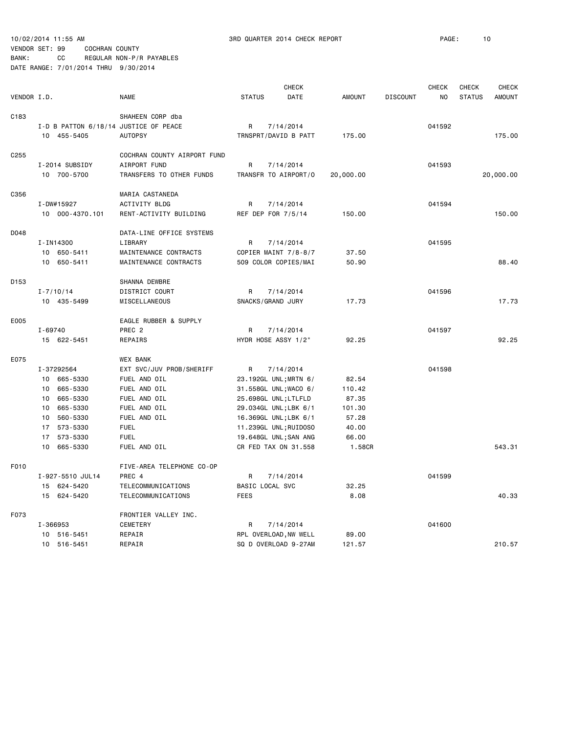10/02/2014 11:55 AM 3RD QUARTER 2014 CHECK REPORT

VENDOR SET: 99 COCHRAN COUNTY
BANK: CC REGULAR NON-P/R PAYABLES
DATE RANGE: 7/01/2014 THRU 9/30/2014

| VENDOR I.D. | | NAME | STATUS | CHECK DATE | AMOUNT | DISCOUNT | CHECK NO | CHECK STATUS | CHECK AMOUNT |
|---|---|---|---|---|---|---|---|---|---|
| C183 | | SHAHEEN CORP dba | | | | | | | |
| | I-D B PATTON 6/18/14 | JUSTICE OF PEACE | R | 7/14/2014 | | | 041592 | | |
| | 10 455-5405 | AUTOPSY | TRNSPRT/DAVID B PATT | | 175.00 | | | | 175.00 |
| C255 | | COCHRAN COUNTY AIRPORT FUND | | | | | | | |
| | I-2014 SUBSIDY | AIRPORT FUND | R | 7/14/2014 | | | 041593 | | |
| | 10 700-5700 | TRANSFERS TO OTHER FUNDS | TRANSFR TO AIRPORT/O | | 20,000.00 | | | | 20,000.00 |
| C356 | | MARIA CASTANEDA | | | | | | | |
| | I-DW#15927 | ACTIVITY BLDG | R | 7/14/2014 | | | 041594 | | |
| | 10 000-4370.101 | RENT-ACTIVITY BUILDING | REF DEP FOR 7/5/14 | | 150.00 | | | | 150.00 |
| D048 | | DATA-LINE OFFICE SYSTEMS | | | | | | | |
| | I-IN14300 | LIBRARY | R | 7/14/2014 | | | 041595 | | |
| | 10 650-5411 | MAINTENANCE CONTRACTS | COPIER MAINT 7/8-8/7 | | 37.50 | | | | |
| | 10 650-5411 | MAINTENANCE CONTRACTS | 509 COLOR COPIES/MAI | | 50.90 | | | | 88.40 |
| D153 | | SHANNA DEWBRE | | | | | | | |
| | I-7/10/14 | DISTRICT COURT | R | 7/14/2014 | | | 041596 | | |
| | 10 435-5499 | MISCELLANEOUS | SNACKS/GRAND JURY | | 17.73 | | | | 17.73 |
| E005 | | EAGLE RUBBER & SUPPLY | | | | | | | |
| | I-69740 | PREC 2 | R | 7/14/2014 | | | 041597 | | |
| | 15 622-5451 | REPAIRS | HYDR HOSE ASSY 1/2" | | 92.25 | | | | 92.25 |
| E075 | | WEX BANK | | | | | | | |
| | I-37292564 | EXT SVC/JUV PROB/SHERIFF | R | 7/14/2014 | | | 041598 | | |
| | 10 665-5330 | FUEL AND OIL | 23.192GL UNL;MRTN 6/ | | 82.54 | | | | |
| | 10 665-5330 | FUEL AND OIL | 31.558GL UNL;WACO 6/ | | 110.42 | | | | |
| | 10 665-5330 | FUEL AND OIL | 25.698GL UNL;LTLFLD | | 87.35 | | | | |
| | 10 665-5330 | FUEL AND OIL | 29.034GL UNL;LBK 6/1 | | 101.30 | | | | |
| | 10 560-5330 | FUEL AND OIL | 16.369GL UNL;LBK 6/1 | | 57.28 | | | | |
| | 17 573-5330 | FUEL | 11.239GL UNL;RUIDOSO | | 40.00 | | | | |
| | 17 573-5330 | FUEL | 19.648GL UNL;SAN ANG | | 66.00 | | | | |
| | 10 665-5330 | FUEL AND OIL | CR FED TAX ON 31.558 | | 1.58CR | | | | 543.31 |
| F010 | | FIVE-AREA TELEPHONE CO-OP | | | | | | | |
| | I-927-5510 JUL14 | PREC 4 | R | 7/14/2014 | | | 041599 | | |
| | 15 624-5420 | TELECOMMUNICATIONS | BASIC LOCAL SVC | | 32.25 | | | | |
| | 15 624-5420 | TELECOMMUNICATIONS | FEES | | 8.08 | | | | 40.33 |
| F073 | | FRONTIER VALLEY INC. | | | | | | | |
| | I-366953 | CEMETERY | R | 7/14/2014 | | | 041600 | | |
| | 10 516-5451 | REPAIR | RPL OVERLOAD,NW WELL | | 89.00 | | | | |
| | 10 516-5451 | REPAIR | SQ D OVERLOAD 9-27AM | | 121.57 | | | | 210.57 |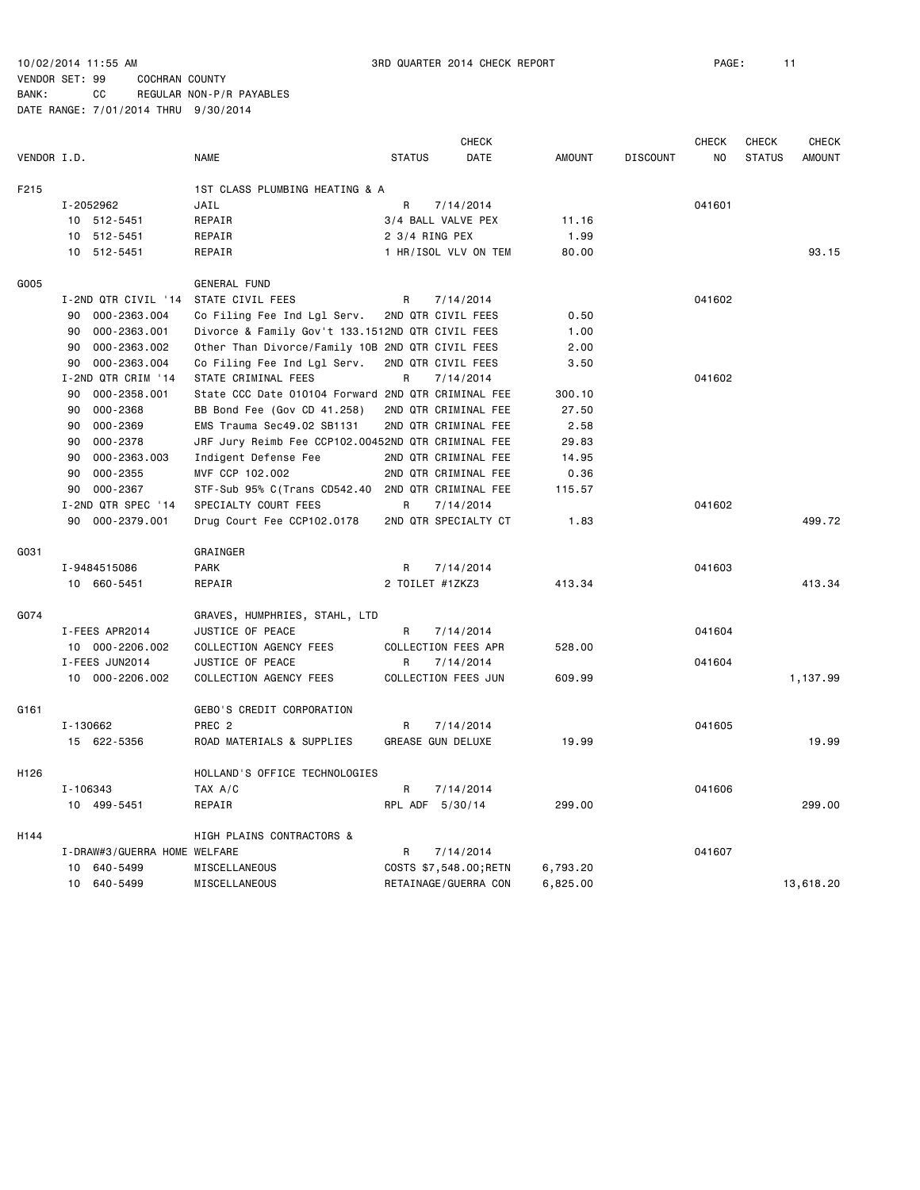10/02/2014 11:55 AM 3RD QUARTER 2014 CHECK REPORT

VENDOR SET: 99 COCHRAN COUNTY
BANK: CC REGULAR NON-P/R PAYABLES
DATE RANGE: 7/01/2014 THRU 9/30/2014

| VENDOR I.D. | | NAME | STATUS | CHECK DATE | AMOUNT | DISCOUNT | CHECK NO | CHECK STATUS | CHECK AMOUNT |
|---|---|---|---|---|---|---|---|---|---|
| F215 | | 1ST CLASS PLUMBING HEATING & A | | | | | | | |
| | I-2052962 | JAIL | R | 7/14/2014 | | | 041601 | | |
| | 10 512-5451 | REPAIR | 3/4 BALL VALVE PEX | | 11.16 | | | | |
| | 10 512-5451 | REPAIR | 2 3/4 RING PEX | | 1.99 | | | | |
| | 10 512-5451 | REPAIR | 1 HR/ISOL VLV ON TEM | | 80.00 | | | | 93.15 |
| G005 | | GENERAL FUND | | | | | | | |
| | I-2ND QTR CIVIL '14 | STATE CIVIL FEES | R | 7/14/2014 | | | 041602 | | |
| | 90 000-2363.004 | Co Filing Fee Ind Lgl Serv. | 2ND QTR CIVIL FEES | | 0.50 | | | | |
| | 90 000-2363.001 | Divorce & Family Gov't 133.151 | 2ND QTR CIVIL FEES | | 1.00 | | | | |
| | 90 000-2363.002 | Other Than Divorce/Family 10B | 2ND QTR CIVIL FEES | | 2.00 | | | | |
| | 90 000-2363.004 | Co Filing Fee Ind Lgl Serv. | 2ND QTR CIVIL FEES | | 3.50 | | | | |
| | I-2ND QTR CRIM '14 | STATE CRIMINAL FEES | R | 7/14/2014 | | | 041602 | | |
| | 90 000-2358.001 | State CCC Date 010104 Forward | 2ND QTR CRIMINAL FEE | | 300.10 | | | | |
| | 90 000-2368 | BB Bond Fee (Gov CD 41.258) | 2ND QTR CRIMINAL FEE | | 27.50 | | | | |
| | 90 000-2369 | EMS Trauma Sec49.02 SB1131 | 2ND QTR CRIMINAL FEE | | 2.58 | | | | |
| | 90 000-2378 | JRF Jury Reimb Fee CCP102.0045 | 2ND QTR CRIMINAL FEE | | 29.83 | | | | |
| | 90 000-2363.003 | Indigent Defense Fee | 2ND QTR CRIMINAL FEE | | 14.95 | | | | |
| | 90 000-2355 | MVF CCP 102.002 | 2ND QTR CRIMINAL FEE | | 0.36 | | | | |
| | 90 000-2367 | STF-Sub 95% C(Trans CD542.40 | 2ND QTR CRIMINAL FEE | | 115.57 | | | | |
| | I-2ND QTR SPEC '14 | SPECIALTY COURT FEES | R | 7/14/2014 | | | 041602 | | |
| | 90 000-2379.001 | Drug Court Fee CCP102.0178 | 2ND QTR SPECIALTY CT | | 1.83 | | | | 499.72 |
| G031 | | GRAINGER | | | | | | | |
| | I-9484515086 | PARK | R | 7/14/2014 | | | 041603 | | |
| | 10 660-5451 | REPAIR | 2 TOILET #1ZKZ3 | | 413.34 | | | | 413.34 |
| G074 | | GRAVES, HUMPHRIES, STAHL, LTD | | | | | | | |
| | I-FEES APR2014 | JUSTICE OF PEACE | R | 7/14/2014 | | | 041604 | | |
| | 10 000-2206.002 | COLLECTION AGENCY FEES | COLLECTION FEES APR | | 528.00 | | | | |
| | I-FEES JUN2014 | JUSTICE OF PEACE | R | 7/14/2014 | | | 041604 | | |
| | 10 000-2206.002 | COLLECTION AGENCY FEES | COLLECTION FEES JUN | | 609.99 | | | | 1,137.99 |
| G161 | | GEBO'S CREDIT CORPORATION | | | | | | | |
| | I-130662 | PREC 2 | R | 7/14/2014 | | | 041605 | | |
| | 15 622-5356 | ROAD MATERIALS & SUPPLIES | GREASE GUN DELUXE | | 19.99 | | | | 19.99 |
| H126 | | HOLLAND'S OFFICE TECHNOLOGIES | | | | | | | |
| | I-106343 | TAX A/C | R | 7/14/2014 | | | 041606 | | |
| | 10 499-5451 | REPAIR | RPL ADF 5/30/14 | | 299.00 | | | | 299.00 |
| H144 | | HIGH PLAINS CONTRACTORS & | | | | | | | |
| | I-DRAW#3/GUERRA HOME | WELFARE | R | 7/14/2014 | | | 041607 | | |
| | 10 640-5499 | MISCELLANEOUS | COSTS $7,548.00;RETN | | 6,793.20 | | | | |
| | 10 640-5499 | MISCELLANEOUS | RETAINAGE/GUERRA CON | | 6,825.00 | | | | 13,618.20 |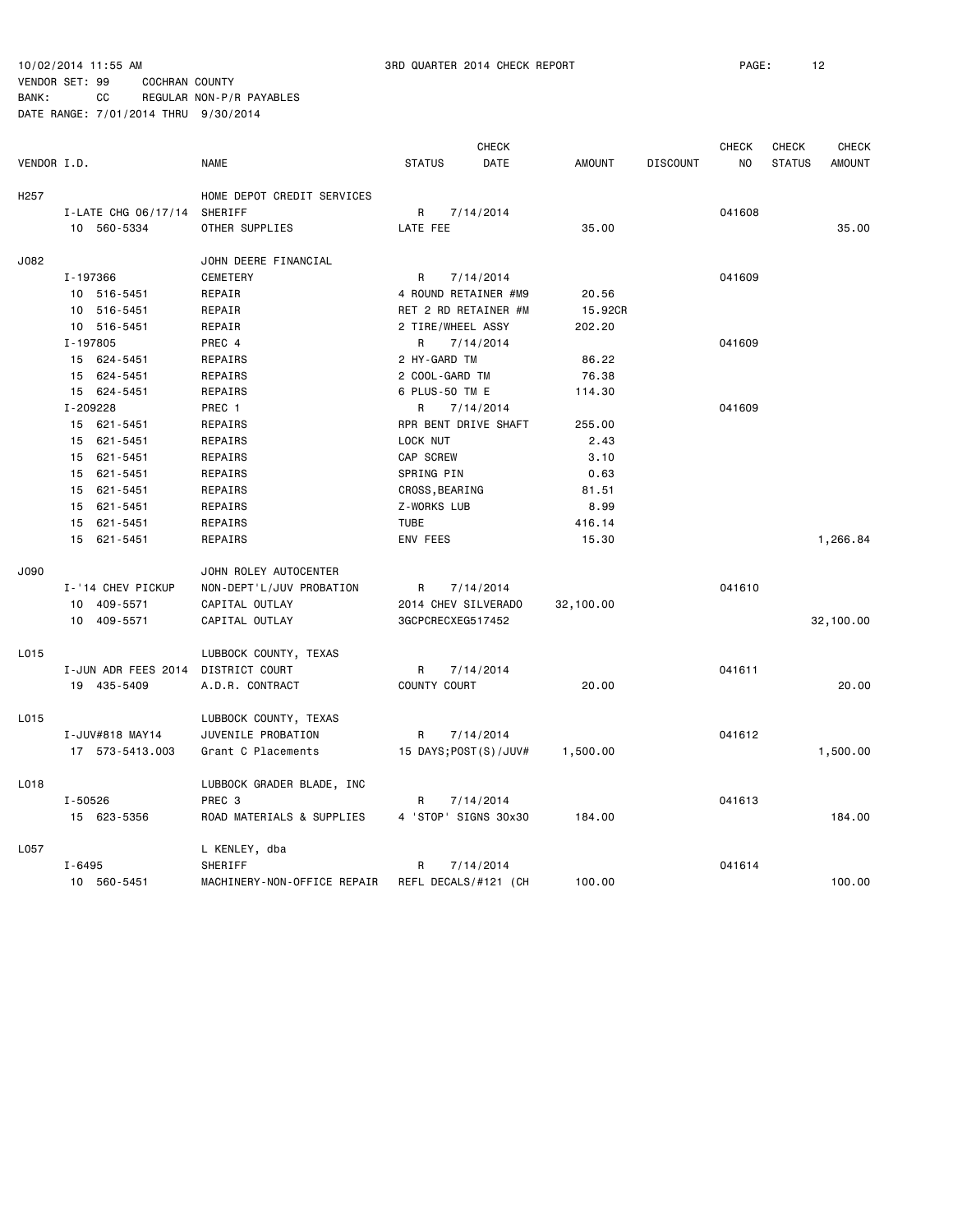10/02/2014 11:55 AM — 3RD QUARTER 2014 CHECK REPORT

VENDOR SET: 99 COCHRAN COUNTY
BANK: CC REGULAR NON-P/R PAYABLES
DATE RANGE: 7/01/2014 THRU 9/30/2014

| VENDOR I.D. | NAME | STATUS | CHECK DATE | AMOUNT | DISCOUNT | CHECK NO | CHECK STATUS | CHECK AMOUNT |
|---|---|---|---|---|---|---|---|---|
| H257 | HOME DEPOT CREDIT SERVICES | | | | | | | |
| I-LATE CHG 06/17/14 | SHERIFF | R | 7/14/2014 | | | 041608 | | |
| 10 560-5334 | OTHER SUPPLIES | LATE FEE | | 35.00 | | | | 35.00 |
| J082 | JOHN DEERE FINANCIAL | | | | | | | |
| I-197366 | CEMETERY | R | 7/14/2014 | | | 041609 | | |
| 10 516-5451 | REPAIR | 4 ROUND RETAINER #M9 | | 20.56 | | | | |
| 10 516-5451 | REPAIR | RET 2 RD RETAINER #M | | 15.92CR | | | | |
| 10 516-5451 | REPAIR | 2 TIRE/WHEEL ASSY | | 202.20 | | | | |
| I-197805 | PREC 4 | R | 7/14/2014 | | | 041609 | | |
| 15 624-5451 | REPAIRS | 2 HY-GARD TM | | 86.22 | | | | |
| 15 624-5451 | REPAIRS | 2 COOL-GARD TM | | 76.38 | | | | |
| 15 624-5451 | REPAIRS | 6 PLUS-50 TM E | | 114.30 | | | | |
| I-209228 | PREC 1 | R | 7/14/2014 | | | 041609 | | |
| 15 621-5451 | REPAIRS | RPR BENT DRIVE SHAFT | | 255.00 | | | | |
| 15 621-5451 | REPAIRS | LOCK NUT | | 2.43 | | | | |
| 15 621-5451 | REPAIRS | CAP SCREW | | 3.10 | | | | |
| 15 621-5451 | REPAIRS | SPRING PIN | | 0.63 | | | | |
| 15 621-5451 | REPAIRS | CROSS,BEARING | | 81.51 | | | | |
| 15 621-5451 | REPAIRS | Z-WORKS LUB | | 8.99 | | | | |
| 15 621-5451 | REPAIRS | TUBE | | 416.14 | | | | |
| 15 621-5451 | REPAIRS | ENV FEES | | 15.30 | | | | 1,266.84 |
| J090 | JOHN ROLEY AUTOCENTER | | | | | | | |
| I-'14 CHEV PICKUP | NON-DEPT'L/JUV PROBATION | R | 7/14/2014 | | | 041610 | | |
| 10 409-5571 | CAPITAL OUTLAY | 2014 CHEV SILVERADO | | 32,100.00 | | | | |
| 10 409-5571 | CAPITAL OUTLAY | 3GCPCRECXEG517452 | | | | | | 32,100.00 |
| L015 | LUBBOCK COUNTY, TEXAS | | | | | | | |
| I-JUN ADR FEES 2014 | DISTRICT COURT | R | 7/14/2014 | | | 041611 | | |
| 19 435-5409 | A.D.R. CONTRACT | COUNTY COURT | | 20.00 | | | | 20.00 |
| L015 | LUBBOCK COUNTY, TEXAS | | | | | | | |
| I-JUV#818 MAY14 | JUVENILE PROBATION | R | 7/14/2014 | | | 041612 | | |
| 17 573-5413.003 | Grant C Placements | 15 DAYS;POST(S)/JUV# | | 1,500.00 | | | | 1,500.00 |
| L018 | LUBBOCK GRADER BLADE, INC | | | | | | | |
| I-50526 | PREC 3 | R | 7/14/2014 | | | 041613 | | |
| 15 623-5356 | ROAD MATERIALS & SUPPLIES | 4 'STOP' SIGNS 30x30 | | 184.00 | | | | 184.00 |
| L057 | L KENLEY, dba | | | | | | | |
| I-6495 | SHERIFF | R | 7/14/2014 | | | 041614 | | |
| 10 560-5451 | MACHINERY-NON-OFFICE REPAIR | REFL DECALS/#121 (CH | | 100.00 | | | | 100.00 |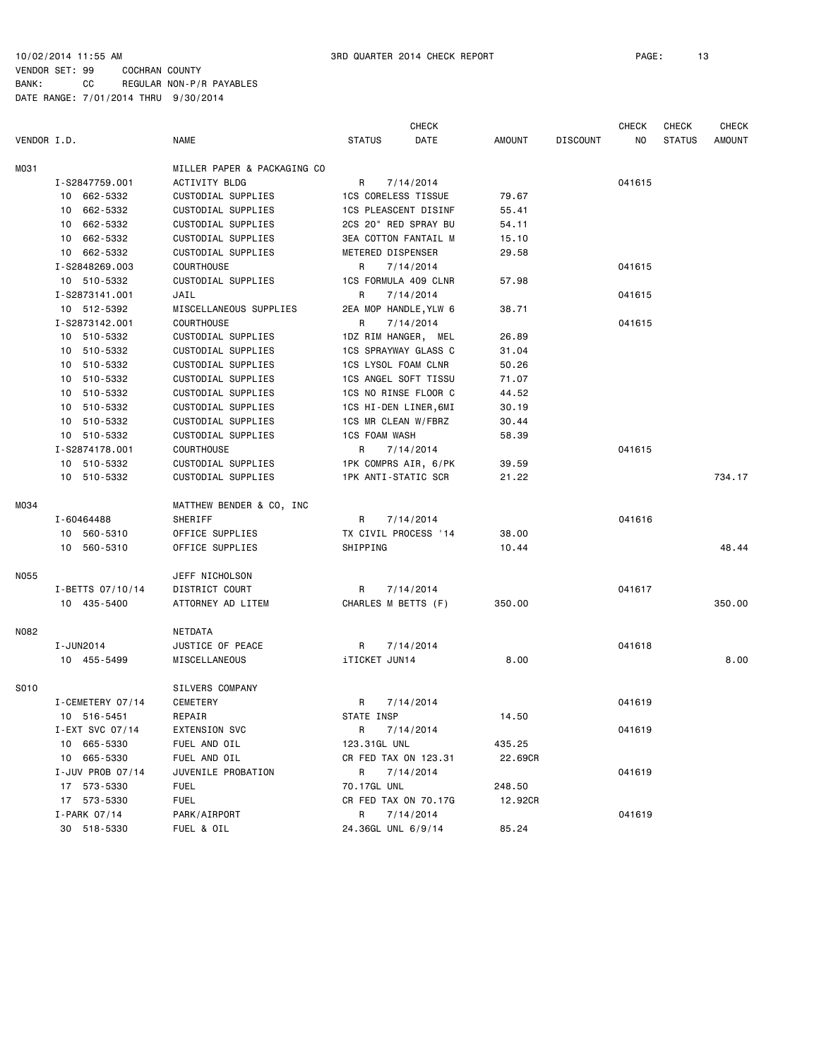10/02/2014 11:55 AM 3RD QUARTER 2014 CHECK REPORT

VENDOR SET: 99 COCHRAN COUNTY
BANK: CC REGULAR NON-P/R PAYABLES
DATE RANGE: 7/01/2014 THRU 9/30/2014

| VENDOR I.D. | NAME | STATUS | CHECK DATE | AMOUNT | DISCOUNT | CHECK NO | CHECK STATUS | CHECK AMOUNT |
|---|---|---|---|---|---|---|---|---|
| M031 | MILLER PAPER & PACKAGING CO | | | | | | | |
| I-S2847759.001 | ACTIVITY BLDG | R | 7/14/2014 | | | 041615 | | |
| 10 662-5332 | CUSTODIAL SUPPLIES | 1CS CORELESS TISSUE | | 79.67 | | | | |
| 10 662-5332 | CUSTODIAL SUPPLIES | 1CS PLEASCENT DISINF | | 55.41 | | | | |
| 10 662-5332 | CUSTODIAL SUPPLIES | 2CS 20" RED SPRAY BU | | 54.11 | | | | |
| 10 662-5332 | CUSTODIAL SUPPLIES | 3EA COTTON FANTAIL M | | 15.10 | | | | |
| 10 662-5332 | CUSTODIAL SUPPLIES | METERED DISPENSER | | 29.58 | | | | |
| I-S2848269.003 | COURTHOUSE | R | 7/14/2014 | | | 041615 | | |
| 10 510-5332 | CUSTODIAL SUPPLIES | 1CS FORMULA 409 CLNR | | 57.98 | | | | |
| I-S2873141.001 | JAIL | R | 7/14/2014 | | | 041615 | | |
| 10 512-5392 | MISCELLANEOUS SUPPLIES | 2EA MOP HANDLE,YLW 6 | | 38.71 | | | | |
| I-S2873142.001 | COURTHOUSE | R | 7/14/2014 | | | 041615 | | |
| 10 510-5332 | CUSTODIAL SUPPLIES | 1DZ RIM HANGER, MEL | | 26.89 | | | | |
| 10 510-5332 | CUSTODIAL SUPPLIES | 1CS SPRAYWAY GLASS C | | 31.04 | | | | |
| 10 510-5332 | CUSTODIAL SUPPLIES | 1CS LYSOL FOAM CLNR | | 50.26 | | | | |
| 10 510-5332 | CUSTODIAL SUPPLIES | 1CS ANGEL SOFT TISSU | | 71.07 | | | | |
| 10 510-5332 | CUSTODIAL SUPPLIES | 1CS NO RINSE FLOOR C | | 44.52 | | | | |
| 10 510-5332 | CUSTODIAL SUPPLIES | 1CS HI-DEN LINER,6MI | | 30.19 | | | | |
| 10 510-5332 | CUSTODIAL SUPPLIES | 1CS MR CLEAN W/FBRZ | | 30.44 | | | | |
| 10 510-5332 | CUSTODIAL SUPPLIES | 1CS FOAM WASH | | 58.39 | | | | |
| I-S2874178.001 | COURTHOUSE | R | 7/14/2014 | | | 041615 | | |
| 10 510-5332 | CUSTODIAL SUPPLIES | 1PK COMPRS AIR, 6/PK | | 39.59 | | | | |
| 10 510-5332 | CUSTODIAL SUPPLIES | 1PK ANTI-STATIC SCR | | 21.22 | | | | 734.17 |
| M034 | MATTHEW BENDER & CO, INC | | | | | | | |
| I-60464488 | SHERIFF | R | 7/14/2014 | | | 041616 | | |
| 10 560-5310 | OFFICE SUPPLIES | TX CIVIL PROCESS '14 | | 38.00 | | | | |
| 10 560-5310 | OFFICE SUPPLIES | SHIPPING | | 10.44 | | | | 48.44 |
| N055 | JEFF NICHOLSON | | | | | | | |
| I-BETTS 07/10/14 | DISTRICT COURT | R | 7/14/2014 | | | 041617 | | |
| 10 435-5400 | ATTORNEY AD LITEM | CHARLES M BETTS (F) | | 350.00 | | | | 350.00 |
| N082 | NETDATA | | | | | | | |
| I-JUN2014 | JUSTICE OF PEACE | R | 7/14/2014 | | | 041618 | | |
| 10 455-5499 | MISCELLANEOUS | iTICKET JUN14 | | 8.00 | | | | 8.00 |
| S010 | SILVERS COMPANY | | | | | | | |
| I-CEMETERY 07/14 | CEMETERY | R | 7/14/2014 | | | 041619 | | |
| 10 516-5451 | REPAIR | STATE INSP | | 14.50 | | | | |
| I-EXT SVC 07/14 | EXTENSION SVC | R | 7/14/2014 | | | 041619 | | |
| 10 665-5330 | FUEL AND OIL | 123.31GL UNL | | 435.25 | | | | |
| 10 665-5330 | FUEL AND OIL | CR FED TAX ON 123.31 | | 22.69CR | | | | |
| I-JUV PROB 07/14 | JUVENILE PROBATION | R | 7/14/2014 | | | 041619 | | |
| 17 573-5330 | FUEL | 70.17GL UNL | | 248.50 | | | | |
| 17 573-5330 | FUEL | CR FED TAX ON 70.17G | | 12.92CR | | | | |
| I-PARK 07/14 | PARK/AIRPORT | R | 7/14/2014 | | | 041619 | | |
| 30 518-5330 | FUEL & OIL | 24.36GL UNL 6/9/14 | | 85.24 | | | | |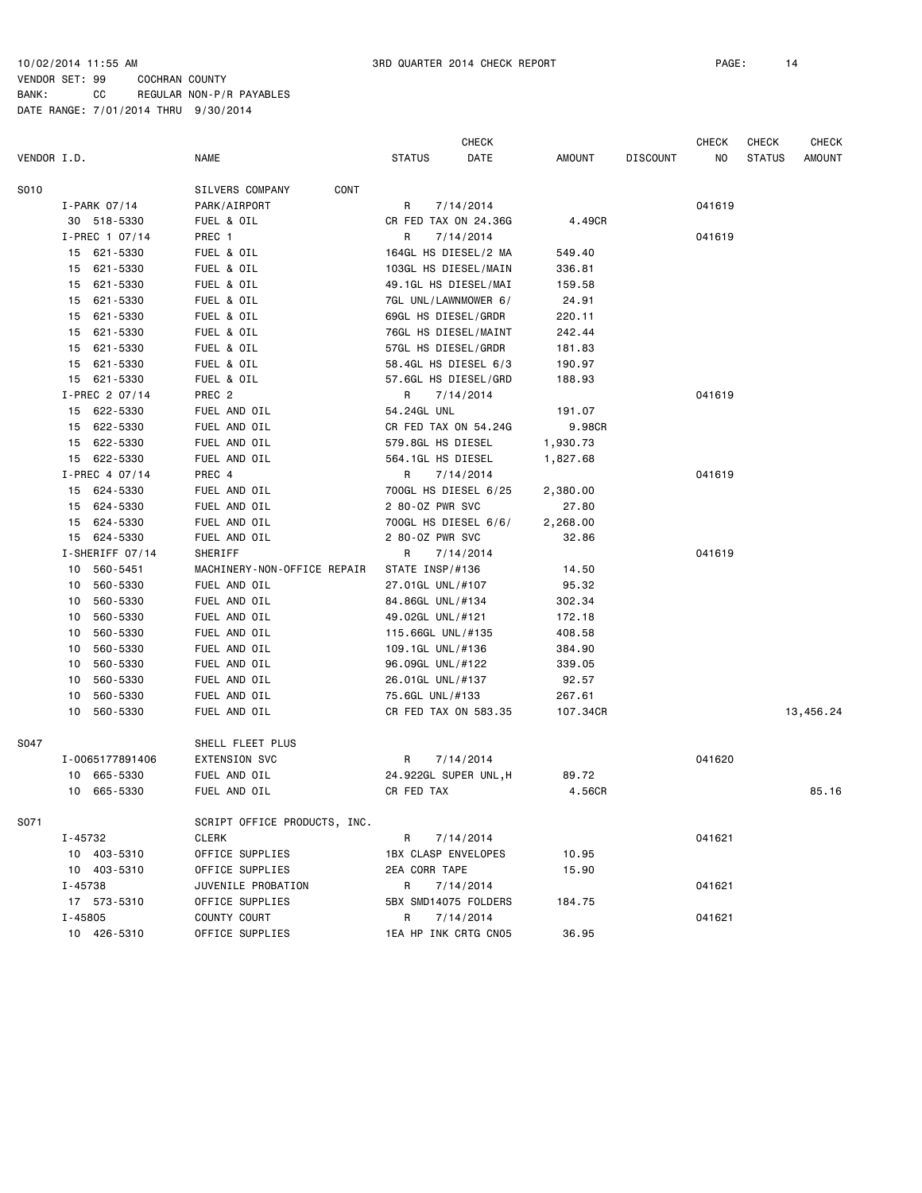10/02/2014 11:55 AM 3RD QUARTER 2014 CHECK REPORT

VENDOR SET: 99 COCHRAN COUNTY
BANK: CC REGULAR NON-P/R PAYABLES
DATE RANGE: 7/01/2014 THRU 9/30/2014

| VENDOR I.D. | NAME | STATUS | CHECK DATE | AMOUNT | DISCOUNT | CHECK NO | CHECK STATUS | CHECK AMOUNT |
|---|---|---|---|---|---|---|---|---|
| S010 | SILVERS COMPANY CONT | | | | | | | |
| I-PARK 07/14 | PARK/AIRPORT | R | 7/14/2014 | | | 041619 | | |
| 30 518-5330 | FUEL & OIL | CR FED TAX ON 24.36G | | 4.49CR | | | | |
| I-PREC 1 07/14 | PREC 1 | R | 7/14/2014 | | | 041619 | | |
| 15 621-5330 | FUEL & OIL | 164GL HS DIESEL/2 MA | | 549.40 | | | | |
| 15 621-5330 | FUEL & OIL | 103GL HS DIESEL/MAIN | | 336.81 | | | | |
| 15 621-5330 | FUEL & OIL | 49.1GL HS DIESEL/MAI | | 159.58 | | | | |
| 15 621-5330 | FUEL & OIL | 7GL UNL/LAWNMOWER 6/ | | 24.91 | | | | |
| 15 621-5330 | FUEL & OIL | 69GL HS DIESEL/GRDR | | 220.11 | | | | |
| 15 621-5330 | FUEL & OIL | 76GL HS DIESEL/MAINT | | 242.44 | | | | |
| 15 621-5330 | FUEL & OIL | 57GL HS DIESEL/GRDR | | 181.83 | | | | |
| 15 621-5330 | FUEL & OIL | 58.4GL HS DIESEL 6/3 | | 190.97 | | | | |
| 15 621-5330 | FUEL & OIL | 57.6GL HS DIESEL/GRD | | 188.93 | | | | |
| I-PREC 2 07/14 | PREC 2 | R | 7/14/2014 | | | 041619 | | |
| 15 622-5330 | FUEL AND OIL | 54.24GL UNL | | 191.07 | | | | |
| 15 622-5330 | FUEL AND OIL | CR FED TAX ON 54.24G | | 9.98CR | | | | |
| 15 622-5330 | FUEL AND OIL | 579.8GL HS DIESEL | | 1,930.73 | | | | |
| 15 622-5330 | FUEL AND OIL | 564.1GL HS DIESEL | | 1,827.68 | | | | |
| I-PREC 4 07/14 | PREC 4 | R | 7/14/2014 | | | 041619 | | |
| 15 624-5330 | FUEL AND OIL | 700GL HS DIESEL 6/25 | | 2,380.00 | | | | |
| 15 624-5330 | FUEL AND OIL | 2 80-OZ PWR SVC | | 27.80 | | | | |
| 15 624-5330 | FUEL AND OIL | 700GL HS DIESEL 6/6/ | | 2,268.00 | | | | |
| 15 624-5330 | FUEL AND OIL | 2 80-OZ PWR SVC | | 32.86 | | | | |
| I-SHERIFF 07/14 | SHERIFF | R | 7/14/2014 | | | 041619 | | |
| 10 560-5451 | MACHINERY-NON-OFFICE REPAIR | STATE INSP/#136 | | 14.50 | | | | |
| 10 560-5330 | FUEL AND OIL | 27.01GL UNL/#107 | | 95.32 | | | | |
| 10 560-5330 | FUEL AND OIL | 84.86GL UNL/#134 | | 302.34 | | | | |
| 10 560-5330 | FUEL AND OIL | 49.02GL UNL/#121 | | 172.18 | | | | |
| 10 560-5330 | FUEL AND OIL | 115.66GL UNL/#135 | | 408.58 | | | | |
| 10 560-5330 | FUEL AND OIL | 109.1GL UNL/#136 | | 384.90 | | | | |
| 10 560-5330 | FUEL AND OIL | 96.09GL UNL/#122 | | 339.05 | | | | |
| 10 560-5330 | FUEL AND OIL | 26.01GL UNL/#137 | | 92.57 | | | | |
| 10 560-5330 | FUEL AND OIL | 75.6GL UNL/#133 | | 267.61 | | | | |
| 10 560-5330 | FUEL AND OIL | CR FED TAX ON 583.35 | | 107.34CR | | | | 13,456.24 |
| S047 | SHELL FLEET PLUS | | | | | | | |
| I-0065177891406 | EXTENSION SVC | R | 7/14/2014 | | | 041620 | | |
| 10 665-5330 | FUEL AND OIL | 24.922GL SUPER UNL,H | | 89.72 | | | | |
| 10 665-5330 | FUEL AND OIL | CR FED TAX | | 4.56CR | | | | 85.16 |
| S071 | SCRIPT OFFICE PRODUCTS, INC. | | | | | | | |
| I-45732 | CLERK | R | 7/14/2014 | | | 041621 | | |
| 10 403-5310 | OFFICE SUPPLIES | 1BX CLASP ENVELOPES | | 10.95 | | | | |
| 10 403-5310 | OFFICE SUPPLIES | 2EA CORR TAPE | | 15.90 | | | | |
| I-45738 | JUVENILE PROBATION | R | 7/14/2014 | | | 041621 | | |
| 17 573-5310 | OFFICE SUPPLIES | 5BX SMD14075 FOLDERS | | 184.75 | | | | |
| I-45805 | COUNTY COURT | R | 7/14/2014 | | | 041621 | | |
| 10 426-5310 | OFFICE SUPPLIES | 1EA HP INK CRTG CN05 | | 36.95 | | | | |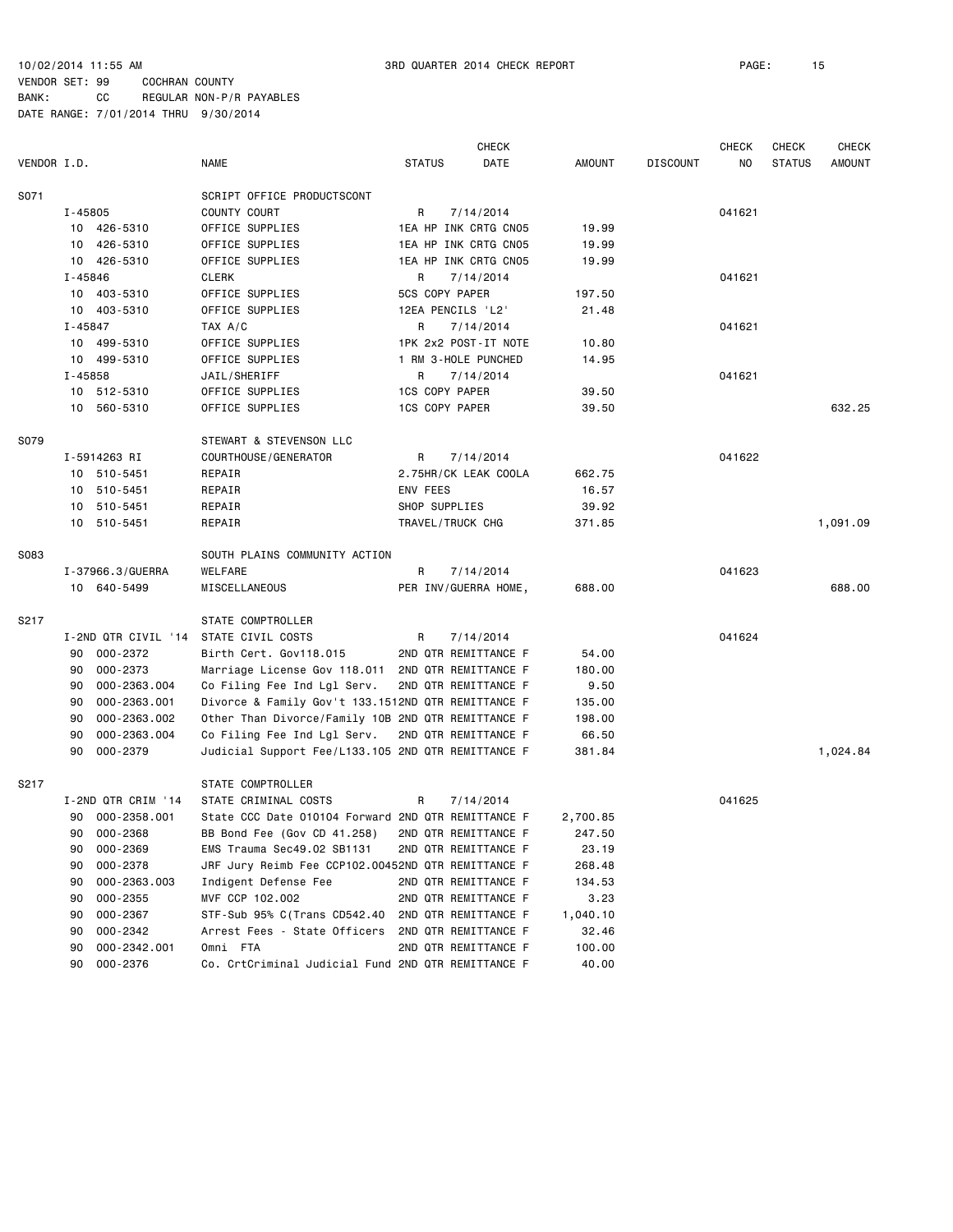10/02/2014 11:55 AM 3RD QUARTER 2014 CHECK REPORT
VENDOR SET: 99 COCHRAN COUNTY
BANK: CC REGULAR NON-P/R PAYABLES
DATE RANGE: 7/01/2014 THRU 9/30/2014

| VENDOR I.D. | NAME | STATUS | CHECK DATE | AMOUNT | DISCOUNT | CHECK NO | CHECK STATUS | CHECK AMOUNT |
|---|---|---|---|---|---|---|---|---|
| S071 | SCRIPT OFFICE PRODUCTSCONT | | | | | | | |
| I-45805 | COUNTY COURT | R | 7/14/2014 | | | 041621 | | |
| 10 426-5310 | OFFICE SUPPLIES | 1EA HP INK CRTG CN05 | | 19.99 | | | | |
| 10 426-5310 | OFFICE SUPPLIES | 1EA HP INK CRTG CN05 | | 19.99 | | | | |
| 10 426-5310 | OFFICE SUPPLIES | 1EA HP INK CRTG CN05 | | 19.99 | | | | |
| I-45846 | CLERK | R | 7/14/2014 | | | 041621 | | |
| 10 403-5310 | OFFICE SUPPLIES | 5CS COPY PAPER | | 197.50 | | | | |
| 10 403-5310 | OFFICE SUPPLIES | 12EA PENCILS 'L2' | | 21.48 | | | | |
| I-45847 | TAX A/C | R | 7/14/2014 | | | 041621 | | |
| 10 499-5310 | OFFICE SUPPLIES | 1PK 2x2 POST-IT NOTE | | 10.80 | | | | |
| 10 499-5310 | OFFICE SUPPLIES | 1 RM 3-HOLE PUNCHED | | 14.95 | | | | |
| I-45858 | JAIL/SHERIFF | R | 7/14/2014 | | | 041621 | | |
| 10 512-5310 | OFFICE SUPPLIES | 1CS COPY PAPER | | 39.50 | | | | |
| 10 560-5310 | OFFICE SUPPLIES | 1CS COPY PAPER | | 39.50 | | | | 632.25 |
| S079 | STEWART & STEVENSON LLC | | | | | | | |
| I-5914263 RI | COURTHOUSE/GENERATOR | R | 7/14/2014 | | | 041622 | | |
| 10 510-5451 | REPAIR | 2.75HR/CK LEAK COOLA | | 662.75 | | | | |
| 10 510-5451 | REPAIR | ENV FEES | | 16.57 | | | | |
| 10 510-5451 | REPAIR | SHOP SUPPLIES | | 39.92 | | | | |
| 10 510-5451 | REPAIR | TRAVEL/TRUCK CHG | | 371.85 | | | | 1,091.09 |
| S083 | SOUTH PLAINS COMMUNITY ACTION | | | | | | | |
| I-37966.3/GUERRA | WELFARE | R | 7/14/2014 | | | 041623 | | |
| 10 640-5499 | MISCELLANEOUS | PER INV/GUERRA HOME, | | 688.00 | | | | 688.00 |
| S217 | STATE COMPTROLLER | | | | | | | |
| I-2ND QTR CIVIL '14 | STATE CIVIL COSTS | R | 7/14/2014 | | | 041624 | | |
| 90 000-2372 | Birth Cert. Gov118.015 | 2ND QTR REMITTANCE F | | 54.00 | | | | |
| 90 000-2373 | Marriage License Gov 118.011 | 2ND QTR REMITTANCE F | | 180.00 | | | | |
| 90 000-2363.004 | Co Filing Fee Ind Lgl Serv. | 2ND QTR REMITTANCE F | | 9.50 | | | | |
| 90 000-2363.001 | Divorce & Family Gov't 133.151 | 2ND QTR REMITTANCE F | | 135.00 | | | | |
| 90 000-2363.002 | Other Than Divorce/Family 10B | 2ND QTR REMITTANCE F | | 198.00 | | | | |
| 90 000-2363.004 | Co Filing Fee Ind Lgl Serv. | 2ND QTR REMITTANCE F | | 66.50 | | | | |
| 90 000-2379 | Judicial Support Fee/L133.105 | 2ND QTR REMITTANCE F | | 381.84 | | | | 1,024.84 |
| S217 | STATE COMPTROLLER | | | | | | | |
| I-2ND QTR CRIM '14 | STATE CRIMINAL COSTS | R | 7/14/2014 | | | 041625 | | |
| 90 000-2358.001 | State CCC Date 010104 Forward | 2ND QTR REMITTANCE F | | 2,700.85 | | | | |
| 90 000-2368 | BB Bond Fee (Gov CD 41.258) | 2ND QTR REMITTANCE F | | 247.50 | | | | |
| 90 000-2369 | EMS Trauma Sec49.02 SB1131 | 2ND QTR REMITTANCE F | | 23.19 | | | | |
| 90 000-2378 | JRF Jury Reimb Fee CCP102.0045 | 2ND QTR REMITTANCE F | | 268.48 | | | | |
| 90 000-2363.003 | Indigent Defense Fee | 2ND QTR REMITTANCE F | | 134.53 | | | | |
| 90 000-2355 | MVF CCP 102.002 | 2ND QTR REMITTANCE F | | 3.23 | | | | |
| 90 000-2367 | STF-Sub 95% C(Trans CD542.40 | 2ND QTR REMITTANCE F | | 1,040.10 | | | | |
| 90 000-2342 | Arrest Fees - State Officers | 2ND QTR REMITTANCE F | | 32.46 | | | | |
| 90 000-2342.001 | Omni FTA | 2ND QTR REMITTANCE F | | 100.00 | | | | |
| 90 000-2376 | Co. CrtCriminal Judicial Fund | 2ND QTR REMITTANCE F | | 40.00 | | | | |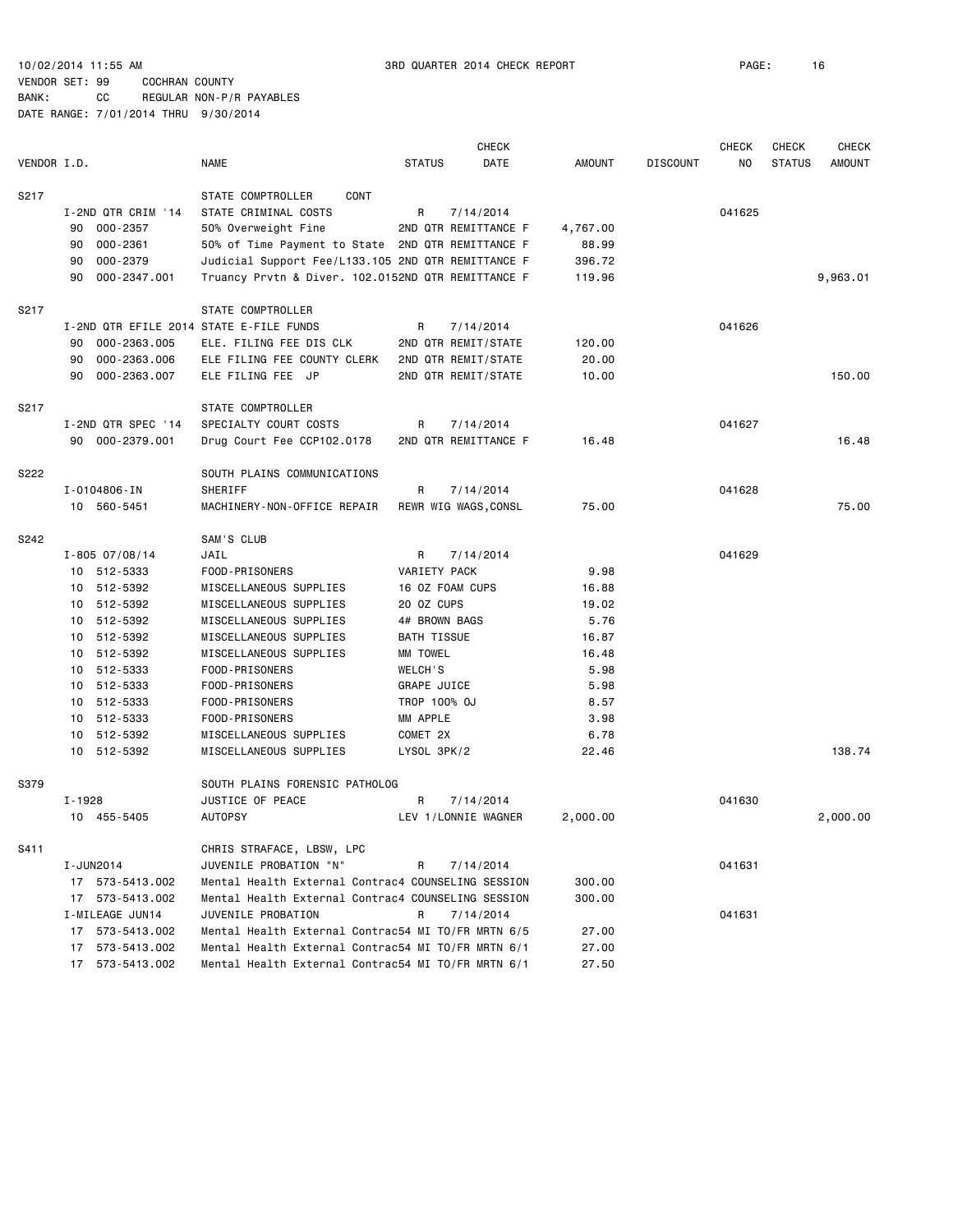10/02/2014 11:55 AM 3RD QUARTER 2014 CHECK REPORT

VENDOR SET: 99 COCHRAN COUNTY
BANK: CC REGULAR NON-P/R PAYABLES
DATE RANGE: 7/01/2014 THRU 9/30/2014

| VENDOR I.D. | | NAME | STATUS | CHECK DATE | AMOUNT | DISCOUNT | CHECK NO | CHECK STATUS | CHECK AMOUNT |
|---|---|---|---|---|---|---|---|---|---|
| S217 | | STATE COMPTROLLER CONT | | | | | | | |
| | I-2ND QTR CRIM '14 | STATE CRIMINAL COSTS | R | 7/14/2014 | | | 041625 | | |
| | 90 000-2357 | 50% Overweight Fine | 2ND QTR REMITTANCE F | | 4,767.00 | | | | |
| | 90 000-2361 | 50% of Time Payment to State | 2ND QTR REMITTANCE F | | 88.99 | | | | |
| | 90 000-2379 | Judicial Support Fee/L133.105 | 2ND QTR REMITTANCE F | | 396.72 | | | | |
| | 90 000-2347.001 | Truancy Prvtn & Diver. 102.015 | 2ND QTR REMITTANCE F | | 119.96 | | | | 9,963.01 |
| S217 | | STATE COMPTROLLER | | | | | | | |
| | I-2ND QTR EFILE 2014 | STATE E-FILE FUNDS | R | 7/14/2014 | | | 041626 | | |
| | 90 000-2363.005 | ELE. FILING FEE DIS CLK | 2ND QTR REMIT/STATE | | 120.00 | | | | |
| | 90 000-2363.006 | ELE FILING FEE COUNTY CLERK | 2ND QTR REMIT/STATE | | 20.00 | | | | |
| | 90 000-2363.007 | ELE FILING FEE JP | 2ND QTR REMIT/STATE | | 10.00 | | | | 150.00 |
| S217 | | STATE COMPTROLLER | | | | | | | |
| | I-2ND QTR SPEC '14 | SPECIALTY COURT COSTS | R | 7/14/2014 | | | 041627 | | |
| | 90 000-2379.001 | Drug Court Fee CCP102.0178 | 2ND QTR REMITTANCE F | | 16.48 | | | | 16.48 |
| S222 | | SOUTH PLAINS COMMUNICATIONS | | | | | | | |
| | I-0104806-IN | SHERIFF | R | 7/14/2014 | | | 041628 | | |
| | 10 560-5451 | MACHINERY-NON-OFFICE REPAIR | REWR WIG WAGS,CONSL | | 75.00 | | | | 75.00 |
| S242 | | SAM'S CLUB | | | | | | | |
| | I-805 07/08/14 | JAIL | R | 7/14/2014 | | | 041629 | | |
| | 10 512-5333 | FOOD-PRISONERS | VARIETY PACK | | 9.98 | | | | |
| | 10 512-5392 | MISCELLANEOUS SUPPLIES | 16 OZ FOAM CUPS | | 16.88 | | | | |
| | 10 512-5392 | MISCELLANEOUS SUPPLIES | 20 OZ CUPS | | 19.02 | | | | |
| | 10 512-5392 | MISCELLANEOUS SUPPLIES | 4# BROWN BAGS | | 5.76 | | | | |
| | 10 512-5392 | MISCELLANEOUS SUPPLIES | BATH TISSUE | | 16.87 | | | | |
| | 10 512-5392 | MISCELLANEOUS SUPPLIES | MM TOWEL | | 16.48 | | | | |
| | 10 512-5333 | FOOD-PRISONERS | WELCH'S | | 5.98 | | | | |
| | 10 512-5333 | FOOD-PRISONERS | GRAPE JUICE | | 5.98 | | | | |
| | 10 512-5333 | FOOD-PRISONERS | TROP 100% OJ | | 8.57 | | | | |
| | 10 512-5333 | FOOD-PRISONERS | MM APPLE | | 3.98 | | | | |
| | 10 512-5392 | MISCELLANEOUS SUPPLIES | COMET 2X | | 6.78 | | | | |
| | 10 512-5392 | MISCELLANEOUS SUPPLIES | LYSOL 3PK/2 | | 22.46 | | | | 138.74 |
| S379 | | SOUTH PLAINS FORENSIC PATHOLOG | | | | | | | |
| | I-1928 | JUSTICE OF PEACE | R | 7/14/2014 | | | 041630 | | |
| | 10 455-5405 | AUTOPSY | LEV 1/LONNIE WAGNER | | 2,000.00 | | | | 2,000.00 |
| S411 | | CHRIS STRAFACE, LBSW, LPC | | | | | | | |
| | I-JUN2014 | JUVENILE PROBATION "N" | R | 7/14/2014 | | | 041631 | | |
| | 17 573-5413.002 | Mental Health External Contrac | 4 COUNSELING SESSION | | 300.00 | | | | |
| | 17 573-5413.002 | Mental Health External Contrac | 4 COUNSELING SESSION | | 300.00 | | | | |
| | I-MILEAGE JUN14 | JUVENILE PROBATION | R | 7/14/2014 | | | 041631 | | |
| | 17 573-5413.002 | Mental Health External Contrac | 54 MI TO/FR MRTN 6/5 | | 27.00 | | | | |
| | 17 573-5413.002 | Mental Health External Contrac | 54 MI TO/FR MRTN 6/1 | | 27.00 | | | | |
| | 17 573-5413.002 | Mental Health External Contrac | 54 MI TO/FR MRTN 6/1 | | 27.50 | | | | |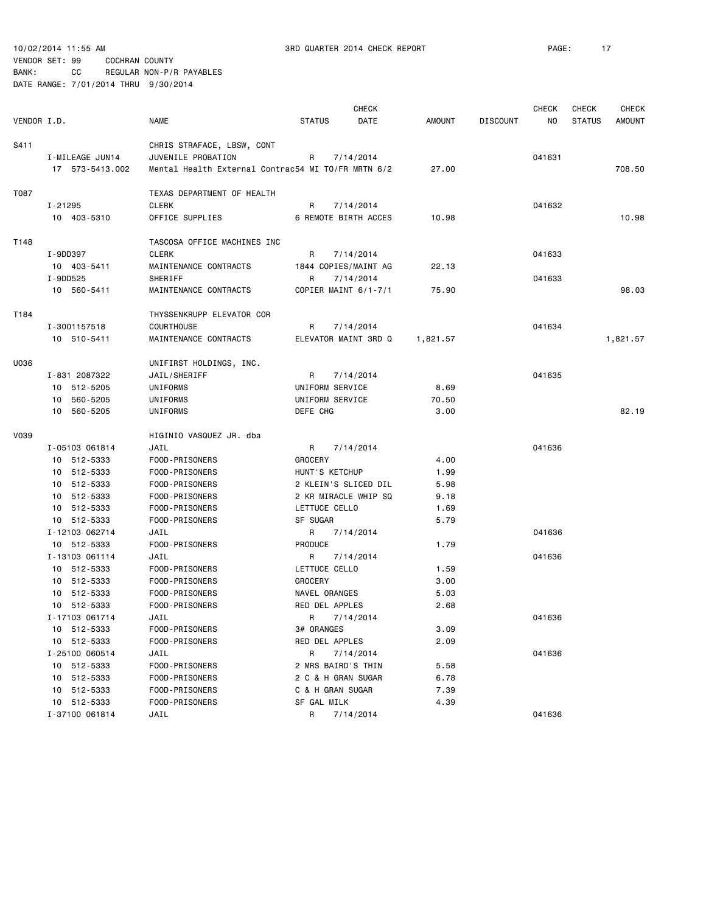10/02/2014 11:55 AM 3RD QUARTER 2014 CHECK REPORT

VENDOR SET: 99 COCHRAN COUNTY
BANK: CC REGULAR NON-P/R PAYABLES
DATE RANGE: 7/01/2014 THRU 9/30/2014

| VENDOR I.D. | NAME | STATUS | CHECK DATE | AMOUNT | DISCOUNT | CHECK NO | CHECK STATUS | CHECK AMOUNT |
|---|---|---|---|---|---|---|---|---|
| S411 | CHRIS STRAFACE, LBSW, CONT | | | | | | | |
| I-MILEAGE JUN14 | JUVENILE PROBATION | R | 7/14/2014 | | | 041631 | | |
| 17 573-5413.002 | Mental Health External Contrac54 MI TO/FR MRTN 6/2 | | | 27.00 | | | | 708.50 |
| T087 | TEXAS DEPARTMENT OF HEALTH | | | | | | | |
| I-21295 | CLERK | R | 7/14/2014 | | | 041632 | | |
| 10 403-5310 | OFFICE SUPPLIES | 6 REMOTE BIRTH ACCES | | 10.98 | | | | 10.98 |
| T148 | TASCOSA OFFICE MACHINES INC | | | | | | | |
| I-9DD397 | CLERK | R | 7/14/2014 | | | 041633 | | |
| 10 403-5411 | MAINTENANCE CONTRACTS | 1844 COPIES/MAINT AG | | 22.13 | | | | |
| I-9DD525 | SHERIFF | R | 7/14/2014 | | | 041633 | | |
| 10 560-5411 | MAINTENANCE CONTRACTS | COPIER MAINT 6/1-7/1 | | 75.90 | | | | 98.03 |
| T184 | THYSSENKRUPP ELEVATOR COR | | | | | | | |
| I-3001157518 | COURTHOUSE | R | 7/14/2014 | | | 041634 | | |
| 10 510-5411 | MAINTENANCE CONTRACTS | ELEVATOR MAINT 3RD Q | | 1,821.57 | | | | 1,821.57 |
| U036 | UNIFIRST HOLDINGS, INC. | | | | | | | |
| I-831 2087322 | JAIL/SHERIFF | R | 7/14/2014 | | | 041635 | | |
| 10 512-5205 | UNIFORMS | UNIFORM SERVICE | | 8.69 | | | | |
| 10 560-5205 | UNIFORMS | UNIFORM SERVICE | | 70.50 | | | | |
| 10 560-5205 | UNIFORMS | DEFE CHG | | 3.00 | | | | 82.19 |
| V039 | HIGINIO VASQUEZ JR. dba | | | | | | | |
| I-05103 061814 | JAIL | R | 7/14/2014 | | | 041636 | | |
| 10 512-5333 | FOOD-PRISONERS | GROCERY | | 4.00 | | | | |
| 10 512-5333 | FOOD-PRISONERS | HUNT'S KETCHUP | | 1.99 | | | | |
| 10 512-5333 | FOOD-PRISONERS | 2 KLEIN'S SLICED DIL | | 5.98 | | | | |
| 10 512-5333 | FOOD-PRISONERS | 2 KR MIRACLE WHIP SQ | | 9.18 | | | | |
| 10 512-5333 | FOOD-PRISONERS | LETTUCE CELLO | | 1.69 | | | | |
| 10 512-5333 | FOOD-PRISONERS | SF SUGAR | | 5.79 | | | | |
| I-12103 062714 | JAIL | R | 7/14/2014 | | | 041636 | | |
| 10 512-5333 | FOOD-PRISONERS | PRODUCE | | 1.79 | | | | |
| I-13103 061114 | JAIL | R | 7/14/2014 | | | 041636 | | |
| 10 512-5333 | FOOD-PRISONERS | LETTUCE CELLO | | 1.59 | | | | |
| 10 512-5333 | FOOD-PRISONERS | GROCERY | | 3.00 | | | | |
| 10 512-5333 | FOOD-PRISONERS | NAVEL ORANGES | | 5.03 | | | | |
| 10 512-5333 | FOOD-PRISONERS | RED DEL APPLES | | 2.68 | | | | |
| I-17103 061714 | JAIL | R | 7/14/2014 | | | 041636 | | |
| 10 512-5333 | FOOD-PRISONERS | 3# ORANGES | | 3.09 | | | | |
| 10 512-5333 | FOOD-PRISONERS | RED DEL APPLES | | 2.09 | | | | |
| I-25100 060514 | JAIL | R | 7/14/2014 | | | 041636 | | |
| 10 512-5333 | FOOD-PRISONERS | 2 MRS BAIRD'S THIN | | 5.58 | | | | |
| 10 512-5333 | FOOD-PRISONERS | 2 C & H GRAN SUGAR | | 6.78 | | | | |
| 10 512-5333 | FOOD-PRISONERS | C & H GRAN SUGAR | | 7.39 | | | | |
| 10 512-5333 | FOOD-PRISONERS | SF GAL MILK | | 4.39 | | | | |
| I-37100 061814 | JAIL | R | 7/14/2014 | | | 041636 | | |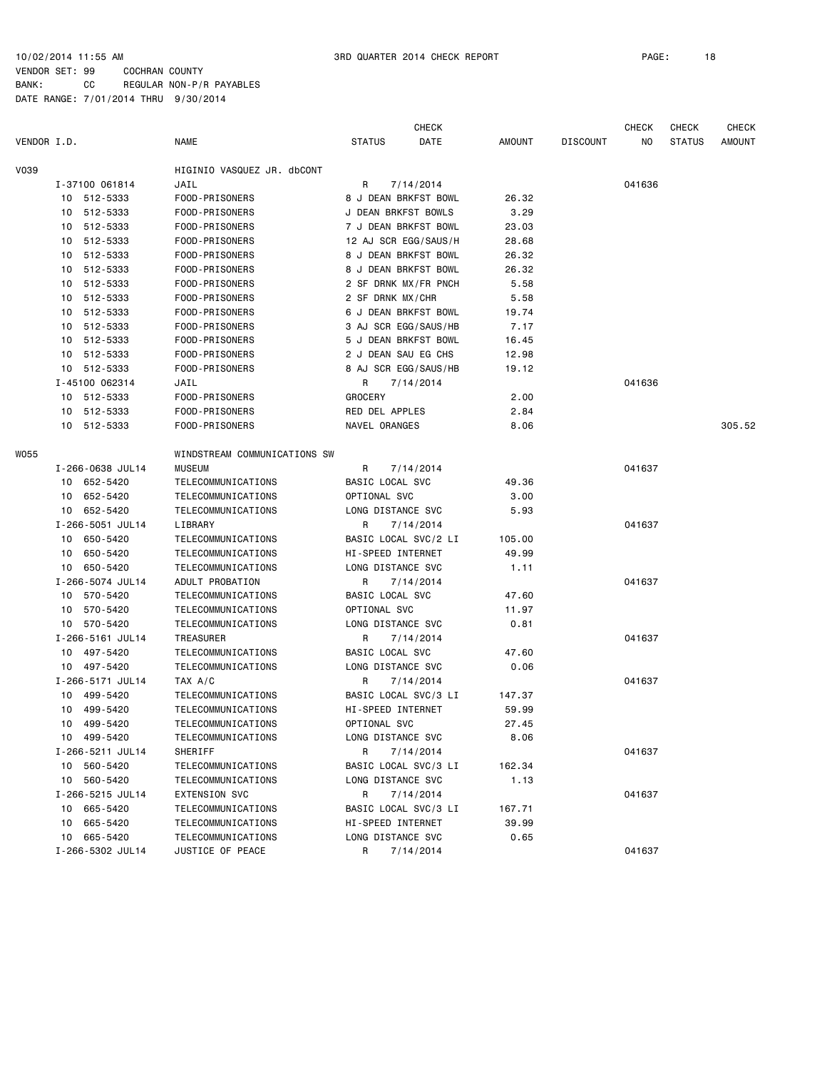10/02/2014 11:55 AM 3RD QUARTER 2014 CHECK REPORT PAGE: 18
VENDOR SET: 99 COCHRAN COUNTY
BANK: CC REGULAR NON-P/R PAYABLES
DATE RANGE: 7/01/2014 THRU 9/30/2014

| VENDOR I.D. | NAME | STATUS | CHECK DATE | AMOUNT | DISCOUNT | CHECK NO | CHECK STATUS | CHECK AMOUNT |
|---|---|---|---|---|---|---|---|---|
| V039 | HIGINIO VASQUEZ JR. dbCONT | | | | | | | |
| I-37100 061814 | JAIL | R | 7/14/2014 | | | 041636 | | |
| 10 512-5333 | FOOD-PRISONERS | 8 J DEAN BRKFST BOWL | | 26.32 | | | | |
| 10 512-5333 | FOOD-PRISONERS | J DEAN BRKFST BOWLS | | 3.29 | | | | |
| 10 512-5333 | FOOD-PRISONERS | 7 J DEAN BRKFST BOWL | | 23.03 | | | | |
| 10 512-5333 | FOOD-PRISONERS | 12 AJ SCR EGG/SAUS/H | | 28.68 | | | | |
| 10 512-5333 | FOOD-PRISONERS | 8 J DEAN BRKFST BOWL | | 26.32 | | | | |
| 10 512-5333 | FOOD-PRISONERS | 8 J DEAN BRKFST BOWL | | 26.32 | | | | |
| 10 512-5333 | FOOD-PRISONERS | 2 SF DRNK MX/FR PNCH | | 5.58 | | | | |
| 10 512-5333 | FOOD-PRISONERS | 2 SF DRNK MX/CHR | | 5.58 | | | | |
| 10 512-5333 | FOOD-PRISONERS | 6 J DEAN BRKFST BOWL | | 19.74 | | | | |
| 10 512-5333 | FOOD-PRISONERS | 3 AJ SCR EGG/SAUS/HB | | 7.17 | | | | |
| 10 512-5333 | FOOD-PRISONERS | 5 J DEAN BRKFST BOWL | | 16.45 | | | | |
| 10 512-5333 | FOOD-PRISONERS | 2 J DEAN SAU EG CHS | | 12.98 | | | | |
| 10 512-5333 | FOOD-PRISONERS | 8 AJ SCR EGG/SAUS/HB | | 19.12 | | | | |
| I-45100 062314 | JAIL | R | 7/14/2014 | | | 041636 | | |
| 10 512-5333 | FOOD-PRISONERS | GROCERY | | 2.00 | | | | |
| 10 512-5333 | FOOD-PRISONERS | RED DEL APPLES | | 2.84 | | | | |
| 10 512-5333 | FOOD-PRISONERS | NAVEL ORANGES | | 8.06 | | | | 305.52 |
| W055 | WINDSTREAM COMMUNICATIONS SW | | | | | | | |
| I-266-0638 JUL14 | MUSEUM | R | 7/14/2014 | | | 041637 | | |
| 10 652-5420 | TELECOMMUNICATIONS | BASIC LOCAL SVC | | 49.36 | | | | |
| 10 652-5420 | TELECOMMUNICATIONS | OPTIONAL SVC | | 3.00 | | | | |
| 10 652-5420 | TELECOMMUNICATIONS | LONG DISTANCE SVC | | 5.93 | | | | |
| I-266-5051 JUL14 | LIBRARY | R | 7/14/2014 | | | 041637 | | |
| 10 650-5420 | TELECOMMUNICATIONS | BASIC LOCAL SVC/2 LI | | 105.00 | | | | |
| 10 650-5420 | TELECOMMUNICATIONS | HI-SPEED INTERNET | | 49.99 | | | | |
| 10 650-5420 | TELECOMMUNICATIONS | LONG DISTANCE SVC | | 1.11 | | | | |
| I-266-5074 JUL14 | ADULT PROBATION | R | 7/14/2014 | | | 041637 | | |
| 10 570-5420 | TELECOMMUNICATIONS | BASIC LOCAL SVC | | 47.60 | | | | |
| 10 570-5420 | TELECOMMUNICATIONS | OPTIONAL SVC | | 11.97 | | | | |
| 10 570-5420 | TELECOMMUNICATIONS | LONG DISTANCE SVC | | 0.81 | | | | |
| I-266-5161 JUL14 | TREASURER | R | 7/14/2014 | | | 041637 | | |
| 10 497-5420 | TELECOMMUNICATIONS | BASIC LOCAL SVC | | 47.60 | | | | |
| 10 497-5420 | TELECOMMUNICATIONS | LONG DISTANCE SVC | | 0.06 | | | | |
| I-266-5171 JUL14 | TAX A/C | R | 7/14/2014 | | | 041637 | | |
| 10 499-5420 | TELECOMMUNICATIONS | BASIC LOCAL SVC/3 LI | | 147.37 | | | | |
| 10 499-5420 | TELECOMMUNICATIONS | HI-SPEED INTERNET | | 59.99 | | | | |
| 10 499-5420 | TELECOMMUNICATIONS | OPTIONAL SVC | | 27.45 | | | | |
| 10 499-5420 | TELECOMMUNICATIONS | LONG DISTANCE SVC | | 8.06 | | | | |
| I-266-5211 JUL14 | SHERIFF | R | 7/14/2014 | | | 041637 | | |
| 10 560-5420 | TELECOMMUNICATIONS | BASIC LOCAL SVC/3 LI | | 162.34 | | | | |
| 10 560-5420 | TELECOMMUNICATIONS | LONG DISTANCE SVC | | 1.13 | | | | |
| I-266-5215 JUL14 | EXTENSION SVC | R | 7/14/2014 | | | 041637 | | |
| 10 665-5420 | TELECOMMUNICATIONS | BASIC LOCAL SVC/3 LI | | 167.71 | | | | |
| 10 665-5420 | TELECOMMUNICATIONS | HI-SPEED INTERNET | | 39.99 | | | | |
| 10 665-5420 | TELECOMMUNICATIONS | LONG DISTANCE SVC | | 0.65 | | | | |
| I-266-5302 JUL14 | JUSTICE OF PEACE | R | 7/14/2014 | | | 041637 | | |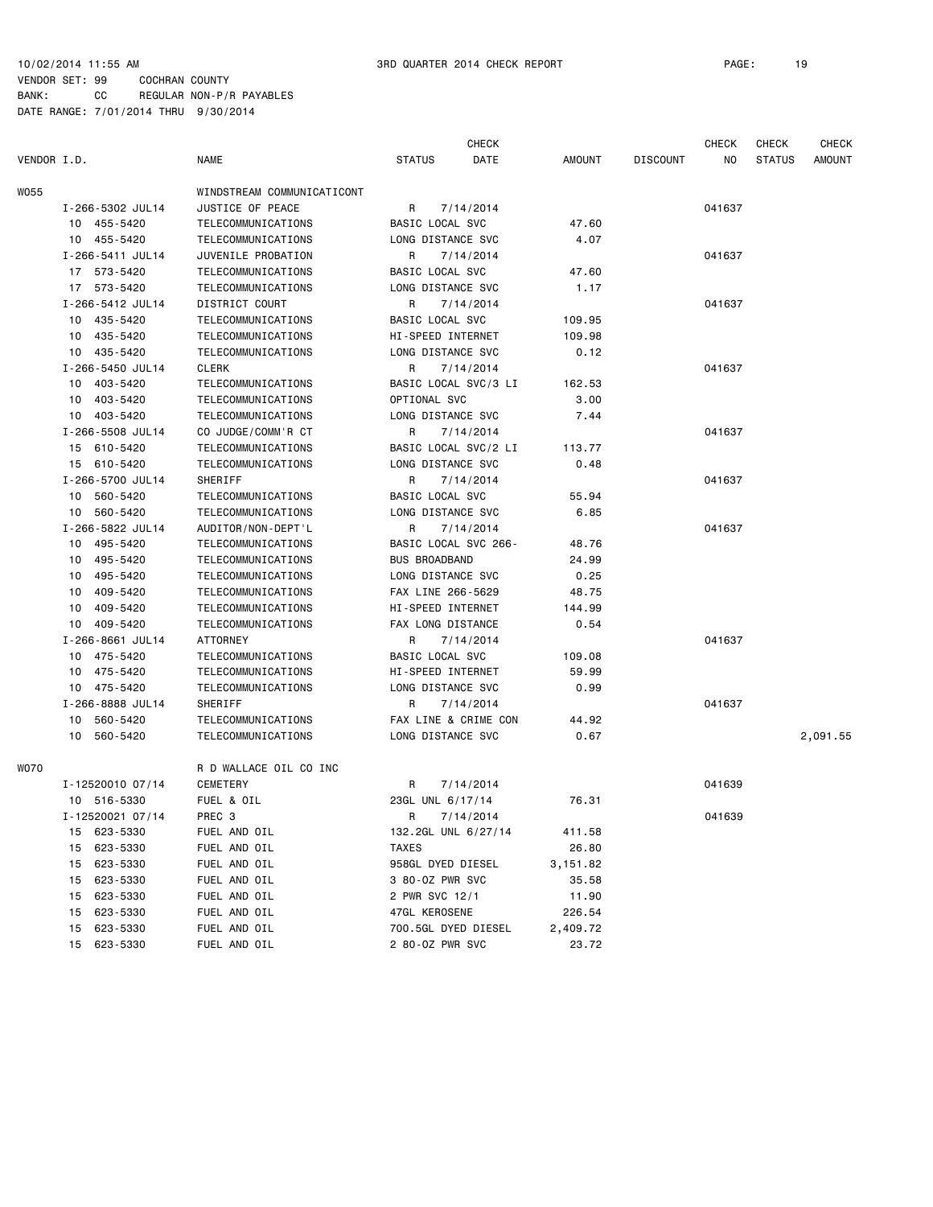10/02/2014 11:55 AM 3RD QUARTER 2014 CHECK REPORT

VENDOR SET: 99 COCHRAN COUNTY
BANK: CC REGULAR NON-P/R PAYABLES
DATE RANGE: 7/01/2014 THRU 9/30/2014

| VENDOR I.D. | NAME | STATUS | CHECK DATE | AMOUNT | DISCOUNT | CHECK NO | CHECK STATUS | CHECK AMOUNT |
|---|---|---|---|---|---|---|---|---|
| W055 | WINDSTREAM COMMUNICATICONT | | | | | | | |
| I-266-5302 JUL14 | JUSTICE OF PEACE | R | 7/14/2014 | | | 041637 | | |
| 10 455-5420 | TELECOMMUNICATIONS | BASIC LOCAL SVC | | 47.60 | | | | |
| 10 455-5420 | TELECOMMUNICATIONS | LONG DISTANCE SVC | | 4.07 | | | | |
| I-266-5411 JUL14 | JUVENILE PROBATION | R | 7/14/2014 | | | 041637 | | |
| 17 573-5420 | TELECOMMUNICATIONS | BASIC LOCAL SVC | | 47.60 | | | | |
| 17 573-5420 | TELECOMMUNICATIONS | LONG DISTANCE SVC | | 1.17 | | | | |
| I-266-5412 JUL14 | DISTRICT COURT | R | 7/14/2014 | | | 041637 | | |
| 10 435-5420 | TELECOMMUNICATIONS | BASIC LOCAL SVC | | 109.95 | | | | |
| 10 435-5420 | TELECOMMUNICATIONS | HI-SPEED INTERNET | | 109.98 | | | | |
| 10 435-5420 | TELECOMMUNICATIONS | LONG DISTANCE SVC | | 0.12 | | | | |
| I-266-5450 JUL14 | CLERK | R | 7/14/2014 | | | 041637 | | |
| 10 403-5420 | TELECOMMUNICATIONS | BASIC LOCAL SVC/3 LI | | 162.53 | | | | |
| 10 403-5420 | TELECOMMUNICATIONS | OPTIONAL SVC | | 3.00 | | | | |
| 10 403-5420 | TELECOMMUNICATIONS | LONG DISTANCE SVC | | 7.44 | | | | |
| I-266-5508 JUL14 | CO JUDGE/COMM'R CT | R | 7/14/2014 | | | 041637 | | |
| 15 610-5420 | TELECOMMUNICATIONS | BASIC LOCAL SVC/2 LI | | 113.77 | | | | |
| 15 610-5420 | TELECOMMUNICATIONS | LONG DISTANCE SVC | | 0.48 | | | | |
| I-266-5700 JUL14 | SHERIFF | R | 7/14/2014 | | | 041637 | | |
| 10 560-5420 | TELECOMMUNICATIONS | BASIC LOCAL SVC | | 55.94 | | | | |
| 10 560-5420 | TELECOMMUNICATIONS | LONG DISTANCE SVC | | 6.85 | | | | |
| I-266-5822 JUL14 | AUDITOR/NON-DEPT'L | R | 7/14/2014 | | | 041637 | | |
| 10 495-5420 | TELECOMMUNICATIONS | BASIC LOCAL SVC 266- | | 48.76 | | | | |
| 10 495-5420 | TELECOMMUNICATIONS | BUS BROADBAND | | 24.99 | | | | |
| 10 495-5420 | TELECOMMUNICATIONS | LONG DISTANCE SVC | | 0.25 | | | | |
| 10 409-5420 | TELECOMMUNICATIONS | FAX LINE 266-5629 | | 48.75 | | | | |
| 10 409-5420 | TELECOMMUNICATIONS | HI-SPEED INTERNET | | 144.99 | | | | |
| 10 409-5420 | TELECOMMUNICATIONS | FAX LONG DISTANCE | | 0.54 | | | | |
| I-266-8661 JUL14 | ATTORNEY | R | 7/14/2014 | | | 041637 | | |
| 10 475-5420 | TELECOMMUNICATIONS | BASIC LOCAL SVC | | 109.08 | | | | |
| 10 475-5420 | TELECOMMUNICATIONS | HI-SPEED INTERNET | | 59.99 | | | | |
| 10 475-5420 | TELECOMMUNICATIONS | LONG DISTANCE SVC | | 0.99 | | | | |
| I-266-8888 JUL14 | SHERIFF | R | 7/14/2014 | | | 041637 | | |
| 10 560-5420 | TELECOMMUNICATIONS | FAX LINE & CRIME CON | | 44.92 | | | | |
| 10 560-5420 | TELECOMMUNICATIONS | LONG DISTANCE SVC | | 0.67 | | | | 2,091.55 |
| W070 | R D WALLACE OIL CO INC | | | | | | | |
| I-12520010 07/14 | CEMETERY | R | 7/14/2014 | | | 041639 | | |
| 10 516-5330 | FUEL & OIL | 23GL UNL 6/17/14 | | 76.31 | | | | |
| I-12520021 07/14 | PREC 3 | R | 7/14/2014 | | | 041639 | | |
| 15 623-5330 | FUEL AND OIL | 132.2GL UNL 6/27/14 | | 411.58 | | | | |
| 15 623-5330 | FUEL AND OIL | TAXES | | 26.80 | | | | |
| 15 623-5330 | FUEL AND OIL | 958GL DYED DIESEL | | 3,151.82 | | | | |
| 15 623-5330 | FUEL AND OIL | 3 80-OZ PWR SVC | | 35.58 | | | | |
| 15 623-5330 | FUEL AND OIL | 2 PWR SVC 12/1 | | 11.90 | | | | |
| 15 623-5330 | FUEL AND OIL | 47GL KEROSENE | | 226.54 | | | | |
| 15 623-5330 | FUEL AND OIL | 700.5GL DYED DIESEL | | 2,409.72 | | | | |
| 15 623-5330 | FUEL AND OIL | 2 80-OZ PWR SVC | | 23.72 | | | | |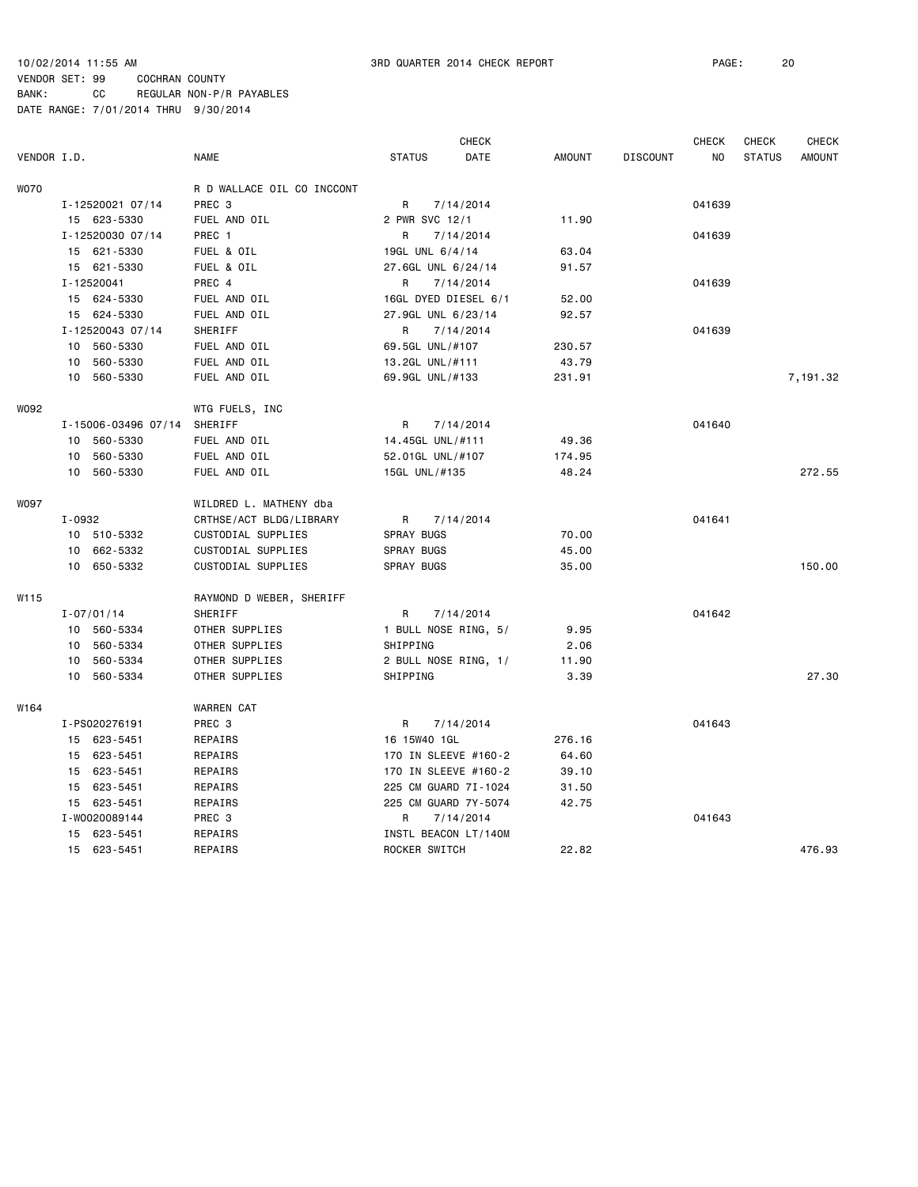10/02/2014 11:55 AM 3RD QUARTER 2014 CHECK REPORT

VENDOR SET: 99 COCHRAN COUNTY
BANK: CC REGULAR NON-P/R PAYABLES
DATE RANGE: 7/01/2014 THRU 9/30/2014

| VENDOR I.D. | | NAME | STATUS | CHECK DATE | AMOUNT | DISCOUNT | CHECK NO | CHECK STATUS | CHECK AMOUNT |
|---|---|---|---|---|---|---|---|---|---|
| W070 | | R D WALLACE OIL CO INCCONT | | | | | | | |
| | I-12520021 07/14 | PREC 3 | R | 7/14/2014 | | | 041639 | | |
| | 15 623-5330 | FUEL AND OIL | 2 PWR SVC 12/1 | | 11.90 | | | | |
| | I-12520030 07/14 | PREC 1 | R | 7/14/2014 | | | 041639 | | |
| | 15 621-5330 | FUEL & OIL | 19GL UNL 6/4/14 | | 63.04 | | | | |
| | 15 621-5330 | FUEL & OIL | 27.6GL UNL 6/24/14 | | 91.57 | | | | |
| | I-12520041 | PREC 4 | R | 7/14/2014 | | | 041639 | | |
| | 15 624-5330 | FUEL AND OIL | 16GL DYED DIESEL 6/1 | | 52.00 | | | | |
| | 15 624-5330 | FUEL AND OIL | 27.9GL UNL 6/23/14 | | 92.57 | | | | |
| | I-12520043 07/14 | SHERIFF | R | 7/14/2014 | | | 041639 | | |
| | 10 560-5330 | FUEL AND OIL | 69.5GL UNL/#107 | | 230.57 | | | | |
| | 10 560-5330 | FUEL AND OIL | 13.2GL UNL/#111 | | 43.79 | | | | |
| | 10 560-5330 | FUEL AND OIL | 69.9GL UNL/#133 | | 231.91 | | | | 7,191.32 |
| W092 | | WTG FUELS, INC | | | | | | | |
| | I-15006-03496 07/14 | SHERIFF | R | 7/14/2014 | | | 041640 | | |
| | 10 560-5330 | FUEL AND OIL | 14.45GL UNL/#111 | | 49.36 | | | | |
| | 10 560-5330 | FUEL AND OIL | 52.01GL UNL/#107 | | 174.95 | | | | |
| | 10 560-5330 | FUEL AND OIL | 15GL UNL/#135 | | 48.24 | | | | 272.55 |
| W097 | | WILDRED L. MATHENY dba | | | | | | | |
| | I-0932 | CRTHSE/ACT BLDG/LIBRARY | R | 7/14/2014 | | | 041641 | | |
| | 10 510-5332 | CUSTODIAL SUPPLIES | SPRAY BUGS | | 70.00 | | | | |
| | 10 662-5332 | CUSTODIAL SUPPLIES | SPRAY BUGS | | 45.00 | | | | |
| | 10 650-5332 | CUSTODIAL SUPPLIES | SPRAY BUGS | | 35.00 | | | | 150.00 |
| W115 | | RAYMOND D WEBER, SHERIFF | | | | | | | |
| | I-07/01/14 | SHERIFF | R | 7/14/2014 | | | 041642 | | |
| | 10 560-5334 | OTHER SUPPLIES | 1 BULL NOSE RING, 5/ | | 9.95 | | | | |
| | 10 560-5334 | OTHER SUPPLIES | SHIPPING | | 2.06 | | | | |
| | 10 560-5334 | OTHER SUPPLIES | 2 BULL NOSE RING, 1/ | | 11.90 | | | | |
| | 10 560-5334 | OTHER SUPPLIES | SHIPPING | | 3.39 | | | | 27.30 |
| W164 | | WARREN CAT | | | | | | | |
| | I-PS020276191 | PREC 3 | R | 7/14/2014 | | | 041643 | | |
| | 15 623-5451 | REPAIRS | 16 15W40 1GL | | 276.16 | | | | |
| | 15 623-5451 | REPAIRS | 170 IN SLEEVE #160-2 | | 64.60 | | | | |
| | 15 623-5451 | REPAIRS | 170 IN SLEEVE #160-2 | | 39.10 | | | | |
| | 15 623-5451 | REPAIRS | 225 CM GUARD 7I-1024 | | 31.50 | | | | |
| | 15 623-5451 | REPAIRS | 225 CM GUARD 7Y-5074 | | 42.75 | | | | |
| | I-W0020089144 | PREC 3 | R | 7/14/2014 | | | 041643 | | |
| | 15 623-5451 | REPAIRS | INSTL BEACON LT/140M | | | | | | |
| | 15 623-5451 | REPAIRS | ROCKER SWITCH | | 22.82 | | | | 476.93 |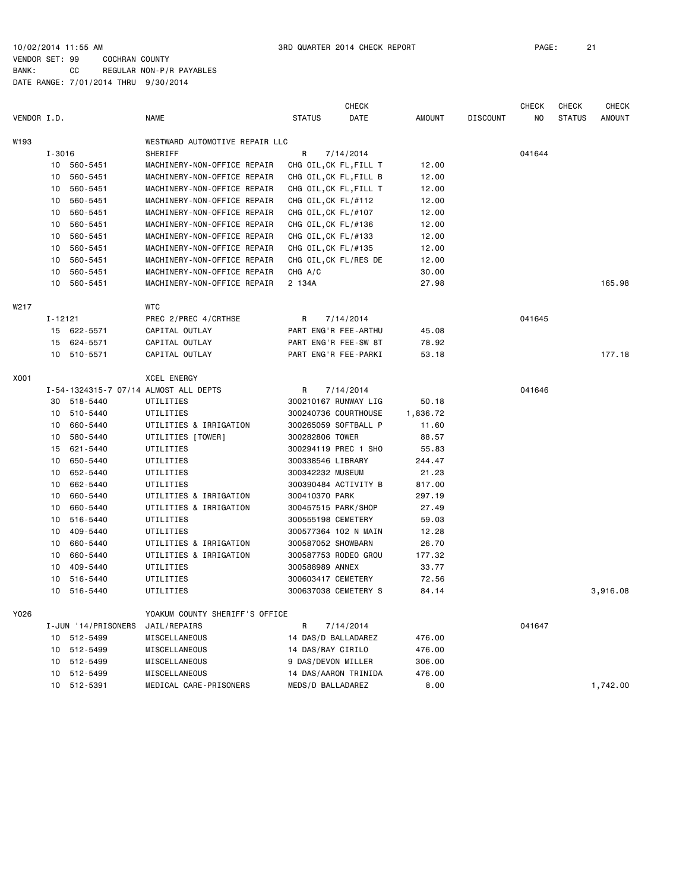10/02/2014 11:55 AM — 3RD QUARTER 2014 CHECK REPORT — PAGE: 21

VENDOR SET: 99 COCHRAN COUNTY
BANK: CC REGULAR NON-P/R PAYABLES
DATE RANGE: 7/01/2014 THRU 9/30/2014

| VENDOR I.D. | | NAME | STATUS | CHECK DATE | AMOUNT | DISCOUNT | CHECK NO | CHECK STATUS | CHECK AMOUNT |
|---|---|---|---|---|---|---|---|---|---|
| W193 | | WESTWARD AUTOMOTIVE REPAIR LLC | | | | | | | |
| | I-3016 | SHERIFF | R | 7/14/2014 | | | 041644 | | |
| | 10 560-5451 | MACHINERY-NON-OFFICE REPAIR | CHG OIL,CK FL,FILL T | | 12.00 | | | | |
| | 10 560-5451 | MACHINERY-NON-OFFICE REPAIR | CHG OIL,CK FL,FILL B | | 12.00 | | | | |
| | 10 560-5451 | MACHINERY-NON-OFFICE REPAIR | CHG OIL,CK FL,FILL T | | 12.00 | | | | |
| | 10 560-5451 | MACHINERY-NON-OFFICE REPAIR | CHG OIL,CK FL/#112 | | 12.00 | | | | |
| | 10 560-5451 | MACHINERY-NON-OFFICE REPAIR | CHG OIL,CK FL/#107 | | 12.00 | | | | |
| | 10 560-5451 | MACHINERY-NON-OFFICE REPAIR | CHG OIL,CK FL/#136 | | 12.00 | | | | |
| | 10 560-5451 | MACHINERY-NON-OFFICE REPAIR | CHG OIL,CK FL/#133 | | 12.00 | | | | |
| | 10 560-5451 | MACHINERY-NON-OFFICE REPAIR | CHG OIL,CK FL/#135 | | 12.00 | | | | |
| | 10 560-5451 | MACHINERY-NON-OFFICE REPAIR | CHG OIL,CK FL/RES DE | | 12.00 | | | | |
| | 10 560-5451 | MACHINERY-NON-OFFICE REPAIR | CHG A/C | | 30.00 | | | | |
| | 10 560-5451 | MACHINERY-NON-OFFICE REPAIR | 2 134A | | 27.98 | | | | 165.98 |
| W217 | | WTC | | | | | | | |
| | I-12121 | PREC 2/PREC 4/CRTHSE | R | 7/14/2014 | | | 041645 | | |
| | 15 622-5571 | CAPITAL OUTLAY | PART ENG'R FEE-ARTHU | | 45.08 | | | | |
| | 15 624-5571 | CAPITAL OUTLAY | PART ENG'R FEE-SW 8T | | 78.92 | | | | |
| | 10 510-5571 | CAPITAL OUTLAY | PART ENG'R FEE-PARKI | | 53.18 | | | | 177.18 |
| X001 | | XCEL ENERGY | | | | | | | |
| | I-54-1324315-7 07/14 | ALMOST ALL DEPTS | R | 7/14/2014 | | | 041646 | | |
| | 30 518-5440 | UTILITIES | 300210167 RUNWAY LIG | | 50.18 | | | | |
| | 10 510-5440 | UTILITIES | 300240736 COURTHOUSE | | 1,836.72 | | | | |
| | 10 660-5440 | UTILITIES & IRRIGATION | 300265059 SOFTBALL P | | 11.60 | | | | |
| | 10 580-5440 | UTILITIES [TOWER] | 300282806 TOWER | | 88.57 | | | | |
| | 15 621-5440 | UTILITIES | 300294119 PREC 1 SHO | | 55.83 | | | | |
| | 10 650-5440 | UTILITIES | 300338546 LIBRARY | | 244.47 | | | | |
| | 10 652-5440 | UTILITIES | 300342232 MUSEUM | | 21.23 | | | | |
| | 10 662-5440 | UTILITIES | 300390484 ACTIVITY B | | 817.00 | | | | |
| | 10 660-5440 | UTILITIES & IRRIGATION | 300410370 PARK | | 297.19 | | | | |
| | 10 660-5440 | UTILITIES & IRRIGATION | 300457515 PARK/SHOP | | 27.49 | | | | |
| | 10 516-5440 | UTILITIES | 300555198 CEMETERY | | 59.03 | | | | |
| | 10 409-5440 | UTILITIES | 300577364 102 N MAIN | | 12.28 | | | | |
| | 10 660-5440 | UTILITIES & IRRIGATION | 300587052 SHOWBARN | | 26.70 | | | | |
| | 10 660-5440 | UTILITIES & IRRIGATION | 300587753 RODEO GROU | | 177.32 | | | | |
| | 10 409-5440 | UTILITIES | 300588989 ANNEX | | 33.77 | | | | |
| | 10 516-5440 | UTILITIES | 300603417 CEMETERY | | 72.56 | | | | |
| | 10 516-5440 | UTILITIES | 300637038 CEMETERY S | | 84.14 | | | | 3,916.08 |
| Y026 | | YOAKUM COUNTY SHERIFF'S OFFICE | | | | | | | |
| | I-JUN '14/PRISONERS | JAIL/REPAIRS | R | 7/14/2014 | | | 041647 | | |
| | 10 512-5499 | MISCELLANEOUS | 14 DAS/D BALLADAREZ | | 476.00 | | | | |
| | 10 512-5499 | MISCELLANEOUS | 14 DAS/RAY CIRILO | | 476.00 | | | | |
| | 10 512-5499 | MISCELLANEOUS | 9 DAS/DEVON MILLER | | 306.00 | | | | |
| | 10 512-5499 | MISCELLANEOUS | 14 DAS/AARON TRINIDA | | 476.00 | | | | |
| | 10 512-5391 | MEDICAL CARE-PRISONERS | MEDS/D BALLADAREZ | | 8.00 | | | | 1,742.00 |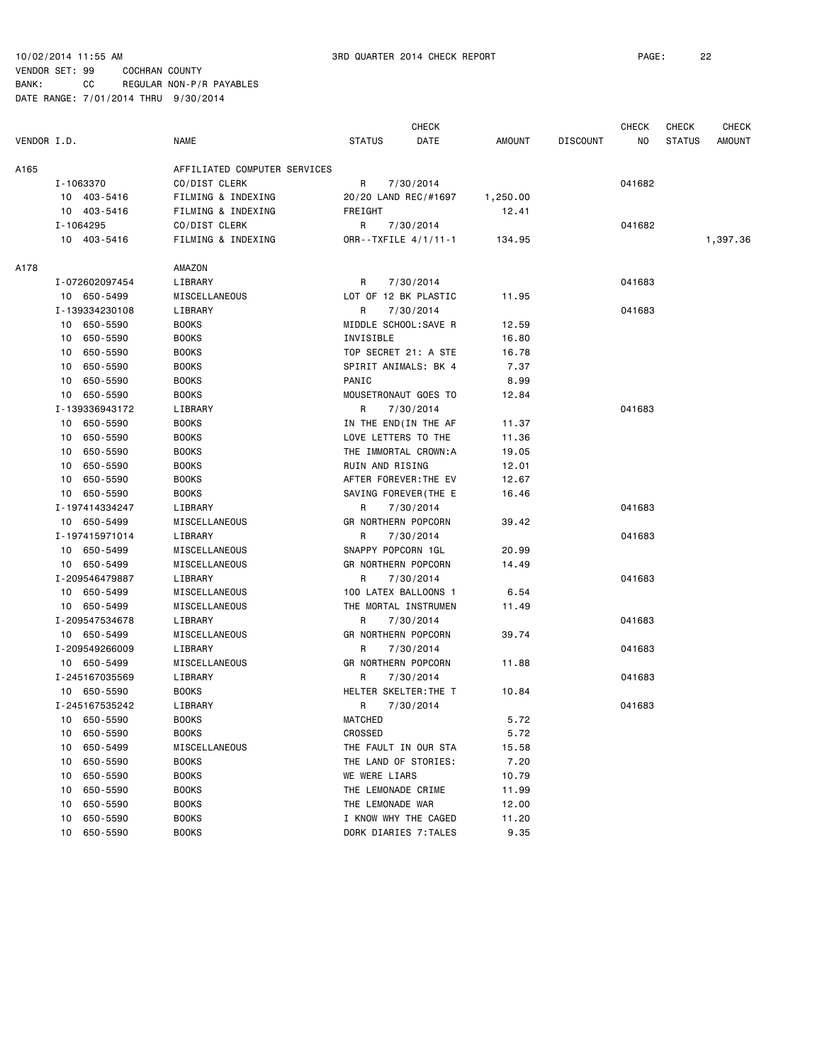10/02/2014 11:55 AM 3RD QUARTER 2014 CHECK REPORT

VENDOR SET: 99 COCHRAN COUNTY
BANK: CC REGULAR NON-P/R PAYABLES
DATE RANGE: 7/01/2014 THRU 9/30/2014

| VENDOR I.D. | NAME | STATUS | CHECK DATE | AMOUNT | DISCOUNT | CHECK NO | CHECK STATUS | CHECK AMOUNT |
|---|---|---|---|---|---|---|---|---|
| A165 | AFFILIATED COMPUTER SERVICES | | | | | | | |
| I-1063370 | CO/DIST CLERK | R | 7/30/2014 | | | 041682 | | |
| 10 403-5416 | FILMING & INDEXING | 20/20 LAND REC/#1697 | | 1,250.00 | | | | |
| 10 403-5416 | FILMING & INDEXING | FREIGHT | | 12.41 | | | | |
| I-1064295 | CO/DIST CLERK | R | 7/30/2014 | | | 041682 | | |
| 10 403-5416 | FILMING & INDEXING | ORR--TXFILE 4/1/11-1 | | 134.95 | | | | 1,397.36 |
| A178 | AMAZON | | | | | | | |
| I-072602097454 | LIBRARY | R | 7/30/2014 | | | 041683 | | |
| 10 650-5499 | MISCELLANEOUS | LOT OF 12 BK PLASTIC | | 11.95 | | | | |
| I-139334230108 | LIBRARY | R | 7/30/2014 | | | 041683 | | |
| 10 650-5590 | BOOKS | MIDDLE SCHOOL:SAVE R | | 12.59 | | | | |
| 10 650-5590 | BOOKS | INVISIBLE | | 16.80 | | | | |
| 10 650-5590 | BOOKS | TOP SECRET 21: A STE | | 16.78 | | | | |
| 10 650-5590 | BOOKS | SPIRIT ANIMALS: BK 4 | | 7.37 | | | | |
| 10 650-5590 | BOOKS | PANIC | | 8.99 | | | | |
| 10 650-5590 | BOOKS | MOUSETRONAUT GOES TO | | 12.84 | | | | |
| I-139336943172 | LIBRARY | R | 7/30/2014 | | | 041683 | | |
| 10 650-5590 | BOOKS | IN THE END(IN THE AF | | 11.37 | | | | |
| 10 650-5590 | BOOKS | LOVE LETTERS TO THE | | 11.36 | | | | |
| 10 650-5590 | BOOKS | THE IMMORTAL CROWN:A | | 19.05 | | | | |
| 10 650-5590 | BOOKS | RUIN AND RISING | | 12.01 | | | | |
| 10 650-5590 | BOOKS | AFTER FOREVER:THE EV | | 12.67 | | | | |
| 10 650-5590 | BOOKS | SAVING FOREVER(THE E | | 16.46 | | | | |
| I-197414334247 | LIBRARY | R | 7/30/2014 | | | 041683 | | |
| 10 650-5499 | MISCELLANEOUS | GR NORTHERN POPCORN | | 39.42 | | | | |
| I-197415971014 | LIBRARY | R | 7/30/2014 | | | 041683 | | |
| 10 650-5499 | MISCELLANEOUS | SNAPPY POPCORN 1GL | | 20.99 | | | | |
| 10 650-5499 | MISCELLANEOUS | GR NORTHERN POPCORN | | 14.49 | | | | |
| I-209546479887 | LIBRARY | R | 7/30/2014 | | | 041683 | | |
| 10 650-5499 | MISCELLANEOUS | 100 LATEX BALLOONS 1 | | 6.54 | | | | |
| 10 650-5499 | MISCELLANEOUS | THE MORTAL INSTRUMEN | | 11.49 | | | | |
| I-209547534678 | LIBRARY | R | 7/30/2014 | | | 041683 | | |
| 10 650-5499 | MISCELLANEOUS | GR NORTHERN POPCORN | | 39.74 | | | | |
| I-209549266009 | LIBRARY | R | 7/30/2014 | | | 041683 | | |
| 10 650-5499 | MISCELLANEOUS | GR NORTHERN POPCORN | | 11.88 | | | | |
| I-245167035569 | LIBRARY | R | 7/30/2014 | | | 041683 | | |
| 10 650-5590 | BOOKS | HELTER SKELTER:THE T | | 10.84 | | | | |
| I-245167535242 | LIBRARY | R | 7/30/2014 | | | 041683 | | |
| 10 650-5590 | BOOKS | MATCHED | | 5.72 | | | | |
| 10 650-5590 | BOOKS | CROSSED | | 5.72 | | | | |
| 10 650-5499 | MISCELLANEOUS | THE FAULT IN OUR STA | | 15.58 | | | | |
| 10 650-5590 | BOOKS | THE LAND OF STORIES: | | 7.20 | | | | |
| 10 650-5590 | BOOKS | WE WERE LIARS | | 10.79 | | | | |
| 10 650-5590 | BOOKS | THE LEMONADE CRIME | | 11.99 | | | | |
| 10 650-5590 | BOOKS | THE LEMONADE WAR | | 12.00 | | | | |
| 10 650-5590 | BOOKS | I KNOW WHY THE CAGED | | 11.20 | | | | |
| 10 650-5590 | BOOKS | DORK DIARIES 7:TALES | | 9.35 | | | | |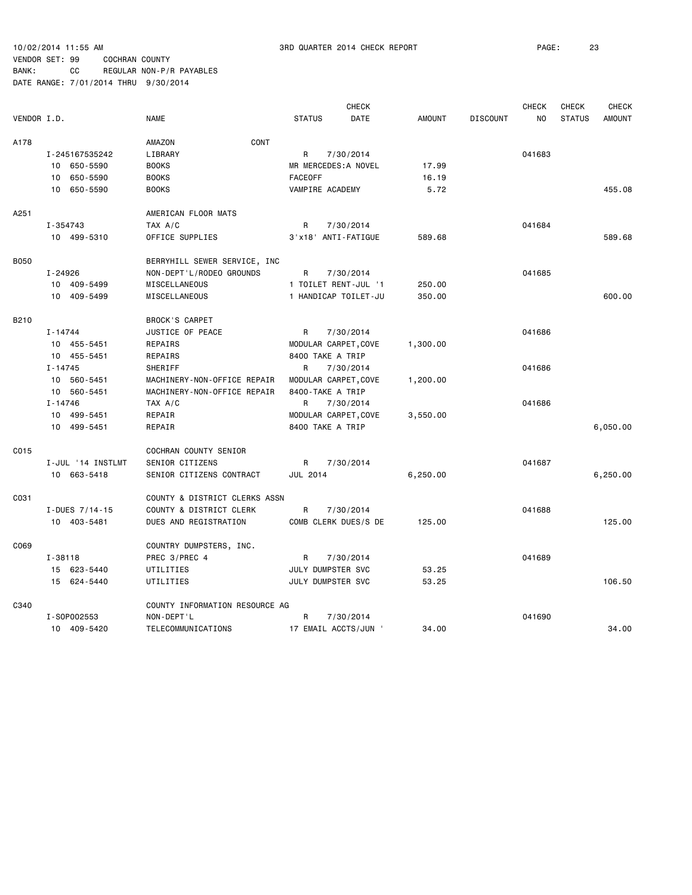10/02/2014 11:55 AM 3RD QUARTER 2014 CHECK REPORT
VENDOR SET: 99 COCHRAN COUNTY
BANK: CC REGULAR NON-P/R PAYABLES
DATE RANGE: 7/01/2014 THRU 9/30/2014

| VENDOR I.D. | NAME | STATUS | CHECK DATE | AMOUNT | DISCOUNT | CHECK NO | CHECK STATUS | CHECK AMOUNT |
|---|---|---|---|---|---|---|---|---|
| A178 | AMAZON CONT | | | | | | | |
| I-245167535242 | LIBRARY | R | 7/30/2014 | | | 041683 | | |
| 10 650-5590 | BOOKS | MR MERCEDES:A NOVEL | | 17.99 | | | | |
| 10 650-5590 | BOOKS | FACEOFF | | 16.19 | | | | |
| 10 650-5590 | BOOKS | VAMPIRE ACADEMY | | 5.72 | | | | 455.08 |
| A251 | AMERICAN FLOOR MATS | | | | | | | |
| I-354743 | TAX A/C | R | 7/30/2014 | | | 041684 | | |
| 10 499-5310 | OFFICE SUPPLIES | 3'x18' ANTI-FATIGUE | | 589.68 | | | | 589.68 |
| B050 | BERRYHILL SEWER SERVICE, INC | | | | | | | |
| I-24926 | NON-DEPT'L/RODEO GROUNDS | R | 7/30/2014 | | | 041685 | | |
| 10 409-5499 | MISCELLANEOUS | 1 TOILET RENT-JUL '1 | | 250.00 | | | | |
| 10 409-5499 | MISCELLANEOUS | 1 HANDICAP TOILET-JU | | 350.00 | | | | 600.00 |
| B210 | BROCK'S CARPET | | | | | | | |
| I-14744 | JUSTICE OF PEACE | R | 7/30/2014 | | | 041686 | | |
| 10 455-5451 | REPAIRS | MODULAR CARPET,COVE | | 1,300.00 | | | | |
| 10 455-5451 | REPAIRS | 8400 TAKE A TRIP | | | | | | |
| I-14745 | SHERIFF | R | 7/30/2014 | | | 041686 | | |
| 10 560-5451 | MACHINERY-NON-OFFICE REPAIR | MODULAR CARPET,COVE | | 1,200.00 | | | | |
| 10 560-5451 | MACHINERY-NON-OFFICE REPAIR | 8400-TAKE A TRIP | | | | | | |
| I-14746 | TAX A/C | R | 7/30/2014 | | | 041686 | | |
| 10 499-5451 | REPAIR | MODULAR CARPET,COVE | | 3,550.00 | | | | |
| 10 499-5451 | REPAIR | 8400 TAKE A TRIP | | | | | | 6,050.00 |
| C015 | COCHRAN COUNTY SENIOR | | | | | | | |
| I-JUL '14 INSTLMT | SENIOR CITIZENS | R | 7/30/2014 | | | 041687 | | |
| 10 663-5418 | SENIOR CITIZENS CONTRACT | JUL 2014 | | 6,250.00 | | | | 6,250.00 |
| C031 | COUNTY & DISTRICT CLERKS ASSN | | | | | | | |
| I-DUES 7/14-15 | COUNTY & DISTRICT CLERK | R | 7/30/2014 | | | 041688 | | |
| 10 403-5481 | DUES AND REGISTRATION | COMB CLERK DUES/S DE | | 125.00 | | | | 125.00 |
| C069 | COUNTRY DUMPSTERS, INC. | | | | | | | |
| I-38118 | PREC 3/PREC 4 | R | 7/30/2014 | | | 041689 | | |
| 15 623-5440 | UTILITIES | JULY DUMPSTER SVC | | 53.25 | | | | |
| 15 624-5440 | UTILITIES | JULY DUMPSTER SVC | | 53.25 | | | | 106.50 |
| C340 | COUNTY INFORMATION RESOURCE AG | | | | | | | |
| I-SOP002553 | NON-DEPT'L | R | 7/30/2014 | | | 041690 | | |
| 10 409-5420 | TELECOMMUNICATIONS | 17 EMAIL ACCTS/JUN ' | | 34.00 | | | | 34.00 |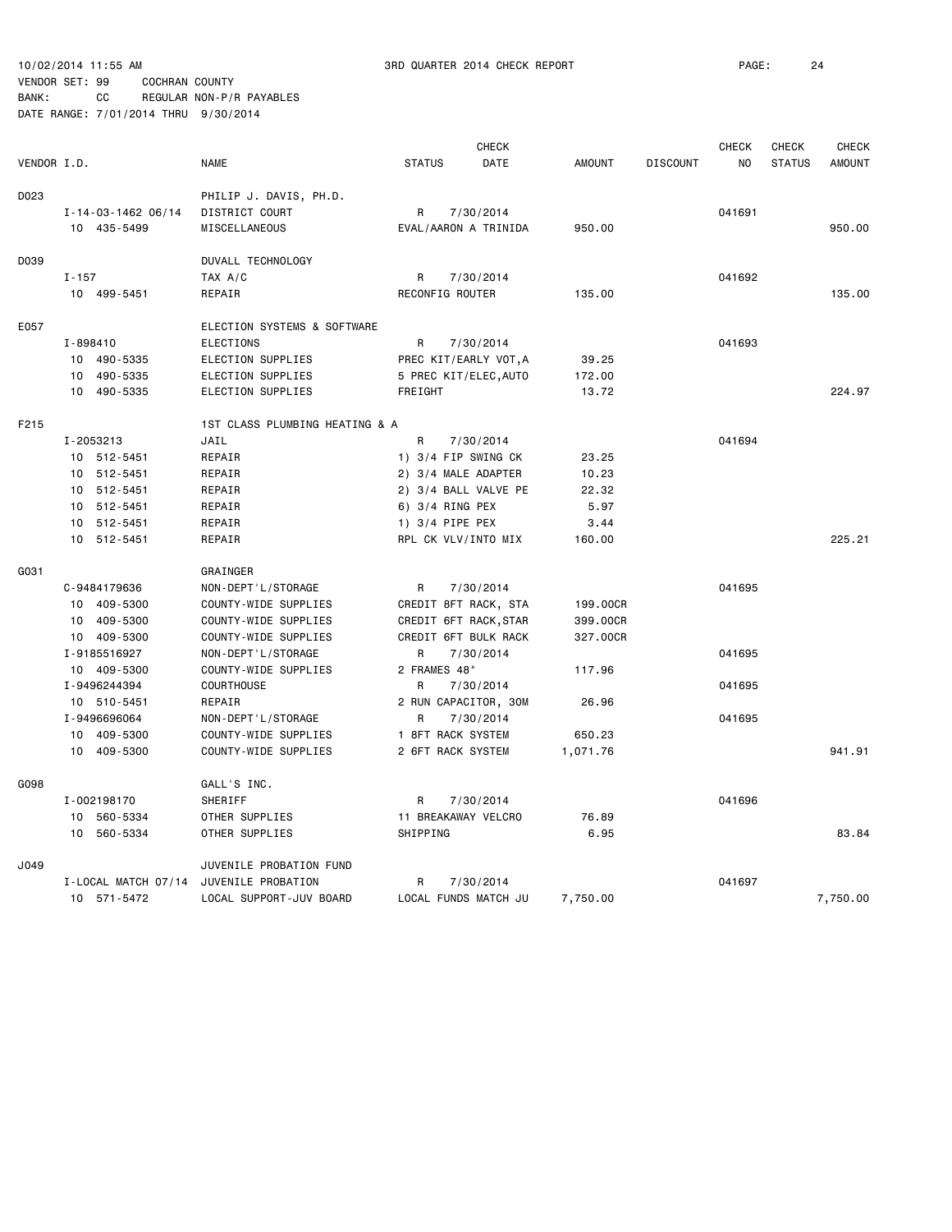10/02/2014 11:55 AM    3RD QUARTER 2014 CHECK REPORT    PAGE: 24

VENDOR SET: 99    COCHRAN COUNTY
BANK: CC    REGULAR NON-P/R PAYABLES
DATE RANGE: 7/01/2014 THRU 9/30/2014

| VENDOR I.D. | | NAME | STATUS | CHECK DATE | AMOUNT | DISCOUNT | CHECK NO | CHECK STATUS | CHECK AMOUNT |
|---|---|---|---|---|---|---|---|---|---|
| D023 | | PHILIP J. DAVIS, PH.D. | | | | | | | |
| | I-14-03-1462 06/14 | DISTRICT COURT | R | 7/30/2014 | | | 041691 | | |
| | 10 435-5499 | MISCELLANEOUS | EVAL/AARON A TRINIDA | | 950.00 | | | | 950.00 |
| D039 | | DUVALL TECHNOLOGY | | | | | | | |
| | I-157 | TAX A/C | R | 7/30/2014 | | | 041692 | | |
| | 10 499-5451 | REPAIR | RECONFIG ROUTER | | 135.00 | | | | 135.00 |
| E057 | | ELECTION SYSTEMS & SOFTWARE | | | | | | | |
| | I-898410 | ELECTIONS | R | 7/30/2014 | | | 041693 | | |
| | 10 490-5335 | ELECTION SUPPLIES | PREC KIT/EARLY VOT,A | | 39.25 | | | | |
| | 10 490-5335 | ELECTION SUPPLIES | 5 PREC KIT/ELEC,AUTO | | 172.00 | | | | |
| | 10 490-5335 | ELECTION SUPPLIES | FREIGHT | | 13.72 | | | | 224.97 |
| F215 | | 1ST CLASS PLUMBING HEATING & A | | | | | | | |
| | I-2053213 | JAIL | R | 7/30/2014 | | | 041694 | | |
| | 10 512-5451 | REPAIR | 1) 3/4 FIP SWING CK | | 23.25 | | | | |
| | 10 512-5451 | REPAIR | 2) 3/4 MALE ADAPTER | | 10.23 | | | | |
| | 10 512-5451 | REPAIR | 2) 3/4 BALL VALVE PE | | 22.32 | | | | |
| | 10 512-5451 | REPAIR | 6) 3/4 RING PEX | | 5.97 | | | | |
| | 10 512-5451 | REPAIR | 1) 3/4 PIPE PEX | | 3.44 | | | | |
| | 10 512-5451 | REPAIR | RPL CK VLV/INTO MIX | | 160.00 | | | | 225.21 |
| G031 | | GRAINGER | | | | | | | |
| | C-9484179636 | NON-DEPT'L/STORAGE | R | 7/30/2014 | | | 041695 | | |
| | 10 409-5300 | COUNTY-WIDE SUPPLIES | CREDIT 8FT RACK, STA | | 199.00CR | | | | |
| | 10 409-5300 | COUNTY-WIDE SUPPLIES | CREDIT 6FT RACK,STAR | | 399.00CR | | | | |
| | 10 409-5300 | COUNTY-WIDE SUPPLIES | CREDIT 6FT BULK RACK | | 327.00CR | | | | |
| | I-9185516927 | NON-DEPT'L/STORAGE | R | 7/30/2014 | | | 041695 | | |
| | 10 409-5300 | COUNTY-WIDE SUPPLIES | 2 FRAMES 48" | | 117.96 | | | | |
| | I-9496244394 | COURTHOUSE | R | 7/30/2014 | | | 041695 | | |
| | 10 510-5451 | REPAIR | 2 RUN CAPACITOR, 30M | | 26.96 | | | | |
| | I-9496696064 | NON-DEPT'L/STORAGE | R | 7/30/2014 | | | 041695 | | |
| | 10 409-5300 | COUNTY-WIDE SUPPLIES | 1 8FT RACK SYSTEM | | 650.23 | | | | |
| | 10 409-5300 | COUNTY-WIDE SUPPLIES | 2 6FT RACK SYSTEM | | 1,071.76 | | | | 941.91 |
| G098 | | GALL'S INC. | | | | | | | |
| | I-002198170 | SHERIFF | R | 7/30/2014 | | | 041696 | | |
| | 10 560-5334 | OTHER SUPPLIES | 11 BREAKAWAY VELCRO | | 76.89 | | | | |
| | 10 560-5334 | OTHER SUPPLIES | SHIPPING | | 6.95 | | | | 83.84 |
| J049 | | JUVENILE PROBATION FUND | | | | | | | |
| | I-LOCAL MATCH 07/14 | JUVENILE PROBATION | R | 7/30/2014 | | | 041697 | | |
| | 10 571-5472 | LOCAL SUPPORT-JUV BOARD | LOCAL FUNDS MATCH JU | | 7,750.00 | | | | 7,750.00 |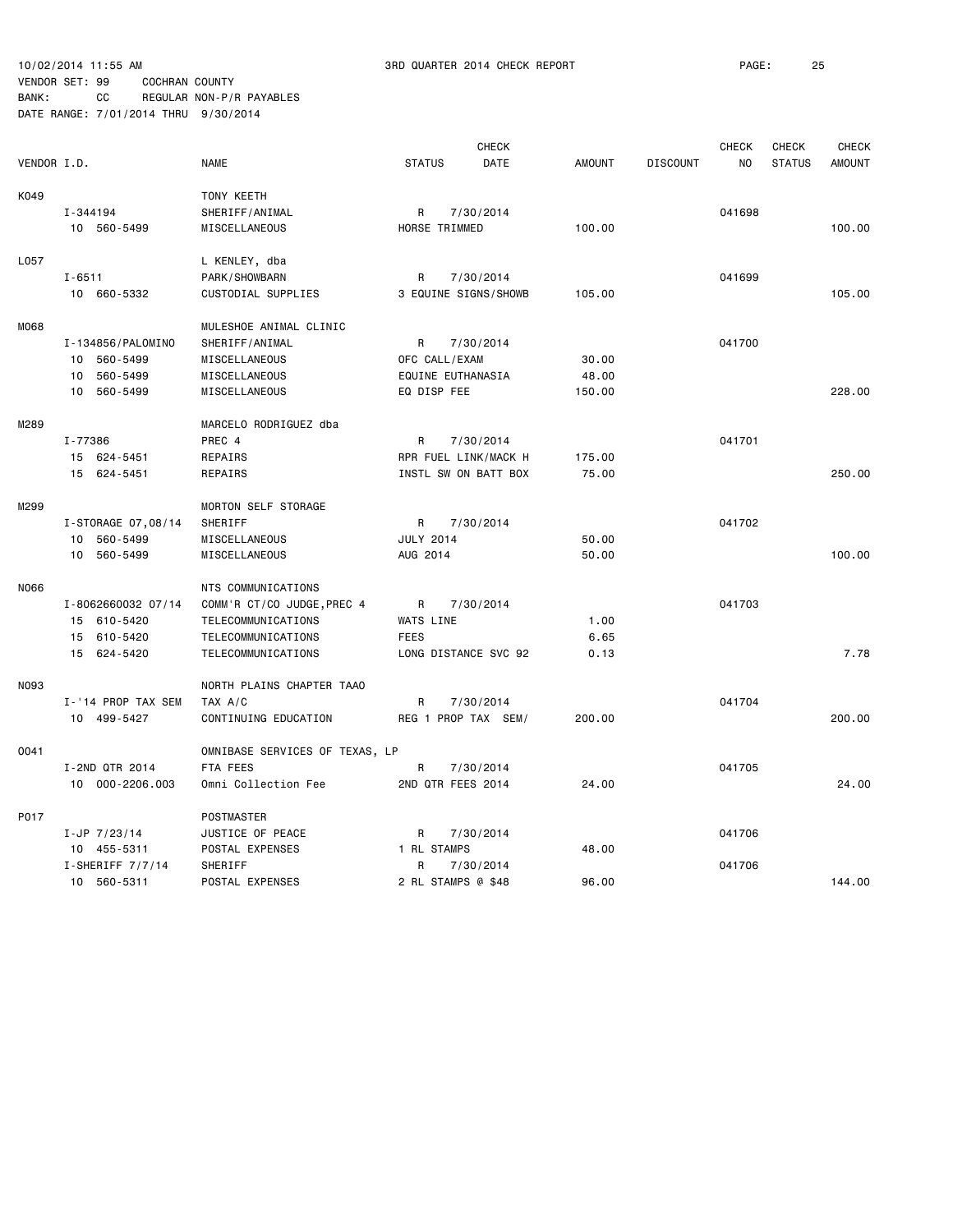10/02/2014 11:55 AM 3RD QUARTER 2014 CHECK REPORT

VENDOR SET: 99 COCHRAN COUNTY
BANK: CC REGULAR NON-P/R PAYABLES
DATE RANGE: 7/01/2014 THRU 9/30/2014

| VENDOR I.D. | NAME | STATUS | CHECK DATE | AMOUNT | DISCOUNT | CHECK NO | CHECK STATUS | CHECK AMOUNT |
|---|---|---|---|---|---|---|---|---|
| K049 | TONY KEETH | | | | | | | |
| I-344194 | SHERIFF/ANIMAL | R | 7/30/2014 | | | 041698 | | |
| 10 560-5499 | MISCELLANEOUS | HORSE TRIMMED | | 100.00 | | | | 100.00 |
| L057 | L KENLEY, dba | | | | | | | |
| I-6511 | PARK/SHOWBARN | R | 7/30/2014 | | | 041699 | | |
| 10 660-5332 | CUSTODIAL SUPPLIES | 3 EQUINE SIGNS/SHOWB | | 105.00 | | | | 105.00 |
| M068 | MULESHOE ANIMAL CLINIC | | | | | | | |
| I-134856/PALOMINO | SHERIFF/ANIMAL | R | 7/30/2014 | | | 041700 | | |
| 10 560-5499 | MISCELLANEOUS | OFC CALL/EXAM | | 30.00 | | | | |
| 10 560-5499 | MISCELLANEOUS | EQUINE EUTHANASIA | | 48.00 | | | | |
| 10 560-5499 | MISCELLANEOUS | EQ DISP FEE | | 150.00 | | | | 228.00 |
| M289 | MARCELO RODRIGUEZ dba | | | | | | | |
| I-77386 | PREC 4 | R | 7/30/2014 | | | 041701 | | |
| 15 624-5451 | REPAIRS | RPR FUEL LINK/MACK H | | 175.00 | | | | |
| 15 624-5451 | REPAIRS | INSTL SW ON BATT BOX | | 75.00 | | | | 250.00 |
| M299 | MORTON SELF STORAGE | | | | | | | |
| I-STORAGE 07,08/14 | SHERIFF | R | 7/30/2014 | | | 041702 | | |
| 10 560-5499 | MISCELLANEOUS | JULY 2014 | | 50.00 | | | | |
| 10 560-5499 | MISCELLANEOUS | AUG 2014 | | 50.00 | | | | 100.00 |
| N066 | NTS COMMUNICATIONS | | | | | | | |
| I-8062660032 07/14 | COMM'R CT/CO JUDGE,PREC 4 | R | 7/30/2014 | | | 041703 | | |
| 15 610-5420 | TELECOMMUNICATIONS | WATS LINE | | 1.00 | | | | |
| 15 610-5420 | TELECOMMUNICATIONS | FEES | | 6.65 | | | | |
| 15 624-5420 | TELECOMMUNICATIONS | LONG DISTANCE SVC 92 | | 0.13 | | | | 7.78 |
| N093 | NORTH PLAINS CHAPTER TAAO | | | | | | | |
| I-'14 PROP TAX SEM | TAX A/C | R | 7/30/2014 | | | 041704 | | |
| 10 499-5427 | CONTINUING EDUCATION | REG 1 PROP TAX SEM/ | | 200.00 | | | | 200.00 |
| O041 | OMNIBASE SERVICES OF TEXAS, LP | | | | | | | |
| I-2ND QTR 2014 | FTA FEES | R | 7/30/2014 | | | 041705 | | |
| 10 000-2206.003 | Omni Collection Fee | 2ND QTR FEES 2014 | | 24.00 | | | | 24.00 |
| P017 | POSTMASTER | | | | | | | |
| I-JP 7/23/14 | JUSTICE OF PEACE | R | 7/30/2014 | | | 041706 | | |
| 10 455-5311 | POSTAL EXPENSES | 1 RL STAMPS | | 48.00 | | | | |
| I-SHERIFF 7/7/14 | SHERIFF | R | 7/30/2014 | | | 041706 | | |
| 10 560-5311 | POSTAL EXPENSES | 2 RL STAMPS @ $48 | | 96.00 | | | | 144.00 |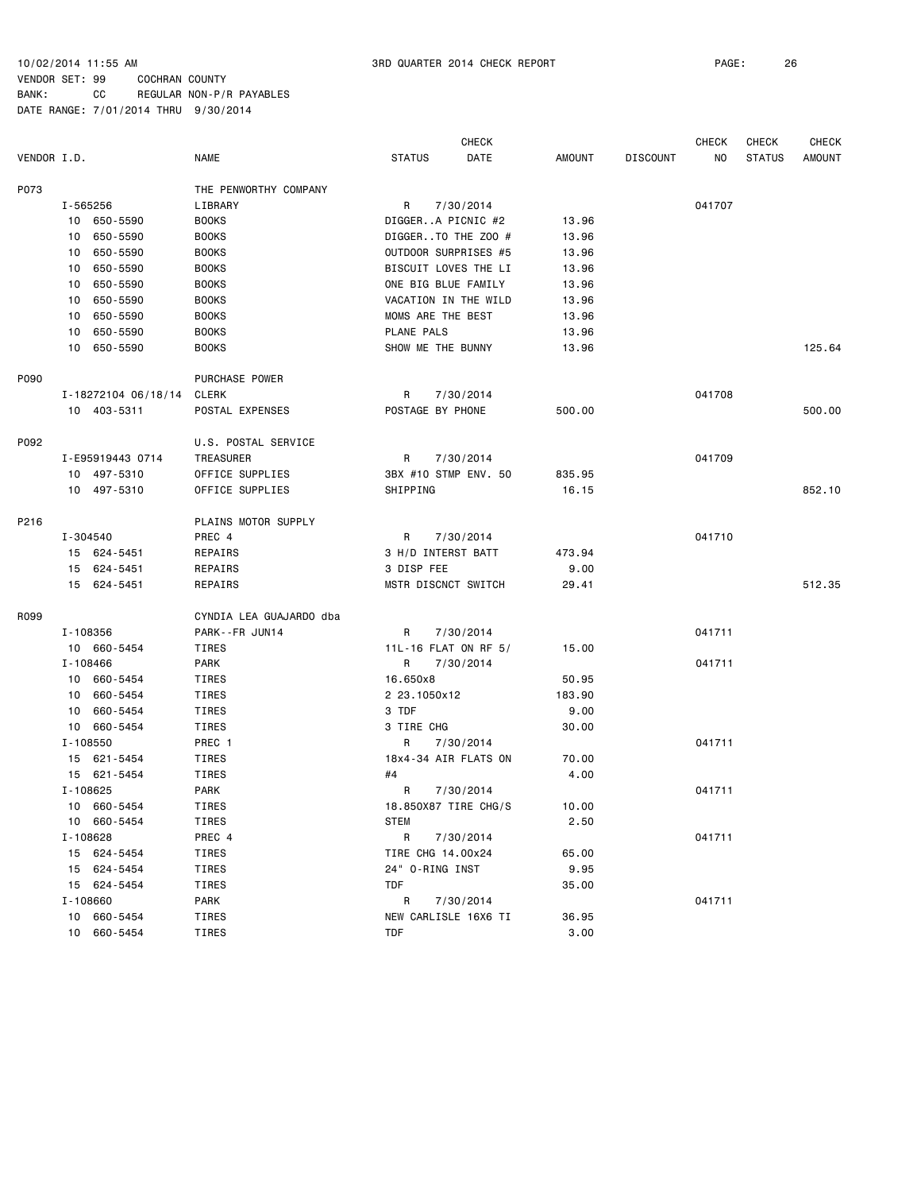10/02/2014 11:55 AM — 3RD QUARTER 2014 CHECK REPORT

VENDOR SET: 99 COCHRAN COUNTY
BANK: CC REGULAR NON-P/R PAYABLES
DATE RANGE: 7/01/2014 THRU 9/30/2014

| VENDOR I.D. | | NAME | STATUS | CHECK DATE | AMOUNT | DISCOUNT | CHECK NO | CHECK STATUS | CHECK AMOUNT |
|---|---|---|---|---|---|---|---|---|---|
| P073 | | THE PENWORTHY COMPANY | | | | | | | |
| | I-565256 | LIBRARY | R | 7/30/2014 | | | 041707 | | |
| | 10 650-5590 | BOOKS | DIGGER..A PICNIC #2 | | 13.96 | | | | |
| | 10 650-5590 | BOOKS | DIGGER..TO THE ZOO # | | 13.96 | | | | |
| | 10 650-5590 | BOOKS | OUTDOOR SURPRISES #5 | | 13.96 | | | | |
| | 10 650-5590 | BOOKS | BISCUIT LOVES THE LI | | 13.96 | | | | |
| | 10 650-5590 | BOOKS | ONE BIG BLUE FAMILY | | 13.96 | | | | |
| | 10 650-5590 | BOOKS | VACATION IN THE WILD | | 13.96 | | | | |
| | 10 650-5590 | BOOKS | MOMS ARE THE BEST | | 13.96 | | | | |
| | 10 650-5590 | BOOKS | PLANE PALS | | 13.96 | | | | |
| | 10 650-5590 | BOOKS | SHOW ME THE BUNNY | | 13.96 | | | | 125.64 |
| P090 | | PURCHASE POWER | | | | | | | |
| | I-18272104 06/18/14 | CLERK | R | 7/30/2014 | | | 041708 | | |
| | 10 403-5311 | POSTAL EXPENSES | POSTAGE BY PHONE | | 500.00 | | | | 500.00 |
| P092 | | U.S. POSTAL SERVICE | | | | | | | |
| | I-E95919443 0714 | TREASURER | R | 7/30/2014 | | | 041709 | | |
| | 10 497-5310 | OFFICE SUPPLIES | 3BX #10 STMP ENV. 50 | | 835.95 | | | | |
| | 10 497-5310 | OFFICE SUPPLIES | SHIPPING | | 16.15 | | | | 852.10 |
| P216 | | PLAINS MOTOR SUPPLY | | | | | | | |
| | I-304540 | PREC 4 | R | 7/30/2014 | | | 041710 | | |
| | 15 624-5451 | REPAIRS | 3 H/D INTERST BATT | | 473.94 | | | | |
| | 15 624-5451 | REPAIRS | 3 DISP FEE | | 9.00 | | | | |
| | 15 624-5451 | REPAIRS | MSTR DISCNCT SWITCH | | 29.41 | | | | 512.35 |
| R099 | | CYNDIA LEA GUAJARDO dba | | | | | | | |
| | I-108356 | PARK--FR JUN14 | R | 7/30/2014 | | | 041711 | | |
| | 10 660-5454 | TIRES | 11L-16 FLAT ON RF 5/ | | 15.00 | | | | |
| | I-108466 | PARK | R | 7/30/2014 | | | 041711 | | |
| | 10 660-5454 | TIRES | 16.650x8 | | 50.95 | | | | |
| | 10 660-5454 | TIRES | 2 23.1050x12 | | 183.90 | | | | |
| | 10 660-5454 | TIRES | 3 TDF | | 9.00 | | | | |
| | 10 660-5454 | TIRES | 3 TIRE CHG | | 30.00 | | | | |
| | I-108550 | PREC 1 | R | 7/30/2014 | | | 041711 | | |
| | 15 621-5454 | TIRES | 18x4-34 AIR FLATS ON | | 70.00 | | | | |
| | 15 621-5454 | TIRES | #4 | | 4.00 | | | | |
| | I-108625 | PARK | R | 7/30/2014 | | | 041711 | | |
| | 10 660-5454 | TIRES | 18.850X87 TIRE CHG/S | | 10.00 | | | | |
| | 10 660-5454 | TIRES | STEM | | 2.50 | | | | |
| | I-108628 | PREC 4 | R | 7/30/2014 | | | 041711 | | |
| | 15 624-5454 | TIRES | TIRE CHG 14.00x24 | | 65.00 | | | | |
| | 15 624-5454 | TIRES | 24" O-RING INST | | 9.95 | | | | |
| | 15 624-5454 | TIRES | TDF | | 35.00 | | | | |
| | I-108660 | PARK | R | 7/30/2014 | | | 041711 | | |
| | 10 660-5454 | TIRES | NEW CARLISLE 16X6 TI | | 36.95 | | | | |
| | 10 660-5454 | TIRES | TDF | | 3.00 | | | | |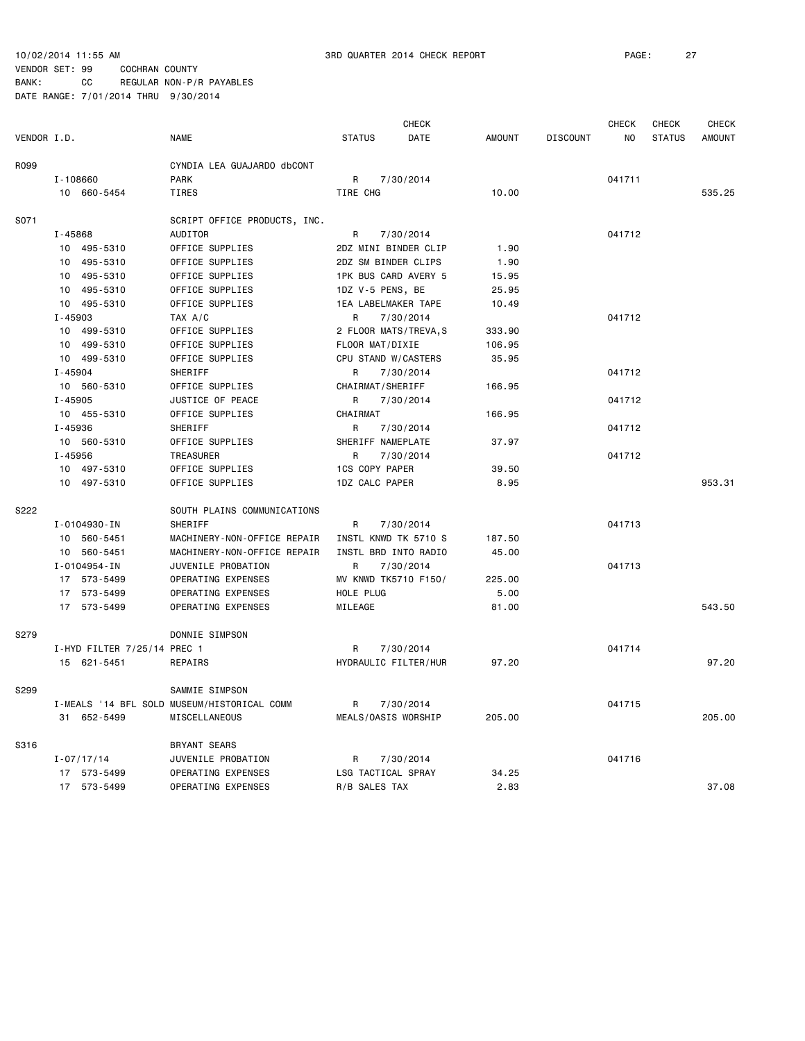10/02/2014 11:55 AM 3RD QUARTER 2014 CHECK REPORT

VENDOR SET: 99 COCHRAN COUNTY

BANK: CC REGULAR NON-P/R PAYABLES

DATE RANGE: 7/01/2014 THRU 9/30/2014

| VENDOR I.D. | | NAME | STATUS | CHECK DATE | AMOUNT | DISCOUNT | CHECK NO | CHECK STATUS | CHECK AMOUNT |
|---|---|---|---|---|---|---|---|---|---|
| R099 | | CYNDIA LEA GUAJARDO dbCONT | | | | | | | |
| | I-108660 | PARK | R | 7/30/2014 | | | 041711 | | |
| | 10 660-5454 | TIRES | TIRE CHG | | 10.00 | | | | 535.25 |
| S071 | | SCRIPT OFFICE PRODUCTS, INC. | | | | | | | |
| | I-45868 | AUDITOR | R | 7/30/2014 | | | 041712 | | |
| | 10 495-5310 | OFFICE SUPPLIES | 2DZ MINI BINDER CLIP | | 1.90 | | | | |
| | 10 495-5310 | OFFICE SUPPLIES | 2DZ SM BINDER CLIPS | | 1.90 | | | | |
| | 10 495-5310 | OFFICE SUPPLIES | 1PK BUS CARD AVERY 5 | | 15.95 | | | | |
| | 10 495-5310 | OFFICE SUPPLIES | 1DZ V-5 PENS, BE | | 25.95 | | | | |
| | 10 495-5310 | OFFICE SUPPLIES | 1EA LABELMAKER TAPE | | 10.49 | | | | |
| | I-45903 | TAX A/C | R | 7/30/2014 | | | 041712 | | |
| | 10 499-5310 | OFFICE SUPPLIES | 2 FLOOR MATS/TREVA,S | | 333.90 | | | | |
| | 10 499-5310 | OFFICE SUPPLIES | FLOOR MAT/DIXIE | | 106.95 | | | | |
| | 10 499-5310 | OFFICE SUPPLIES | CPU STAND W/CASTERS | | 35.95 | | | | |
| | I-45904 | SHERIFF | R | 7/30/2014 | | | 041712 | | |
| | 10 560-5310 | OFFICE SUPPLIES | CHAIRMAT/SHERIFF | | 166.95 | | | | |
| | I-45905 | JUSTICE OF PEACE | R | 7/30/2014 | | | 041712 | | |
| | 10 455-5310 | OFFICE SUPPLIES | CHAIRMAT | | 166.95 | | | | |
| | I-45936 | SHERIFF | R | 7/30/2014 | | | 041712 | | |
| | 10 560-5310 | OFFICE SUPPLIES | SHERIFF NAMEPLATE | | 37.97 | | | | |
| | I-45956 | TREASURER | R | 7/30/2014 | | | 041712 | | |
| | 10 497-5310 | OFFICE SUPPLIES | 1CS COPY PAPER | | 39.50 | | | | |
| | 10 497-5310 | OFFICE SUPPLIES | 1DZ CALC PAPER | | 8.95 | | | | 953.31 |
| S222 | | SOUTH PLAINS COMMUNICATIONS | | | | | | | |
| | I-0104930-IN | SHERIFF | R | 7/30/2014 | | | 041713 | | |
| | 10 560-5451 | MACHINERY-NON-OFFICE REPAIR | INSTL KNWD TK 5710 S | | 187.50 | | | | |
| | 10 560-5451 | MACHINERY-NON-OFFICE REPAIR | INSTL BRD INTO RADIO | | 45.00 | | | | |
| | I-0104954-IN | JUVENILE PROBATION | R | 7/30/2014 | | | 041713 | | |
| | 17 573-5499 | OPERATING EXPENSES | MV KNWD TK5710 F150/ | | 225.00 | | | | |
| | 17 573-5499 | OPERATING EXPENSES | HOLE PLUG | | 5.00 | | | | |
| | 17 573-5499 | OPERATING EXPENSES | MILEAGE | | 81.00 | | | | 543.50 |
| S279 | | DONNIE SIMPSON | | | | | | | |
| | I-HYD FILTER 7/25/14 PREC 1 | | R | 7/30/2014 | | | 041714 | | |
| | 15 621-5451 | REPAIRS | HYDRAULIC FILTER/HUR | | 97.20 | | | | 97.20 |
| S299 | | SAMMIE SIMPSON | | | | | | | |
| | I-MEALS '14 BFL SOLD MUSEUM/HISTORICAL COMM | | R | 7/30/2014 | | | 041715 | | |
| | 31 652-5499 | MISCELLANEOUS | MEALS/OASIS WORSHIP | | 205.00 | | | | 205.00 |
| S316 | | BRYANT SEARS | | | | | | | |
| | I-07/17/14 | JUVENILE PROBATION | R | 7/30/2014 | | | 041716 | | |
| | 17 573-5499 | OPERATING EXPENSES | LSG TACTICAL SPRAY | | 34.25 | | | | |
| | 17 573-5499 | OPERATING EXPENSES | R/B SALES TAX | | 2.83 | | | | 37.08 |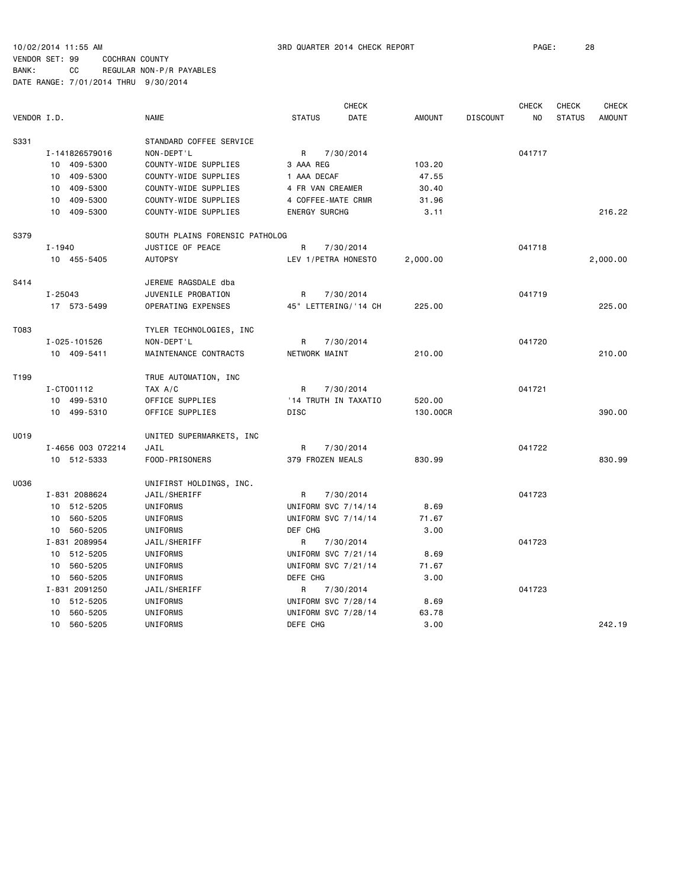10/02/2014 11:55 AM 3RD QUARTER 2014 CHECK REPORT

VENDOR SET: 99 COCHRAN COUNTY
BANK: CC REGULAR NON-P/R PAYABLES
DATE RANGE: 7/01/2014 THRU 9/30/2014

| VENDOR I.D. | | NAME | STATUS | CHECK DATE | AMOUNT | DISCOUNT | CHECK NO | CHECK STATUS | CHECK AMOUNT |
|---|---|---|---|---|---|---|---|---|---|
| S331 | | STANDARD COFFEE SERVICE | | | | | | | |
| | I-141826579016 | NON-DEPT'L | R | 7/30/2014 | | | 041717 | | |
| | 10 409-5300 | COUNTY-WIDE SUPPLIES | 3 AAA REG | | 103.20 | | | | |
| | 10 409-5300 | COUNTY-WIDE SUPPLIES | 1 AAA DECAF | | 47.55 | | | | |
| | 10 409-5300 | COUNTY-WIDE SUPPLIES | 4 FR VAN CREAMER | | 30.40 | | | | |
| | 10 409-5300 | COUNTY-WIDE SUPPLIES | 4 COFFEE-MATE CRMR | | 31.96 | | | | |
| | 10 409-5300 | COUNTY-WIDE SUPPLIES | ENERGY SURCHG | | 3.11 | | | | 216.22 |
| S379 | | SOUTH PLAINS FORENSIC PATHOLOG | | | | | | | |
| | I-1940 | JUSTICE OF PEACE | R | 7/30/2014 | | | 041718 | | |
| | 10 455-5405 | AUTOPSY | LEV 1/PETRA HONESTO | | 2,000.00 | | | | 2,000.00 |
| S414 | | JEREME RAGSDALE dba | | | | | | | |
| | I-25043 | JUVENILE PROBATION | R | 7/30/2014 | | | 041719 | | |
| | 17 573-5499 | OPERATING EXPENSES | 45" LETTERING/'14 CH | | 225.00 | | | | 225.00 |
| T083 | | TYLER TECHNOLOGIES, INC | | | | | | | |
| | I-025-101526 | NON-DEPT'L | R | 7/30/2014 | | | 041720 | | |
| | 10 409-5411 | MAINTENANCE CONTRACTS | NETWORK MAINT | | 210.00 | | | | 210.00 |
| T199 | | TRUE AUTOMATION, INC | | | | | | | |
| | I-CT001112 | TAX A/C | R | 7/30/2014 | | | 041721 | | |
| | 10 499-5310 | OFFICE SUPPLIES | '14 TRUTH IN TAXATIO | | 520.00 | | | | |
| | 10 499-5310 | OFFICE SUPPLIES | DISC | | 130.00CR | | | | 390.00 |
| U019 | | UNITED SUPERMARKETS, INC | | | | | | | |
| | I-4656 003 072214 | JAIL | R | 7/30/2014 | | | 041722 | | |
| | 10 512-5333 | FOOD-PRISONERS | 379 FROZEN MEALS | | 830.99 | | | | 830.99 |
| U036 | | UNIFIRST HOLDINGS, INC. | | | | | | | |
| | I-831 2088624 | JAIL/SHERIFF | R | 7/30/2014 | | | 041723 | | |
| | 10 512-5205 | UNIFORMS | UNIFORM SVC 7/14/14 | | 8.69 | | | | |
| | 10 560-5205 | UNIFORMS | UNIFORM SVC 7/14/14 | | 71.67 | | | | |
| | 10 560-5205 | UNIFORMS | DEF CHG | | 3.00 | | | | |
| | I-831 2089954 | JAIL/SHERIFF | R | 7/30/2014 | | | 041723 | | |
| | 10 512-5205 | UNIFORMS | UNIFORM SVC 7/21/14 | | 8.69 | | | | |
| | 10 560-5205 | UNIFORMS | UNIFORM SVC 7/21/14 | | 71.67 | | | | |
| | 10 560-5205 | UNIFORMS | DEFE CHG | | 3.00 | | | | |
| | I-831 2091250 | JAIL/SHERIFF | R | 7/30/2014 | | | 041723 | | |
| | 10 512-5205 | UNIFORMS | UNIFORM SVC 7/28/14 | | 8.69 | | | | |
| | 10 560-5205 | UNIFORMS | UNIFORM SVC 7/28/14 | | 63.78 | | | | |
| | 10 560-5205 | UNIFORMS | DEFE CHG | | 3.00 | | | | 242.19 |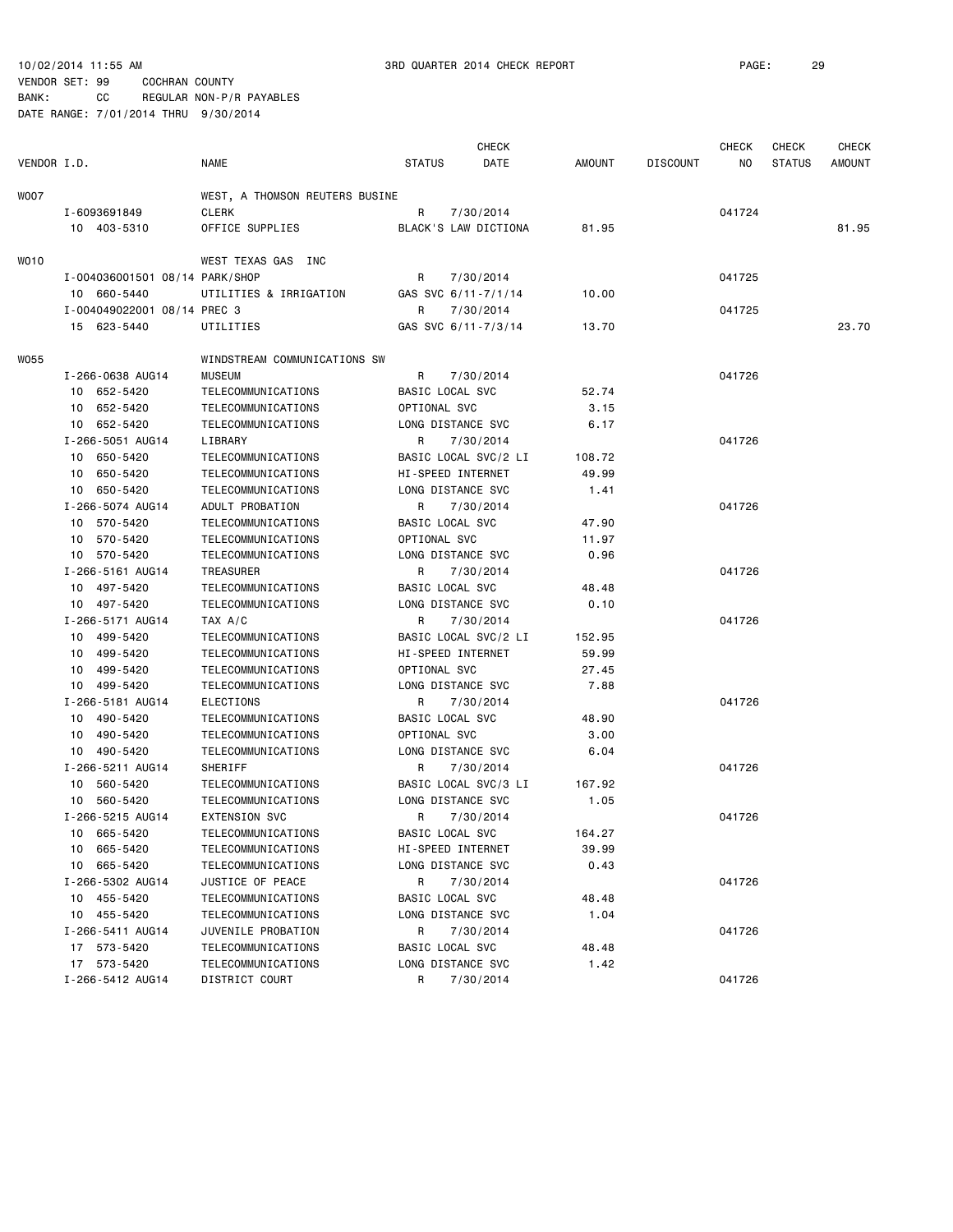10/02/2014 11:55 AM 3RD QUARTER 2014 CHECK REPORT
VENDOR SET: 99 COCHRAN COUNTY
BANK: CC REGULAR NON-P/R PAYABLES
DATE RANGE: 7/01/2014 THRU 9/30/2014

| VENDOR I.D. | NAME | STATUS | CHECK DATE | AMOUNT | DISCOUNT | CHECK NO | CHECK STATUS | CHECK AMOUNT |
|---|---|---|---|---|---|---|---|---|
| W007 | WEST, A THOMSON REUTERS BUSINE | | | | | | | |
| I-6093691849 | CLERK | R | 7/30/2014 | | | 041724 | | |
| 10 403-5310 | OFFICE SUPPLIES | BLACK'S LAW DICTIONA | | 81.95 | | | | 81.95 |
| W010 | WEST TEXAS GAS INC | | | | | | | |
| I-004036001501 08/14 | PARK/SHOP | R | 7/30/2014 | | | 041725 | | |
| 10 660-5440 | UTILITIES & IRRIGATION | GAS SVC 6/11-7/1/14 | | 10.00 | | | | |
| I-004049022001 08/14 | PREC 3 | R | 7/30/2014 | | | 041725 | | |
| 15 623-5440 | UTILITIES | GAS SVC 6/11-7/3/14 | | 13.70 | | | | 23.70 |
| W055 | WINDSTREAM COMMUNICATIONS SW | | | | | | | |
| I-266-0638 AUG14 | MUSEUM | R | 7/30/2014 | | | 041726 | | |
| 10 652-5420 | TELECOMMUNICATIONS | BASIC LOCAL SVC | | 52.74 | | | | |
| 10 652-5420 | TELECOMMUNICATIONS | OPTIONAL SVC | | 3.15 | | | | |
| 10 652-5420 | TELECOMMUNICATIONS | LONG DISTANCE SVC | | 6.17 | | | | |
| I-266-5051 AUG14 | LIBRARY | R | 7/30/2014 | | | 041726 | | |
| 10 650-5420 | TELECOMMUNICATIONS | BASIC LOCAL SVC/2 LI | | 108.72 | | | | |
| 10 650-5420 | TELECOMMUNICATIONS | HI-SPEED INTERNET | | 49.99 | | | | |
| 10 650-5420 | TELECOMMUNICATIONS | LONG DISTANCE SVC | | 1.41 | | | | |
| I-266-5074 AUG14 | ADULT PROBATION | R | 7/30/2014 | | | 041726 | | |
| 10 570-5420 | TELECOMMUNICATIONS | BASIC LOCAL SVC | | 47.90 | | | | |
| 10 570-5420 | TELECOMMUNICATIONS | OPTIONAL SVC | | 11.97 | | | | |
| 10 570-5420 | TELECOMMUNICATIONS | LONG DISTANCE SVC | | 0.96 | | | | |
| I-266-5161 AUG14 | TREASURER | R | 7/30/2014 | | | 041726 | | |
| 10 497-5420 | TELECOMMUNICATIONS | BASIC LOCAL SVC | | 48.48 | | | | |
| 10 497-5420 | TELECOMMUNICATIONS | LONG DISTANCE SVC | | 0.10 | | | | |
| I-266-5171 AUG14 | TAX A/C | R | 7/30/2014 | | | 041726 | | |
| 10 499-5420 | TELECOMMUNICATIONS | BASIC LOCAL SVC/2 LI | | 152.95 | | | | |
| 10 499-5420 | TELECOMMUNICATIONS | HI-SPEED INTERNET | | 59.99 | | | | |
| 10 499-5420 | TELECOMMUNICATIONS | OPTIONAL SVC | | 27.45 | | | | |
| 10 499-5420 | TELECOMMUNICATIONS | LONG DISTANCE SVC | | 7.88 | | | | |
| I-266-5181 AUG14 | ELECTIONS | R | 7/30/2014 | | | 041726 | | |
| 10 490-5420 | TELECOMMUNICATIONS | BASIC LOCAL SVC | | 48.90 | | | | |
| 10 490-5420 | TELECOMMUNICATIONS | OPTIONAL SVC | | 3.00 | | | | |
| 10 490-5420 | TELECOMMUNICATIONS | LONG DISTANCE SVC | | 6.04 | | | | |
| I-266-5211 AUG14 | SHERIFF | R | 7/30/2014 | | | 041726 | | |
| 10 560-5420 | TELECOMMUNICATIONS | BASIC LOCAL SVC/3 LI | | 167.92 | | | | |
| 10 560-5420 | TELECOMMUNICATIONS | LONG DISTANCE SVC | | 1.05 | | | | |
| I-266-5215 AUG14 | EXTENSION SVC | R | 7/30/2014 | | | 041726 | | |
| 10 665-5420 | TELECOMMUNICATIONS | BASIC LOCAL SVC | | 164.27 | | | | |
| 10 665-5420 | TELECOMMUNICATIONS | HI-SPEED INTERNET | | 39.99 | | | | |
| 10 665-5420 | TELECOMMUNICATIONS | LONG DISTANCE SVC | | 0.43 | | | | |
| I-266-5302 AUG14 | JUSTICE OF PEACE | R | 7/30/2014 | | | 041726 | | |
| 10 455-5420 | TELECOMMUNICATIONS | BASIC LOCAL SVC | | 48.48 | | | | |
| 10 455-5420 | TELECOMMUNICATIONS | LONG DISTANCE SVC | | 1.04 | | | | |
| I-266-5411 AUG14 | JUVENILE PROBATION | R | 7/30/2014 | | | 041726 | | |
| 17 573-5420 | TELECOMMUNICATIONS | BASIC LOCAL SVC | | 48.48 | | | | |
| 17 573-5420 | TELECOMMUNICATIONS | LONG DISTANCE SVC | | 1.42 | | | | |
| I-266-5412 AUG14 | DISTRICT COURT | R | 7/30/2014 | | | 041726 | | |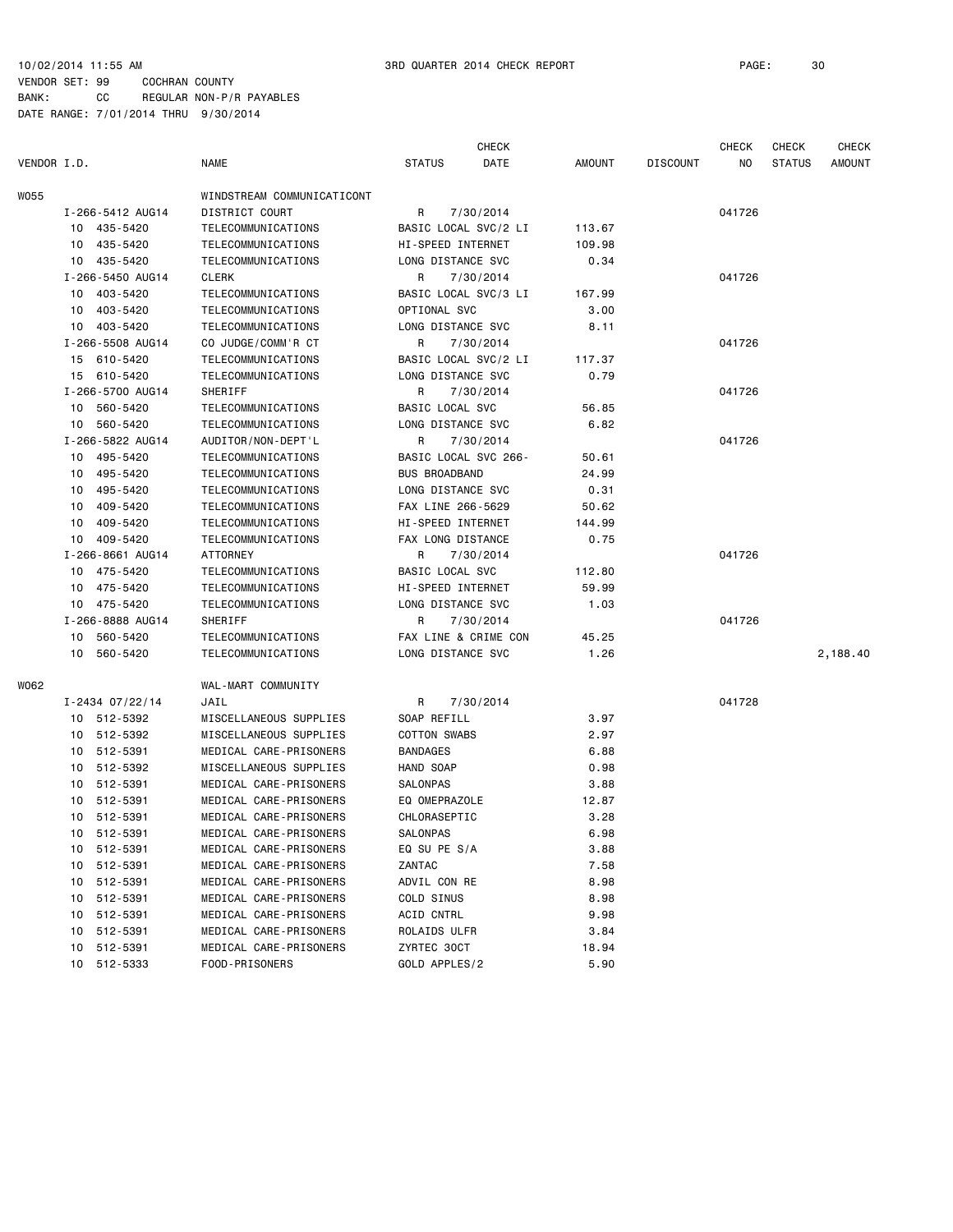10/02/2014 11:55 AM 3RD QUARTER 2014 CHECK REPORT

VENDOR SET: 99 COCHRAN COUNTY
BANK: CC REGULAR NON-P/R PAYABLES
DATE RANGE: 7/01/2014 THRU 9/30/2014

| VENDOR I.D. | NAME | STATUS | CHECK DATE | AMOUNT | DISCOUNT | CHECK NO | CHECK STATUS | CHECK AMOUNT |
|---|---|---|---|---|---|---|---|---|
| W055 | WINDSTREAM COMMUNICATICONT | | | | | | | |
| I-266-5412 AUG14 | DISTRICT COURT | R | 7/30/2014 | | | 041726 | | |
| 10 435-5420 | TELECOMMUNICATIONS | BASIC LOCAL SVC/2 LI | | 113.67 | | | | |
| 10 435-5420 | TELECOMMUNICATIONS | HI-SPEED INTERNET | | 109.98 | | | | |
| 10 435-5420 | TELECOMMUNICATIONS | LONG DISTANCE SVC | | 0.34 | | | | |
| I-266-5450 AUG14 | CLERK | R | 7/30/2014 | | | 041726 | | |
| 10 403-5420 | TELECOMMUNICATIONS | BASIC LOCAL SVC/3 LI | | 167.99 | | | | |
| 10 403-5420 | TELECOMMUNICATIONS | OPTIONAL SVC | | 3.00 | | | | |
| 10 403-5420 | TELECOMMUNICATIONS | LONG DISTANCE SVC | | 8.11 | | | | |
| I-266-5508 AUG14 | CO JUDGE/COMM'R CT | R | 7/30/2014 | | | 041726 | | |
| 15 610-5420 | TELECOMMUNICATIONS | BASIC LOCAL SVC/2 LI | | 117.37 | | | | |
| 15 610-5420 | TELECOMMUNICATIONS | LONG DISTANCE SVC | | 0.79 | | | | |
| I-266-5700 AUG14 | SHERIFF | R | 7/30/2014 | | | 041726 | | |
| 10 560-5420 | TELECOMMUNICATIONS | BASIC LOCAL SVC | | 56.85 | | | | |
| 10 560-5420 | TELECOMMUNICATIONS | LONG DISTANCE SVC | | 6.82 | | | | |
| I-266-5822 AUG14 | AUDITOR/NON-DEPT'L | R | 7/30/2014 | | | 041726 | | |
| 10 495-5420 | TELECOMMUNICATIONS | BASIC LOCAL SVC 266- | | 50.61 | | | | |
| 10 495-5420 | TELECOMMUNICATIONS | BUS BROADBAND | | 24.99 | | | | |
| 10 495-5420 | TELECOMMUNICATIONS | LONG DISTANCE SVC | | 0.31 | | | | |
| 10 409-5420 | TELECOMMUNICATIONS | FAX LINE 266-5629 | | 50.62 | | | | |
| 10 409-5420 | TELECOMMUNICATIONS | HI-SPEED INTERNET | | 144.99 | | | | |
| 10 409-5420 | TELECOMMUNICATIONS | FAX LONG DISTANCE | | 0.75 | | | | |
| I-266-8661 AUG14 | ATTORNEY | R | 7/30/2014 | | | 041726 | | |
| 10 475-5420 | TELECOMMUNICATIONS | BASIC LOCAL SVC | | 112.80 | | | | |
| 10 475-5420 | TELECOMMUNICATIONS | HI-SPEED INTERNET | | 59.99 | | | | |
| 10 475-5420 | TELECOMMUNICATIONS | LONG DISTANCE SVC | | 1.03 | | | | |
| I-266-8888 AUG14 | SHERIFF | R | 7/30/2014 | | | 041726 | | |
| 10 560-5420 | TELECOMMUNICATIONS | FAX LINE & CRIME CON | | 45.25 | | | | |
| 10 560-5420 | TELECOMMUNICATIONS | LONG DISTANCE SVC | | 1.26 | | | | 2,188.40 |
| W062 | WAL-MART COMMUNITY | | | | | | | |
| I-2434 07/22/14 | JAIL | R | 7/30/2014 | | | 041728 | | |
| 10 512-5392 | MISCELLANEOUS SUPPLIES | SOAP REFILL | | 3.97 | | | | |
| 10 512-5392 | MISCELLANEOUS SUPPLIES | COTTON SWABS | | 2.97 | | | | |
| 10 512-5391 | MEDICAL CARE-PRISONERS | BANDAGES | | 6.88 | | | | |
| 10 512-5392 | MISCELLANEOUS SUPPLIES | HAND SOAP | | 0.98 | | | | |
| 10 512-5391 | MEDICAL CARE-PRISONERS | SALONPAS | | 3.88 | | | | |
| 10 512-5391 | MEDICAL CARE-PRISONERS | EQ OMEPRAZOLE | | 12.87 | | | | |
| 10 512-5391 | MEDICAL CARE-PRISONERS | CHLORASEPTIC | | 3.28 | | | | |
| 10 512-5391 | MEDICAL CARE-PRISONERS | SALONPAS | | 6.98 | | | | |
| 10 512-5391 | MEDICAL CARE-PRISONERS | EQ SU PE S/A | | 3.88 | | | | |
| 10 512-5391 | MEDICAL CARE-PRISONERS | ZANTAC | | 7.58 | | | | |
| 10 512-5391 | MEDICAL CARE-PRISONERS | ADVIL CON RE | | 8.98 | | | | |
| 10 512-5391 | MEDICAL CARE-PRISONERS | COLD SINUS | | 8.98 | | | | |
| 10 512-5391 | MEDICAL CARE-PRISONERS | ACID CNTRL | | 9.98 | | | | |
| 10 512-5391 | MEDICAL CARE-PRISONERS | ROLAIDS ULFR | | 3.84 | | | | |
| 10 512-5391 | MEDICAL CARE-PRISONERS | ZYRTEC 30CT | | 18.94 | | | | |
| 10 512-5333 | FOOD-PRISONERS | GOLD APPLES/2 | | 5.90 | | | | |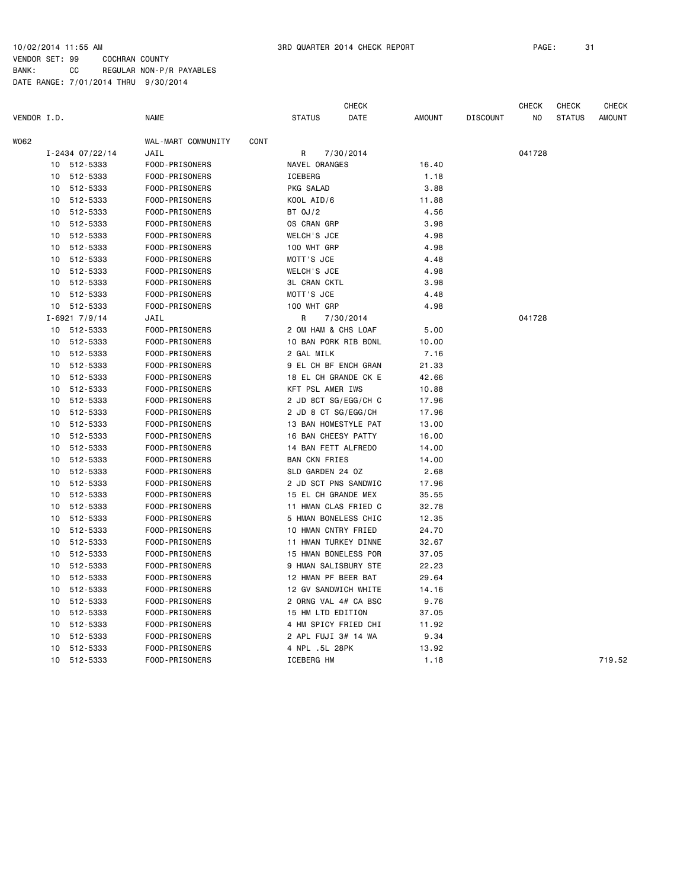10/02/2014 11:55 AM 3RD QUARTER 2014 CHECK REPORT

VENDOR SET: 99 COCHRAN COUNTY
BANK: CC REGULAR NON-P/R PAYABLES
DATE RANGE: 7/01/2014 THRU 9/30/2014

| VENDOR I.D. | NAME | STATUS | CHECK DATE | AMOUNT | DISCOUNT | CHECK NO | CHECK STATUS | CHECK AMOUNT |
|---|---|---|---|---|---|---|---|---|
| W062 | WAL-MART COMMUNITY CONT | | | | | | | |
| I-2434 07/22/14 | JAIL | R | 7/30/2014 | | | 041728 | | |
| 10 512-5333 | FOOD-PRISONERS | NAVEL ORANGES | | 16.40 | | | | |
| 10 512-5333 | FOOD-PRISONERS | ICEBERG | | 1.18 | | | | |
| 10 512-5333 | FOOD-PRISONERS | PKG SALAD | | 3.88 | | | | |
| 10 512-5333 | FOOD-PRISONERS | KOOL AID/6 | | 11.88 | | | | |
| 10 512-5333 | FOOD-PRISONERS | BT OJ/2 | | 4.56 | | | | |
| 10 512-5333 | FOOD-PRISONERS | OS CRAN GRP | | 3.98 | | | | |
| 10 512-5333 | FOOD-PRISONERS | WELCH'S JCE | | 4.98 | | | | |
| 10 512-5333 | FOOD-PRISONERS | 100 WHT GRP | | 4.98 | | | | |
| 10 512-5333 | FOOD-PRISONERS | MOTT'S JCE | | 4.48 | | | | |
| 10 512-5333 | FOOD-PRISONERS | WELCH'S JCE | | 4.98 | | | | |
| 10 512-5333 | FOOD-PRISONERS | 3L CRAN CKTL | | 3.98 | | | | |
| 10 512-5333 | FOOD-PRISONERS | MOTT'S JCE | | 4.48 | | | | |
| 10 512-5333 | FOOD-PRISONERS | 100 WHT GRP | | 4.98 | | | | |
| I-6921 7/9/14 | JAIL | R | 7/30/2014 | | | 041728 | | |
| 10 512-5333 | FOOD-PRISONERS | 2 OM HAM & CHS LOAF | | 5.00 | | | | |
| 10 512-5333 | FOOD-PRISONERS | 10 BAN PORK RIB BONL | | 10.00 | | | | |
| 10 512-5333 | FOOD-PRISONERS | 2 GAL MILK | | 7.16 | | | | |
| 10 512-5333 | FOOD-PRISONERS | 9 EL CH BF ENCH GRAN | | 21.33 | | | | |
| 10 512-5333 | FOOD-PRISONERS | 18 EL CH GRANDE CK E | | 42.66 | | | | |
| 10 512-5333 | FOOD-PRISONERS | KFT PSL AMER IWS | | 10.88 | | | | |
| 10 512-5333 | FOOD-PRISONERS | 2 JD 8CT SG/EGG/CH C | | 17.96 | | | | |
| 10 512-5333 | FOOD-PRISONERS | 2 JD 8 CT SG/EGG/CH | | 17.96 | | | | |
| 10 512-5333 | FOOD-PRISONERS | 13 BAN HOMESTYLE PAT | | 13.00 | | | | |
| 10 512-5333 | FOOD-PRISONERS | 16 BAN CHEESY PATTY | | 16.00 | | | | |
| 10 512-5333 | FOOD-PRISONERS | 14 BAN FETT ALFREDO | | 14.00 | | | | |
| 10 512-5333 | FOOD-PRISONERS | BAN CKN FRIES | | 14.00 | | | | |
| 10 512-5333 | FOOD-PRISONERS | SLD GARDEN 24 OZ | | 2.68 | | | | |
| 10 512-5333 | FOOD-PRISONERS | 2 JD SCT PNS SANDWIC | | 17.96 | | | | |
| 10 512-5333 | FOOD-PRISONERS | 15 EL CH GRANDE MEX | | 35.55 | | | | |
| 10 512-5333 | FOOD-PRISONERS | 11 HMAN CLAS FRIED C | | 32.78 | | | | |
| 10 512-5333 | FOOD-PRISONERS | 5 HMAN BONELESS CHIC | | 12.35 | | | | |
| 10 512-5333 | FOOD-PRISONERS | 10 HMAN CNTRY FRIED | | 24.70 | | | | |
| 10 512-5333 | FOOD-PRISONERS | 11 HMAN TURKEY DINNE | | 32.67 | | | | |
| 10 512-5333 | FOOD-PRISONERS | 15 HMAN BONELESS POR | | 37.05 | | | | |
| 10 512-5333 | FOOD-PRISONERS | 9 HMAN SALISBURY STE | | 22.23 | | | | |
| 10 512-5333 | FOOD-PRISONERS | 12 HMAN PF BEER BAT | | 29.64 | | | | |
| 10 512-5333 | FOOD-PRISONERS | 12 GV SANDWICH WHITE | | 14.16 | | | | |
| 10 512-5333 | FOOD-PRISONERS | 2 ORNG VAL 4# CA BSC | | 9.76 | | | | |
| 10 512-5333 | FOOD-PRISONERS | 15 HM LTD EDITION | | 37.05 | | | | |
| 10 512-5333 | FOOD-PRISONERS | 4 HM SPICY FRIED CHI | | 11.92 | | | | |
| 10 512-5333 | FOOD-PRISONERS | 2 APL FUJI 3# 14 WA | | 9.34 | | | | |
| 10 512-5333 | FOOD-PRISONERS | 4 NPL .5L 28PK | | 13.92 | | | | |
| 10 512-5333 | FOOD-PRISONERS | ICEBERG HM | | 1.18 | | | | 719.52 |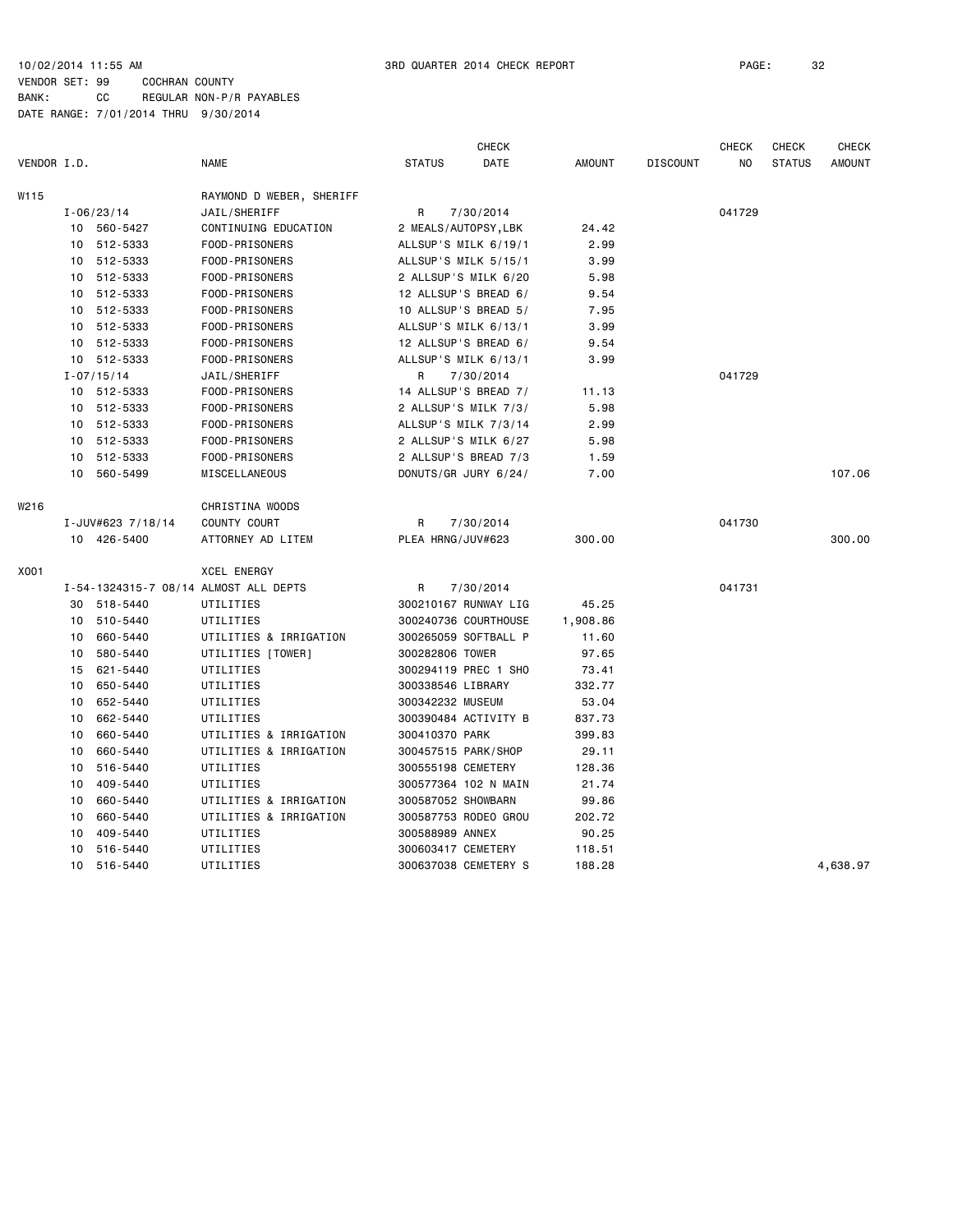10/02/2014 11:55 AM 3RD QUARTER 2014 CHECK REPORT

VENDOR SET: 99 COCHRAN COUNTY
BANK: CC REGULAR NON-P/R PAYABLES
DATE RANGE: 7/01/2014 THRU 9/30/2014

| VENDOR I.D. | | NAME | STATUS | CHECK DATE | AMOUNT | DISCOUNT | CHECK NO | CHECK STATUS | CHECK AMOUNT |
|---|---|---|---|---|---|---|---|---|---|
| W115 | | RAYMOND D WEBER, SHERIFF | | | | | | | |
| | I-06/23/14 | JAIL/SHERIFF | R | 7/30/2014 | | | 041729 | | |
| | 10 560-5427 | CONTINUING EDUCATION | 2 MEALS/AUTOPSY,LBK | | 24.42 | | | | |
| | 10 512-5333 | FOOD-PRISONERS | ALLSUP'S MILK 6/19/1 | | 2.99 | | | | |
| | 10 512-5333 | FOOD-PRISONERS | ALLSUP'S MILK 5/15/1 | | 3.99 | | | | |
| | 10 512-5333 | FOOD-PRISONERS | 2 ALLSUP'S MILK 6/20 | | 5.98 | | | | |
| | 10 512-5333 | FOOD-PRISONERS | 12 ALLSUP'S BREAD 6/ | | 9.54 | | | | |
| | 10 512-5333 | FOOD-PRISONERS | 10 ALLSUP'S BREAD 5/ | | 7.95 | | | | |
| | 10 512-5333 | FOOD-PRISONERS | ALLSUP'S MILK 6/13/1 | | 3.99 | | | | |
| | 10 512-5333 | FOOD-PRISONERS | 12 ALLSUP'S BREAD 6/ | | 9.54 | | | | |
| | 10 512-5333 | FOOD-PRISONERS | ALLSUP'S MILK 6/13/1 | | 3.99 | | | | |
| | I-07/15/14 | JAIL/SHERIFF | R | 7/30/2014 | | | 041729 | | |
| | 10 512-5333 | FOOD-PRISONERS | 14 ALLSUP'S BREAD 7/ | | 11.13 | | | | |
| | 10 512-5333 | FOOD-PRISONERS | 2 ALLSUP'S MILK 7/3/ | | 5.98 | | | | |
| | 10 512-5333 | FOOD-PRISONERS | ALLSUP'S MILK 7/3/14 | | 2.99 | | | | |
| | 10 512-5333 | FOOD-PRISONERS | 2 ALLSUP'S MILK 6/27 | | 5.98 | | | | |
| | 10 512-5333 | FOOD-PRISONERS | 2 ALLSUP'S BREAD 7/3 | | 1.59 | | | | |
| | 10 560-5499 | MISCELLANEOUS | DONUTS/GR JURY 6/24/ | | 7.00 | | | | 107.06 |
| W216 | | CHRISTINA WOODS | | | | | | | |
| | I-JUV#623 7/18/14 | COUNTY COURT | R | 7/30/2014 | | | 041730 | | |
| | 10 426-5400 | ATTORNEY AD LITEM | PLEA HRNG/JUV#623 | | 300.00 | | | | 300.00 |
| X001 | | XCEL ENERGY | | | | | | | |
| | I-54-1324315-7 08/14 | ALMOST ALL DEPTS | R | 7/30/2014 | | | 041731 | | |
| | 30 518-5440 | UTILITIES | 300210167 RUNWAY LIG | | 45.25 | | | | |
| | 10 510-5440 | UTILITIES | 300240736 COURTHOUSE | | 1,908.86 | | | | |
| | 10 660-5440 | UTILITIES & IRRIGATION | 300265059 SOFTBALL P | | 11.60 | | | | |
| | 10 580-5440 | UTILITIES [TOWER] | 300282806 TOWER | | 97.65 | | | | |
| | 15 621-5440 | UTILITIES | 300294119 PREC 1 SHO | | 73.41 | | | | |
| | 10 650-5440 | UTILITIES | 300338546 LIBRARY | | 332.77 | | | | |
| | 10 652-5440 | UTILITIES | 300342232 MUSEUM | | 53.04 | | | | |
| | 10 662-5440 | UTILITIES | 300390484 ACTIVITY B | | 837.73 | | | | |
| | 10 660-5440 | UTILITIES & IRRIGATION | 300410370 PARK | | 399.83 | | | | |
| | 10 660-5440 | UTILITIES & IRRIGATION | 300457515 PARK/SHOP | | 29.11 | | | | |
| | 10 516-5440 | UTILITIES | 300555198 CEMETERY | | 128.36 | | | | |
| | 10 409-5440 | UTILITIES | 300577364 102 N MAIN | | 21.74 | | | | |
| | 10 660-5440 | UTILITIES & IRRIGATION | 300587052 SHOWBARN | | 99.86 | | | | |
| | 10 660-5440 | UTILITIES & IRRIGATION | 300587753 RODEO GROU | | 202.72 | | | | |
| | 10 409-5440 | UTILITIES | 300588989 ANNEX | | 90.25 | | | | |
| | 10 516-5440 | UTILITIES | 300603417 CEMETERY | | 118.51 | | | | |
| | 10 516-5440 | UTILITIES | 300637038 CEMETERY S | | 188.28 | | | | 4,638.97 |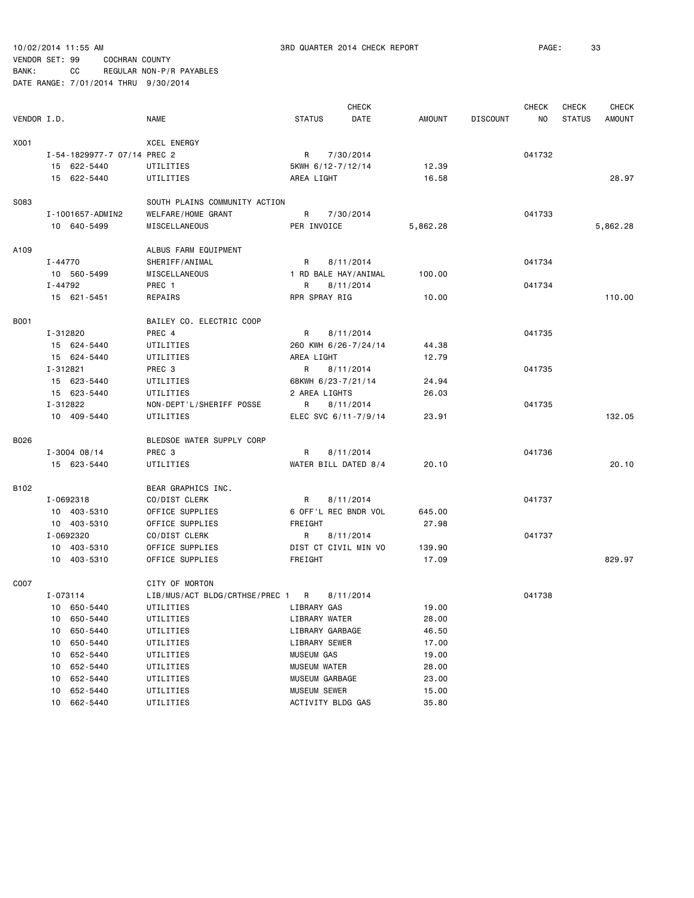10/02/2014 11:55 AM 3RD QUARTER 2014 CHECK REPORT

VENDOR SET: 99 COCHRAN COUNTY
BANK: CC REGULAR NON-P/R PAYABLES
DATE RANGE: 7/01/2014 THRU 9/30/2014

| VENDOR I.D. | | NAME | STATUS | CHECK DATE | AMOUNT | DISCOUNT | CHECK NO | CHECK STATUS | CHECK AMOUNT |
|---|---|---|---|---|---|---|---|---|---|
| X001 | | XCEL ENERGY | | | | | | | |
| | I-54-1829977-7 07/14 | PREC 2 | R | 7/30/2014 | | | 041732 | | |
| | 15 622-5440 | UTILITIES | 5KWH 6/12-7/12/14 | | 12.39 | | | | |
| | 15 622-5440 | UTILITIES | AREA LIGHT | | 16.58 | | | | 28.97 |
| S083 | | SOUTH PLAINS COMMUNITY ACTION | | | | | | | |
| | I-1001657-ADMIN2 | WELFARE/HOME GRANT | R | 7/30/2014 | | | 041733 | | |
| | 10 640-5499 | MISCELLANEOUS | PER INVOICE | | 5,862.28 | | | | 5,862.28 |
| A109 | | ALBUS FARM EQUIPMENT | | | | | | | |
| | I-44770 | SHERIFF/ANIMAL | R | 8/11/2014 | | | 041734 | | |
| | 10 560-5499 | MISCELLANEOUS | 1 RD BALE HAY/ANIMAL | | 100.00 | | | | |
| | I-44792 | PREC 1 | R | 8/11/2014 | | | 041734 | | |
| | 15 621-5451 | REPAIRS | RPR SPRAY RIG | | 10.00 | | | | 110.00 |
| B001 | | BAILEY CO. ELECTRIC COOP | | | | | | | |
| | I-312820 | PREC 4 | R | 8/11/2014 | | | 041735 | | |
| | 15 624-5440 | UTILITIES | 260 KWH 6/26-7/24/14 | | 44.38 | | | | |
| | 15 624-5440 | UTILITIES | AREA LIGHT | | 12.79 | | | | |
| | I-312821 | PREC 3 | R | 8/11/2014 | | | 041735 | | |
| | 15 623-5440 | UTILITIES | 68KWH 6/23-7/21/14 | | 24.94 | | | | |
| | 15 623-5440 | UTILITIES | 2 AREA LIGHTS | | 26.03 | | | | |
| | I-312822 | NON-DEPT'L/SHERIFF POSSE | R | 8/11/2014 | | | 041735 | | |
| | 10 409-5440 | UTILITIES | ELEC SVC 6/11-7/9/14 | | 23.91 | | | | 132.05 |
| B026 | | BLEDSOE WATER SUPPLY CORP | | | | | | | |
| | I-3004 08/14 | PREC 3 | R | 8/11/2014 | | | 041736 | | |
| | 15 623-5440 | UTILITIES | WATER BILL DATED 8/4 | | 20.10 | | | | 20.10 |
| B102 | | BEAR GRAPHICS INC. | | | | | | | |
| | I-0692318 | CO/DIST CLERK | R | 8/11/2014 | | | 041737 | | |
| | 10 403-5310 | OFFICE SUPPLIES | 6 OFF'L REC BNDR VOL | | 645.00 | | | | |
| | 10 403-5310 | OFFICE SUPPLIES | FREIGHT | | 27.98 | | | | |
| | I-0692320 | CO/DIST CLERK | R | 8/11/2014 | | | 041737 | | |
| | 10 403-5310 | OFFICE SUPPLIES | DIST CT CIVIL MIN VO | | 139.90 | | | | |
| | 10 403-5310 | OFFICE SUPPLIES | FREIGHT | | 17.09 | | | | 829.97 |
| C007 | | CITY OF MORTON | | | | | | | |
| | I-073114 | LIB/MUS/ACT BLDG/CRTHSE/PREC 1 | R | 8/11/2014 | | | 041738 | | |
| | 10 650-5440 | UTILITIES | LIBRARY GAS | | 19.00 | | | | |
| | 10 650-5440 | UTILITIES | LIBRARY WATER | | 28.00 | | | | |
| | 10 650-5440 | UTILITIES | LIBRARY GARBAGE | | 46.50 | | | | |
| | 10 650-5440 | UTILITIES | LIBRARY SEWER | | 17.00 | | | | |
| | 10 652-5440 | UTILITIES | MUSEUM GAS | | 19.00 | | | | |
| | 10 652-5440 | UTILITIES | MUSEUM WATER | | 28.00 | | | | |
| | 10 652-5440 | UTILITIES | MUSEUM GARBAGE | | 23.00 | | | | |
| | 10 652-5440 | UTILITIES | MUSEUM SEWER | | 15.00 | | | | |
| | 10 662-5440 | UTILITIES | ACTIVITY BLDG GAS | | 35.80 | | | | |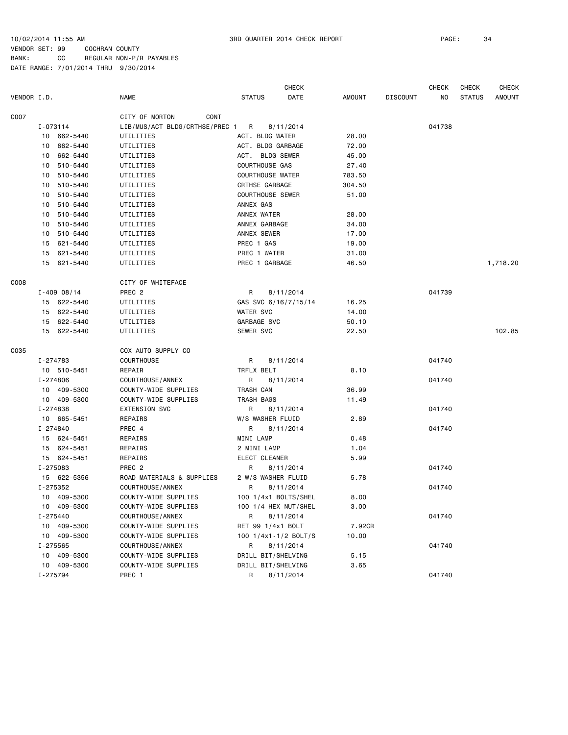10/02/2014 11:55 AM 3RD QUARTER 2014 CHECK REPORT

VENDOR SET: 99 COCHRAN COUNTY
BANK: CC REGULAR NON-P/R PAYABLES
DATE RANGE: 7/01/2014 THRU 9/30/2014

| VENDOR I.D. | NAME | STATUS | CHECK DATE | AMOUNT | DISCOUNT | CHECK NO | CHECK STATUS | CHECK AMOUNT |
|---|---|---|---|---|---|---|---|---|
| C007 | CITY OF MORTON CONT | | | | | | | |
| I-073114 | LIB/MUS/ACT BLDG/CRTHSE/PREC 1 | R | 8/11/2014 | | | 041738 | | |
| 10 662-5440 | UTILITIES | ACT. BLDG WATER | | 28.00 | | | | |
| 10 662-5440 | UTILITIES | ACT. BLDG GARBAGE | | 72.00 | | | | |
| 10 662-5440 | UTILITIES | ACT. BLDG SEWER | | 45.00 | | | | |
| 10 510-5440 | UTILITIES | COURTHOUSE GAS | | 27.40 | | | | |
| 10 510-5440 | UTILITIES | COURTHOUSE WATER | | 783.50 | | | | |
| 10 510-5440 | UTILITIES | CRTHSE GARBAGE | | 304.50 | | | | |
| 10 510-5440 | UTILITIES | COURTHOUSE SEWER | | 51.00 | | | | |
| 10 510-5440 | UTILITIES | ANNEX GAS | | | | | | |
| 10 510-5440 | UTILITIES | ANNEX WATER | | 28.00 | | | | |
| 10 510-5440 | UTILITIES | ANNEX GARBAGE | | 34.00 | | | | |
| 10 510-5440 | UTILITIES | ANNEX SEWER | | 17.00 | | | | |
| 15 621-5440 | UTILITIES | PREC 1 GAS | | 19.00 | | | | |
| 15 621-5440 | UTILITIES | PREC 1 WATER | | 31.00 | | | | |
| 15 621-5440 | UTILITIES | PREC 1 GARBAGE | | 46.50 | | | | 1,718.20 |
| C008 | CITY OF WHITEFACE | | | | | | | |
| I-409 08/14 | PREC 2 | R | 8/11/2014 | | | 041739 | | |
| 15 622-5440 | UTILITIES | GAS SVC 6/16/7/15/14 | | 16.25 | | | | |
| 15 622-5440 | UTILITIES | WATER SVC | | 14.00 | | | | |
| 15 622-5440 | UTILITIES | GARBAGE SVC | | 50.10 | | | | |
| 15 622-5440 | UTILITIES | SEWER SVC | | 22.50 | | | | 102.85 |
| C035 | COX AUTO SUPPLY CO | | | | | | | |
| I-274783 | COURTHOUSE | R | 8/11/2014 | | | 041740 | | |
| 10 510-5451 | REPAIR | TRFLX BELT | | 8.10 | | | | |
| I-274806 | COURTHOUSE/ANNEX | R | 8/11/2014 | | | 041740 | | |
| 10 409-5300 | COUNTY-WIDE SUPPLIES | TRASH CAN | | 36.99 | | | | |
| 10 409-5300 | COUNTY-WIDE SUPPLIES | TRASH BAGS | | 11.49 | | | | |
| I-274838 | EXTENSION SVC | R | 8/11/2014 | | | 041740 | | |
| 10 665-5451 | REPAIRS | W/S WASHER FLUID | | 2.89 | | | | |
| I-274840 | PREC 4 | R | 8/11/2014 | | | 041740 | | |
| 15 624-5451 | REPAIRS | MINI LAMP | | 0.48 | | | | |
| 15 624-5451 | REPAIRS | 2 MINI LAMP | | 1.04 | | | | |
| 15 624-5451 | REPAIRS | ELECT CLEANER | | 5.99 | | | | |
| I-275083 | PREC 2 | R | 8/11/2014 | | | 041740 | | |
| 15 622-5356 | ROAD MATERIALS & SUPPLIES | 2 W/S WASHER FLUID | | 5.78 | | | | |
| I-275352 | COURTHOUSE/ANNEX | R | 8/11/2014 | | | 041740 | | |
| 10 409-5300 | COUNTY-WIDE SUPPLIES | 100 1/4x1 BOLTS/SHEL | | 8.00 | | | | |
| 10 409-5300 | COUNTY-WIDE SUPPLIES | 100 1/4 HEX NUT/SHEL | | 3.00 | | | | |
| I-275440 | COURTHOUSE/ANNEX | R | 8/11/2014 | | | 041740 | | |
| 10 409-5300 | COUNTY-WIDE SUPPLIES | RET 99 1/4x1 BOLT | | 7.92CR | | | | |
| 10 409-5300 | COUNTY-WIDE SUPPLIES | 100 1/4x1-1/2 BOLT/S | | 10.00 | | | | |
| I-275565 | COURTHOUSE/ANNEX | R | 8/11/2014 | | | 041740 | | |
| 10 409-5300 | COUNTY-WIDE SUPPLIES | DRILL BIT/SHELVING | | 5.15 | | | | |
| 10 409-5300 | COUNTY-WIDE SUPPLIES | DRILL BIT/SHELVING | | 3.65 | | | | |
| I-275794 | PREC 1 | R | 8/11/2014 | | | 041740 | | |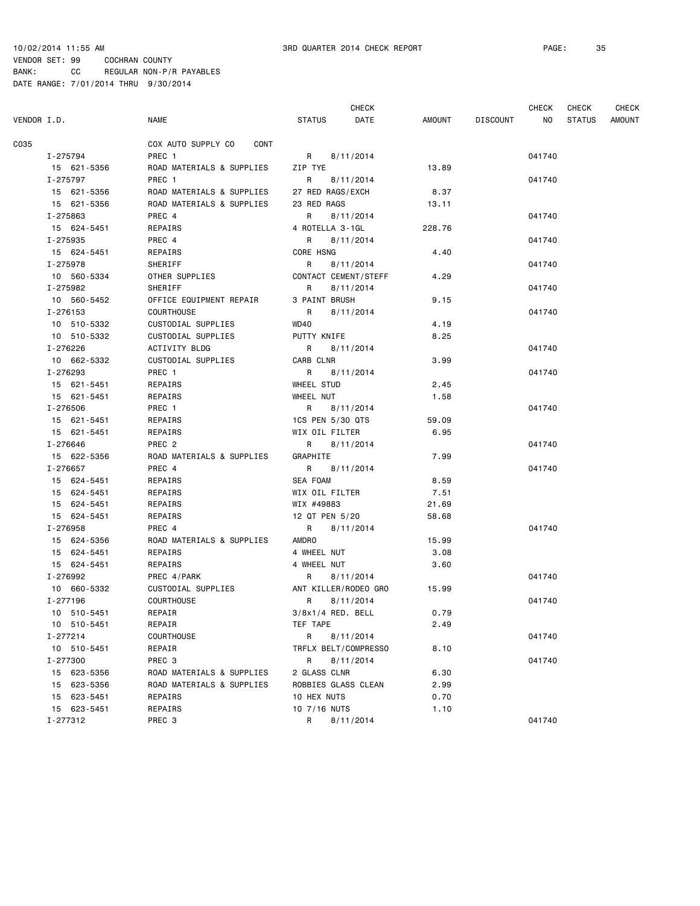10/02/2014 11:55 AM 3RD QUARTER 2014 CHECK REPORT

VENDOR SET: 99 COCHRAN COUNTY
BANK: CC REGULAR NON-P/R PAYABLES
DATE RANGE: 7/01/2014 THRU 9/30/2014

| VENDOR I.D. | NAME | STATUS | CHECK DATE | AMOUNT | DISCOUNT | CHECK NO | CHECK STATUS | CHECK AMOUNT |
|---|---|---|---|---|---|---|---|---|
| C035 | COX AUTO SUPPLY CO CONT | | | | | | | |
| I-275794 | PREC 1 | R | 8/11/2014 | | | 041740 | | |
| 15 621-5356 | ROAD MATERIALS & SUPPLIES | ZIP TYE | | 13.89 | | | | |
| I-275797 | PREC 1 | R | 8/11/2014 | | | 041740 | | |
| 15 621-5356 | ROAD MATERIALS & SUPPLIES | 27 RED RAGS/EXCH | | 8.37 | | | | |
| 15 621-5356 | ROAD MATERIALS & SUPPLIES | 23 RED RAGS | | 13.11 | | | | |
| I-275863 | PREC 4 | R | 8/11/2014 | | | 041740 | | |
| 15 624-5451 | REPAIRS | 4 ROTELLA 3-1GL | | 228.76 | | | | |
| I-275935 | PREC 4 | R | 8/11/2014 | | | 041740 | | |
| 15 624-5451 | REPAIRS | CORE HSNG | | 4.40 | | | | |
| I-275978 | SHERIFF | R | 8/11/2014 | | | 041740 | | |
| 10 560-5334 | OTHER SUPPLIES | CONTACT CEMENT/STEFF | | 4.29 | | | | |
| I-275982 | SHERIFF | R | 8/11/2014 | | | 041740 | | |
| 10 560-5452 | OFFICE EQUIPMENT REPAIR | 3 PAINT BRUSH | | 9.15 | | | | |
| I-276153 | COURTHOUSE | R | 8/11/2014 | | | 041740 | | |
| 10 510-5332 | CUSTODIAL SUPPLIES | WD40 | | 4.19 | | | | |
| 10 510-5332 | CUSTODIAL SUPPLIES | PUTTY KNIFE | | 8.25 | | | | |
| I-276226 | ACTIVITY BLDG | R | 8/11/2014 | | | 041740 | | |
| 10 662-5332 | CUSTODIAL SUPPLIES | CARB CLNR | | 3.99 | | | | |
| I-276293 | PREC 1 | R | 8/11/2014 | | | 041740 | | |
| 15 621-5451 | REPAIRS | WHEEL STUD | | 2.45 | | | | |
| 15 621-5451 | REPAIRS | WHEEL NUT | | 1.58 | | | | |
| I-276506 | PREC 1 | R | 8/11/2014 | | | 041740 | | |
| 15 621-5451 | REPAIRS | 1CS PEN 5/30 QTS | | 59.09 | | | | |
| 15 621-5451 | REPAIRS | WIX OIL FILTER | | 6.95 | | | | |
| I-276646 | PREC 2 | R | 8/11/2014 | | | 041740 | | |
| 15 622-5356 | ROAD MATERIALS & SUPPLIES | GRAPHITE | | 7.99 | | | | |
| I-276657 | PREC 4 | R | 8/11/2014 | | | 041740 | | |
| 15 624-5451 | REPAIRS | SEA FOAM | | 8.59 | | | | |
| 15 624-5451 | REPAIRS | WIX OIL FILTER | | 7.51 | | | | |
| 15 624-5451 | REPAIRS | WIX #49883 | | 21.69 | | | | |
| 15 624-5451 | REPAIRS | 12 QT PEN 5/20 | | 58.68 | | | | |
| I-276958 | PREC 4 | R | 8/11/2014 | | | 041740 | | |
| 15 624-5356 | ROAD MATERIALS & SUPPLIES | AMDRO | | 15.99 | | | | |
| 15 624-5451 | REPAIRS | 4 WHEEL NUT | | 3.08 | | | | |
| 15 624-5451 | REPAIRS | 4 WHEEL NUT | | 3.60 | | | | |
| I-276992 | PREC 4/PARK | R | 8/11/2014 | | | 041740 | | |
| 10 660-5332 | CUSTODIAL SUPPLIES | ANT KILLER/RODEO GRO | | 15.99 | | | | |
| I-277196 | COURTHOUSE | R | 8/11/2014 | | | 041740 | | |
| 10 510-5451 | REPAIR | 3/8x1/4 RED. BELL | | 0.79 | | | | |
| 10 510-5451 | REPAIR | TEF TAPE | | 2.49 | | | | |
| I-277214 | COURTHOUSE | R | 8/11/2014 | | | 041740 | | |
| 10 510-5451 | REPAIR | TRFLX BELT/COMPRESSO | | 8.10 | | | | |
| I-277300 | PREC 3 | R | 8/11/2014 | | | 041740 | | |
| 15 623-5356 | ROAD MATERIALS & SUPPLIES | 2 GLASS CLNR | | 6.30 | | | | |
| 15 623-5356 | ROAD MATERIALS & SUPPLIES | ROBBIES GLASS CLEAN | | 2.99 | | | | |
| 15 623-5451 | REPAIRS | 10 HEX NUTS | | 0.70 | | | | |
| 15 623-5451 | REPAIRS | 10 7/16 NUTS | | 1.10 | | | | |
| I-277312 | PREC 3 | R | 8/11/2014 | | | 041740 | | |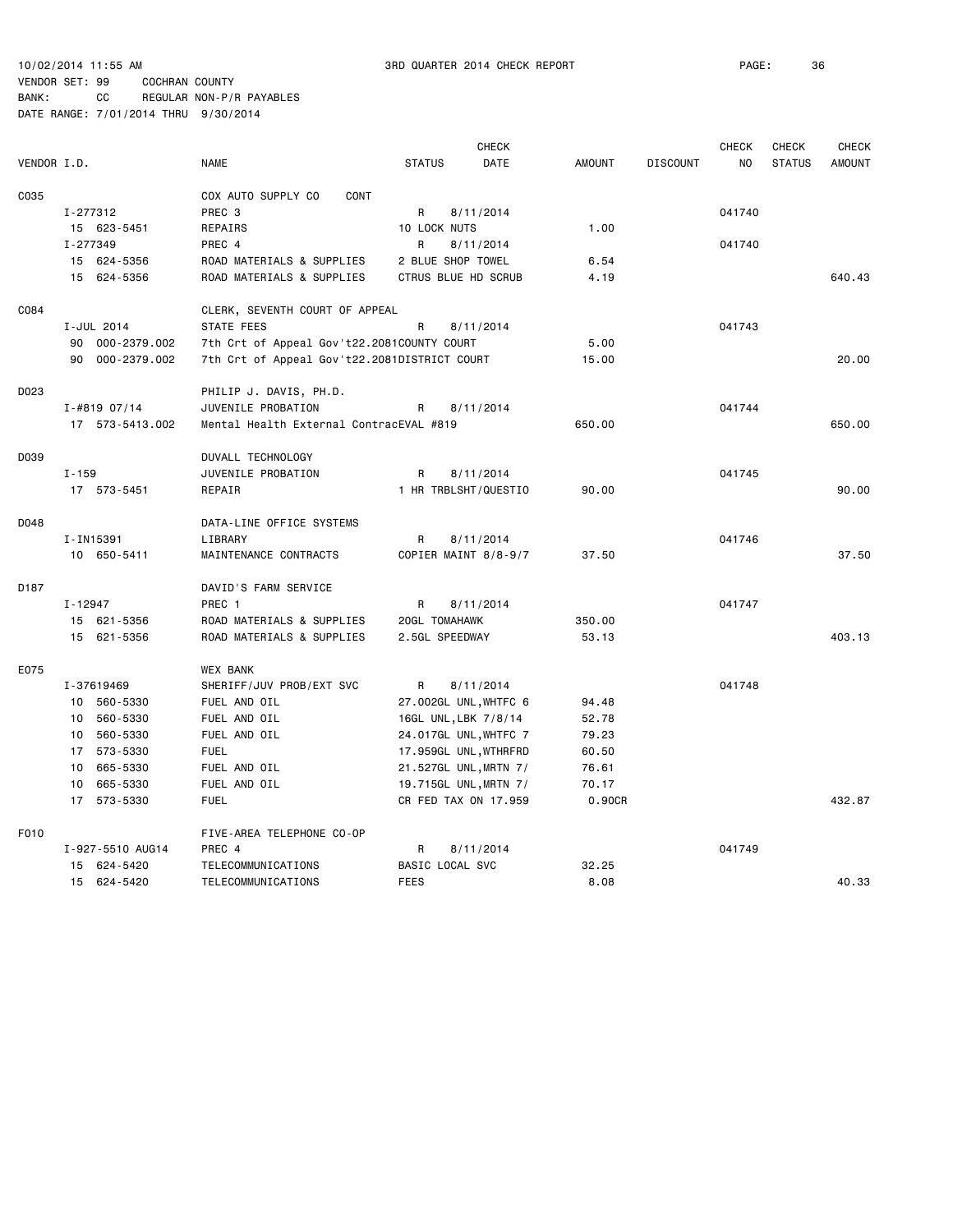10/02/2014 11:55 AM 3RD QUARTER 2014 CHECK REPORT
VENDOR SET: 99 COCHRAN COUNTY
BANK: CC REGULAR NON-P/R PAYABLES
DATE RANGE: 7/01/2014 THRU 9/30/2014

| VENDOR I.D. | NAME | STATUS | CHECK DATE | AMOUNT | DISCOUNT | CHECK NO | CHECK STATUS | CHECK AMOUNT |
|---|---|---|---|---|---|---|---|---|
| C035 | COX AUTO SUPPLY CO CONT | | | | | | | |
| I-277312 | PREC 3 | R | 8/11/2014 | | | 041740 | | |
| 15 623-5451 | REPAIRS | 10 LOCK NUTS | | 1.00 | | | | |
| I-277349 | PREC 4 | R | 8/11/2014 | | | 041740 | | |
| 15 624-5356 | ROAD MATERIALS & SUPPLIES | 2 BLUE SHOP TOWEL | | 6.54 | | | | |
| 15 624-5356 | ROAD MATERIALS & SUPPLIES | CTRUS BLUE HD SCRUB | | 4.19 | | | | 640.43 |
| C084 | CLERK, SEVENTH COURT OF APPEAL | | | | | | | |
| I-JUL 2014 | STATE FEES | R | 8/11/2014 | | | 041743 | | |
| 90 000-2379.002 | 7th Crt of Appeal Gov't22.2081 | COUNTY COURT | | 5.00 | | | | |
| 90 000-2379.002 | 7th Crt of Appeal Gov't22.2081 | DISTRICT COURT | | 15.00 | | | | 20.00 |
| D023 | PHILIP J. DAVIS, PH.D. | | | | | | | |
| I-#819 07/14 | JUVENILE PROBATION | R | 8/11/2014 | | | 041744 | | |
| 17 573-5413.002 | Mental Health External Contrac | EVAL #819 | | 650.00 | | | | 650.00 |
| D039 | DUVALL TECHNOLOGY | | | | | | | |
| I-159 | JUVENILE PROBATION | R | 8/11/2014 | | | 041745 | | |
| 17 573-5451 | REPAIR | 1 HR TRBLSHT/QUESTIO | | 90.00 | | | | 90.00 |
| D048 | DATA-LINE OFFICE SYSTEMS | | | | | | | |
| I-IN15391 | LIBRARY | R | 8/11/2014 | | | 041746 | | |
| 10 650-5411 | MAINTENANCE CONTRACTS | COPIER MAINT 8/8-9/7 | | 37.50 | | | | 37.50 |
| D187 | DAVID'S FARM SERVICE | | | | | | | |
| I-12947 | PREC 1 | R | 8/11/2014 | | | 041747 | | |
| 15 621-5356 | ROAD MATERIALS & SUPPLIES | 20GL TOMAHAWK | | 350.00 | | | | |
| 15 621-5356 | ROAD MATERIALS & SUPPLIES | 2.5GL SPEEDWAY | | 53.13 | | | | 403.13 |
| E075 | WEX BANK | | | | | | | |
| I-37619469 | SHERIFF/JUV PROB/EXT SVC | R | 8/11/2014 | | | 041748 | | |
| 10 560-5330 | FUEL AND OIL | 27.002GL UNL,WHTFC 6 | | 94.48 | | | | |
| 10 560-5330 | FUEL AND OIL | 16GL UNL,LBK 7/8/14 | | 52.78 | | | | |
| 10 560-5330 | FUEL AND OIL | 24.017GL UNL,WHTFC 7 | | 79.23 | | | | |
| 17 573-5330 | FUEL | 17.959GL UNL,WTHRFRD | | 60.50 | | | | |
| 10 665-5330 | FUEL AND OIL | 21.527GL UNL,MRTN 7/ | | 76.61 | | | | |
| 10 665-5330 | FUEL AND OIL | 19.715GL UNL,MRTN 7/ | | 70.17 | | | | |
| 17 573-5330 | FUEL | CR FED TAX ON 17.959 | | 0.90CR | | | | 432.87 |
| F010 | FIVE-AREA TELEPHONE CO-OP | | | | | | | |
| I-927-5510 AUG14 | PREC 4 | R | 8/11/2014 | | | 041749 | | |
| 15 624-5420 | TELECOMMUNICATIONS | BASIC LOCAL SVC | | 32.25 | | | | |
| 15 624-5420 | TELECOMMUNICATIONS | FEES | | 8.08 | | | | 40.33 |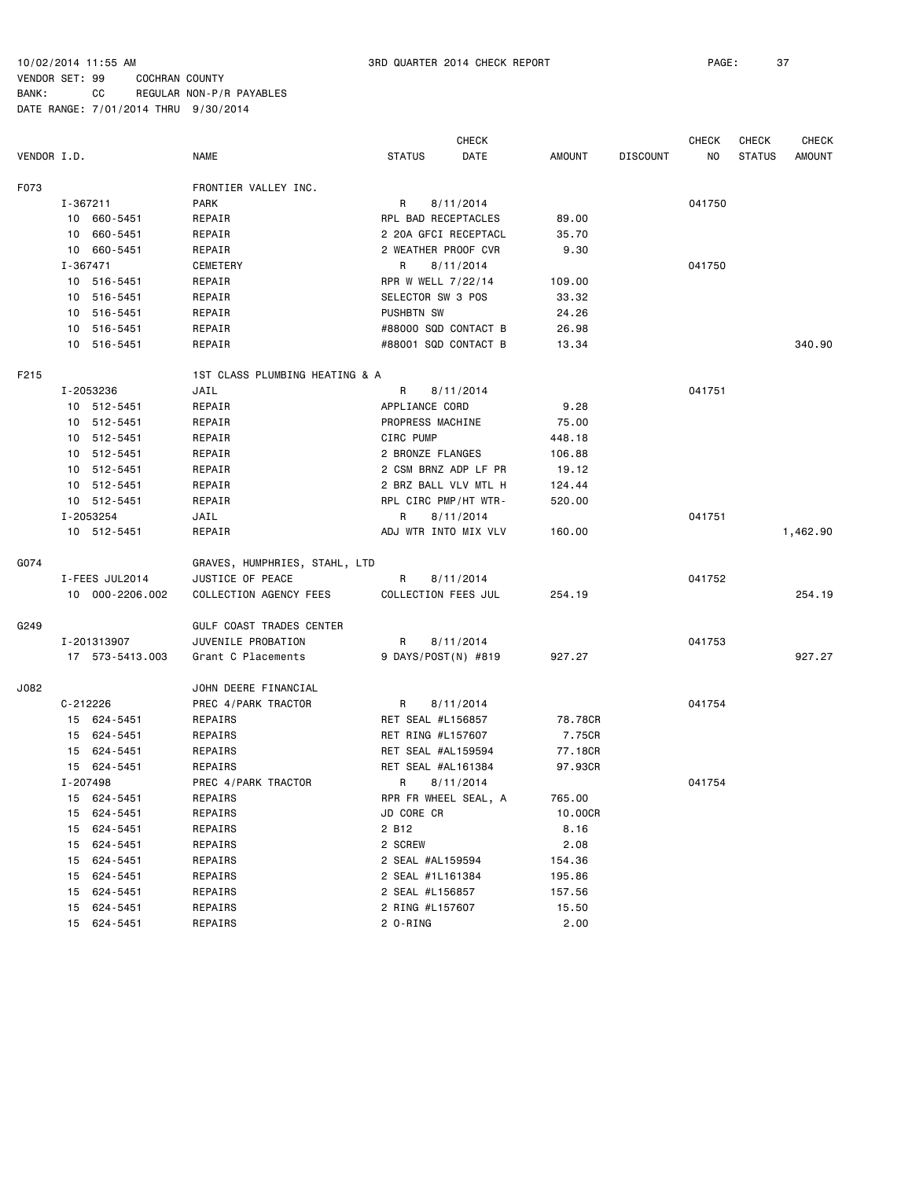10/02/2014 11:55 AM 3RD QUARTER 2014 CHECK REPORT

VENDOR SET: 99 COCHRAN COUNTY
BANK: CC REGULAR NON-P/R PAYABLES
DATE RANGE: 7/01/2014 THRU 9/30/2014

| VENDOR I.D. | NAME | STATUS | CHECK DATE | AMOUNT | DISCOUNT | CHECK NO | CHECK STATUS | CHECK AMOUNT |
|---|---|---|---|---|---|---|---|---|
| F073 | FRONTIER VALLEY INC. | | | | | | | |
| I-367211 | PARK | R | 8/11/2014 | | | 041750 | | |
| 10 660-5451 | REPAIR | RPL BAD RECEPTACLES | | 89.00 | | | | |
| 10 660-5451 | REPAIR | 2 20A GFCI RECEPTACL | | 35.70 | | | | |
| 10 660-5451 | REPAIR | 2 WEATHER PROOF CVR | | 9.30 | | | | |
| I-367471 | CEMETERY | R | 8/11/2014 | | | 041750 | | |
| 10 516-5451 | REPAIR | RPR W WELL 7/22/14 | | 109.00 | | | | |
| 10 516-5451 | REPAIR | SELECTOR SW 3 POS | | 33.32 | | | | |
| 10 516-5451 | REPAIR | PUSHBTN SW | | 24.26 | | | | |
| 10 516-5451 | REPAIR | #88000 SQD CONTACT B | | 26.98 | | | | |
| 10 516-5451 | REPAIR | #88001 SQD CONTACT B | | 13.34 | | | | 340.90 |
| F215 | 1ST CLASS PLUMBING HEATING & A | | | | | | | |
| I-2053236 | JAIL | R | 8/11/2014 | | | 041751 | | |
| 10 512-5451 | REPAIR | APPLIANCE CORD | | 9.28 | | | | |
| 10 512-5451 | REPAIR | PROPRESS MACHINE | | 75.00 | | | | |
| 10 512-5451 | REPAIR | CIRC PUMP | | 448.18 | | | | |
| 10 512-5451 | REPAIR | 2 BRONZE FLANGES | | 106.88 | | | | |
| 10 512-5451 | REPAIR | 2 CSM BRNZ ADP LF PR | | 19.12 | | | | |
| 10 512-5451 | REPAIR | 2 BRZ BALL VLV MTL H | | 124.44 | | | | |
| 10 512-5451 | REPAIR | RPL CIRC PMP/HT WTR- | | 520.00 | | | | |
| I-2053254 | JAIL | R | 8/11/2014 | | | 041751 | | |
| 10 512-5451 | REPAIR | ADJ WTR INTO MIX VLV | | 160.00 | | | | 1,462.90 |
| G074 | GRAVES, HUMPHRIES, STAHL, LTD | | | | | | | |
| I-FEES JUL2014 | JUSTICE OF PEACE | R | 8/11/2014 | | | 041752 | | |
| 10 000-2206.002 | COLLECTION AGENCY FEES | COLLECTION FEES JUL | | 254.19 | | | | 254.19 |
| G249 | GULF COAST TRADES CENTER | | | | | | | |
| I-201313907 | JUVENILE PROBATION | R | 8/11/2014 | | | 041753 | | |
| 17 573-5413.003 | Grant C Placements | 9 DAYS/POST(N) #819 | | 927.27 | | | | 927.27 |
| J082 | JOHN DEERE FINANCIAL | | | | | | | |
| C-212226 | PREC 4/PARK TRACTOR | R | 8/11/2014 | | | 041754 | | |
| 15 624-5451 | REPAIRS | RET SEAL #L156857 | | 78.78CR | | | | |
| 15 624-5451 | REPAIRS | RET RING #L157607 | | 7.75CR | | | | |
| 15 624-5451 | REPAIRS | RET SEAL #AL159594 | | 77.18CR | | | | |
| 15 624-5451 | REPAIRS | RET SEAL #AL161384 | | 97.93CR | | | | |
| I-207498 | PREC 4/PARK TRACTOR | R | 8/11/2014 | | | 041754 | | |
| 15 624-5451 | REPAIRS | RPR FR WHEEL SEAL, A | | 765.00 | | | | |
| 15 624-5451 | REPAIRS | JD CORE CR | | 10.00CR | | | | |
| 15 624-5451 | REPAIRS | 2 B12 | | 8.16 | | | | |
| 15 624-5451 | REPAIRS | 2 SCREW | | 2.08 | | | | |
| 15 624-5451 | REPAIRS | 2 SEAL #AL159594 | | 154.36 | | | | |
| 15 624-5451 | REPAIRS | 2 SEAL #1L161384 | | 195.86 | | | | |
| 15 624-5451 | REPAIRS | 2 SEAL #L156857 | | 157.56 | | | | |
| 15 624-5451 | REPAIRS | 2 RING #L157607 | | 15.50 | | | | |
| 15 624-5451 | REPAIRS | 2 O-RING | | 2.00 | | | | |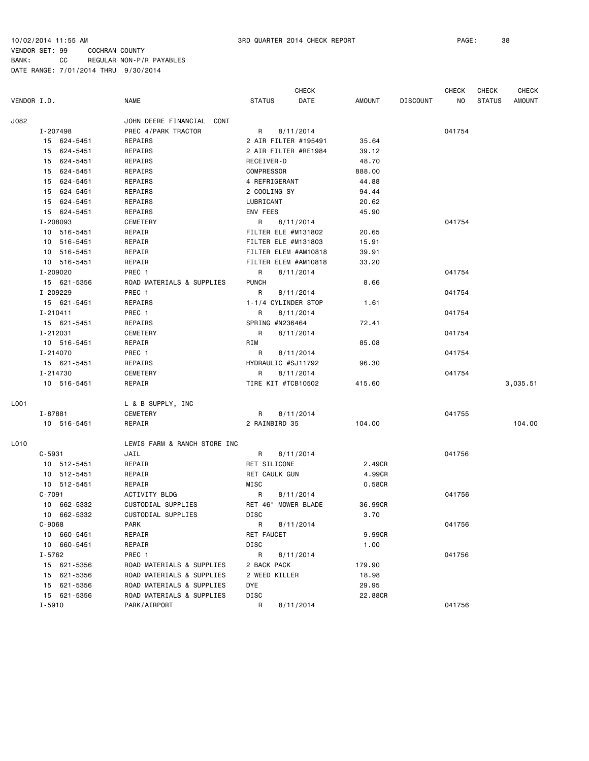10/02/2014 11:55 AM 3RD QUARTER 2014 CHECK REPORT PAGE: 38
VENDOR SET: 99 COCHRAN COUNTY
BANK: CC REGULAR NON-P/R PAYABLES
DATE RANGE: 7/01/2014 THRU 9/30/2014

| VENDOR I.D. | NAME | STATUS | CHECK DATE | AMOUNT | DISCOUNT | CHECK NO | CHECK STATUS | CHECK AMOUNT |
|---|---|---|---|---|---|---|---|---|
| J082 | JOHN DEERE FINANCIAL CONT | | | | | | | |
| I-207498 | PREC 4/PARK TRACTOR | R | 8/11/2014 | | | 041754 | | |
| 15 624-5451 | REPAIRS | 2 AIR FILTER #195491 | | 35.64 | | | | |
| 15 624-5451 | REPAIRS | 2 AIR FILTER #RE1984 | | 39.12 | | | | |
| 15 624-5451 | REPAIRS | RECEIVER-D | | 48.70 | | | | |
| 15 624-5451 | REPAIRS | COMPRESSOR | | 888.00 | | | | |
| 15 624-5451 | REPAIRS | 4 REFRIGERANT | | 44.88 | | | | |
| 15 624-5451 | REPAIRS | 2 COOLING SY | | 94.44 | | | | |
| 15 624-5451 | REPAIRS | LUBRICANT | | 20.62 | | | | |
| 15 624-5451 | REPAIRS | ENV FEES | | 45.90 | | | | |
| I-208093 | CEMETERY | R | 8/11/2014 | | | 041754 | | |
| 10 516-5451 | REPAIR | FILTER ELE #M131802 | | 20.65 | | | | |
| 10 516-5451 | REPAIR | FILTER ELE #M131803 | | 15.91 | | | | |
| 10 516-5451 | REPAIR | FILTER ELEM #AM10818 | | 39.91 | | | | |
| 10 516-5451 | REPAIR | FILTER ELEM #AM10818 | | 33.20 | | | | |
| I-209020 | PREC 1 | R | 8/11/2014 | | | 041754 | | |
| 15 621-5356 | ROAD MATERIALS & SUPPLIES | PUNCH | | 8.66 | | | | |
| I-209229 | PREC 1 | R | 8/11/2014 | | | 041754 | | |
| 15 621-5451 | REPAIRS | 1-1/4 CYLINDER STOP | | 1.61 | | | | |
| I-210411 | PREC 1 | R | 8/11/2014 | | | 041754 | | |
| 15 621-5451 | REPAIRS | SPRING #N236464 | | 72.41 | | | | |
| I-212031 | CEMETERY | R | 8/11/2014 | | | 041754 | | |
| 10 516-5451 | REPAIR | RIM | | 85.08 | | | | |
| I-214070 | PREC 1 | R | 8/11/2014 | | | 041754 | | |
| 15 621-5451 | REPAIRS | HYDRAULIC #SJ11792 | | 96.30 | | | | |
| I-214730 | CEMETERY | R | 8/11/2014 | | | 041754 | | |
| 10 516-5451 | REPAIR | TIRE KIT #TCB10502 | | 415.60 | | | | 3,035.51 |
| L001 | L & B SUPPLY, INC | | | | | | | |
| I-87881 | CEMETERY | R | 8/11/2014 | | | 041755 | | |
| 10 516-5451 | REPAIR | 2 RAINBIRD 35 | | 104.00 | | | | 104.00 |
| L010 | LEWIS FARM & RANCH STORE INC | | | | | | | |
| C-5931 | JAIL | R | 8/11/2014 | | | 041756 | | |
| 10 512-5451 | REPAIR | RET SILICONE | | 2.49CR | | | | |
| 10 512-5451 | REPAIR | RET CAULK GUN | | 4.99CR | | | | |
| 10 512-5451 | REPAIR | MISC | | 0.58CR | | | | |
| C-7091 | ACTIVITY BLDG | R | 8/11/2014 | | | 041756 | | |
| 10 662-5332 | CUSTODIAL SUPPLIES | RET 46" MOWER BLADE | | 36.99CR | | | | |
| 10 662-5332 | CUSTODIAL SUPPLIES | DISC | | 3.70 | | | | |
| C-9068 | PARK | R | 8/11/2014 | | | 041756 | | |
| 10 660-5451 | REPAIR | RET FAUCET | | 9.99CR | | | | |
| 10 660-5451 | REPAIR | DISC | | 1.00 | | | | |
| I-5762 | PREC 1 | R | 8/11/2014 | | | 041756 | | |
| 15 621-5356 | ROAD MATERIALS & SUPPLIES | 2 BACK PACK | | 179.90 | | | | |
| 15 621-5356 | ROAD MATERIALS & SUPPLIES | 2 WEED KILLER | | 18.98 | | | | |
| 15 621-5356 | ROAD MATERIALS & SUPPLIES | DYE | | 29.95 | | | | |
| 15 621-5356 | ROAD MATERIALS & SUPPLIES | DISC | | 22.88CR | | | | |
| I-5910 | PARK/AIRPORT | R | 8/11/2014 | | | 041756 | | |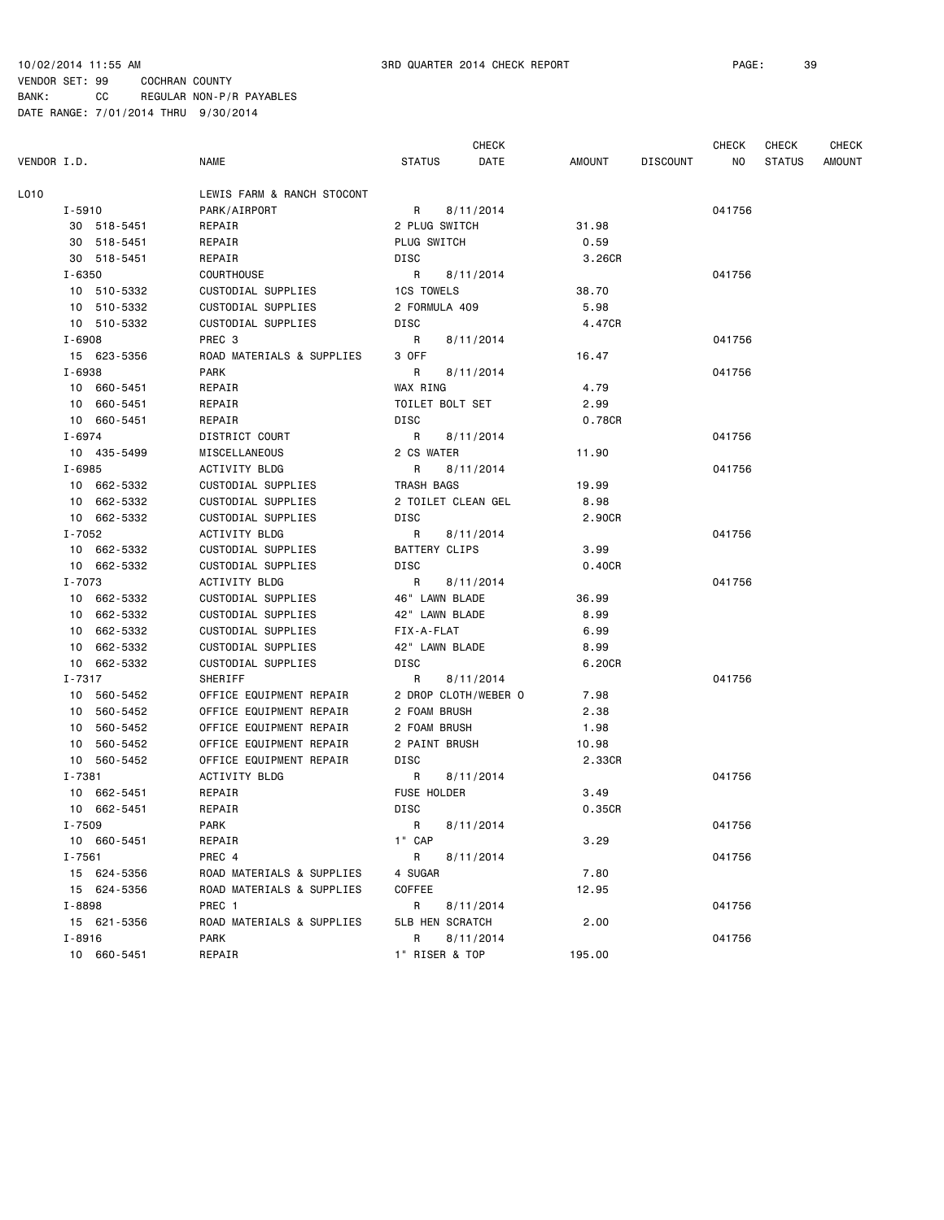10/02/2014 11:55 AM 3RD QUARTER 2014 CHECK REPORT

VENDOR SET: 99 COCHRAN COUNTY
BANK: CC REGULAR NON-P/R PAYABLES
DATE RANGE: 7/01/2014 THRU 9/30/2014

| VENDOR I.D. | NAME | STATUS | CHECK DATE | AMOUNT | DISCOUNT | CHECK NO | CHECK STATUS | CHECK AMOUNT |
|---|---|---|---|---|---|---|---|---|
| L010 | LEWIS FARM & RANCH STOCONT | | | | | | | |
| I-5910 | PARK/AIRPORT | R | 8/11/2014 | | | 041756 | | |
| 30 518-5451 | REPAIR | 2 PLUG SWITCH | | 31.98 | | | | |
| 30 518-5451 | REPAIR | PLUG SWITCH | | 0.59 | | | | |
| 30 518-5451 | REPAIR | DISC | | 3.26CR | | | | |
| I-6350 | COURTHOUSE | R | 8/11/2014 | | | 041756 | | |
| 10 510-5332 | CUSTODIAL SUPPLIES | 1CS TOWELS | | 38.70 | | | | |
| 10 510-5332 | CUSTODIAL SUPPLIES | 2 FORMULA 409 | | 5.98 | | | | |
| 10 510-5332 | CUSTODIAL SUPPLIES | DISC | | 4.47CR | | | | |
| I-6908 | PREC 3 | R | 8/11/2014 | | | 041756 | | |
| 15 623-5356 | ROAD MATERIALS & SUPPLIES | 3 OFF | | 16.47 | | | | |
| I-6938 | PARK | R | 8/11/2014 | | | 041756 | | |
| 10 660-5451 | REPAIR | WAX RING | | 4.79 | | | | |
| 10 660-5451 | REPAIR | TOILET BOLT SET | | 2.99 | | | | |
| 10 660-5451 | REPAIR | DISC | | 0.78CR | | | | |
| I-6974 | DISTRICT COURT | R | 8/11/2014 | | | 041756 | | |
| 10 435-5499 | MISCELLANEOUS | 2 CS WATER | | 11.90 | | | | |
| I-6985 | ACTIVITY BLDG | R | 8/11/2014 | | | 041756 | | |
| 10 662-5332 | CUSTODIAL SUPPLIES | TRASH BAGS | | 19.99 | | | | |
| 10 662-5332 | CUSTODIAL SUPPLIES | 2 TOILET CLEAN GEL | | 8.98 | | | | |
| 10 662-5332 | CUSTODIAL SUPPLIES | DISC | | 2.90CR | | | | |
| I-7052 | ACTIVITY BLDG | R | 8/11/2014 | | | 041756 | | |
| 10 662-5332 | CUSTODIAL SUPPLIES | BATTERY CLIPS | | 3.99 | | | | |
| 10 662-5332 | CUSTODIAL SUPPLIES | DISC | | 0.40CR | | | | |
| I-7073 | ACTIVITY BLDG | R | 8/11/2014 | | | 041756 | | |
| 10 662-5332 | CUSTODIAL SUPPLIES | 46" LAWN BLADE | | 36.99 | | | | |
| 10 662-5332 | CUSTODIAL SUPPLIES | 42" LAWN BLADE | | 8.99 | | | | |
| 10 662-5332 | CUSTODIAL SUPPLIES | FIX-A-FLAT | | 6.99 | | | | |
| 10 662-5332 | CUSTODIAL SUPPLIES | 42" LAWN BLADE | | 8.99 | | | | |
| 10 662-5332 | CUSTODIAL SUPPLIES | DISC | | 6.20CR | | | | |
| I-7317 | SHERIFF | R | 8/11/2014 | | | 041756 | | |
| 10 560-5452 | OFFICE EQUIPMENT REPAIR | 2 DROP CLOTH/WEBER O | | 7.98 | | | | |
| 10 560-5452 | OFFICE EQUIPMENT REPAIR | 2 FOAM BRUSH | | 2.38 | | | | |
| 10 560-5452 | OFFICE EQUIPMENT REPAIR | 2 FOAM BRUSH | | 1.98 | | | | |
| 10 560-5452 | OFFICE EQUIPMENT REPAIR | 2 PAINT BRUSH | | 10.98 | | | | |
| 10 560-5452 | OFFICE EQUIPMENT REPAIR | DISC | | 2.33CR | | | | |
| I-7381 | ACTIVITY BLDG | R | 8/11/2014 | | | 041756 | | |
| 10 662-5451 | REPAIR | FUSE HOLDER | | 3.49 | | | | |
| 10 662-5451 | REPAIR | DISC | | 0.35CR | | | | |
| I-7509 | PARK | R | 8/11/2014 | | | 041756 | | |
| 10 660-5451 | REPAIR | 1" CAP | | 3.29 | | | | |
| I-7561 | PREC 4 | R | 8/11/2014 | | | 041756 | | |
| 15 624-5356 | ROAD MATERIALS & SUPPLIES | 4 SUGAR | | 7.80 | | | | |
| 15 624-5356 | ROAD MATERIALS & SUPPLIES | COFFEE | | 12.95 | | | | |
| I-8898 | PREC 1 | R | 8/11/2014 | | | 041756 | | |
| 15 621-5356 | ROAD MATERIALS & SUPPLIES | 5LB HEN SCRATCH | | 2.00 | | | | |
| I-8916 | PARK | R | 8/11/2014 | | | 041756 | | |
| 10 660-5451 | REPAIR | 1" RISER & TOP | | 195.00 | | | | |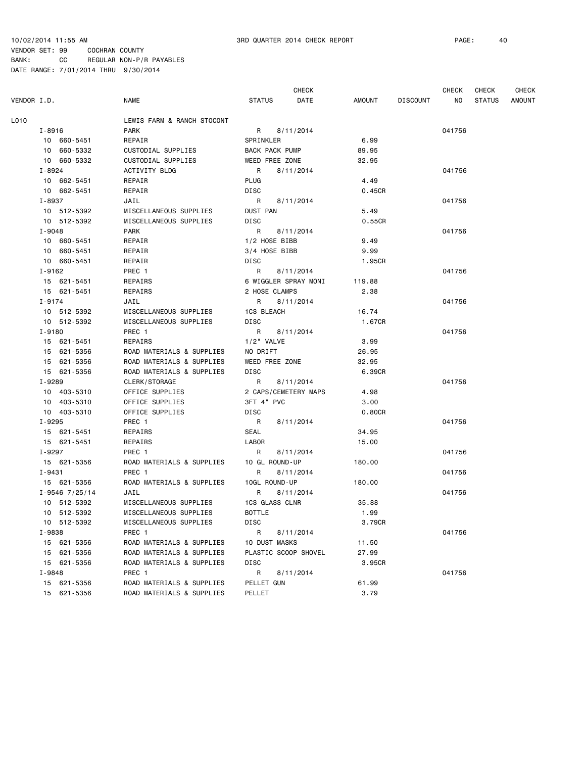10/02/2014 11:55 AM 3RD QUARTER 2014 CHECK REPORT
VENDOR SET: 99 COCHRAN COUNTY
BANK: CC REGULAR NON-P/R PAYABLES
DATE RANGE: 7/01/2014 THRU 9/30/2014

| VENDOR I.D. | NAME | STATUS | CHECK DATE | AMOUNT | DISCOUNT | CHECK NO | CHECK STATUS | CHECK AMOUNT |
|---|---|---|---|---|---|---|---|---|
| L010 | LEWIS FARM & RANCH STOCONT | | | | | | | |
| I-8916 | PARK | R | 8/11/2014 | | | 041756 | | |
| 10 660-5451 | REPAIR | SPRINKLER | | 6.99 | | | | |
| 10 660-5332 | CUSTODIAL SUPPLIES | BACK PACK PUMP | | 89.95 | | | | |
| 10 660-5332 | CUSTODIAL SUPPLIES | WEED FREE ZONE | | 32.95 | | | | |
| I-8924 | ACTIVITY BLDG | R | 8/11/2014 | | | 041756 | | |
| 10 662-5451 | REPAIR | PLUG | | 4.49 | | | | |
| 10 662-5451 | REPAIR | DISC | | 0.45CR | | | | |
| I-8937 | JAIL | R | 8/11/2014 | | | 041756 | | |
| 10 512-5392 | MISCELLANEOUS SUPPLIES | DUST PAN | | 5.49 | | | | |
| 10 512-5392 | MISCELLANEOUS SUPPLIES | DISC | | 0.55CR | | | | |
| I-9048 | PARK | R | 8/11/2014 | | | 041756 | | |
| 10 660-5451 | REPAIR | 1/2 HOSE BIBB | | 9.49 | | | | |
| 10 660-5451 | REPAIR | 3/4 HOSE BIBB | | 9.99 | | | | |
| 10 660-5451 | REPAIR | DISC | | 1.95CR | | | | |
| I-9162 | PREC 1 | R | 8/11/2014 | | | 041756 | | |
| 15 621-5451 | REPAIRS | 6 WIGGLER SPRAY MONI | | 119.88 | | | | |
| 15 621-5451 | REPAIRS | 2 HOSE CLAMPS | | 2.38 | | | | |
| I-9174 | JAIL | R | 8/11/2014 | | | 041756 | | |
| 10 512-5392 | MISCELLANEOUS SUPPLIES | 1CS BLEACH | | 16.74 | | | | |
| 10 512-5392 | MISCELLANEOUS SUPPLIES | DISC | | 1.67CR | | | | |
| I-9180 | PREC 1 | R | 8/11/2014 | | | 041756 | | |
| 15 621-5451 | REPAIRS | 1/2" VALVE | | 3.99 | | | | |
| 15 621-5356 | ROAD MATERIALS & SUPPLIES | NO DRIFT | | 26.95 | | | | |
| 15 621-5356 | ROAD MATERIALS & SUPPLIES | WEED FREE ZONE | | 32.95 | | | | |
| 15 621-5356 | ROAD MATERIALS & SUPPLIES | DISC | | 6.39CR | | | | |
| I-9289 | CLERK/STORAGE | R | 8/11/2014 | | | 041756 | | |
| 10 403-5310 | OFFICE SUPPLIES | 2 CAPS/CEMETERY MAPS | | 4.98 | | | | |
| 10 403-5310 | OFFICE SUPPLIES | 3FT 4" PVC | | 3.00 | | | | |
| 10 403-5310 | OFFICE SUPPLIES | DISC | | 0.80CR | | | | |
| I-9295 | PREC 1 | R | 8/11/2014 | | | 041756 | | |
| 15 621-5451 | REPAIRS | SEAL | | 34.95 | | | | |
| 15 621-5451 | REPAIRS | LABOR | | 15.00 | | | | |
| I-9297 | PREC 1 | R | 8/11/2014 | | | 041756 | | |
| 15 621-5356 | ROAD MATERIALS & SUPPLIES | 10 GL ROUND-UP | | 180.00 | | | | |
| I-9431 | PREC 1 | R | 8/11/2014 | | | 041756 | | |
| 15 621-5356 | ROAD MATERIALS & SUPPLIES | 10GL ROUND-UP | | 180.00 | | | | |
| I-9546 7/25/14 | JAIL | R | 8/11/2014 | | | 041756 | | |
| 10 512-5392 | MISCELLANEOUS SUPPLIES | 1CS GLASS CLNR | | 35.88 | | | | |
| 10 512-5392 | MISCELLANEOUS SUPPLIES | BOTTLE | | 1.99 | | | | |
| 10 512-5392 | MISCELLANEOUS SUPPLIES | DISC | | 3.79CR | | | | |
| I-9838 | PREC 1 | R | 8/11/2014 | | | 041756 | | |
| 15 621-5356 | ROAD MATERIALS & SUPPLIES | 10 DUST MASKS | | 11.50 | | | | |
| 15 621-5356 | ROAD MATERIALS & SUPPLIES | PLASTIC SCOOP SHOVEL | | 27.99 | | | | |
| 15 621-5356 | ROAD MATERIALS & SUPPLIES | DISC | | 3.95CR | | | | |
| I-9848 | PREC 1 | R | 8/11/2014 | | | 041756 | | |
| 15 621-5356 | ROAD MATERIALS & SUPPLIES | PELLET GUN | | 61.99 | | | | |
| 15 621-5356 | ROAD MATERIALS & SUPPLIES | PELLET | | 3.79 | | | | |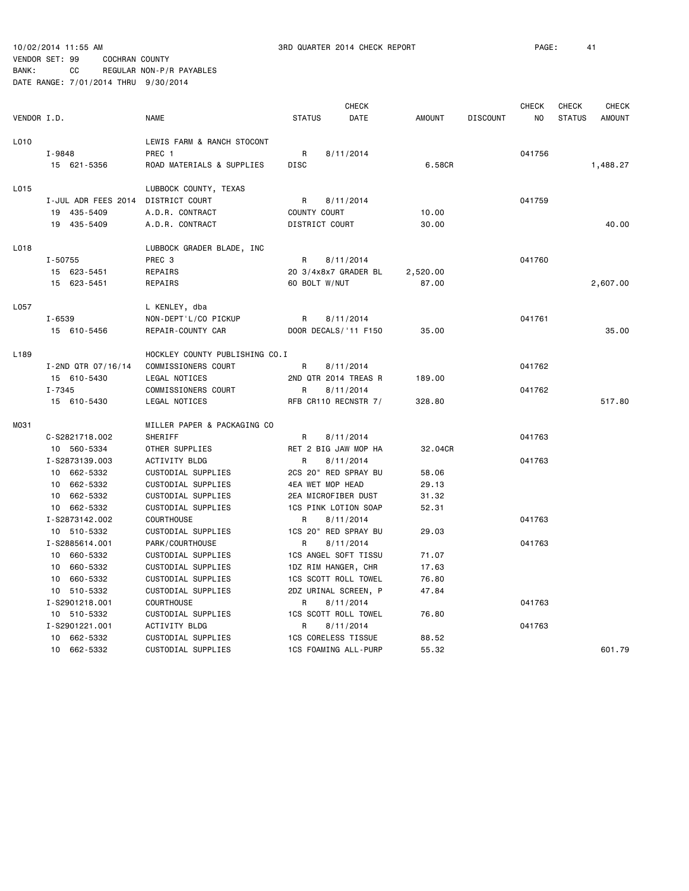10/02/2014 11:55 AM 3RD QUARTER 2014 CHECK REPORT

VENDOR SET: 99 COCHRAN COUNTY
BANK: CC REGULAR NON-P/R PAYABLES
DATE RANGE: 7/01/2014 THRU 9/30/2014

| VENDOR I.D. | NAME | STATUS | CHECK DATE | AMOUNT | DISCOUNT | CHECK NO | CHECK STATUS | CHECK AMOUNT |
|---|---|---|---|---|---|---|---|---|
| L010 | LEWIS FARM & RANCH STOCONT | | | | | | | |
| I-9848 | PREC 1 | R | 8/11/2014 | | | 041756 | | |
| 15 621-5356 | ROAD MATERIALS & SUPPLIES | DISC | | 6.58CR | | | | 1,488.27 |
| L015 | LUBBOCK COUNTY, TEXAS | | | | | | | |
| I-JUL ADR FEES 2014 | DISTRICT COURT | R | 8/11/2014 | | | 041759 | | |
| 19 435-5409 | A.D.R. CONTRACT | COUNTY COURT | | 10.00 | | | | |
| 19 435-5409 | A.D.R. CONTRACT | DISTRICT COURT | | 30.00 | | | | 40.00 |
| L018 | LUBBOCK GRADER BLADE, INC | | | | | | | |
| I-50755 | PREC 3 | R | 8/11/2014 | | | 041760 | | |
| 15 623-5451 | REPAIRS | 20 3/4x8x7 GRADER BL | | 2,520.00 | | | | |
| 15 623-5451 | REPAIRS | 60 BOLT W/NUT | | 87.00 | | | | 2,607.00 |
| L057 | L KENLEY, dba | | | | | | | |
| I-6539 | NON-DEPT'L/CO PICKUP | R | 8/11/2014 | | | 041761 | | |
| 15 610-5456 | REPAIR-COUNTY CAR | DOOR DECALS/'11 F150 | | 35.00 | | | | 35.00 |
| L189 | HOCKLEY COUNTY PUBLISHING CO.I | | | | | | | |
| I-2ND QTR 07/16/14 | COMMISSIONERS COURT | R | 8/11/2014 | | | 041762 | | |
| 15 610-5430 | LEGAL NOTICES | 2ND QTR 2014 TREAS R | | 189.00 | | | | |
| I-7345 | COMMISSIONERS COURT | R | 8/11/2014 | | | 041762 | | |
| 15 610-5430 | LEGAL NOTICES | RFB CR110 RECNSTR 7/ | | 328.80 | | | | 517.80 |
| M031 | MILLER PAPER & PACKAGING CO | | | | | | | |
| C-S2821718.002 | SHERIFF | R | 8/11/2014 | | | 041763 | | |
| 10 560-5334 | OTHER SUPPLIES | RET 2 BIG JAW MOP HA | | 32.04CR | | | | |
| I-S2873139.003 | ACTIVITY BLDG | R | 8/11/2014 | | | 041763 | | |
| 10 662-5332 | CUSTODIAL SUPPLIES | 2CS 20" RED SPRAY BU | | 58.06 | | | | |
| 10 662-5332 | CUSTODIAL SUPPLIES | 4EA WET MOP HEAD | | 29.13 | | | | |
| 10 662-5332 | CUSTODIAL SUPPLIES | 2EA MICROFIBER DUST | | 31.32 | | | | |
| 10 662-5332 | CUSTODIAL SUPPLIES | 1CS PINK LOTION SOAP | | 52.31 | | | | |
| I-S2873142.002 | COURTHOUSE | R | 8/11/2014 | | | 041763 | | |
| 10 510-5332 | CUSTODIAL SUPPLIES | 1CS 20" RED SPRAY BU | | 29.03 | | | | |
| I-S2885614.001 | PARK/COURTHOUSE | R | 8/11/2014 | | | 041763 | | |
| 10 660-5332 | CUSTODIAL SUPPLIES | 1CS ANGEL SOFT TISSU | | 71.07 | | | | |
| 10 660-5332 | CUSTODIAL SUPPLIES | 1DZ RIM HANGER, CHR | | 17.63 | | | | |
| 10 660-5332 | CUSTODIAL SUPPLIES | 1CS SCOTT ROLL TOWEL | | 76.80 | | | | |
| 10 510-5332 | CUSTODIAL SUPPLIES | 2DZ URINAL SCREEN, P | | 47.84 | | | | |
| I-S2901218.001 | COURTHOUSE | R | 8/11/2014 | | | 041763 | | |
| 10 510-5332 | CUSTODIAL SUPPLIES | 1CS SCOTT ROLL TOWEL | | 76.80 | | | | |
| I-S2901221.001 | ACTIVITY BLDG | R | 8/11/2014 | | | 041763 | | |
| 10 662-5332 | CUSTODIAL SUPPLIES | 1CS CORELESS TISSUE | | 88.52 | | | | |
| 10 662-5332 | CUSTODIAL SUPPLIES | 1CS FOAMING ALL-PURP | | 55.32 | | | | 601.79 |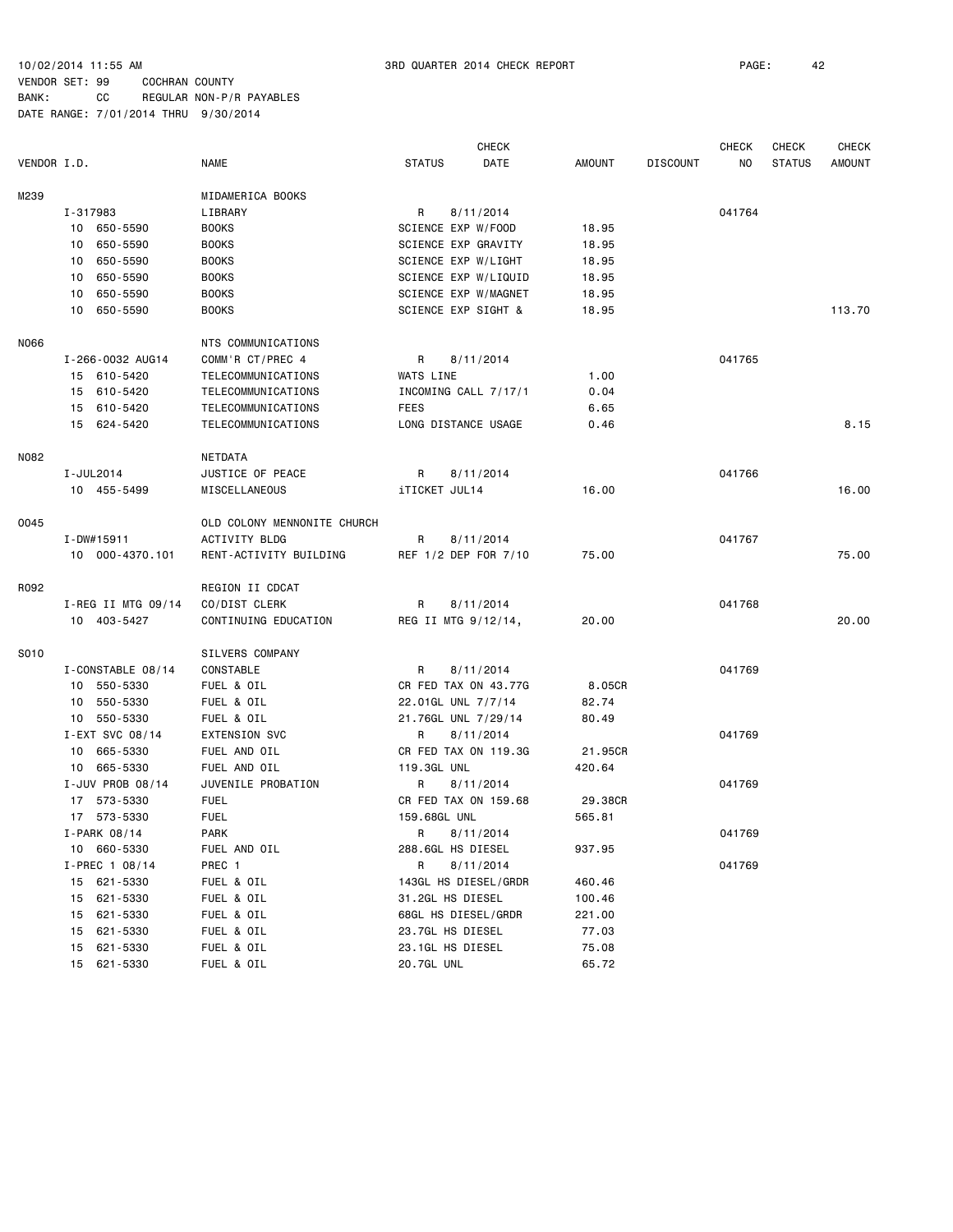10/02/2014 11:55 AM 3RD QUARTER 2014 CHECK REPORT PAGE: 42
VENDOR SET: 99 COCHRAN COUNTY
BANK: CC REGULAR NON-P/R PAYABLES
DATE RANGE: 7/01/2014 THRU 9/30/2014

| VENDOR I.D. | | NAME | STATUS | CHECK DATE | AMOUNT | DISCOUNT | CHECK NO | CHECK STATUS | CHECK AMOUNT |
|---|---|---|---|---|---|---|---|---|---|
| M239 | | MIDAMERICA BOOKS | | | | | | | |
| | I-317983 | LIBRARY | R | 8/11/2014 | | | 041764 | | |
| | 10 650-5590 | BOOKS | SCIENCE EXP W/FOOD | | 18.95 | | | | |
| | 10 650-5590 | BOOKS | SCIENCE EXP GRAVITY | | 18.95 | | | | |
| | 10 650-5590 | BOOKS | SCIENCE EXP W/LIGHT | | 18.95 | | | | |
| | 10 650-5590 | BOOKS | SCIENCE EXP W/LIQUID | | 18.95 | | | | |
| | 10 650-5590 | BOOKS | SCIENCE EXP W/MAGNET | | 18.95 | | | | |
| | 10 650-5590 | BOOKS | SCIENCE EXP SIGHT & | | 18.95 | | | | 113.70 |
| N066 | | NTS COMMUNICATIONS | | | | | | | |
| | I-266-0032 AUG14 | COMM'R CT/PREC 4 | R | 8/11/2014 | | | 041765 | | |
| | 15 610-5420 | TELECOMMUNICATIONS | WATS LINE | | 1.00 | | | | |
| | 15 610-5420 | TELECOMMUNICATIONS | INCOMING CALL 7/17/1 | | 0.04 | | | | |
| | 15 610-5420 | TELECOMMUNICATIONS | FEES | | 6.65 | | | | |
| | 15 624-5420 | TELECOMMUNICATIONS | LONG DISTANCE USAGE | | 0.46 | | | | 8.15 |
| N082 | | NETDATA | | | | | | | |
| | I-JUL2014 | JUSTICE OF PEACE | R | 8/11/2014 | | | 041766 | | |
| | 10 455-5499 | MISCELLANEOUS | iTICKET JUL14 | | 16.00 | | | | 16.00 |
| O045 | | OLD COLONY MENNONITE CHURCH | | | | | | | |
| | I-DW#15911 | ACTIVITY BLDG | R | 8/11/2014 | | | 041767 | | |
| | 10 000-4370.101 | RENT-ACTIVITY BUILDING | REF 1/2 DEP FOR 7/10 | | 75.00 | | | | 75.00 |
| R092 | | REGION II CDCAT | | | | | | | |
| | I-REG II MTG 09/14 | CO/DIST CLERK | R | 8/11/2014 | | | 041768 | | |
| | 10 403-5427 | CONTINUING EDUCATION | REG II MTG 9/12/14, | | 20.00 | | | | 20.00 |
| S010 | | SILVERS COMPANY | | | | | | | |
| | I-CONSTABLE 08/14 | CONSTABLE | R | 8/11/2014 | | | 041769 | | |
| | 10 550-5330 | FUEL & OIL | CR FED TAX ON 43.77G | | 8.05CR | | | | |
| | 10 550-5330 | FUEL & OIL | 22.01GL UNL 7/7/14 | | 82.74 | | | | |
| | 10 550-5330 | FUEL & OIL | 21.76GL UNL 7/29/14 | | 80.49 | | | | |
| | I-EXT SVC 08/14 | EXTENSION SVC | R | 8/11/2014 | | | 041769 | | |
| | 10 665-5330 | FUEL AND OIL | CR FED TAX ON 119.3G | | 21.95CR | | | | |
| | 10 665-5330 | FUEL AND OIL | 119.3GL UNL | | 420.64 | | | | |
| | I-JUV PROB 08/14 | JUVENILE PROBATION | R | 8/11/2014 | | | 041769 | | |
| | 17 573-5330 | FUEL | CR FED TAX ON 159.68 | | 29.38CR | | | | |
| | 17 573-5330 | FUEL | 159.68GL UNL | | 565.81 | | | | |
| | I-PARK 08/14 | PARK | R | 8/11/2014 | | | 041769 | | |
| | 10 660-5330 | FUEL AND OIL | 288.6GL HS DIESEL | | 937.95 | | | | |
| | I-PREC 1 08/14 | PREC 1 | R | 8/11/2014 | | | 041769 | | |
| | 15 621-5330 | FUEL & OIL | 143GL HS DIESEL/GRDR | | 460.46 | | | | |
| | 15 621-5330 | FUEL & OIL | 31.2GL HS DIESEL | | 100.46 | | | | |
| | 15 621-5330 | FUEL & OIL | 68GL HS DIESEL/GRDR | | 221.00 | | | | |
| | 15 621-5330 | FUEL & OIL | 23.7GL HS DIESEL | | 77.03 | | | | |
| | 15 621-5330 | FUEL & OIL | 23.1GL HS DIESEL | | 75.08 | | | | |
| | 15 621-5330 | FUEL & OIL | 20.7GL UNL | | 65.72 | | | | |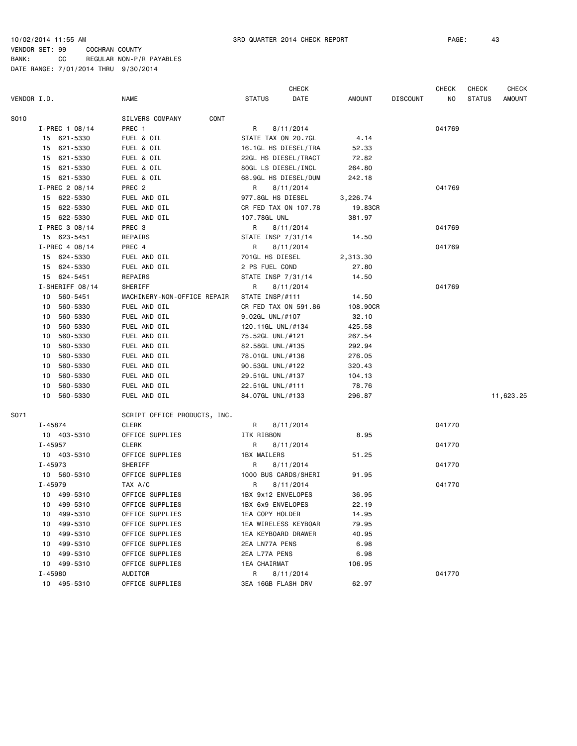10/02/2014 11:55 AM 3RD QUARTER 2014 CHECK REPORT

VENDOR SET: 99 COCHRAN COUNTY
BANK: CC REGULAR NON-P/R PAYABLES
DATE RANGE: 7/01/2014 THRU 9/30/2014

| VENDOR I.D. | NAME | STATUS | CHECK DATE | AMOUNT | DISCOUNT | CHECK NO | CHECK STATUS | CHECK AMOUNT |
|---|---|---|---|---|---|---|---|---|
| S010 | SILVERS COMPANY CONT | | | | | | | |
| I-PREC 1 08/14 | PREC 1 | R | 8/11/2014 | | | 041769 | | |
| 15 621-5330 | FUEL & OIL | STATE TAX ON 20.7GL | | 4.14 | | | | |
| 15 621-5330 | FUEL & OIL | 16.1GL HS DIESEL/TRA | | 52.33 | | | | |
| 15 621-5330 | FUEL & OIL | 22GL HS DIESEL/TRACT | | 72.82 | | | | |
| 15 621-5330 | FUEL & OIL | 80GL LS DIESEL/INCL | | 264.80 | | | | |
| 15 621-5330 | FUEL & OIL | 68.9GL HS DIESEL/DUM | | 242.18 | | | | |
| I-PREC 2 08/14 | PREC 2 | R | 8/11/2014 | | | 041769 | | |
| 15 622-5330 | FUEL AND OIL | 977.8GL HS DIESEL | | 3,226.74 | | | | |
| 15 622-5330 | FUEL AND OIL | CR FED TAX ON 107.78 | | 19.83CR | | | | |
| 15 622-5330 | FUEL AND OIL | 107.78GL UNL | | 381.97 | | | | |
| I-PREC 3 08/14 | PREC 3 | R | 8/11/2014 | | | 041769 | | |
| 15 623-5451 | REPAIRS | STATE INSP 7/31/14 | | 14.50 | | | | |
| I-PREC 4 08/14 | PREC 4 | R | 8/11/2014 | | | 041769 | | |
| 15 624-5330 | FUEL AND OIL | 701GL HS DIESEL | | 2,313.30 | | | | |
| 15 624-5330 | FUEL AND OIL | 2 PS FUEL COND | | 27.80 | | | | |
| 15 624-5451 | REPAIRS | STATE INSP 7/31/14 | | 14.50 | | | | |
| I-SHERIFF 08/14 | SHERIFF | R | 8/11/2014 | | | 041769 | | |
| 10 560-5451 | MACHINERY-NON-OFFICE REPAIR | STATE INSP/#111 | | 14.50 | | | | |
| 10 560-5330 | FUEL AND OIL | CR FED TAX ON 591.86 | | 108.90CR | | | | |
| 10 560-5330 | FUEL AND OIL | 9.02GL UNL/#107 | | 32.10 | | | | |
| 10 560-5330 | FUEL AND OIL | 120.11GL UNL/#134 | | 425.58 | | | | |
| 10 560-5330 | FUEL AND OIL | 75.52GL UNL/#121 | | 267.54 | | | | |
| 10 560-5330 | FUEL AND OIL | 82.58GL UNL/#135 | | 292.94 | | | | |
| 10 560-5330 | FUEL AND OIL | 78.01GL UNL/#136 | | 276.05 | | | | |
| 10 560-5330 | FUEL AND OIL | 90.53GL UNL/#122 | | 320.43 | | | | |
| 10 560-5330 | FUEL AND OIL | 29.51GL UNL/#137 | | 104.13 | | | | |
| 10 560-5330 | FUEL AND OIL | 22.51GL UNL/#111 | | 78.76 | | | | |
| 10 560-5330 | FUEL AND OIL | 84.07GL UNL/#133 | | 296.87 | | | | 11,623.25 |
| S071 | SCRIPT OFFICE PRODUCTS, INC. | | | | | | | |
| I-45874 | CLERK | R | 8/11/2014 | | | 041770 | | |
| 10 403-5310 | OFFICE SUPPLIES | ITK RIBBON | | 8.95 | | | | |
| I-45957 | CLERK | R | 8/11/2014 | | | 041770 | | |
| 10 403-5310 | OFFICE SUPPLIES | 1BX MAILERS | | 51.25 | | | | |
| I-45973 | SHERIFF | R | 8/11/2014 | | | 041770 | | |
| 10 560-5310 | OFFICE SUPPLIES | 1000 BUS CARDS/SHERI | | 91.95 | | | | |
| I-45979 | TAX A/C | R | 8/11/2014 | | | 041770 | | |
| 10 499-5310 | OFFICE SUPPLIES | 1BX 9x12 ENVELOPES | | 36.95 | | | | |
| 10 499-5310 | OFFICE SUPPLIES | 1BX 6x9 ENVELOPES | | 22.19 | | | | |
| 10 499-5310 | OFFICE SUPPLIES | 1EA COPY HOLDER | | 14.95 | | | | |
| 10 499-5310 | OFFICE SUPPLIES | 1EA WIRELESS KEYBOAR | | 79.95 | | | | |
| 10 499-5310 | OFFICE SUPPLIES | 1EA KEYBOARD DRAWER | | 40.95 | | | | |
| 10 499-5310 | OFFICE SUPPLIES | 2EA LN77A PENS | | 6.98 | | | | |
| 10 499-5310 | OFFICE SUPPLIES | 2EA L77A PENS | | 6.98 | | | | |
| 10 499-5310 | OFFICE SUPPLIES | 1EA CHAIRMAT | | 106.95 | | | | |
| I-45980 | AUDITOR | R | 8/11/2014 | | | 041770 | | |
| 10 495-5310 | OFFICE SUPPLIES | 3EA 16GB FLASH DRV | | 62.97 | | | | |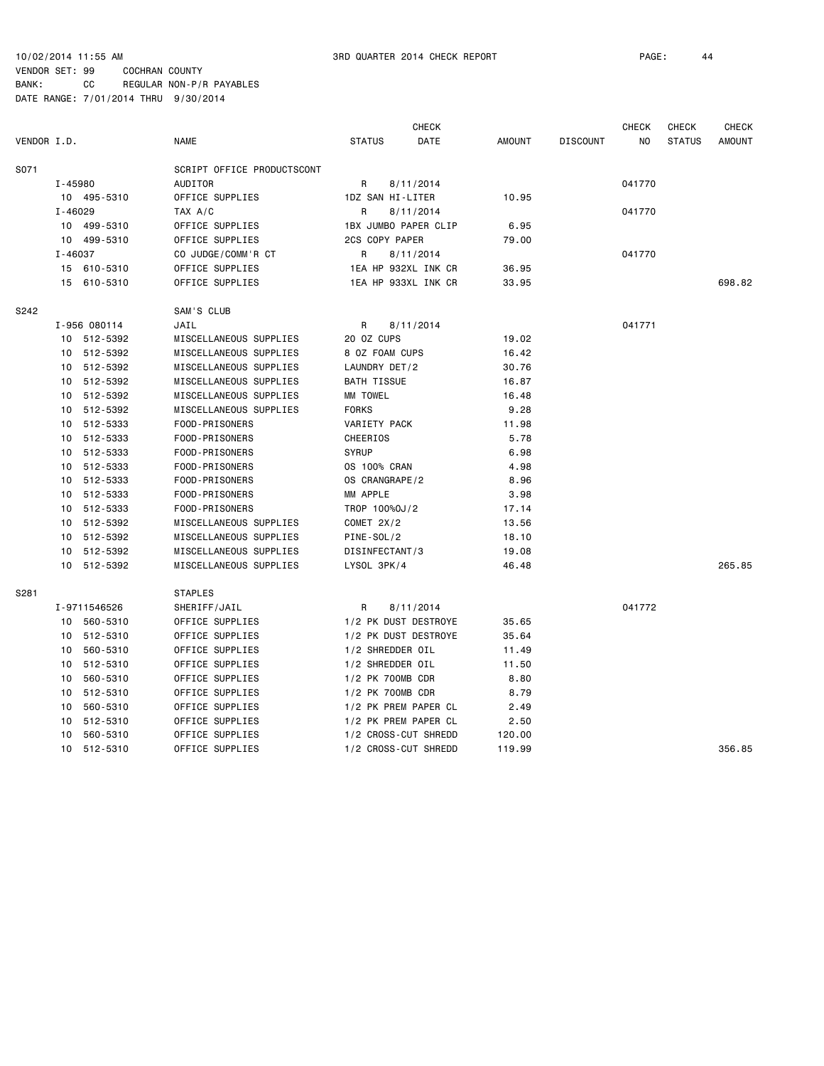10/02/2014 11:55 AM 3RD QUARTER 2014 CHECK REPORT

VENDOR SET: 99 COCHRAN COUNTY
BANK: CC REGULAR NON-P/R PAYABLES
DATE RANGE: 7/01/2014 THRU 9/30/2014

| VENDOR I.D. | NAME | STATUS | CHECK DATE | AMOUNT | DISCOUNT | CHECK NO | CHECK STATUS | CHECK AMOUNT |
|---|---|---|---|---|---|---|---|---|
| S071 | SCRIPT OFFICE PRODUCTSCONT | | | | | | | |
| I-45980 | AUDITOR | R | 8/11/2014 | | | 041770 | | |
| 10 495-5310 | OFFICE SUPPLIES | 1DZ SAN HI-LITER | | 10.95 | | | | |
| I-46029 | TAX A/C | R | 8/11/2014 | | | 041770 | | |
| 10 499-5310 | OFFICE SUPPLIES | 1BX JUMBO PAPER CLIP | | 6.95 | | | | |
| 10 499-5310 | OFFICE SUPPLIES | 2CS COPY PAPER | | 79.00 | | | | |
| I-46037 | CO JUDGE/COMM'R CT | R | 8/11/2014 | | | 041770 | | |
| 15 610-5310 | OFFICE SUPPLIES | 1EA HP 932XL INK CR | | 36.95 | | | | |
| 15 610-5310 | OFFICE SUPPLIES | 1EA HP 933XL INK CR | | 33.95 | | | | 698.82 |
| S242 | SAM'S CLUB | | | | | | | |
| I-956 080114 | JAIL | R | 8/11/2014 | | | 041771 | | |
| 10 512-5392 | MISCELLANEOUS SUPPLIES | 20 OZ CUPS | | 19.02 | | | | |
| 10 512-5392 | MISCELLANEOUS SUPPLIES | 8 OZ FOAM CUPS | | 16.42 | | | | |
| 10 512-5392 | MISCELLANEOUS SUPPLIES | LAUNDRY DET/2 | | 30.76 | | | | |
| 10 512-5392 | MISCELLANEOUS SUPPLIES | BATH TISSUE | | 16.87 | | | | |
| 10 512-5392 | MISCELLANEOUS SUPPLIES | MM TOWEL | | 16.48 | | | | |
| 10 512-5392 | MISCELLANEOUS SUPPLIES | FORKS | | 9.28 | | | | |
| 10 512-5333 | FOOD-PRISONERS | VARIETY PACK | | 11.98 | | | | |
| 10 512-5333 | FOOD-PRISONERS | CHEERIOS | | 5.78 | | | | |
| 10 512-5333 | FOOD-PRISONERS | SYRUP | | 6.98 | | | | |
| 10 512-5333 | FOOD-PRISONERS | OS 100% CRAN | | 4.98 | | | | |
| 10 512-5333 | FOOD-PRISONERS | OS CRANGRAPE/2 | | 8.96 | | | | |
| 10 512-5333 | FOOD-PRISONERS | MM APPLE | | 3.98 | | | | |
| 10 512-5333 | FOOD-PRISONERS | TROP 100%OJ/2 | | 17.14 | | | | |
| 10 512-5392 | MISCELLANEOUS SUPPLIES | COMET 2X/2 | | 13.56 | | | | |
| 10 512-5392 | MISCELLANEOUS SUPPLIES | PINE-SOL/2 | | 18.10 | | | | |
| 10 512-5392 | MISCELLANEOUS SUPPLIES | DISINFECTANT/3 | | 19.08 | | | | |
| 10 512-5392 | MISCELLANEOUS SUPPLIES | LYSOL 3PK/4 | | 46.48 | | | | 265.85 |
| S281 | STAPLES | | | | | | | |
| I-9711546526 | SHERIFF/JAIL | R | 8/11/2014 | | | 041772 | | |
| 10 560-5310 | OFFICE SUPPLIES | 1/2 PK DUST DESTROYE | | 35.65 | | | | |
| 10 512-5310 | OFFICE SUPPLIES | 1/2 PK DUST DESTROYE | | 35.64 | | | | |
| 10 560-5310 | OFFICE SUPPLIES | 1/2 SHREDDER OIL | | 11.49 | | | | |
| 10 512-5310 | OFFICE SUPPLIES | 1/2 SHREDDER OIL | | 11.50 | | | | |
| 10 560-5310 | OFFICE SUPPLIES | 1/2 PK 700MB CDR | | 8.80 | | | | |
| 10 512-5310 | OFFICE SUPPLIES | 1/2 PK 700MB CDR | | 8.79 | | | | |
| 10 560-5310 | OFFICE SUPPLIES | 1/2 PK PREM PAPER CL | | 2.49 | | | | |
| 10 512-5310 | OFFICE SUPPLIES | 1/2 PK PREM PAPER CL | | 2.50 | | | | |
| 10 560-5310 | OFFICE SUPPLIES | 1/2 CROSS-CUT SHREDD | | 120.00 | | | | |
| 10 512-5310 | OFFICE SUPPLIES | 1/2 CROSS-CUT SHREDD | | 119.99 | | | | 356.85 |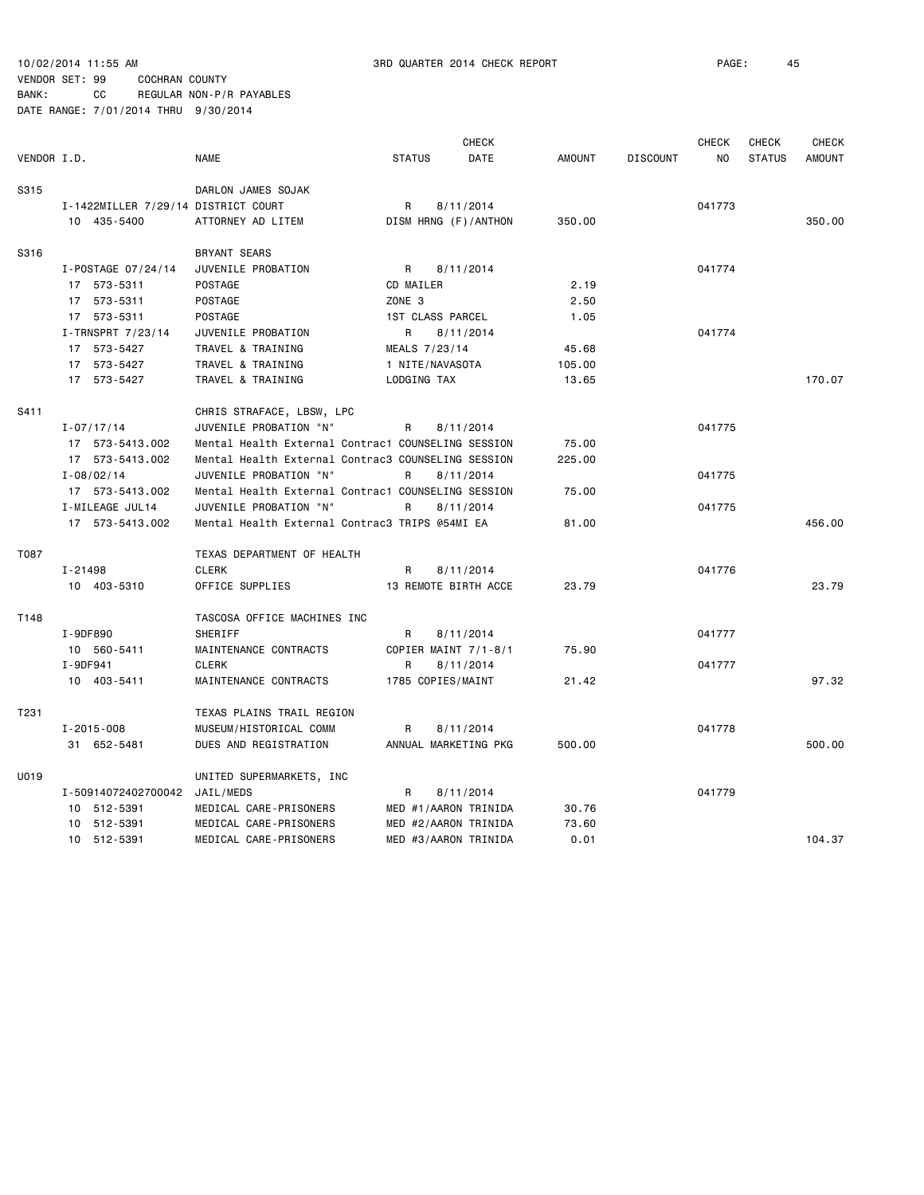10/02/2014 11:55 AM 3RD QUARTER 2014 CHECK REPORT

VENDOR SET: 99 COCHRAN COUNTY
BANK: CC REGULAR NON-P/R PAYABLES
DATE RANGE: 7/01/2014 THRU 9/30/2014

| VENDOR I.D. | NAME | STATUS | CHECK DATE | AMOUNT | DISCOUNT | CHECK NO | CHECK STATUS | CHECK AMOUNT |
|---|---|---|---|---|---|---|---|---|
| S315 | DARLON JAMES SOJAK | | | | | | | |
| I-1422MILLER 7/29/14 | DISTRICT COURT | R | 8/11/2014 | | | 041773 | | |
| 10 435-5400 | ATTORNEY AD LITEM | DISM HRNG (F)/ANTHON | | 350.00 | | | | 350.00 |
| S316 | BRYANT SEARS | | | | | | | |
| I-POSTAGE 07/24/14 | JUVENILE PROBATION | R | 8/11/2014 | | | 041774 | | |
| 17 573-5311 | POSTAGE | CD MAILER | | 2.19 | | | | |
| 17 573-5311 | POSTAGE | ZONE 3 | | 2.50 | | | | |
| 17 573-5311 | POSTAGE | 1ST CLASS PARCEL | | 1.05 | | | | |
| I-TRNSPRT 7/23/14 | JUVENILE PROBATION | R | 8/11/2014 | | | 041774 | | |
| 17 573-5427 | TRAVEL & TRAINING | MEALS 7/23/14 | | 45.68 | | | | |
| 17 573-5427 | TRAVEL & TRAINING | 1 NITE/NAVASOTA | | 105.00 | | | | |
| 17 573-5427 | TRAVEL & TRAINING | LODGING TAX | | 13.65 | | | | 170.07 |
| S411 | CHRIS STRAFACE, LBSW, LPC | | | | | | | |
| I-07/17/14 | JUVENILE PROBATION "N" | R | 8/11/2014 | | | 041775 | | |
| 17 573-5413.002 | Mental Health External Contrac1 COUNSELING SESSION | | | 75.00 | | | | |
| 17 573-5413.002 | Mental Health External Contrac3 COUNSELING SESSION | | | 225.00 | | | | |
| I-08/02/14 | JUVENILE PROBATION "N" | R | 8/11/2014 | | | 041775 | | |
| 17 573-5413.002 | Mental Health External Contrac1 COUNSELING SESSION | | | 75.00 | | | | |
| I-MILEAGE JUL14 | JUVENILE PROBATION "N" | R | 8/11/2014 | | | 041775 | | |
| 17 573-5413.002 | Mental Health External Contrac3 TRIPS @54MI EA | | | 81.00 | | | | 456.00 |
| T087 | TEXAS DEPARTMENT OF HEALTH | | | | | | | |
| I-21498 | CLERK | R | 8/11/2014 | | | 041776 | | |
| 10 403-5310 | OFFICE SUPPLIES | 13 REMOTE BIRTH ACCE | | 23.79 | | | | 23.79 |
| T148 | TASCOSA OFFICE MACHINES INC | | | | | | | |
| I-9DF890 | SHERIFF | R | 8/11/2014 | | | 041777 | | |
| 10 560-5411 | MAINTENANCE CONTRACTS | COPIER MAINT 7/1-8/1 | | 75.90 | | | | |
| I-9DF941 | CLERK | R | 8/11/2014 | | | 041777 | | |
| 10 403-5411 | MAINTENANCE CONTRACTS | 1785 COPIES/MAINT | | 21.42 | | | | 97.32 |
| T231 | TEXAS PLAINS TRAIL REGION | | | | | | | |
| I-2015-008 | MUSEUM/HISTORICAL COMM | R | 8/11/2014 | | | 041778 | | |
| 31 652-5481 | DUES AND REGISTRATION | ANNUAL MARKETING PKG | | 500.00 | | | | 500.00 |
| U019 | UNITED SUPERMARKETS, INC | | | | | | | |
| I-50914072402700042 | JAIL/MEDS | R | 8/11/2014 | | | 041779 | | |
| 10 512-5391 | MEDICAL CARE-PRISONERS | MED #1/AARON TRINIDA | | 30.76 | | | | |
| 10 512-5391 | MEDICAL CARE-PRISONERS | MED #2/AARON TRINIDA | | 73.60 | | | | |
| 10 512-5391 | MEDICAL CARE-PRISONERS | MED #3/AARON TRINIDA | | 0.01 | | | | 104.37 |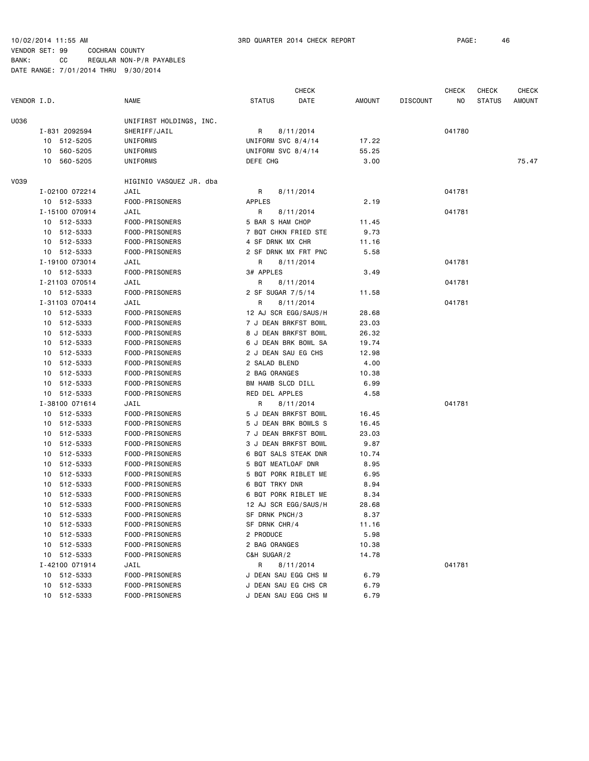10/02/2014 11:55 AM 3RD QUARTER 2014 CHECK REPORT

VENDOR SET: 99 COCHRAN COUNTY
BANK: CC REGULAR NON-P/R PAYABLES
DATE RANGE: 7/01/2014 THRU 9/30/2014

| VENDOR I.D. | NAME | STATUS | CHECK DATE | AMOUNT | DISCOUNT | CHECK NO | CHECK STATUS | CHECK AMOUNT |
|---|---|---|---|---|---|---|---|---|
| U036 | UNIFIRST HOLDINGS, INC. | | | | | | | |
| I-831 2092594 | SHERIFF/JAIL | R | 8/11/2014 | | | 041780 | | |
| 10 512-5205 | UNIFORMS | UNIFORM SVC 8/4/14 | | 17.22 | | | | |
| 10 560-5205 | UNIFORMS | UNIFORM SVC 8/4/14 | | 55.25 | | | | |
| 10 560-5205 | UNIFORMS | DEFE CHG | | 3.00 | | | | 75.47 |
| V039 | HIGINIO VASQUEZ JR. dba | | | | | | | |
| I-02100 072214 | JAIL | R | 8/11/2014 | | | 041781 | | |
| 10 512-5333 | FOOD-PRISONERS | APPLES | | 2.19 | | | | |
| I-15100 070914 | JAIL | R | 8/11/2014 | | | 041781 | | |
| 10 512-5333 | FOOD-PRISONERS | 5 BAR S HAM CHOP | | 11.45 | | | | |
| 10 512-5333 | FOOD-PRISONERS | 7 BQT CHKN FRIED STE | | 9.73 | | | | |
| 10 512-5333 | FOOD-PRISONERS | 4 SF DRNK MX CHR | | 11.16 | | | | |
| 10 512-5333 | FOOD-PRISONERS | 2 SF DRNK MX FRT PNC | | 5.58 | | | | |
| I-19100 073014 | JAIL | R | 8/11/2014 | | | 041781 | | |
| 10 512-5333 | FOOD-PRISONERS | 3# APPLES | | 3.49 | | | | |
| I-21103 070514 | JAIL | R | 8/11/2014 | | | 041781 | | |
| 10 512-5333 | FOOD-PRISONERS | 2 SF SUGAR 7/5/14 | | 11.58 | | | | |
| I-31103 070414 | JAIL | R | 8/11/2014 | | | 041781 | | |
| 10 512-5333 | FOOD-PRISONERS | 12 AJ SCR EGG/SAUS/H | | 28.68 | | | | |
| 10 512-5333 | FOOD-PRISONERS | 7 J DEAN BRKFST BOWL | | 23.03 | | | | |
| 10 512-5333 | FOOD-PRISONERS | 8 J DEAN BRKFST BOWL | | 26.32 | | | | |
| 10 512-5333 | FOOD-PRISONERS | 6 J DEAN BRK BOWL SA | | 19.74 | | | | |
| 10 512-5333 | FOOD-PRISONERS | 2 J DEAN SAU EG CHS | | 12.98 | | | | |
| 10 512-5333 | FOOD-PRISONERS | 2 SALAD BLEND | | 4.00 | | | | |
| 10 512-5333 | FOOD-PRISONERS | 2 BAG ORANGES | | 10.38 | | | | |
| 10 512-5333 | FOOD-PRISONERS | BM HAMB SLCD DILL | | 6.99 | | | | |
| 10 512-5333 | FOOD-PRISONERS | RED DEL APPLES | | 4.58 | | | | |
| I-38100 071614 | JAIL | R | 8/11/2014 | | | 041781 | | |
| 10 512-5333 | FOOD-PRISONERS | 5 J DEAN BRKFST BOWL | | 16.45 | | | | |
| 10 512-5333 | FOOD-PRISONERS | 5 J DEAN BRK BOWLS S | | 16.45 | | | | |
| 10 512-5333 | FOOD-PRISONERS | 7 J DEAN BRKFST BOWL | | 23.03 | | | | |
| 10 512-5333 | FOOD-PRISONERS | 3 J DEAN BRKFST BOWL | | 9.87 | | | | |
| 10 512-5333 | FOOD-PRISONERS | 6 BQT SALS STEAK DNR | | 10.74 | | | | |
| 10 512-5333 | FOOD-PRISONERS | 5 BQT MEATLOAF DNR | | 8.95 | | | | |
| 10 512-5333 | FOOD-PRISONERS | 5 BQT PORK RIBLET ME | | 6.95 | | | | |
| 10 512-5333 | FOOD-PRISONERS | 6 BQT TRKY DNR | | 8.94 | | | | |
| 10 512-5333 | FOOD-PRISONERS | 6 BQT PORK RIBLET ME | | 8.34 | | | | |
| 10 512-5333 | FOOD-PRISONERS | 12 AJ SCR EGG/SAUS/H | | 28.68 | | | | |
| 10 512-5333 | FOOD-PRISONERS | SF DRNK PNCH/3 | | 8.37 | | | | |
| 10 512-5333 | FOOD-PRISONERS | SF DRNK CHR/4 | | 11.16 | | | | |
| 10 512-5333 | FOOD-PRISONERS | 2 PRODUCE | | 5.98 | | | | |
| 10 512-5333 | FOOD-PRISONERS | 2 BAG ORANGES | | 10.38 | | | | |
| 10 512-5333 | FOOD-PRISONERS | C&H SUGAR/2 | | 14.78 | | | | |
| I-42100 071914 | JAIL | R | 8/11/2014 | | | 041781 | | |
| 10 512-5333 | FOOD-PRISONERS | J DEAN SAU EGG CHS M | | 6.79 | | | | |
| 10 512-5333 | FOOD-PRISONERS | J DEAN SAU EG CHS CR | | 6.79 | | | | |
| 10 512-5333 | FOOD-PRISONERS | J DEAN SAU EGG CHS M | | 6.79 | | | | |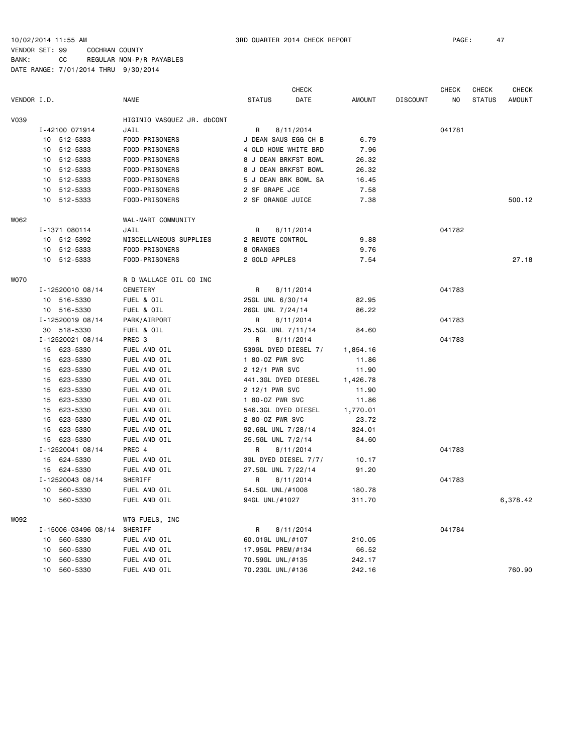10/02/2014 11:55 AM 3RD QUARTER 2014 CHECK REPORT

VENDOR SET: 99 COCHRAN COUNTY
BANK: CC REGULAR NON-P/R PAYABLES
DATE RANGE: 7/01/2014 THRU 9/30/2014

| VENDOR I.D. | NAME | STATUS | CHECK DATE | AMOUNT | DISCOUNT | CHECK NO | CHECK STATUS | CHECK AMOUNT |
|---|---|---|---|---|---|---|---|---|
| V039 | HIGINIO VASQUEZ JR. dbCONT | | | | | | | |
| I-42100 071914 | JAIL | R | 8/11/2014 | | | 041781 | | |
| 10 512-5333 | FOOD-PRISONERS | J DEAN SAUS EGG CH B | | 6.79 | | | | |
| 10 512-5333 | FOOD-PRISONERS | 4 OLD HOME WHITE BRD | | 7.96 | | | | |
| 10 512-5333 | FOOD-PRISONERS | 8 J DEAN BRKFST BOWL | | 26.32 | | | | |
| 10 512-5333 | FOOD-PRISONERS | 8 J DEAN BRKFST BOWL | | 26.32 | | | | |
| 10 512-5333 | FOOD-PRISONERS | 5 J DEAN BRK BOWL SA | | 16.45 | | | | |
| 10 512-5333 | FOOD-PRISONERS | 2 SF GRAPE JCE | | 7.58 | | | | |
| 10 512-5333 | FOOD-PRISONERS | 2 SF ORANGE JUICE | | 7.38 | | | | 500.12 |
| W062 | WAL-MART COMMUNITY | | | | | | | |
| I-1371 080114 | JAIL | R | 8/11/2014 | | | 041782 | | |
| 10 512-5392 | MISCELLANEOUS SUPPLIES | 2 REMOTE CONTROL | | 9.88 | | | | |
| 10 512-5333 | FOOD-PRISONERS | 8 ORANGES | | 9.76 | | | | |
| 10 512-5333 | FOOD-PRISONERS | 2 GOLD APPLES | | 7.54 | | | | 27.18 |
| W070 | R D WALLACE OIL CO INC | | | | | | | |
| I-12520010 08/14 | CEMETERY | R | 8/11/2014 | | | 041783 | | |
| 10 516-5330 | FUEL & OIL | 25GL UNL 6/30/14 | | 82.95 | | | | |
| 10 516-5330 | FUEL & OIL | 26GL UNL 7/24/14 | | 86.22 | | | | |
| I-12520019 08/14 | PARK/AIRPORT | R | 8/11/2014 | | | 041783 | | |
| 30 518-5330 | FUEL & OIL | 25.5GL UNL 7/11/14 | | 84.60 | | | | |
| I-12520021 08/14 | PREC 3 | R | 8/11/2014 | | | 041783 | | |
| 15 623-5330 | FUEL AND OIL | 539GL DYED DIESEL 7/ | | 1,854.16 | | | | |
| 15 623-5330 | FUEL AND OIL | 1 80-OZ PWR SVC | | 11.86 | | | | |
| 15 623-5330 | FUEL AND OIL | 2 12/1 PWR SVC | | 11.90 | | | | |
| 15 623-5330 | FUEL AND OIL | 441.3GL DYED DIESEL | | 1,426.78 | | | | |
| 15 623-5330 | FUEL AND OIL | 2 12/1 PWR SVC | | 11.90 | | | | |
| 15 623-5330 | FUEL AND OIL | 1 80-OZ PWR SVC | | 11.86 | | | | |
| 15 623-5330 | FUEL AND OIL | 546.3GL DYED DIESEL | | 1,770.01 | | | | |
| 15 623-5330 | FUEL AND OIL | 2 80-OZ PWR SVC | | 23.72 | | | | |
| 15 623-5330 | FUEL AND OIL | 92.6GL UNL 7/28/14 | | 324.01 | | | | |
| 15 623-5330 | FUEL AND OIL | 25.5GL UNL 7/2/14 | | 84.60 | | | | |
| I-12520041 08/14 | PREC 4 | R | 8/11/2014 | | | 041783 | | |
| 15 624-5330 | FUEL AND OIL | 3GL DYED DIESEL 7/7/ | | 10.17 | | | | |
| 15 624-5330 | FUEL AND OIL | 27.5GL UNL 7/22/14 | | 91.20 | | | | |
| I-12520043 08/14 | SHERIFF | R | 8/11/2014 | | | 041783 | | |
| 10 560-5330 | FUEL AND OIL | 54.5GL UNL/#1008 | | 180.78 | | | | |
| 10 560-5330 | FUEL AND OIL | 94GL UNL/#1027 | | 311.70 | | | | 6,378.42 |
| W092 | WTG FUELS, INC | | | | | | | |
| I-15006-03496 08/14 | SHERIFF | R | 8/11/2014 | | | 041784 | | |
| 10 560-5330 | FUEL AND OIL | 60.01GL UNL/#107 | | 210.05 | | | | |
| 10 560-5330 | FUEL AND OIL | 17.95GL PREM/#134 | | 66.52 | | | | |
| 10 560-5330 | FUEL AND OIL | 70.59GL UNL/#135 | | 242.17 | | | | |
| 10 560-5330 | FUEL AND OIL | 70.23GL UNL/#136 | | 242.16 | | | | 760.90 |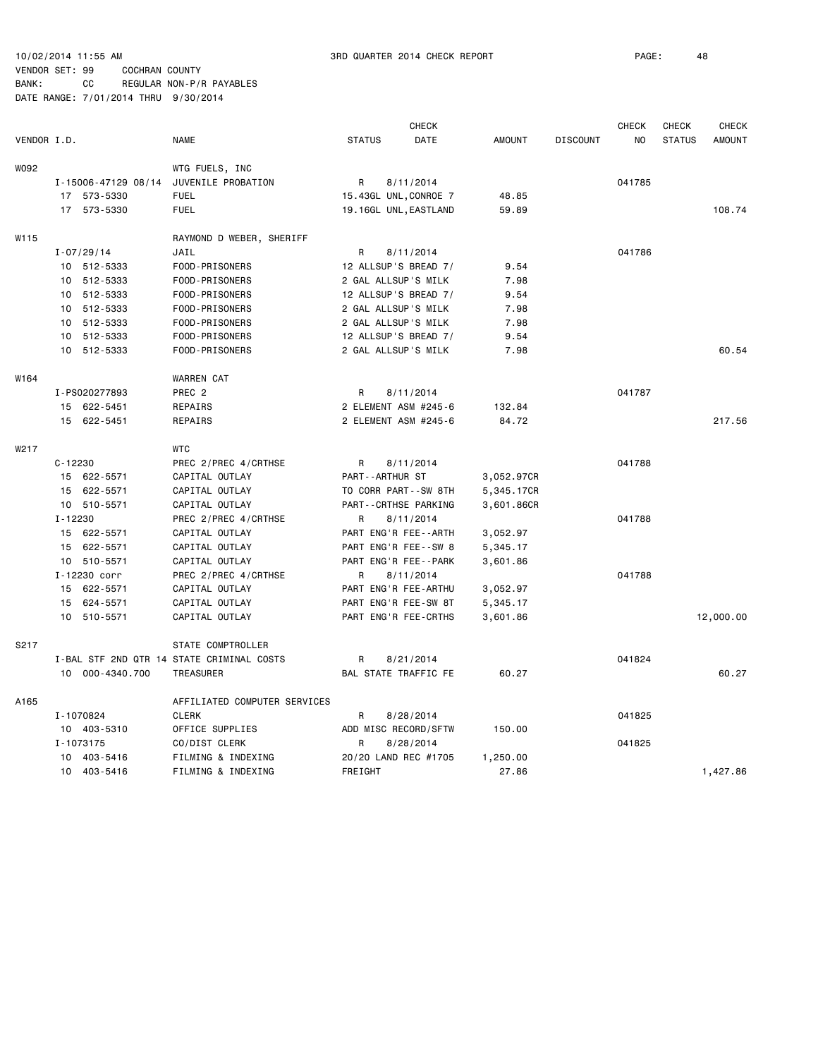10/02/2014 11:55 AM    3RD QUARTER 2014 CHECK REPORT
VENDOR SET: 99    COCHRAN COUNTY
BANK: CC    REGULAR NON-P/R PAYABLES
DATE RANGE: 7/01/2014 THRU 9/30/2014

| VENDOR I.D. | NAME | STATUS | CHECK DATE | AMOUNT | DISCOUNT | CHECK NO | CHECK STATUS | CHECK AMOUNT |
|---|---|---|---|---|---|---|---|---|
| W092 | WTG FUELS, INC | | | | | | | |
| I-15006-47129 08/14 | JUVENILE PROBATION | R | 8/11/2014 | | | 041785 | | |
| 17 573-5330 | FUEL | 15.43GL UNL,CONROE 7 | | 48.85 | | | | |
| 17 573-5330 | FUEL | 19.16GL UNL,EASTLAND | | 59.89 | | | | 108.74 |
| W115 | RAYMOND D WEBER, SHERIFF | | | | | | | |
| I-07/29/14 | JAIL | R | 8/11/2014 | | | 041786 | | |
| 10 512-5333 | FOOD-PRISONERS | 12 ALLSUP'S BREAD 7/ | | 9.54 | | | | |
| 10 512-5333 | FOOD-PRISONERS | 2 GAL ALLSUP'S MILK | | 7.98 | | | | |
| 10 512-5333 | FOOD-PRISONERS | 12 ALLSUP'S BREAD 7/ | | 9.54 | | | | |
| 10 512-5333 | FOOD-PRISONERS | 2 GAL ALLSUP'S MILK | | 7.98 | | | | |
| 10 512-5333 | FOOD-PRISONERS | 2 GAL ALLSUP'S MILK | | 7.98 | | | | |
| 10 512-5333 | FOOD-PRISONERS | 12 ALLSUP'S BREAD 7/ | | 9.54 | | | | |
| 10 512-5333 | FOOD-PRISONERS | 2 GAL ALLSUP'S MILK | | 7.98 | | | | 60.54 |
| W164 | WARREN CAT | | | | | | | |
| I-PS020277893 | PREC 2 | R | 8/11/2014 | | | 041787 | | |
| 15 622-5451 | REPAIRS | 2 ELEMENT ASM #245-6 | | 132.84 | | | | |
| 15 622-5451 | REPAIRS | 2 ELEMENT ASM #245-6 | | 84.72 | | | | 217.56 |
| W217 | WTC | | | | | | | |
| C-12230 | PREC 2/PREC 4/CRTHSE | R | 8/11/2014 | | | 041788 | | |
| 15 622-5571 | CAPITAL OUTLAY | PART--ARTHUR ST | | 3,052.97CR | | | | |
| 15 622-5571 | CAPITAL OUTLAY | TO CORR PART--SW 8TH | | 5,345.17CR | | | | |
| 10 510-5571 | CAPITAL OUTLAY | PART--CRTHSE PARKING | | 3,601.86CR | | | | |
| I-12230 | PREC 2/PREC 4/CRTHSE | R | 8/11/2014 | | | 041788 | | |
| 15 622-5571 | CAPITAL OUTLAY | PART ENG'R FEE--ARTH | | 3,052.97 | | | | |
| 15 622-5571 | CAPITAL OUTLAY | PART ENG'R FEE--SW 8 | | 5,345.17 | | | | |
| 10 510-5571 | CAPITAL OUTLAY | PART ENG'R FEE--PARK | | 3,601.86 | | | | |
| I-12230 corr | PREC 2/PREC 4/CRTHSE | R | 8/11/2014 | | | 041788 | | |
| 15 622-5571 | CAPITAL OUTLAY | PART ENG'R FEE-ARTHU | | 3,052.97 | | | | |
| 15 624-5571 | CAPITAL OUTLAY | PART ENG'R FEE-SW 8T | | 5,345.17 | | | | |
| 10 510-5571 | CAPITAL OUTLAY | PART ENG'R FEE-CRTHS | | 3,601.86 | | | | 12,000.00 |
| S217 | STATE COMPTROLLER | | | | | | | |
| I-BAL STF 2ND QTR 14 | STATE CRIMINAL COSTS | R | 8/21/2014 | | | 041824 | | |
| 10 000-4340.700 | TREASURER | BAL STATE TRAFFIC FE | | 60.27 | | | | 60.27 |
| A165 | AFFILIATED COMPUTER SERVICES | | | | | | | |
| I-1070824 | CLERK | R | 8/28/2014 | | | 041825 | | |
| 10 403-5310 | OFFICE SUPPLIES | ADD MISC RECORD/SFTW | | 150.00 | | | | |
| I-1073175 | CO/DIST CLERK | R | 8/28/2014 | | | 041825 | | |
| 10 403-5416 | FILMING & INDEXING | 20/20 LAND REC #1705 | | 1,250.00 | | | | |
| 10 403-5416 | FILMING & INDEXING | FREIGHT | | 27.86 | | | | 1,427.86 |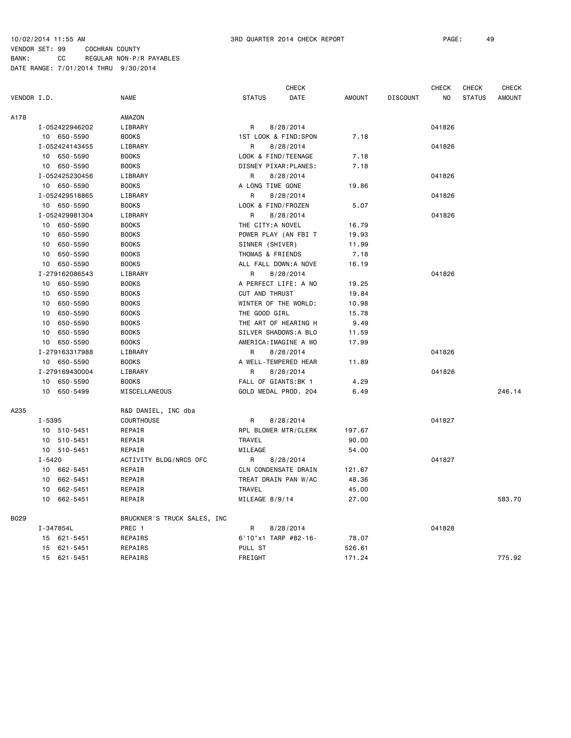10/02/2014 11:55 AM 3RD QUARTER 2014 CHECK REPORT

VENDOR SET: 99 COCHRAN COUNTY
BANK: CC REGULAR NON-P/R PAYABLES
DATE RANGE: 7/01/2014 THRU 9/30/2014

| VENDOR I.D. | | NAME | STATUS | CHECK DATE | AMOUNT | DISCOUNT | CHECK NO | CHECK STATUS | CHECK AMOUNT |
|---|---|---|---|---|---|---|---|---|---|
| A178 | | AMAZON | | | | | | | |
| | I-052422946202 | LIBRARY | R | 8/28/2014 | | | 041826 | | |
| | 10 650-5590 | BOOKS | 1ST LOOK & FIND:SPON | | 7.18 | | | | |
| | I-052424143455 | LIBRARY | R | 8/28/2014 | | | 041826 | | |
| | 10 650-5590 | BOOKS | LOOK & FIND/TEENAGE | | 7.18 | | | | |
| | 10 650-5590 | BOOKS | DISNEY PIXAR:PLANES: | | 7.18 | | | | |
| | I-052425230456 | LIBRARY | R | 8/28/2014 | | | 041826 | | |
| | 10 650-5590 | BOOKS | A LONG TIME GONE | | 19.86 | | | | |
| | I-052429518865 | LIBRARY | R | 8/28/2014 | | | 041826 | | |
| | 10 650-5590 | BOOKS | LOOK & FIND/FROZEN | | 5.07 | | | | |
| | I-052429981304 | LIBRARY | R | 8/28/2014 | | | 041826 | | |
| | 10 650-5590 | BOOKS | THE CITY:A NOVEL | | 16.79 | | | | |
| | 10 650-5590 | BOOKS | POWER PLAY (AN FBI T | | 19.93 | | | | |
| | 10 650-5590 | BOOKS | SINNER (SHIVER) | | 11.99 | | | | |
| | 10 650-5590 | BOOKS | THOMAS & FRIENDS | | 7.18 | | | | |
| | 10 650-5590 | BOOKS | ALL FALL DOWN:A NOVE | | 16.19 | | | | |
| | I-279162086543 | LIBRARY | R | 8/28/2014 | | | 041826 | | |
| | 10 650-5590 | BOOKS | A PERFECT LIFE: A NO | | 19.25 | | | | |
| | 10 650-5590 | BOOKS | CUT AND THRUST | | 19.84 | | | | |
| | 10 650-5590 | BOOKS | WINTER OF THE WORLD: | | 10.98 | | | | |
| | 10 650-5590 | BOOKS | THE GOOD GIRL | | 15.78 | | | | |
| | 10 650-5590 | BOOKS | THE ART OF HEARING H | | 9.49 | | | | |
| | 10 650-5590 | BOOKS | SILVER SHADOWS:A BLO | | 11.59 | | | | |
| | 10 650-5590 | BOOKS | AMERICA:IMAGINE A WO | | 17.99 | | | | |
| | I-279163317988 | LIBRARY | R | 8/28/2014 | | | 041826 | | |
| | 10 650-5590 | BOOKS | A WELL-TEMPERED HEAR | | 11.89 | | | | |
| | I-279169430004 | LIBRARY | R | 8/28/2014 | | | 041826 | | |
| | 10 650-5590 | BOOKS | FALL OF GIANTS:BK 1 | | 4.29 | | | | |
| | 10 650-5499 | MISCELLANEOUS | GOLD MEDAL PROD. 204 | | 6.49 | | | | 246.14 |
| A235 | | R&D DANIEL, INC dba | | | | | | | |
| | I-5395 | COURTHOUSE | R | 8/28/2014 | | | 041827 | | |
| | 10 510-5451 | REPAIR | RPL BLOWER MTR/CLERK | | 197.67 | | | | |
| | 10 510-5451 | REPAIR | TRAVEL | | 90.00 | | | | |
| | 10 510-5451 | REPAIR | MILEAGE | | 54.00 | | | | |
| | I-5420 | ACTIVITY BLDG/NRCS OFC | R | 8/28/2014 | | | 041827 | | |
| | 10 662-5451 | REPAIR | CLN CONDENSATE DRAIN | | 121.67 | | | | |
| | 10 662-5451 | REPAIR | TREAT DRAIN PAN W/AC | | 48.36 | | | | |
| | 10 662-5451 | REPAIR | TRAVEL | | 45.00 | | | | |
| | 10 662-5451 | REPAIR | MILEAGE 8/9/14 | | 27.00 | | | | 583.70 |
| B029 | | BRUCKNER'S TRUCK SALES, INC | | | | | | | |
| | I-347854L | PREC 1 | R | 8/28/2014 | | | 041828 | | |
| | 15 621-5451 | REPAIRS | 6'10"x1 TARP #82-16- | | 78.07 | | | | |
| | 15 621-5451 | REPAIRS | PULL ST | | 526.61 | | | | |
| | 15 621-5451 | REPAIRS | FREIGHT | | 171.24 | | | | 775.92 |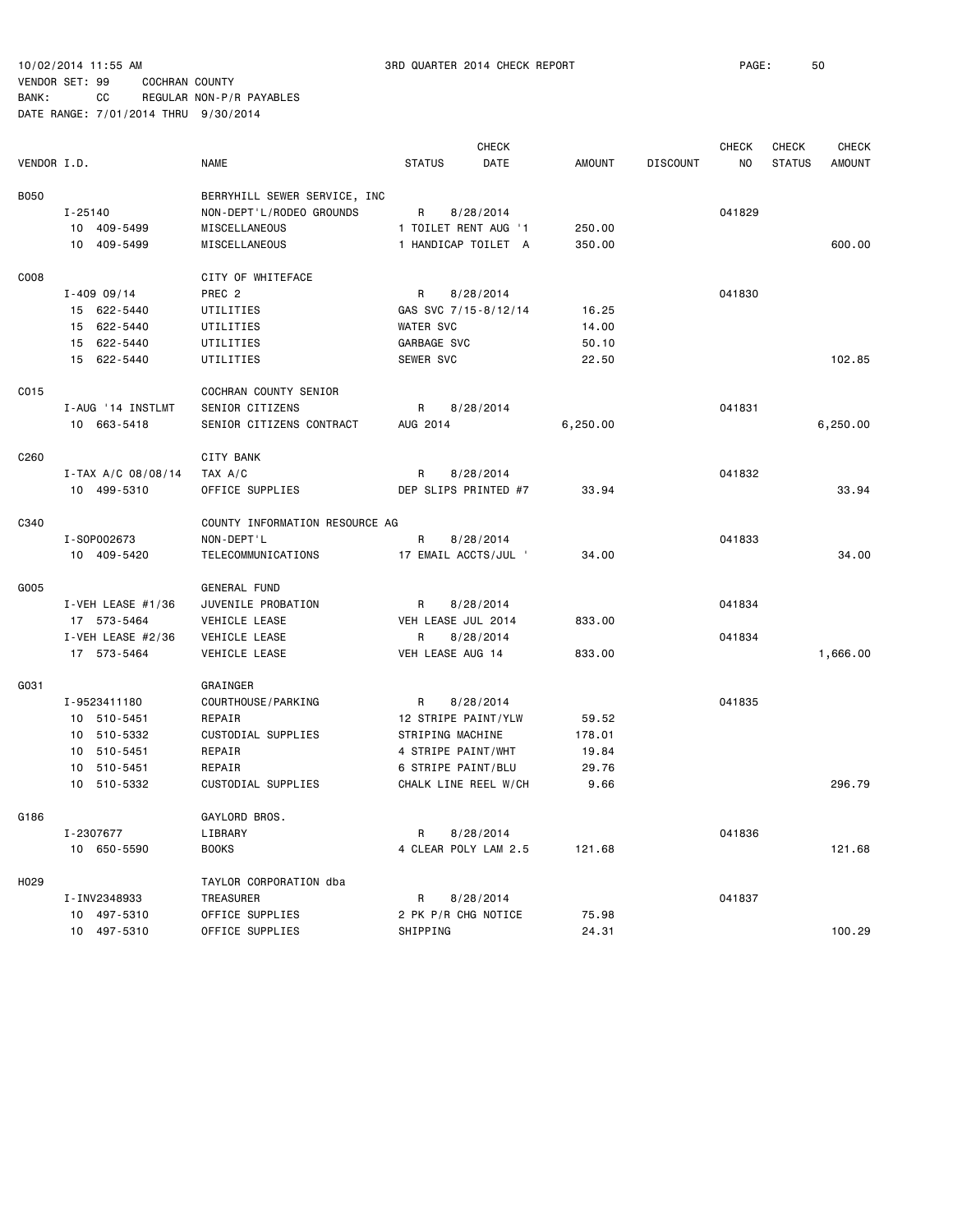10/02/2014 11:55 AM 3RD QUARTER 2014 CHECK REPORT

VENDOR SET: 99 COCHRAN COUNTY
BANK: CC REGULAR NON-P/R PAYABLES
DATE RANGE: 7/01/2014 THRU 9/30/2014

| VENDOR I.D. | NAME | STATUS | CHECK DATE | AMOUNT | DISCOUNT | CHECK NO | CHECK STATUS | CHECK AMOUNT |
|---|---|---|---|---|---|---|---|---|
| B050 | BERRYHILL SEWER SERVICE, INC | | | | | | | |
| I-25140 | NON-DEPT'L/RODEO GROUNDS | R | 8/28/2014 | | | 041829 | | |
| 10 409-5499 | MISCELLANEOUS | 1 TOILET RENT AUG '1 | | 250.00 | | | | |
| 10 409-5499 | MISCELLANEOUS | 1 HANDICAP TOILET A | | 350.00 | | | | 600.00 |
| C008 | CITY OF WHITEFACE | | | | | | | |
| I-409 09/14 | PREC 2 | R | 8/28/2014 | | | 041830 | | |
| 15 622-5440 | UTILITIES | GAS SVC 7/15-8/12/14 | | 16.25 | | | | |
| 15 622-5440 | UTILITIES | WATER SVC | | 14.00 | | | | |
| 15 622-5440 | UTILITIES | GARBAGE SVC | | 50.10 | | | | |
| 15 622-5440 | UTILITIES | SEWER SVC | | 22.50 | | | | 102.85 |
| C015 | COCHRAN COUNTY SENIOR | | | | | | | |
| I-AUG '14 INSTLMT | SENIOR CITIZENS | R | 8/28/2014 | | | 041831 | | |
| 10 663-5418 | SENIOR CITIZENS CONTRACT | AUG 2014 | | 6,250.00 | | | | 6,250.00 |
| C260 | CITY BANK | | | | | | | |
| I-TAX A/C 08/08/14 | TAX A/C | R | 8/28/2014 | | | 041832 | | |
| 10 499-5310 | OFFICE SUPPLIES | DEP SLIPS PRINTED #7 | | 33.94 | | | | 33.94 |
| C340 | COUNTY INFORMATION RESOURCE AG | | | | | | | |
| I-SOP002673 | NON-DEPT'L | R | 8/28/2014 | | | 041833 | | |
| 10 409-5420 | TELECOMMUNICATIONS | 17 EMAIL ACCTS/JUL ' | | 34.00 | | | | 34.00 |
| G005 | GENERAL FUND | | | | | | | |
| I-VEH LEASE #1/36 | JUVENILE PROBATION | R | 8/28/2014 | | | 041834 | | |
| 17 573-5464 | VEHICLE LEASE | VEH LEASE JUL 2014 | | 833.00 | | | | |
| I-VEH LEASE #2/36 | VEHICLE LEASE | R | 8/28/2014 | | | 041834 | | |
| 17 573-5464 | VEHICLE LEASE | VEH LEASE AUG 14 | | 833.00 | | | | 1,666.00 |
| G031 | GRAINGER | | | | | | | |
| I-9523411180 | COURTHOUSE/PARKING | R | 8/28/2014 | | | 041835 | | |
| 10 510-5451 | REPAIR | 12 STRIPE PAINT/YLW | | 59.52 | | | | |
| 10 510-5332 | CUSTODIAL SUPPLIES | STRIPING MACHINE | | 178.01 | | | | |
| 10 510-5451 | REPAIR | 4 STRIPE PAINT/WHT | | 19.84 | | | | |
| 10 510-5451 | REPAIR | 6 STRIPE PAINT/BLU | | 29.76 | | | | |
| 10 510-5332 | CUSTODIAL SUPPLIES | CHALK LINE REEL W/CH | | 9.66 | | | | 296.79 |
| G186 | GAYLORD BROS. | | | | | | | |
| I-2307677 | LIBRARY | R | 8/28/2014 | | | 041836 | | |
| 10 650-5590 | BOOKS | 4 CLEAR POLY LAM 2.5 | | 121.68 | | | | 121.68 |
| H029 | TAYLOR CORPORATION dba | | | | | | | |
| I-INV2348933 | TREASURER | R | 8/28/2014 | | | 041837 | | |
| 10 497-5310 | OFFICE SUPPLIES | 2 PK P/R CHG NOTICE | | 75.98 | | | | |
| 10 497-5310 | OFFICE SUPPLIES | SHIPPING | | 24.31 | | | | 100.29 |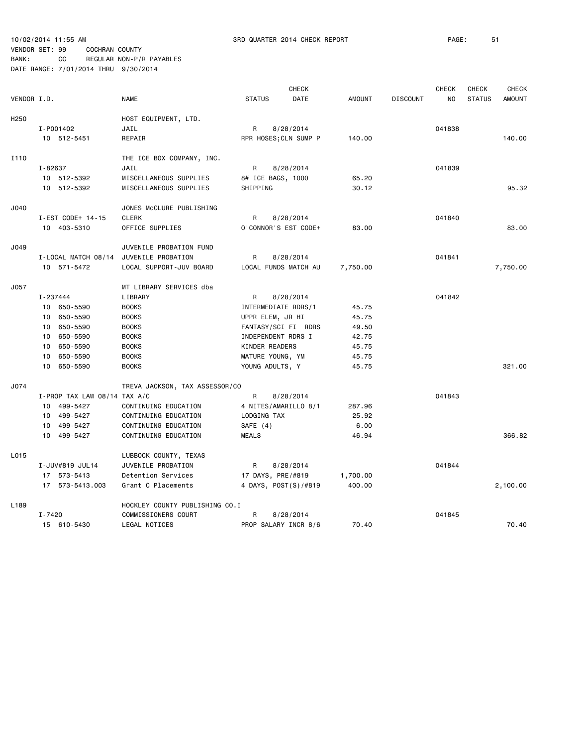10/02/2014 11:55 AM 3RD QUARTER 2014 CHECK REPORT

VENDOR SET: 99 COCHRAN COUNTY

BANK: CC REGULAR NON-P/R PAYABLES

DATE RANGE: 7/01/2014 THRU 9/30/2014

| VENDOR I.D. | NAME | STATUS | CHECK DATE | AMOUNT | DISCOUNT | CHECK NO | CHECK STATUS | CHECK AMOUNT |
|---|---|---|---|---|---|---|---|---|
| H250 | HOST EQUIPMENT, LTD. | | | | | | | |
| I-P001402 | JAIL | R | 8/28/2014 | | | 041838 | | |
| 10 512-5451 | REPAIR | RPR HOSES;CLN SUMP P | | 140.00 | | | | 140.00 |
| I110 | THE ICE BOX COMPANY, INC. | | | | | | | |
| I-82637 | JAIL | R | 8/28/2014 | | | 041839 | | |
| 10 512-5392 | MISCELLANEOUS SUPPLIES | 8# ICE BAGS, 1000 | | 65.20 | | | | |
| 10 512-5392 | MISCELLANEOUS SUPPLIES | SHIPPING | | 30.12 | | | | 95.32 |
| J040 | JONES McCLURE PUBLISHING | | | | | | | |
| I-EST CODE+ 14-15 | CLERK | R | 8/28/2014 | | | 041840 | | |
| 10 403-5310 | OFFICE SUPPLIES | O'CONNOR'S EST CODE+ | | 83.00 | | | | 83.00 |
| J049 | JUVENILE PROBATION FUND | | | | | | | |
| I-LOCAL MATCH 08/14 | JUVENILE PROBATION | R | 8/28/2014 | | | 041841 | | |
| 10 571-5472 | LOCAL SUPPORT-JUV BOARD | LOCAL FUNDS MATCH AU | | 7,750.00 | | | | 7,750.00 |
| J057 | MT LIBRARY SERVICES dba | | | | | | | |
| I-237444 | LIBRARY | R | 8/28/2014 | | | 041842 | | |
| 10 650-5590 | BOOKS | INTERMEDIATE RDRS/1 | | 45.75 | | | | |
| 10 650-5590 | BOOKS | UPPR ELEM, JR HI | | 45.75 | | | | |
| 10 650-5590 | BOOKS | FANTASY/SCI FI RDRS | | 49.50 | | | | |
| 10 650-5590 | BOOKS | INDEPENDENT RDRS I | | 42.75 | | | | |
| 10 650-5590 | BOOKS | KINDER READERS | | 45.75 | | | | |
| 10 650-5590 | BOOKS | MATURE YOUNG, YM | | 45.75 | | | | |
| 10 650-5590 | BOOKS | YOUNG ADULTS, Y | | 45.75 | | | | 321.00 |
| J074 | TREVA JACKSON, TAX ASSESSOR/CO | | | | | | | |
| I-PROP TAX LAW 08/14 | TAX A/C | R | 8/28/2014 | | | 041843 | | |
| 10 499-5427 | CONTINUING EDUCATION | 4 NITES/AMARILLO 8/1 | | 287.96 | | | | |
| 10 499-5427 | CONTINUING EDUCATION | LODGING TAX | | 25.92 | | | | |
| 10 499-5427 | CONTINUING EDUCATION | SAFE (4) | | 6.00 | | | | |
| 10 499-5427 | CONTINUING EDUCATION | MEALS | | 46.94 | | | | 366.82 |
| L015 | LUBBOCK COUNTY, TEXAS | | | | | | | |
| I-JUV#819 JUL14 | JUVENILE PROBATION | R | 8/28/2014 | | | 041844 | | |
| 17 573-5413 | Detention Services | 17 DAYS, PRE/#819 | | 1,700.00 | | | | |
| 17 573-5413.003 | Grant C Placements | 4 DAYS, POST(S)/#819 | | 400.00 | | | | 2,100.00 |
| L189 | HOCKLEY COUNTY PUBLISHING CO.I | | | | | | | |
| I-7420 | COMMISSIONERS COURT | R | 8/28/2014 | | | 041845 | | |
| 15 610-5430 | LEGAL NOTICES | PROP SALARY INCR 8/6 | | 70.40 | | | | 70.40 |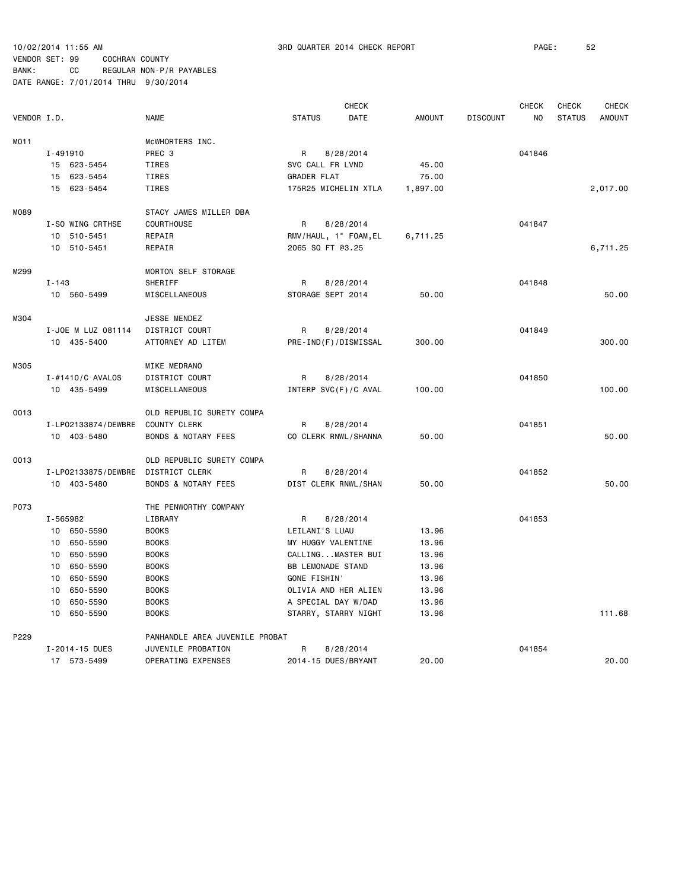10/02/2014 11:55 AM 3RD QUARTER 2014 CHECK REPORT

VENDOR SET: 99 COCHRAN COUNTY
BANK: CC REGULAR NON-P/R PAYABLES
DATE RANGE: 7/01/2014 THRU 9/30/2014

| VENDOR I.D. | | NAME | STATUS | CHECK DATE | AMOUNT | DISCOUNT | CHECK NO | CHECK STATUS | CHECK AMOUNT |
|---|---|---|---|---|---|---|---|---|---|
| M011 | | McWHORTERS INC. | | | | | | | |
| | I-491910 | PREC 3 | R | 8/28/2014 | | | 041846 | | |
| | 15 623-5454 | TIRES | SVC CALL FR LVND | | 45.00 | | | | |
| | 15 623-5454 | TIRES | GRADER FLAT | | 75.00 | | | | |
| | 15 623-5454 | TIRES | 175R25 MICHELIN XTLA | | 1,897.00 | | | | 2,017.00 |
| M089 | | STACY JAMES MILLER DBA | | | | | | | |
| | I-SO WING CRTHSE | COURTHOUSE | R | 8/28/2014 | | | 041847 | | |
| | 10 510-5451 | REPAIR | RMV/HAUL, 1" FOAM,EL | | 6,711.25 | | | | |
| | 10 510-5451 | REPAIR | 2065 SQ FT @3.25 | | | | | | 6,711.25 |
| M299 | | MORTON SELF STORAGE | | | | | | | |
| | I-143 | SHERIFF | R | 8/28/2014 | | | 041848 | | |
| | 10 560-5499 | MISCELLANEOUS | STORAGE SEPT 2014 | | 50.00 | | | | 50.00 |
| M304 | | JESSE MENDEZ | | | | | | | |
| | I-JOE M LUZ 081114 | DISTRICT COURT | R | 8/28/2014 | | | 041849 | | |
| | 10 435-5400 | ATTORNEY AD LITEM | PRE-IND(F)/DISMISSAL | | 300.00 | | | | 300.00 |
| M305 | | MIKE MEDRANO | | | | | | | |
| | I-#1410/C AVALOS | DISTRICT COURT | R | 8/28/2014 | | | 041850 | | |
| | 10 435-5499 | MISCELLANEOUS | INTERP SVC(F)/C AVAL | | 100.00 | | | | 100.00 |
| O013 | | OLD REPUBLIC SURETY COMPA | | | | | | | |
| | I-LPO2133874/DEWBRE | COUNTY CLERK | R | 8/28/2014 | | | 041851 | | |
| | 10 403-5480 | BONDS & NOTARY FEES | CO CLERK RNWL/SHANNA | | 50.00 | | | | 50.00 |
| O013 | | OLD REPUBLIC SURETY COMPA | | | | | | | |
| | I-LPO2133875/DEWBRE | DISTRICT CLERK | R | 8/28/2014 | | | 041852 | | |
| | 10 403-5480 | BONDS & NOTARY FEES | DIST CLERK RNWL/SHAN | | 50.00 | | | | 50.00 |
| P073 | | THE PENWORTHY COMPANY | | | | | | | |
| | I-565982 | LIBRARY | R | 8/28/2014 | | | 041853 | | |
| | 10 650-5590 | BOOKS | LEILANI'S LUAU | | 13.96 | | | | |
| | 10 650-5590 | BOOKS | MY HUGGY VALENTINE | | 13.96 | | | | |
| | 10 650-5590 | BOOKS | CALLING...MASTER BUI | | 13.96 | | | | |
| | 10 650-5590 | BOOKS | BB LEMONADE STAND | | 13.96 | | | | |
| | 10 650-5590 | BOOKS | GONE FISHIN' | | 13.96 | | | | |
| | 10 650-5590 | BOOKS | OLIVIA AND HER ALIEN | | 13.96 | | | | |
| | 10 650-5590 | BOOKS | A SPECIAL DAY W/DAD | | 13.96 | | | | |
| | 10 650-5590 | BOOKS | STARRY, STARRY NIGHT | | 13.96 | | | | 111.68 |
| P229 | | PANHANDLE AREA JUVENILE PROBAT | | | | | | | |
| | I-2014-15 DUES | JUVENILE PROBATION | R | 8/28/2014 | | | 041854 | | |
| | 17 573-5499 | OPERATING EXPENSES | 2014-15 DUES/BRYANT | | 20.00 | | | | 20.00 |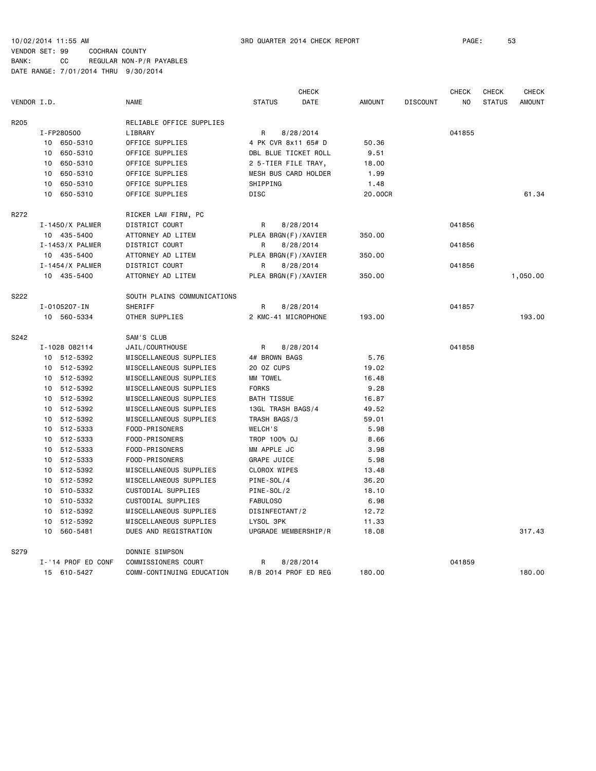10/02/2014 11:55 AM  3RD QUARTER 2014 CHECK REPORT

VENDOR SET: 99  COCHRAN COUNTY
BANK: CC  REGULAR NON-P/R PAYABLES
DATE RANGE: 7/01/2014 THRU 9/30/2014

| VENDOR I.D. | NAME | STATUS | CHECK DATE | AMOUNT | DISCOUNT | CHECK NO | CHECK STATUS | CHECK AMOUNT |
|---|---|---|---|---|---|---|---|---|
| R205 | RELIABLE OFFICE SUPPLIES | | | | | | | |
| I-FP280500 | LIBRARY | R | 8/28/2014 | | | 041855 | | |
| 10 650-5310 | OFFICE SUPPLIES | 4 PK CVR 8x11 65# D | | 50.36 | | | | |
| 10 650-5310 | OFFICE SUPPLIES | DBL BLUE TICKET ROLL | | 9.51 | | | | |
| 10 650-5310 | OFFICE SUPPLIES | 2 5-TIER FILE TRAY, | | 18.00 | | | | |
| 10 650-5310 | OFFICE SUPPLIES | MESH BUS CARD HOLDER | | 1.99 | | | | |
| 10 650-5310 | OFFICE SUPPLIES | SHIPPING | | 1.48 | | | | |
| 10 650-5310 | OFFICE SUPPLIES | DISC | | 20.00CR | | | | 61.34 |
| R272 | RICKER LAW FIRM, PC | | | | | | | |
| I-1450/X PALMER | DISTRICT COURT | R | 8/28/2014 | | | 041856 | | |
| 10 435-5400 | ATTORNEY AD LITEM | PLEA BRGN(F)/XAVIER | | 350.00 | | | | |
| I-1453/X PALMER | DISTRICT COURT | R | 8/28/2014 | | | 041856 | | |
| 10 435-5400 | ATTORNEY AD LITEM | PLEA BRGN(F)/XAVIER | | 350.00 | | | | |
| I-1454/X PALMER | DISTRICT COURT | R | 8/28/2014 | | | 041856 | | |
| 10 435-5400 | ATTORNEY AD LITEM | PLEA BRGN(F)/XAVIER | | 350.00 | | | | 1,050.00 |
| S222 | SOUTH PLAINS COMMUNICATIONS | | | | | | | |
| I-0105207-IN | SHERIFF | R | 8/28/2014 | | | 041857 | | |
| 10 560-5334 | OTHER SUPPLIES | 2 KMC-41 MICROPHONE | | 193.00 | | | | 193.00 |
| S242 | SAM'S CLUB | | | | | | | |
| I-1028 082114 | JAIL/COURTHOUSE | R | 8/28/2014 | | | 041858 | | |
| 10 512-5392 | MISCELLANEOUS SUPPLIES | 4# BROWN BAGS | | 5.76 | | | | |
| 10 512-5392 | MISCELLANEOUS SUPPLIES | 20 OZ CUPS | | 19.02 | | | | |
| 10 512-5392 | MISCELLANEOUS SUPPLIES | MM TOWEL | | 16.48 | | | | |
| 10 512-5392 | MISCELLANEOUS SUPPLIES | FORKS | | 9.28 | | | | |
| 10 512-5392 | MISCELLANEOUS SUPPLIES | BATH TISSUE | | 16.87 | | | | |
| 10 512-5392 | MISCELLANEOUS SUPPLIES | 13GL TRASH BAGS/4 | | 49.52 | | | | |
| 10 512-5392 | MISCELLANEOUS SUPPLIES | TRASH BAGS/3 | | 59.01 | | | | |
| 10 512-5333 | FOOD-PRISONERS | WELCH'S | | 5.98 | | | | |
| 10 512-5333 | FOOD-PRISONERS | TROP 100% OJ | | 8.66 | | | | |
| 10 512-5333 | FOOD-PRISONERS | MM APPLE JC | | 3.98 | | | | |
| 10 512-5333 | FOOD-PRISONERS | GRAPE JUICE | | 5.98 | | | | |
| 10 512-5392 | MISCELLANEOUS SUPPLIES | CLOROX WIPES | | 13.48 | | | | |
| 10 512-5392 | MISCELLANEOUS SUPPLIES | PINE-SOL/4 | | 36.20 | | | | |
| 10 510-5332 | CUSTODIAL SUPPLIES | PINE-SOL/2 | | 18.10 | | | | |
| 10 510-5332 | CUSTODIAL SUPPLIES | FABULOSO | | 6.98 | | | | |
| 10 512-5392 | MISCELLANEOUS SUPPLIES | DISINFECTANT/2 | | 12.72 | | | | |
| 10 512-5392 | MISCELLANEOUS SUPPLIES | LYSOL 3PK | | 11.33 | | | | |
| 10 560-5481 | DUES AND REGISTRATION | UPGRADE MEMBERSHIP/R | | 18.08 | | | | 317.43 |
| S279 | DONNIE SIMPSON | | | | | | | |
| I-'14 PROF ED CONF | COMMISSIONERS COURT | R | 8/28/2014 | | | 041859 | | |
| 15 610-5427 | COMM-CONTINUING EDUCATION | R/B 2014 PROF ED REG | | 180.00 | | | | 180.00 |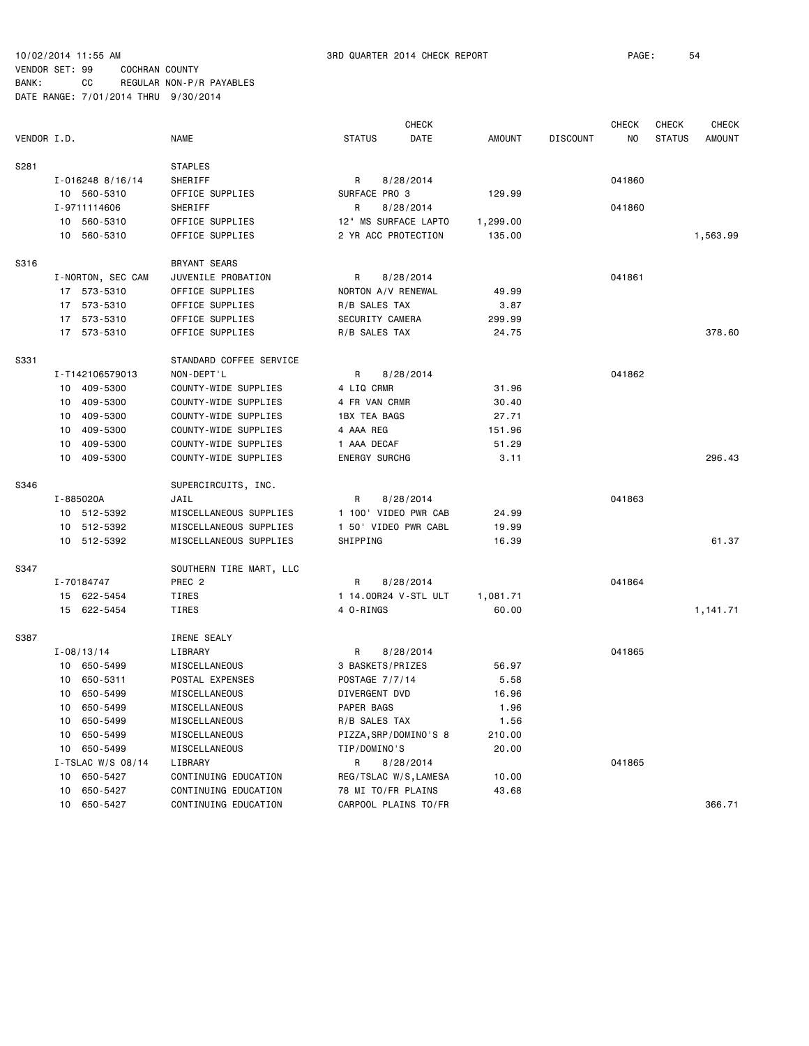10/02/2014 11:55 AM    3RD QUARTER 2014 CHECK REPORT    PAGE: 54
VENDOR SET: 99    COCHRAN COUNTY
BANK: CC    REGULAR NON-P/R PAYABLES
DATE RANGE: 7/01/2014 THRU 9/30/2014

| VENDOR I.D. | NAME | STATUS | CHECK DATE | AMOUNT | DISCOUNT | CHECK NO | CHECK STATUS | CHECK AMOUNT |
|---|---|---|---|---|---|---|---|---|
| S281 | STAPLES | | | | | | | |
| I-016248 8/16/14 | SHERIFF | R | 8/28/2014 | | | 041860 | | |
| 10 560-5310 | OFFICE SUPPLIES | SURFACE PRO 3 | | 129.99 | | | | |
| I-9711114606 | SHERIFF | R | 8/28/2014 | | | 041860 | | |
| 10 560-5310 | OFFICE SUPPLIES | 12" MS SURFACE LAPTO | | 1,299.00 | | | | |
| 10 560-5310 | OFFICE SUPPLIES | 2 YR ACC PROTECTION | | 135.00 | | | | 1,563.99 |
| S316 | BRYANT SEARS | | | | | | | |
| I-NORTON, SEC CAM | JUVENILE PROBATION | R | 8/28/2014 | | | 041861 | | |
| 17 573-5310 | OFFICE SUPPLIES | NORTON A/V RENEWAL | | 49.99 | | | | |
| 17 573-5310 | OFFICE SUPPLIES | R/B SALES TAX | | 3.87 | | | | |
| 17 573-5310 | OFFICE SUPPLIES | SECURITY CAMERA | | 299.99 | | | | |
| 17 573-5310 | OFFICE SUPPLIES | R/B SALES TAX | | 24.75 | | | | 378.60 |
| S331 | STANDARD COFFEE SERVICE | | | | | | | |
| I-T142106579013 | NON-DEPT'L | R | 8/28/2014 | | | 041862 | | |
| 10 409-5300 | COUNTY-WIDE SUPPLIES | 4 LIQ CRMR | | 31.96 | | | | |
| 10 409-5300 | COUNTY-WIDE SUPPLIES | 4 FR VAN CRMR | | 30.40 | | | | |
| 10 409-5300 | COUNTY-WIDE SUPPLIES | 1BX TEA BAGS | | 27.71 | | | | |
| 10 409-5300 | COUNTY-WIDE SUPPLIES | 4 AAA REG | | 151.96 | | | | |
| 10 409-5300 | COUNTY-WIDE SUPPLIES | 1 AAA DECAF | | 51.29 | | | | |
| 10 409-5300 | COUNTY-WIDE SUPPLIES | ENERGY SURCHG | | 3.11 | | | | 296.43 |
| S346 | SUPERCIRCUITS, INC. | | | | | | | |
| I-885020A | JAIL | R | 8/28/2014 | | | 041863 | | |
| 10 512-5392 | MISCELLANEOUS SUPPLIES | 1 100' VIDEO PWR CAB | | 24.99 | | | | |
| 10 512-5392 | MISCELLANEOUS SUPPLIES | 1 50' VIDEO PWR CABL | | 19.99 | | | | |
| 10 512-5392 | MISCELLANEOUS SUPPLIES | SHIPPING | | 16.39 | | | | 61.37 |
| S347 | SOUTHERN TIRE MART, LLC | | | | | | | |
| I-70184747 | PREC 2 | R | 8/28/2014 | | | 041864 | | |
| 15 622-5454 | TIRES | 1 14.00R24 V-STL ULT | | 1,081.71 | | | | |
| 15 622-5454 | TIRES | 4 O-RINGS | | 60.00 | | | | 1,141.71 |
| S387 | IRENE SEALY | | | | | | | |
| I-08/13/14 | LIBRARY | R | 8/28/2014 | | | 041865 | | |
| 10 650-5499 | MISCELLANEOUS | 3 BASKETS/PRIZES | | 56.97 | | | | |
| 10 650-5311 | POSTAL EXPENSES | POSTAGE 7/7/14 | | 5.58 | | | | |
| 10 650-5499 | MISCELLANEOUS | DIVERGENT DVD | | 16.96 | | | | |
| 10 650-5499 | MISCELLANEOUS | PAPER BAGS | | 1.96 | | | | |
| 10 650-5499 | MISCELLANEOUS | R/B SALES TAX | | 1.56 | | | | |
| 10 650-5499 | MISCELLANEOUS | PIZZA,SRP/DOMINO'S 8 | | 210.00 | | | | |
| 10 650-5499 | MISCELLANEOUS | TIP/DOMINO'S | | 20.00 | | | | |
| I-TSLAC W/S 08/14 | LIBRARY | R | 8/28/2014 | | | 041865 | | |
| 10 650-5427 | CONTINUING EDUCATION | REG/TSLAC W/S,LAMESA | | 10.00 | | | | |
| 10 650-5427 | CONTINUING EDUCATION | 78 MI TO/FR PLAINS | | 43.68 | | | | |
| 10 650-5427 | CONTINUING EDUCATION | CARPOOL PLAINS TO/FR | | | | | | 366.71 |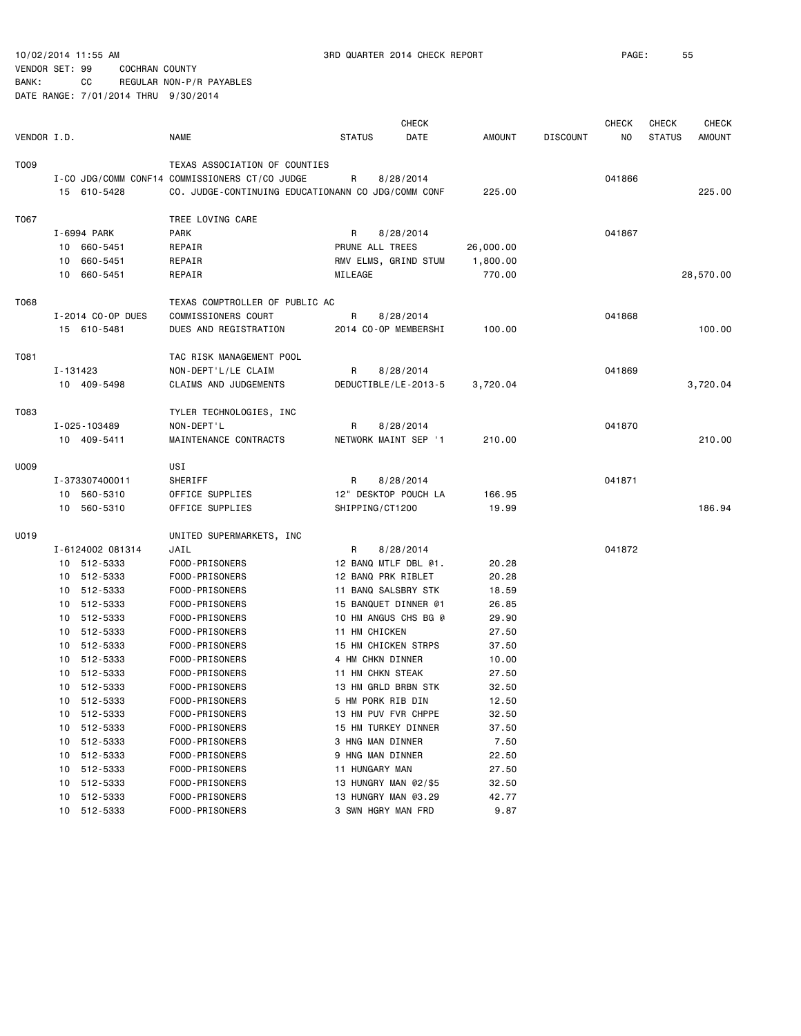10/02/2014 11:55 AM 3RD QUARTER 2014 CHECK REPORT

VENDOR SET: 99 COCHRAN COUNTY

BANK: CC REGULAR NON-P/R PAYABLES

DATE RANGE: 7/01/2014 THRU 9/30/2014

| VENDOR I.D. | NAME | STATUS | CHECK DATE | AMOUNT | DISCOUNT | CHECK NO | CHECK STATUS | CHECK AMOUNT |
|---|---|---|---|---|---|---|---|---|
| T009 | TEXAS ASSOCIATION OF COUNTIES | | | | | | | |
| I-CO JDG/COMM CONF14 | COMMISSIONERS CT/CO JUDGE | R | 8/28/2014 | | | 041866 | | |
| 15 610-5428 | CO. JUDGE-CONTINUING EDUCATION | ANN CO JDG/COMM CONF | | 225.00 | | | | 225.00 |
| T067 | TREE LOVING CARE | | | | | | | |
| I-6994 PARK | PARK | R | 8/28/2014 | | | 041867 | | |
| 10 660-5451 | REPAIR | PRUNE ALL TREES | | 26,000.00 | | | | |
| 10 660-5451 | REPAIR | RMV ELMS, GRIND STUM | | 1,800.00 | | | | |
| 10 660-5451 | REPAIR | MILEAGE | | 770.00 | | | | 28,570.00 |
| T068 | TEXAS COMPTROLLER OF PUBLIC AC | | | | | | | |
| I-2014 CO-OP DUES | COMMISSIONERS COURT | R | 8/28/2014 | | | 041868 | | |
| 15 610-5481 | DUES AND REGISTRATION | 2014 CO-OP MEMBERSHI | | 100.00 | | | | 100.00 |
| T081 | TAC RISK MANAGEMENT POOL | | | | | | | |
| I-131423 | NON-DEPT'L/LE CLAIM | R | 8/28/2014 | | | 041869 | | |
| 10 409-5498 | CLAIMS AND JUDGEMENTS | DEDUCTIBLE/LE-2013-5 | | 3,720.04 | | | | 3,720.04 |
| T083 | TYLER TECHNOLOGIES, INC | | | | | | | |
| I-025-103489 | NON-DEPT'L | R | 8/28/2014 | | | 041870 | | |
| 10 409-5411 | MAINTENANCE CONTRACTS | NETWORK MAINT SEP '1 | | 210.00 | | | | 210.00 |
| U009 | USI | | | | | | | |
| I-373307400011 | SHERIFF | R | 8/28/2014 | | | 041871 | | |
| 10 560-5310 | OFFICE SUPPLIES | 12" DESKTOP POUCH LA | | 166.95 | | | | |
| 10 560-5310 | OFFICE SUPPLIES | SHIPPING/CT1200 | | 19.99 | | | | 186.94 |
| U019 | UNITED SUPERMARKETS, INC | | | | | | | |
| I-6124002 081314 | JAIL | R | 8/28/2014 | | | 041872 | | |
| 10 512-5333 | FOOD-PRISONERS | 12 BANQ MTLF DBL @1. | | 20.28 | | | | |
| 10 512-5333 | FOOD-PRISONERS | 12 BANQ PRK RIBLET | | 20.28 | | | | |
| 10 512-5333 | FOOD-PRISONERS | 11 BANQ SALSBRY STK | | 18.59 | | | | |
| 10 512-5333 | FOOD-PRISONERS | 15 BANQUET DINNER @1 | | 26.85 | | | | |
| 10 512-5333 | FOOD-PRISONERS | 10 HM ANGUS CHS BG @ | | 29.90 | | | | |
| 10 512-5333 | FOOD-PRISONERS | 11 HM CHICKEN | | 27.50 | | | | |
| 10 512-5333 | FOOD-PRISONERS | 15 HM CHICKEN STRPS | | 37.50 | | | | |
| 10 512-5333 | FOOD-PRISONERS | 4 HM CHKN DINNER | | 10.00 | | | | |
| 10 512-5333 | FOOD-PRISONERS | 11 HM CHKN STEAK | | 27.50 | | | | |
| 10 512-5333 | FOOD-PRISONERS | 13 HM GRLD BRBN STK | | 32.50 | | | | |
| 10 512-5333 | FOOD-PRISONERS | 5 HM PORK RIB DIN | | 12.50 | | | | |
| 10 512-5333 | FOOD-PRISONERS | 13 HM PUV FVR CHPPE | | 32.50 | | | | |
| 10 512-5333 | FOOD-PRISONERS | 15 HM TURKEY DINNER | | 37.50 | | | | |
| 10 512-5333 | FOOD-PRISONERS | 3 HNG MAN DINNER | | 7.50 | | | | |
| 10 512-5333 | FOOD-PRISONERS | 9 HNG MAN DINNER | | 22.50 | | | | |
| 10 512-5333 | FOOD-PRISONERS | 11 HUNGARY MAN | | 27.50 | | | | |
| 10 512-5333 | FOOD-PRISONERS | 13 HUNGRY MAN @2/$5 | | 32.50 | | | | |
| 10 512-5333 | FOOD-PRISONERS | 13 HUNGRY MAN @3.29 | | 42.77 | | | | |
| 10 512-5333 | FOOD-PRISONERS | 3 SWN HGRY MAN FRD | | 9.87 | | | | |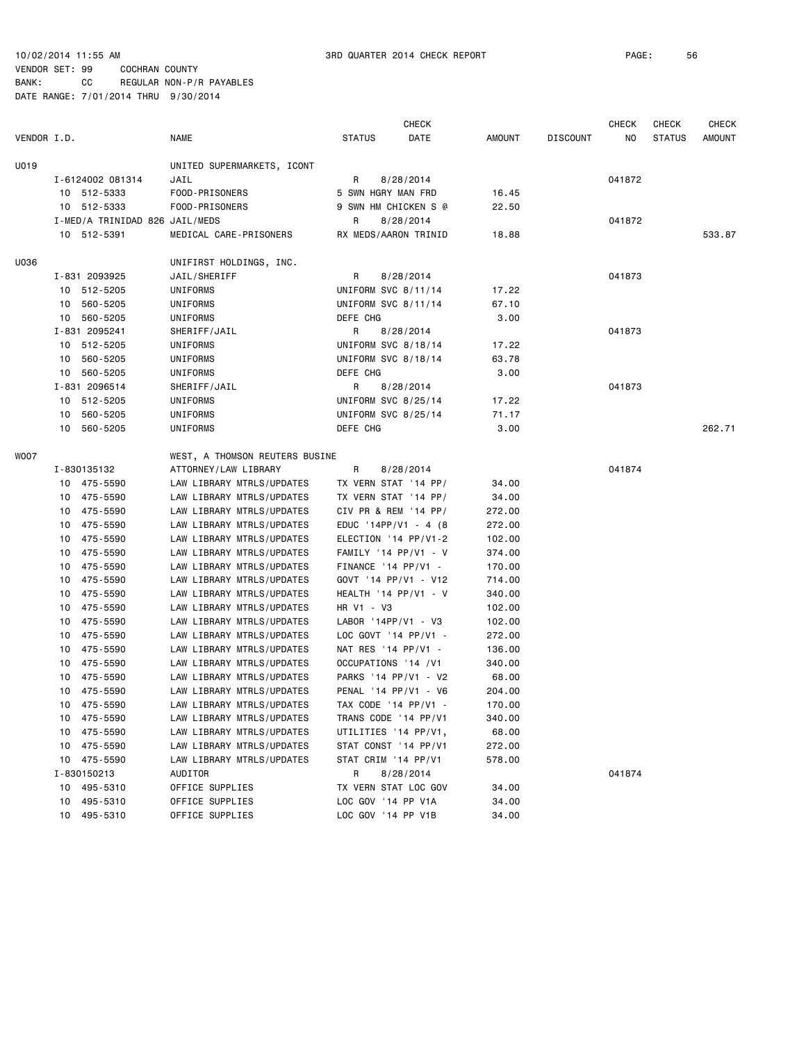10/02/2014 11:55 AM 3RD QUARTER 2014 CHECK REPORT

VENDOR SET: 99 COCHRAN COUNTY
BANK: CC REGULAR NON-P/R PAYABLES
DATE RANGE: 7/01/2014 THRU 9/30/2014

| VENDOR I.D. | NAME | STATUS | CHECK DATE | AMOUNT | DISCOUNT | CHECK NO | CHECK STATUS | CHECK AMOUNT |
|---|---|---|---|---|---|---|---|---|
| U019 | UNITED SUPERMARKETS, ICONT | | | | | | | |
| I-6124002 081314 | JAIL | R | 8/28/2014 | | | 041872 | | |
| 10 512-5333 | FOOD-PRISONERS | 5 SWN HGRY MAN FRD | | 16.45 | | | | |
| 10 512-5333 | FOOD-PRISONERS | 9 SWN HM CHICKEN S @ | | 22.50 | | | | |
| I-MED/A TRINIDAD 826 | JAIL/MEDS | R | 8/28/2014 | | | 041872 | | |
| 10 512-5391 | MEDICAL CARE-PRISONERS | RX MEDS/AARON TRINID | | 18.88 | | | | 533.87 |
| U036 | UNIFIRST HOLDINGS, INC. | | | | | | | |
| I-831 2093925 | JAIL/SHERIFF | R | 8/28/2014 | | | 041873 | | |
| 10 512-5205 | UNIFORMS | UNIFORM SVC 8/11/14 | | 17.22 | | | | |
| 10 560-5205 | UNIFORMS | UNIFORM SVC 8/11/14 | | 67.10 | | | | |
| 10 560-5205 | UNIFORMS | DEFE CHG | | 3.00 | | | | |
| I-831 2095241 | SHERIFF/JAIL | R | 8/28/2014 | | | 041873 | | |
| 10 512-5205 | UNIFORMS | UNIFORM SVC 8/18/14 | | 17.22 | | | | |
| 10 560-5205 | UNIFORMS | UNIFORM SVC 8/18/14 | | 63.78 | | | | |
| 10 560-5205 | UNIFORMS | DEFE CHG | | 3.00 | | | | |
| I-831 2096514 | SHERIFF/JAIL | R | 8/28/2014 | | | 041873 | | |
| 10 512-5205 | UNIFORMS | UNIFORM SVC 8/25/14 | | 17.22 | | | | |
| 10 560-5205 | UNIFORMS | UNIFORM SVC 8/25/14 | | 71.17 | | | | |
| 10 560-5205 | UNIFORMS | DEFE CHG | | 3.00 | | | | 262.71 |
| W007 | WEST, A THOMSON REUTERS BUSINE | | | | | | | |
| I-830135132 | ATTORNEY/LAW LIBRARY | R | 8/28/2014 | | | 041874 | | |
| 10 475-5590 | LAW LIBRARY MTRLS/UPDATES | TX VERN STAT '14 PP/ | | 34.00 | | | | |
| 10 475-5590 | LAW LIBRARY MTRLS/UPDATES | TX VERN STAT '14 PP/ | | 34.00 | | | | |
| 10 475-5590 | LAW LIBRARY MTRLS/UPDATES | CIV PR & REM '14 PP/ | | 272.00 | | | | |
| 10 475-5590 | LAW LIBRARY MTRLS/UPDATES | EDUC '14PP/V1 - 4 (8 | | 272.00 | | | | |
| 10 475-5590 | LAW LIBRARY MTRLS/UPDATES | ELECTION '14 PP/V1-2 | | 102.00 | | | | |
| 10 475-5590 | LAW LIBRARY MTRLS/UPDATES | FAMILY '14 PP/V1 - V | | 374.00 | | | | |
| 10 475-5590 | LAW LIBRARY MTRLS/UPDATES | FINANCE '14 PP/V1 - | | 170.00 | | | | |
| 10 475-5590 | LAW LIBRARY MTRLS/UPDATES | GOVT '14 PP/V1 - V12 | | 714.00 | | | | |
| 10 475-5590 | LAW LIBRARY MTRLS/UPDATES | HEALTH '14 PP/V1 - V | | 340.00 | | | | |
| 10 475-5590 | LAW LIBRARY MTRLS/UPDATES | HR V1 - V3 | | 102.00 | | | | |
| 10 475-5590 | LAW LIBRARY MTRLS/UPDATES | LABOR '14PP/V1 - V3 | | 102.00 | | | | |
| 10 475-5590 | LAW LIBRARY MTRLS/UPDATES | LOC GOVT '14 PP/V1 - | | 272.00 | | | | |
| 10 475-5590 | LAW LIBRARY MTRLS/UPDATES | NAT RES '14 PP/V1 - | | 136.00 | | | | |
| 10 475-5590 | LAW LIBRARY MTRLS/UPDATES | OCCUPATIONS '14 /V1 | | 340.00 | | | | |
| 10 475-5590 | LAW LIBRARY MTRLS/UPDATES | PARKS '14 PP/V1 - V2 | | 68.00 | | | | |
| 10 475-5590 | LAW LIBRARY MTRLS/UPDATES | PENAL '14 PP/V1 - V6 | | 204.00 | | | | |
| 10 475-5590 | LAW LIBRARY MTRLS/UPDATES | TAX CODE '14 PP/V1 - | | 170.00 | | | | |
| 10 475-5590 | LAW LIBRARY MTRLS/UPDATES | TRANS CODE '14 PP/V1 | | 340.00 | | | | |
| 10 475-5590 | LAW LIBRARY MTRLS/UPDATES | UTILITIES '14 PP/V1, | | 68.00 | | | | |
| 10 475-5590 | LAW LIBRARY MTRLS/UPDATES | STAT CONST '14 PP/V1 | | 272.00 | | | | |
| 10 475-5590 | LAW LIBRARY MTRLS/UPDATES | STAT CRIM '14 PP/V1 | | 578.00 | | | | |
| I-830150213 | AUDITOR | R | 8/28/2014 | | | 041874 | | |
| 10 495-5310 | OFFICE SUPPLIES | TX VERN STAT LOC GOV | | 34.00 | | | | |
| 10 495-5310 | OFFICE SUPPLIES | LOC GOV '14 PP V1A | | 34.00 | | | | |
| 10 495-5310 | OFFICE SUPPLIES | LOC GOV '14 PP V1B | | 34.00 | | | | |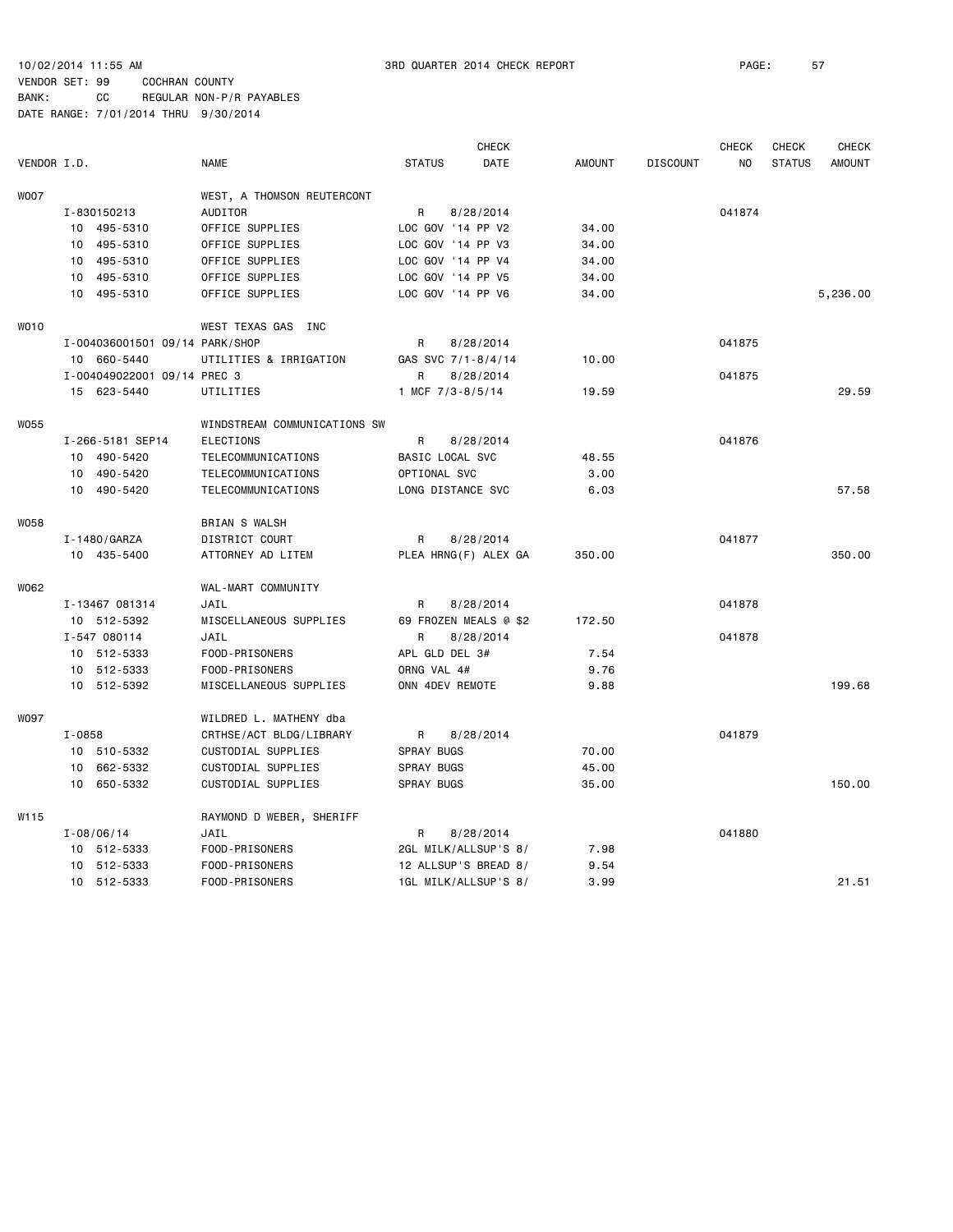10/02/2014 11:55 AM 3RD QUARTER 2014 CHECK REPORT

VENDOR SET: 99 COCHRAN COUNTY
BANK: CC REGULAR NON-P/R PAYABLES
DATE RANGE: 7/01/2014 THRU 9/30/2014

| VENDOR I.D. | NAME | STATUS | CHECK DATE | AMOUNT | DISCOUNT | CHECK NO | CHECK STATUS | CHECK AMOUNT |
|---|---|---|---|---|---|---|---|---|
| W007 | WEST, A THOMSON REUTERCONT | | | | | | | |
| I-830150213 | AUDITOR | R | 8/28/2014 | | | 041874 | | |
| 10 495-5310 | OFFICE SUPPLIES | LOC GOV '14 PP V2 | | 34.00 | | | | |
| 10 495-5310 | OFFICE SUPPLIES | LOC GOV '14 PP V3 | | 34.00 | | | | |
| 10 495-5310 | OFFICE SUPPLIES | LOC GOV '14 PP V4 | | 34.00 | | | | |
| 10 495-5310 | OFFICE SUPPLIES | LOC GOV '14 PP V5 | | 34.00 | | | | |
| 10 495-5310 | OFFICE SUPPLIES | LOC GOV '14 PP V6 | | 34.00 | | | | 5,236.00 |
| W010 | WEST TEXAS GAS INC | | | | | | | |
| I-004036001501 09/14 PARK/SHOP | | R | 8/28/2014 | | | 041875 | | |
| 10 660-5440 | UTILITIES & IRRIGATION | GAS SVC 7/1-8/4/14 | | 10.00 | | | | |
| I-004049022001 09/14 PREC 3 | | R | 8/28/2014 | | | 041875 | | |
| 15 623-5440 | UTILITIES | 1 MCF 7/3-8/5/14 | | 19.59 | | | | 29.59 |
| W055 | WINDSTREAM COMMUNICATIONS SW | | | | | | | |
| I-266-5181 SEP14 | ELECTIONS | R | 8/28/2014 | | | 041876 | | |
| 10 490-5420 | TELECOMMUNICATIONS | BASIC LOCAL SVC | | 48.55 | | | | |
| 10 490-5420 | TELECOMMUNICATIONS | OPTIONAL SVC | | 3.00 | | | | |
| 10 490-5420 | TELECOMMUNICATIONS | LONG DISTANCE SVC | | 6.03 | | | | 57.58 |
| W058 | BRIAN S WALSH | | | | | | | |
| I-1480/GARZA | DISTRICT COURT | R | 8/28/2014 | | | 041877 | | |
| 10 435-5400 | ATTORNEY AD LITEM | PLEA HRNG(F) ALEX GA | | 350.00 | | | | 350.00 |
| W062 | WAL-MART COMMUNITY | | | | | | | |
| I-13467 081314 | JAIL | R | 8/28/2014 | | | 041878 | | |
| 10 512-5392 | MISCELLANEOUS SUPPLIES | 69 FROZEN MEALS @ $2 | | 172.50 | | | | |
| I-547 080114 | JAIL | R | 8/28/2014 | | | 041878 | | |
| 10 512-5333 | FOOD-PRISONERS | APL GLD DEL 3# | | 7.54 | | | | |
| 10 512-5333 | FOOD-PRISONERS | ORNG VAL 4# | | 9.76 | | | | |
| 10 512-5392 | MISCELLANEOUS SUPPLIES | ONN 4DEV REMOTE | | 9.88 | | | | 199.68 |
| W097 | WILDRED L. MATHENY dba | | | | | | | |
| I-0858 | CRTHSE/ACT BLDG/LIBRARY | R | 8/28/2014 | | | 041879 | | |
| 10 510-5332 | CUSTODIAL SUPPLIES | SPRAY BUGS | | 70.00 | | | | |
| 10 662-5332 | CUSTODIAL SUPPLIES | SPRAY BUGS | | 45.00 | | | | |
| 10 650-5332 | CUSTODIAL SUPPLIES | SPRAY BUGS | | 35.00 | | | | 150.00 |
| W115 | RAYMOND D WEBER, SHERIFF | | | | | | | |
| I-08/06/14 | JAIL | R | 8/28/2014 | | | 041880 | | |
| 10 512-5333 | FOOD-PRISONERS | 2GL MILK/ALLSUP'S 8/ | | 7.98 | | | | |
| 10 512-5333 | FOOD-PRISONERS | 12 ALLSUP'S BREAD 8/ | | 9.54 | | | | |
| 10 512-5333 | FOOD-PRISONERS | 1GL MILK/ALLSUP'S 8/ | | 3.99 | | | | 21.51 |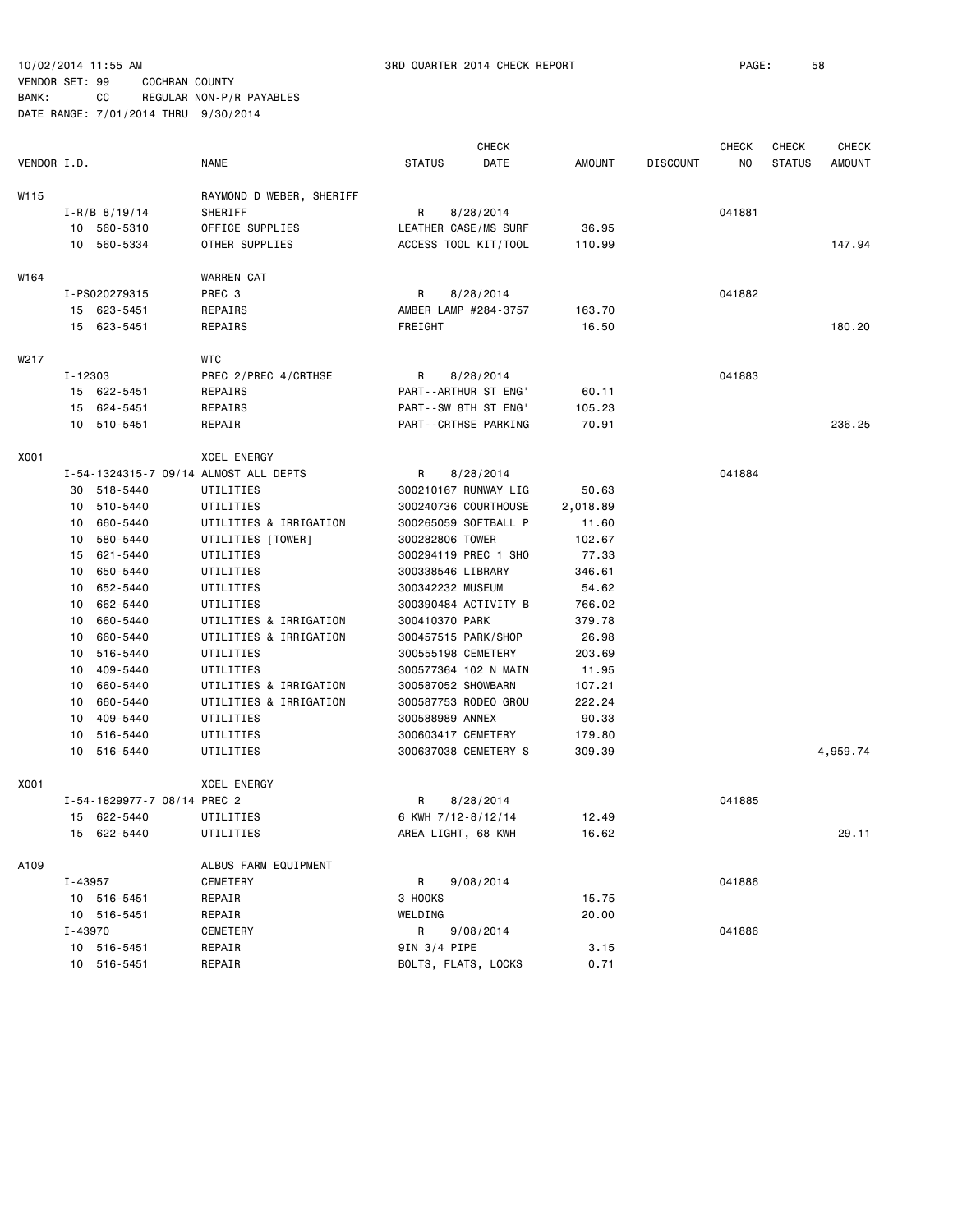10/02/2014 11:55 AM 3RD QUARTER 2014 CHECK REPORT PAGE: 58

VENDOR SET: 99 COCHRAN COUNTY

BANK: CC REGULAR NON-P/R PAYABLES

DATE RANGE: 7/01/2014 THRU 9/30/2014

| VENDOR I.D. | NAME | STATUS | CHECK DATE | AMOUNT | DISCOUNT | CHECK NO | CHECK STATUS | CHECK AMOUNT |
|---|---|---|---|---|---|---|---|---|
| W115 | RAYMOND D WEBER, SHERIFF | | | | | | | |
| I-R/B 8/19/14 | SHERIFF | R | 8/28/2014 | | | 041881 | | |
| 10 560-5310 | OFFICE SUPPLIES | LEATHER CASE/MS SURF | | 36.95 | | | | |
| 10 560-5334 | OTHER SUPPLIES | ACCESS TOOL KIT/TOOL | | 110.99 | | | | 147.94 |
| W164 | WARREN CAT | | | | | | | |
| I-PS020279315 | PREC 3 | R | 8/28/2014 | | | 041882 | | |
| 15 623-5451 | REPAIRS | AMBER LAMP #284-3757 | | 163.70 | | | | |
| 15 623-5451 | REPAIRS | FREIGHT | | 16.50 | | | | 180.20 |
| W217 | WTC | | | | | | | |
| I-12303 | PREC 2/PREC 4/CRTHSE | R | 8/28/2014 | | | 041883 | | |
| 15 622-5451 | REPAIRS | PART--ARTHUR ST ENG' | | 60.11 | | | | |
| 15 624-5451 | REPAIRS | PART--SW 8TH ST ENG' | | 105.23 | | | | |
| 10 510-5451 | REPAIR | PART--CRTHSE PARKING | | 70.91 | | | | 236.25 |
| X001 | XCEL ENERGY | | | | | | | |
| I-54-1324315-7 09/14 | ALMOST ALL DEPTS | R | 8/28/2014 | | | 041884 | | |
| 30 518-5440 | UTILITIES | 300210167 RUNWAY LIG | | 50.63 | | | | |
| 10 510-5440 | UTILITIES | 300240736 COURTHOUSE | | 2,018.89 | | | | |
| 10 660-5440 | UTILITIES & IRRIGATION | 300265059 SOFTBALL P | | 11.60 | | | | |
| 10 580-5440 | UTILITIES [TOWER] | 300282806 TOWER | | 102.67 | | | | |
| 15 621-5440 | UTILITIES | 300294119 PREC 1 SHO | | 77.33 | | | | |
| 10 650-5440 | UTILITIES | 300338546 LIBRARY | | 346.61 | | | | |
| 10 652-5440 | UTILITIES | 300342232 MUSEUM | | 54.62 | | | | |
| 10 662-5440 | UTILITIES | 300390484 ACTIVITY B | | 766.02 | | | | |
| 10 660-5440 | UTILITIES & IRRIGATION | 300410370 PARK | | 379.78 | | | | |
| 10 660-5440 | UTILITIES & IRRIGATION | 300457515 PARK/SHOP | | 26.98 | | | | |
| 10 516-5440 | UTILITIES | 300555198 CEMETERY | | 203.69 | | | | |
| 10 409-5440 | UTILITIES | 300577364 102 N MAIN | | 11.95 | | | | |
| 10 660-5440 | UTILITIES & IRRIGATION | 300587052 SHOWBARN | | 107.21 | | | | |
| 10 660-5440 | UTILITIES & IRRIGATION | 300587753 RODEO GROU | | 222.24 | | | | |
| 10 409-5440 | UTILITIES | 300588989 ANNEX | | 90.33 | | | | |
| 10 516-5440 | UTILITIES | 300603417 CEMETERY | | 179.80 | | | | |
| 10 516-5440 | UTILITIES | 300637038 CEMETERY S | | 309.39 | | | | 4,959.74 |
| X001 | XCEL ENERGY | | | | | | | |
| I-54-1829977-7 08/14 | PREC 2 | R | 8/28/2014 | | | 041885 | | |
| 15 622-5440 | UTILITIES | 6 KWH 7/12-8/12/14 | | 12.49 | | | | |
| 15 622-5440 | UTILITIES | AREA LIGHT, 68 KWH | | 16.62 | | | | 29.11 |
| A109 | ALBUS FARM EQUIPMENT | | | | | | | |
| I-43957 | CEMETERY | R | 9/08/2014 | | | 041886 | | |
| 10 516-5451 | REPAIR | 3 HOOKS | | 15.75 | | | | |
| 10 516-5451 | REPAIR | WELDING | | 20.00 | | | | |
| I-43970 | CEMETERY | R | 9/08/2014 | | | 041886 | | |
| 10 516-5451 | REPAIR | 9IN 3/4 PIPE | | 3.15 | | | | |
| 10 516-5451 | REPAIR | BOLTS, FLATS, LOCKS | | 0.71 | | | | |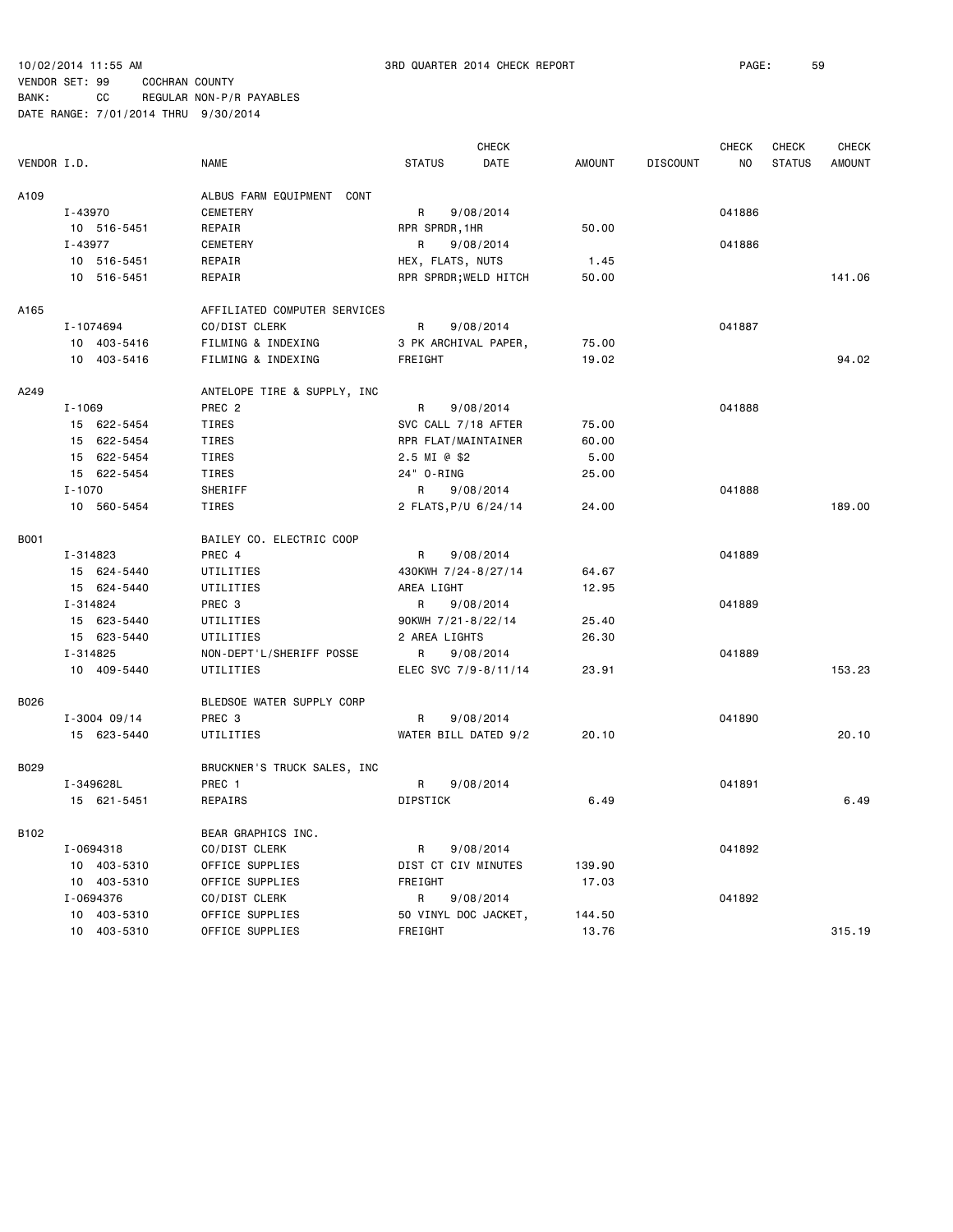10/02/2014 11:55 AM 3RD QUARTER 2014 CHECK REPORT

VENDOR SET: 99 COCHRAN COUNTY
BANK: CC REGULAR NON-P/R PAYABLES
DATE RANGE: 7/01/2014 THRU 9/30/2014

| VENDOR I.D. | | NAME | STATUS | CHECK DATE | AMOUNT | DISCOUNT | CHECK NO | CHECK STATUS | CHECK AMOUNT |
|---|---|---|---|---|---|---|---|---|---|
| A109 | | ALBUS FARM EQUIPMENT CONT | | | | | | | |
| | I-43970 | CEMETERY | R | 9/08/2014 | | | 041886 | | |
| | 10 516-5451 | REPAIR | RPR SPRDR,1HR | | 50.00 | | | | |
| | I-43977 | CEMETERY | R | 9/08/2014 | | | 041886 | | |
| | 10 516-5451 | REPAIR | HEX, FLATS, NUTS | | 1.45 | | | | |
| | 10 516-5451 | REPAIR | RPR SPRDR;WELD HITCH | | 50.00 | | | | 141.06 |
| A165 | | AFFILIATED COMPUTER SERVICES | | | | | | | |
| | I-1074694 | CO/DIST CLERK | R | 9/08/2014 | | | 041887 | | |
| | 10 403-5416 | FILMING & INDEXING | 3 PK ARCHIVAL PAPER, | | 75.00 | | | | |
| | 10 403-5416 | FILMING & INDEXING | FREIGHT | | 19.02 | | | | 94.02 |
| A249 | | ANTELOPE TIRE & SUPPLY, INC | | | | | | | |
| | I-1069 | PREC 2 | R | 9/08/2014 | | | 041888 | | |
| | 15 622-5454 | TIRES | SVC CALL 7/18 AFTER | | 75.00 | | | | |
| | 15 622-5454 | TIRES | RPR FLAT/MAINTAINER | | 60.00 | | | | |
| | 15 622-5454 | TIRES | 2.5 MI @ $2 | | 5.00 | | | | |
| | 15 622-5454 | TIRES | 24" O-RING | | 25.00 | | | | |
| | I-1070 | SHERIFF | R | 9/08/2014 | | | 041888 | | |
| | 10 560-5454 | TIRES | 2 FLATS,P/U 6/24/14 | | 24.00 | | | | 189.00 |
| B001 | | BAILEY CO. ELECTRIC COOP | | | | | | | |
| | I-314823 | PREC 4 | R | 9/08/2014 | | | 041889 | | |
| | 15 624-5440 | UTILITIES | 430KWH 7/24-8/27/14 | | 64.67 | | | | |
| | 15 624-5440 | UTILITIES | AREA LIGHT | | 12.95 | | | | |
| | I-314824 | PREC 3 | R | 9/08/2014 | | | 041889 | | |
| | 15 623-5440 | UTILITIES | 90KWH 7/21-8/22/14 | | 25.40 | | | | |
| | 15 623-5440 | UTILITIES | 2 AREA LIGHTS | | 26.30 | | | | |
| | I-314825 | NON-DEPT'L/SHERIFF POSSE | R | 9/08/2014 | | | 041889 | | |
| | 10 409-5440 | UTILITIES | ELEC SVC 7/9-8/11/14 | | 23.91 | | | | 153.23 |
| B026 | | BLEDSOE WATER SUPPLY CORP | | | | | | | |
| | I-3004 09/14 | PREC 3 | R | 9/08/2014 | | | 041890 | | |
| | 15 623-5440 | UTILITIES | WATER BILL DATED 9/2 | | 20.10 | | | | 20.10 |
| B029 | | BRUCKNER'S TRUCK SALES, INC | | | | | | | |
| | I-349628L | PREC 1 | R | 9/08/2014 | | | 041891 | | |
| | 15 621-5451 | REPAIRS | DIPSTICK | | 6.49 | | | | 6.49 |
| B102 | | BEAR GRAPHICS INC. | | | | | | | |
| | I-0694318 | CO/DIST CLERK | R | 9/08/2014 | | | 041892 | | |
| | 10 403-5310 | OFFICE SUPPLIES | DIST CT CIV MINUTES | | 139.90 | | | | |
| | 10 403-5310 | OFFICE SUPPLIES | FREIGHT | | 17.03 | | | | |
| | I-0694376 | CO/DIST CLERK | R | 9/08/2014 | | | 041892 | | |
| | 10 403-5310 | OFFICE SUPPLIES | 50 VINYL DOC JACKET, | | 144.50 | | | | |
| | 10 403-5310 | OFFICE SUPPLIES | FREIGHT | | 13.76 | | | | 315.19 |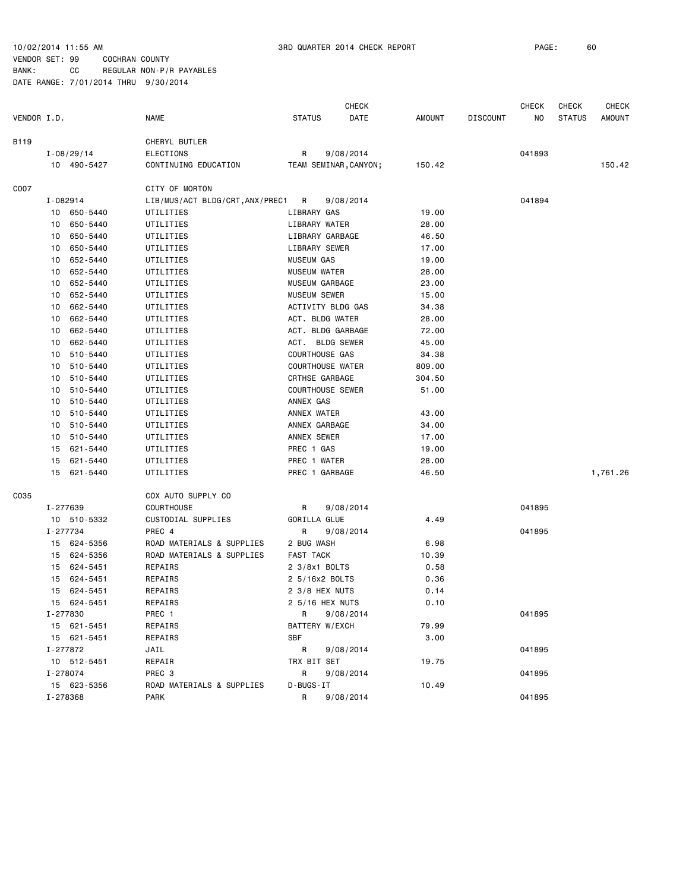10/02/2014 11:55 AM 3RD QUARTER 2014 CHECK REPORT

VENDOR SET: 99 COCHRAN COUNTY
BANK: CC REGULAR NON-P/R PAYABLES
DATE RANGE: 7/01/2014 THRU 9/30/2014

| VENDOR I.D. | NAME | STATUS | CHECK DATE | AMOUNT | DISCOUNT | CHECK NO | CHECK STATUS | CHECK AMOUNT |
|---|---|---|---|---|---|---|---|---|
| B119 | CHERYL BUTLER | | | | | | | |
| I-08/29/14 | ELECTIONS | R | 9/08/2014 | | | 041893 | | |
| 10 490-5427 | CONTINUING EDUCATION | TEAM SEMINAR,CANYON; | | 150.42 | | | | 150.42 |
| C007 | CITY OF MORTON | | | | | | | |
| I-082914 | LIB/MUS/ACT BLDG/CRT,ANX/PREC1 | R | 9/08/2014 | | | 041894 | | |
| 10 650-5440 | UTILITIES | LIBRARY GAS | | 19.00 | | | | |
| 10 650-5440 | UTILITIES | LIBRARY WATER | | 28.00 | | | | |
| 10 650-5440 | UTILITIES | LIBRARY GARBAGE | | 46.50 | | | | |
| 10 650-5440 | UTILITIES | LIBRARY SEWER | | 17.00 | | | | |
| 10 652-5440 | UTILITIES | MUSEUM GAS | | 19.00 | | | | |
| 10 652-5440 | UTILITIES | MUSEUM WATER | | 28.00 | | | | |
| 10 652-5440 | UTILITIES | MUSEUM GARBAGE | | 23.00 | | | | |
| 10 652-5440 | UTILITIES | MUSEUM SEWER | | 15.00 | | | | |
| 10 662-5440 | UTILITIES | ACTIVITY BLDG GAS | | 34.38 | | | | |
| 10 662-5440 | UTILITIES | ACT. BLDG WATER | | 28.00 | | | | |
| 10 662-5440 | UTILITIES | ACT. BLDG GARBAGE | | 72.00 | | | | |
| 10 662-5440 | UTILITIES | ACT. BLDG SEWER | | 45.00 | | | | |
| 10 510-5440 | UTILITIES | COURTHOUSE GAS | | 34.38 | | | | |
| 10 510-5440 | UTILITIES | COURTHOUSE WATER | | 809.00 | | | | |
| 10 510-5440 | UTILITIES | CRTHSE GARBAGE | | 304.50 | | | | |
| 10 510-5440 | UTILITIES | COURTHOUSE SEWER | | 51.00 | | | | |
| 10 510-5440 | UTILITIES | ANNEX GAS | | | | | | |
| 10 510-5440 | UTILITIES | ANNEX WATER | | 43.00 | | | | |
| 10 510-5440 | UTILITIES | ANNEX GARBAGE | | 34.00 | | | | |
| 10 510-5440 | UTILITIES | ANNEX SEWER | | 17.00 | | | | |
| 15 621-5440 | UTILITIES | PREC 1 GAS | | 19.00 | | | | |
| 15 621-5440 | UTILITIES | PREC 1 WATER | | 28.00 | | | | |
| 15 621-5440 | UTILITIES | PREC 1 GARBAGE | | 46.50 | | | | 1,761.26 |
| C035 | COX AUTO SUPPLY CO | | | | | | | |
| I-277639 | COURTHOUSE | R | 9/08/2014 | | | 041895 | | |
| 10 510-5332 | CUSTODIAL SUPPLIES | GORILLA GLUE | | 4.49 | | | | |
| I-277734 | PREC 4 | R | 9/08/2014 | | | 041895 | | |
| 15 624-5356 | ROAD MATERIALS & SUPPLIES | 2 BUG WASH | | 6.98 | | | | |
| 15 624-5356 | ROAD MATERIALS & SUPPLIES | FAST TACK | | 10.39 | | | | |
| 15 624-5451 | REPAIRS | 2 3/8x1 BOLTS | | 0.58 | | | | |
| 15 624-5451 | REPAIRS | 2 5/16x2 BOLTS | | 0.36 | | | | |
| 15 624-5451 | REPAIRS | 2 3/8 HEX NUTS | | 0.14 | | | | |
| 15 624-5451 | REPAIRS | 2 5/16 HEX NUTS | | 0.10 | | | | |
| I-277830 | PREC 1 | R | 9/08/2014 | | | 041895 | | |
| 15 621-5451 | REPAIRS | BATTERY W/EXCH | | 79.99 | | | | |
| 15 621-5451 | REPAIRS | SBF | | 3.00 | | | | |
| I-277872 | JAIL | R | 9/08/2014 | | | 041895 | | |
| 10 512-5451 | REPAIR | TRX BIT SET | | 19.75 | | | | |
| I-278074 | PREC 3 | R | 9/08/2014 | | | 041895 | | |
| 15 623-5356 | ROAD MATERIALS & SUPPLIES | D-BUGS-IT | | 10.49 | | | | |
| I-278368 | PARK | R | 9/08/2014 | | | 041895 | | |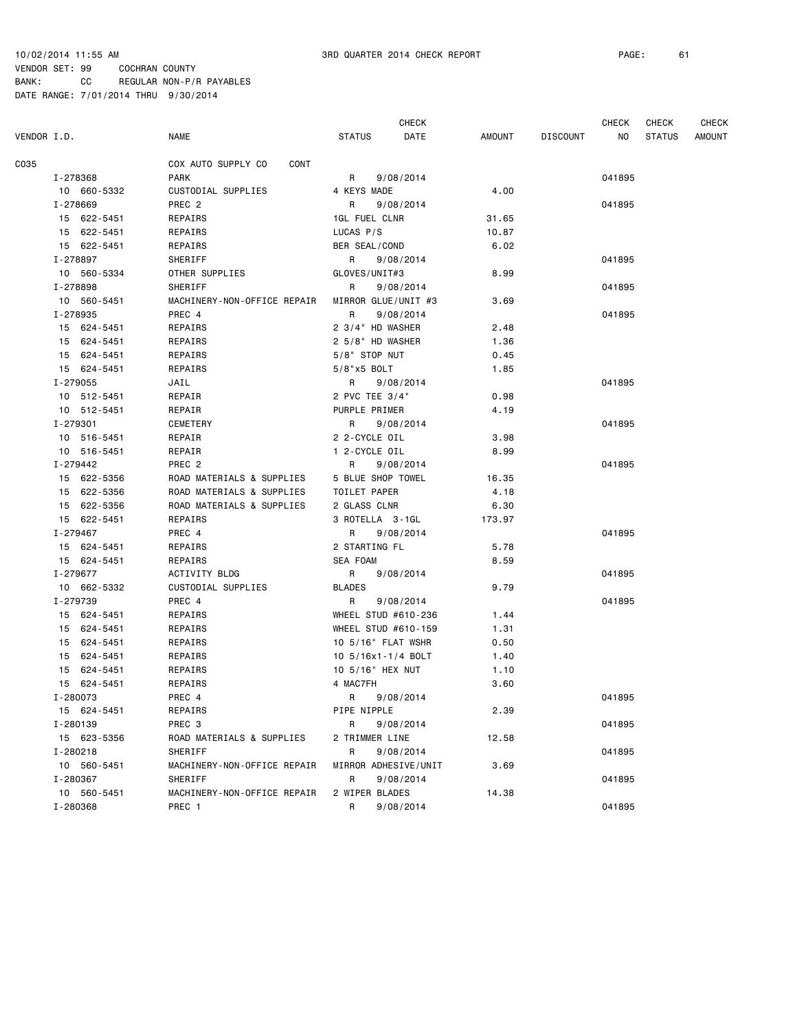10/02/2014 11:55 AM 3RD QUARTER 2014 CHECK REPORT

VENDOR SET: 99 COCHRAN COUNTY
BANK: CC REGULAR NON-P/R PAYABLES
DATE RANGE: 7/01/2014 THRU 9/30/2014

| VENDOR I.D. | NAME | STATUS | CHECK DATE | AMOUNT | DISCOUNT | CHECK NO | CHECK STATUS | CHECK AMOUNT |
|---|---|---|---|---|---|---|---|---|
| C035 | COX AUTO SUPPLY CO CONT | | | | | | | |
| I-278368 | PARK | R | 9/08/2014 | | | 041895 | | |
| 10 660-5332 | CUSTODIAL SUPPLIES | 4 KEYS MADE | | 4.00 | | | | |
| I-278669 | PREC 2 | R | 9/08/2014 | | | 041895 | | |
| 15 622-5451 | REPAIRS | 1GL FUEL CLNR | | 31.65 | | | | |
| 15 622-5451 | REPAIRS | LUCAS P/S | | 10.87 | | | | |
| 15 622-5451 | REPAIRS | BER SEAL/COND | | 6.02 | | | | |
| I-278897 | SHERIFF | R | 9/08/2014 | | | 041895 | | |
| 10 560-5334 | OTHER SUPPLIES | GLOVES/UNIT#3 | | 8.99 | | | | |
| I-278898 | SHERIFF | R | 9/08/2014 | | | 041895 | | |
| 10 560-5451 | MACHINERY-NON-OFFICE REPAIR | MIRROR GLUE/UNIT #3 | | 3.69 | | | | |
| I-278935 | PREC 4 | R | 9/08/2014 | | | 041895 | | |
| 15 624-5451 | REPAIRS | 2 3/4" HD WASHER | | 2.48 | | | | |
| 15 624-5451 | REPAIRS | 2 5/8" HD WASHER | | 1.36 | | | | |
| 15 624-5451 | REPAIRS | 5/8" STOP NUT | | 0.45 | | | | |
| 15 624-5451 | REPAIRS | 5/8"x5 BOLT | | 1.85 | | | | |
| I-279055 | JAIL | R | 9/08/2014 | | | 041895 | | |
| 10 512-5451 | REPAIR | 2 PVC TEE 3/4" | | 0.98 | | | | |
| 10 512-5451 | REPAIR | PURPLE PRIMER | | 4.19 | | | | |
| I-279301 | CEMETERY | R | 9/08/2014 | | | 041895 | | |
| 10 516-5451 | REPAIR | 2 2-CYCLE OIL | | 3.98 | | | | |
| 10 516-5451 | REPAIR | 1 2-CYCLE OIL | | 8.99 | | | | |
| I-279442 | PREC 2 | R | 9/08/2014 | | | 041895 | | |
| 15 622-5356 | ROAD MATERIALS & SUPPLIES | 5 BLUE SHOP TOWEL | | 16.35 | | | | |
| 15 622-5356 | ROAD MATERIALS & SUPPLIES | TOILET PAPER | | 4.18 | | | | |
| 15 622-5356 | ROAD MATERIALS & SUPPLIES | 2 GLASS CLNR | | 6.30 | | | | |
| 15 622-5451 | REPAIRS | 3 ROTELLA 3-1GL | | 173.97 | | | | |
| I-279467 | PREC 4 | R | 9/08/2014 | | | 041895 | | |
| 15 624-5451 | REPAIRS | 2 STARTING FL | | 5.78 | | | | |
| 15 624-5451 | REPAIRS | SEA FOAM | | 8.59 | | | | |
| I-279677 | ACTIVITY BLDG | R | 9/08/2014 | | | 041895 | | |
| 10 662-5332 | CUSTODIAL SUPPLIES | BLADES | | 9.79 | | | | |
| I-279739 | PREC 4 | R | 9/08/2014 | | | 041895 | | |
| 15 624-5451 | REPAIRS | WHEEL STUD #610-236 | | 1.44 | | | | |
| 15 624-5451 | REPAIRS | WHEEL STUD #610-159 | | 1.31 | | | | |
| 15 624-5451 | REPAIRS | 10 5/16" FLAT WSHR | | 0.50 | | | | |
| 15 624-5451 | REPAIRS | 10 5/16x1-1/4 BOLT | | 1.40 | | | | |
| 15 624-5451 | REPAIRS | 10 5/16" HEX NUT | | 1.10 | | | | |
| 15 624-5451 | REPAIRS | 4 MAC7FH | | 3.60 | | | | |
| I-280073 | PREC 4 | R | 9/08/2014 | | | 041895 | | |
| 15 624-5451 | REPAIRS | PIPE NIPPLE | | 2.39 | | | | |
| I-280139 | PREC 3 | R | 9/08/2014 | | | 041895 | | |
| 15 623-5356 | ROAD MATERIALS & SUPPLIES | 2 TRIMMER LINE | | 12.58 | | | | |
| I-280218 | SHERIFF | R | 9/08/2014 | | | 041895 | | |
| 10 560-5451 | MACHINERY-NON-OFFICE REPAIR | MIRROR ADHESIVE/UNIT | | 3.69 | | | | |
| I-280367 | SHERIFF | R | 9/08/2014 | | | 041895 | | |
| 10 560-5451 | MACHINERY-NON-OFFICE REPAIR | 2 WIPER BLADES | | 14.38 | | | | |
| I-280368 | PREC 1 | R | 9/08/2014 | | | 041895 | | |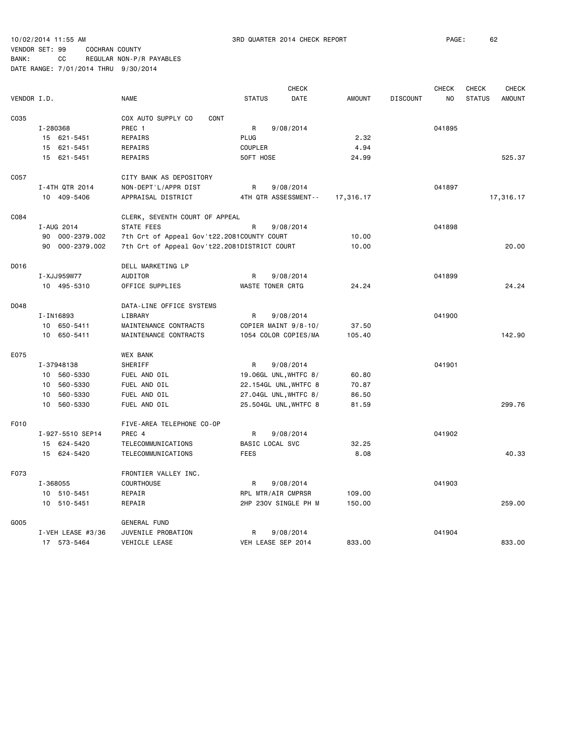10/02/2014 11:55 AM 3RD QUARTER 2014 CHECK REPORT

VENDOR SET: 99 COCHRAN COUNTY
BANK: CC REGULAR NON-P/R PAYABLES
DATE RANGE: 7/01/2014 THRU 9/30/2014

| VENDOR I.D. | NAME | STATUS | CHECK DATE | AMOUNT | DISCOUNT | CHECK NO | CHECK STATUS | CHECK AMOUNT |
|---|---|---|---|---|---|---|---|---|
| C035 | COX AUTO SUPPLY CO CONT | | | | | | | |
| I-280368 | PREC 1 | R | 9/08/2014 | | | 041895 | | |
| 15 621-5451 | REPAIRS | PLUG | | 2.32 | | | | |
| 15 621-5451 | REPAIRS | COUPLER | | 4.94 | | | | |
| 15 621-5451 | REPAIRS | 50FT HOSE | | 24.99 | | | | 525.37 |
| C057 | CITY BANK AS DEPOSITORY | | | | | | | |
| I-4TH QTR 2014 | NON-DEPT'L/APPR DIST | R | 9/08/2014 | | | 041897 | | |
| 10 409-5406 | APPRAISAL DISTRICT | 4TH QTR ASSESSMENT-- | | 17,316.17 | | | | 17,316.17 |
| C084 | CLERK, SEVENTH COURT OF APPEAL | | | | | | | |
| I-AUG 2014 | STATE FEES | R | 9/08/2014 | | | 041898 | | |
| 90 000-2379.002 | 7th Crt of Appeal Gov't22.2081 | COUNTY COURT | | 10.00 | | | | |
| 90 000-2379.002 | 7th Crt of Appeal Gov't22.2081 | DISTRICT COURT | | 10.00 | | | | 20.00 |
| D016 | DELL MARKETING LP | | | | | | | |
| I-XJJ959W77 | AUDITOR | R | 9/08/2014 | | | 041899 | | |
| 10 495-5310 | OFFICE SUPPLIES | WASTE TONER CRTG | | 24.24 | | | | 24.24 |
| D048 | DATA-LINE OFFICE SYSTEMS | | | | | | | |
| I-IN16893 | LIBRARY | R | 9/08/2014 | | | 041900 | | |
| 10 650-5411 | MAINTENANCE CONTRACTS | COPIER MAINT 9/8-10/ | | 37.50 | | | | |
| 10 650-5411 | MAINTENANCE CONTRACTS | 1054 COLOR COPIES/MA | | 105.40 | | | | 142.90 |
| E075 | WEX BANK | | | | | | | |
| I-37948138 | SHERIFF | R | 9/08/2014 | | | 041901 | | |
| 10 560-5330 | FUEL AND OIL | 19.06GL UNL,WHTFC 8/ | | 60.80 | | | | |
| 10 560-5330 | FUEL AND OIL | 22.154GL UNL,WHTFC 8 | | 70.87 | | | | |
| 10 560-5330 | FUEL AND OIL | 27.04GL UNL,WHTFC 8/ | | 86.50 | | | | |
| 10 560-5330 | FUEL AND OIL | 25.504GL UNL,WHTFC 8 | | 81.59 | | | | 299.76 |
| F010 | FIVE-AREA TELEPHONE CO-OP | | | | | | | |
| I-927-5510 SEP14 | PREC 4 | R | 9/08/2014 | | | 041902 | | |
| 15 624-5420 | TELECOMMUNICATIONS | BASIC LOCAL SVC | | 32.25 | | | | |
| 15 624-5420 | TELECOMMUNICATIONS | FEES | | 8.08 | | | | 40.33 |
| F073 | FRONTIER VALLEY INC. | | | | | | | |
| I-368055 | COURTHOUSE | R | 9/08/2014 | | | 041903 | | |
| 10 510-5451 | REPAIR | RPL MTR/AIR CMPRSR | | 109.00 | | | | |
| 10 510-5451 | REPAIR | 2HP 230V SINGLE PH M | | 150.00 | | | | 259.00 |
| G005 | GENERAL FUND | | | | | | | |
| I-VEH LEASE #3/36 | JUVENILE PROBATION | R | 9/08/2014 | | | 041904 | | |
| 17 573-5464 | VEHICLE LEASE | VEH LEASE SEP 2014 | | 833.00 | | | | 833.00 |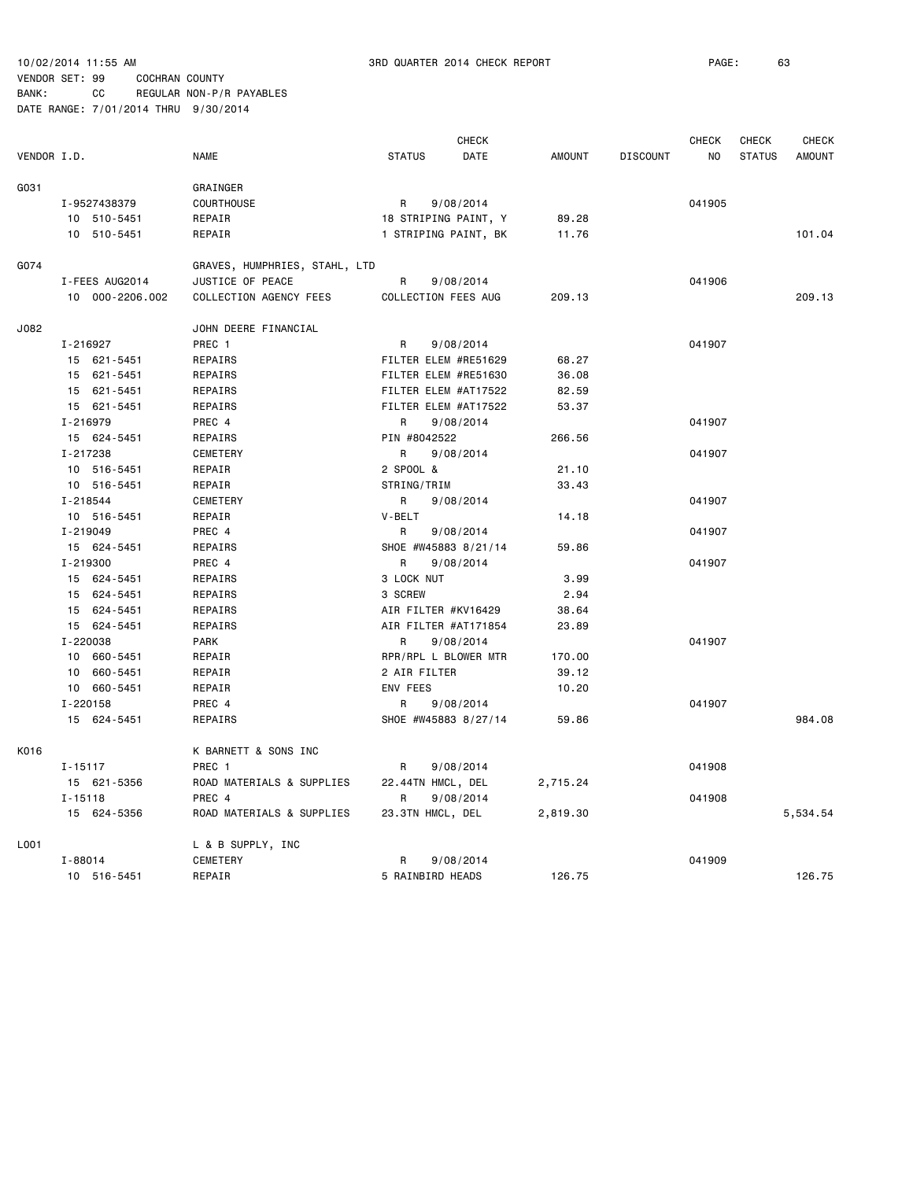10/02/2014 11:55 AM 3RD QUARTER 2014 CHECK REPORT

VENDOR SET: 99 COCHRAN COUNTY

BANK: CC REGULAR NON-P/R PAYABLES

DATE RANGE: 7/01/2014 THRU 9/30/2014

| VENDOR I.D. | NAME | STATUS | CHECK DATE | AMOUNT | DISCOUNT | CHECK NO | CHECK STATUS | CHECK AMOUNT |
|---|---|---|---|---|---|---|---|---|
| G031 | GRAINGER | | | | | | | |
| I-9527438379 | COURTHOUSE | R | 9/08/2014 | | | 041905 | | |
| 10 510-5451 | REPAIR | 18 STRIPING PAINT, Y | | 89.28 | | | | |
| 10 510-5451 | REPAIR | 1 STRIPING PAINT, BK | | 11.76 | | | | 101.04 |
| G074 | GRAVES, HUMPHRIES, STAHL, LTD | | | | | | | |
| I-FEES AUG2014 | JUSTICE OF PEACE | R | 9/08/2014 | | | 041906 | | |
| 10 000-2206.002 | COLLECTION AGENCY FEES | COLLECTION FEES AUG | | 209.13 | | | | 209.13 |
| J082 | JOHN DEERE FINANCIAL | | | | | | | |
| I-216927 | PREC 1 | R | 9/08/2014 | | | 041907 | | |
| 15 621-5451 | REPAIRS | FILTER ELEM #RE51629 | | 68.27 | | | | |
| 15 621-5451 | REPAIRS | FILTER ELEM #RE51630 | | 36.08 | | | | |
| 15 621-5451 | REPAIRS | FILTER ELEM #AT17522 | | 82.59 | | | | |
| 15 621-5451 | REPAIRS | FILTER ELEM #AT17522 | | 53.37 | | | | |
| I-216979 | PREC 4 | R | 9/08/2014 | | | 041907 | | |
| 15 624-5451 | REPAIRS | PIN #8042522 | | 266.56 | | | | |
| I-217238 | CEMETERY | R | 9/08/2014 | | | 041907 | | |
| 10 516-5451 | REPAIR | 2 SPOOL & | | 21.10 | | | | |
| 10 516-5451 | REPAIR | STRING/TRIM | | 33.43 | | | | |
| I-218544 | CEMETERY | R | 9/08/2014 | | | 041907 | | |
| 10 516-5451 | REPAIR | V-BELT | | 14.18 | | | | |
| I-219049 | PREC 4 | R | 9/08/2014 | | | 041907 | | |
| 15 624-5451 | REPAIRS | SHOE #W45883 8/21/14 | | 59.86 | | | | |
| I-219300 | PREC 4 | R | 9/08/2014 | | | 041907 | | |
| 15 624-5451 | REPAIRS | 3 LOCK NUT | | 3.99 | | | | |
| 15 624-5451 | REPAIRS | 3 SCREW | | 2.94 | | | | |
| 15 624-5451 | REPAIRS | AIR FILTER #KV16429 | | 38.64 | | | | |
| 15 624-5451 | REPAIRS | AIR FILTER #AT171854 | | 23.89 | | | | |
| I-220038 | PARK | R | 9/08/2014 | | | 041907 | | |
| 10 660-5451 | REPAIR | RPR/RPL L BLOWER MTR | | 170.00 | | | | |
| 10 660-5451 | REPAIR | 2 AIR FILTER | | 39.12 | | | | |
| 10 660-5451 | REPAIR | ENV FEES | | 10.20 | | | | |
| I-220158 | PREC 4 | R | 9/08/2014 | | | 041907 | | |
| 15 624-5451 | REPAIRS | SHOE #W45883 8/27/14 | | 59.86 | | | | 984.08 |
| K016 | K BARNETT & SONS INC | | | | | | | |
| I-15117 | PREC 1 | R | 9/08/2014 | | | 041908 | | |
| 15 621-5356 | ROAD MATERIALS & SUPPLIES | 22.44TN HMCL, DEL | | 2,715.24 | | | | |
| I-15118 | PREC 4 | R | 9/08/2014 | | | 041908 | | |
| 15 624-5356 | ROAD MATERIALS & SUPPLIES | 23.3TN HMCL, DEL | | 2,819.30 | | | | 5,534.54 |
| L001 | L & B SUPPLY, INC | | | | | | | |
| I-88014 | CEMETERY | R | 9/08/2014 | | | 041909 | | |
| 10 516-5451 | REPAIR | 5 RAINBIRD HEADS | | 126.75 | | | | 126.75 |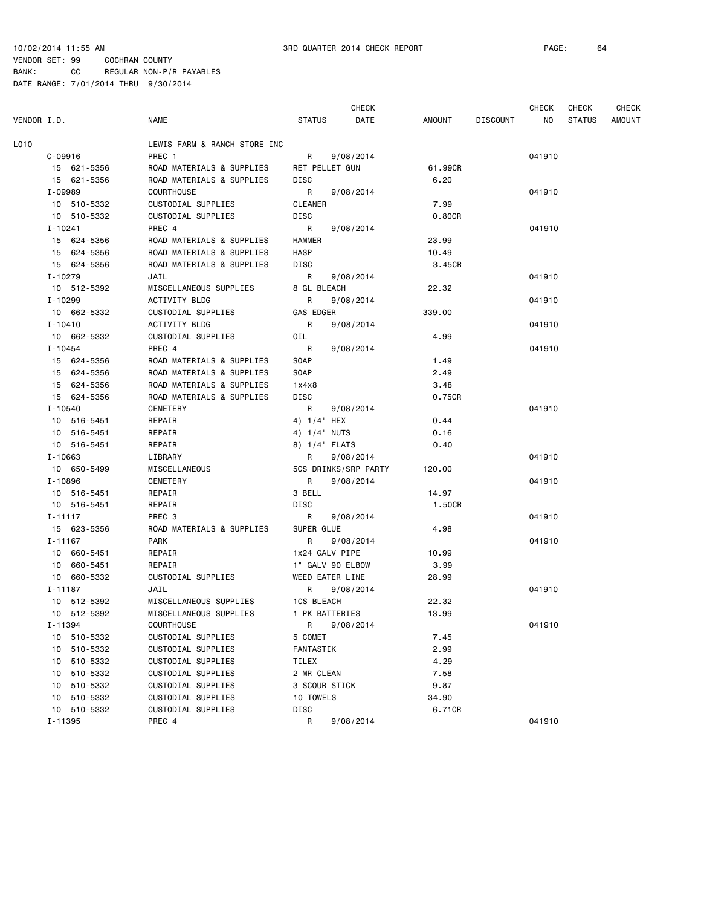10/02/2014 11:55 AM 3RD QUARTER 2014 CHECK REPORT

VENDOR SET: 99 COCHRAN COUNTY
BANK: CC REGULAR NON-P/R PAYABLES
DATE RANGE: 7/01/2014 THRU 9/30/2014

| VENDOR I.D. | NAME | STATUS | CHECK DATE | AMOUNT | DISCOUNT | CHECK NO | CHECK STATUS | CHECK AMOUNT |
|---|---|---|---|---|---|---|---|---|
| L010 | LEWIS FARM & RANCH STORE INC | | | | | | | |
| C-09916 | PREC 1 | R | 9/08/2014 | | | 041910 | | |
| 15 621-5356 | ROAD MATERIALS & SUPPLIES | RET PELLET GUN | | 61.99CR | | | | |
| 15 621-5356 | ROAD MATERIALS & SUPPLIES | DISC | | 6.20 | | | | |
| I-09989 | COURTHOUSE | R | 9/08/2014 | | | 041910 | | |
| 10 510-5332 | CUSTODIAL SUPPLIES | CLEANER | | 7.99 | | | | |
| 10 510-5332 | CUSTODIAL SUPPLIES | DISC | | 0.80CR | | | | |
| I-10241 | PREC 4 | R | 9/08/2014 | | | 041910 | | |
| 15 624-5356 | ROAD MATERIALS & SUPPLIES | HAMMER | | 23.99 | | | | |
| 15 624-5356 | ROAD MATERIALS & SUPPLIES | HASP | | 10.49 | | | | |
| 15 624-5356 | ROAD MATERIALS & SUPPLIES | DISC | | 3.45CR | | | | |
| I-10279 | JAIL | R | 9/08/2014 | | | 041910 | | |
| 10 512-5392 | MISCELLANEOUS SUPPLIES | 8 GL BLEACH | | 22.32 | | | | |
| I-10299 | ACTIVITY BLDG | R | 9/08/2014 | | | 041910 | | |
| 10 662-5332 | CUSTODIAL SUPPLIES | GAS EDGER | | 339.00 | | | | |
| I-10410 | ACTIVITY BLDG | R | 9/08/2014 | | | 041910 | | |
| 10 662-5332 | CUSTODIAL SUPPLIES | OIL | | 4.99 | | | | |
| I-10454 | PREC 4 | R | 9/08/2014 | | | 041910 | | |
| 15 624-5356 | ROAD MATERIALS & SUPPLIES | SOAP | | 1.49 | | | | |
| 15 624-5356 | ROAD MATERIALS & SUPPLIES | SOAP | | 2.49 | | | | |
| 15 624-5356 | ROAD MATERIALS & SUPPLIES | 1x4x8 | | 3.48 | | | | |
| 15 624-5356 | ROAD MATERIALS & SUPPLIES | DISC | | 0.75CR | | | | |
| I-10540 | CEMETERY | R | 9/08/2014 | | | 041910 | | |
| 10 516-5451 | REPAIR | 4) 1/4" HEX | | 0.44 | | | | |
| 10 516-5451 | REPAIR | 4) 1/4" NUTS | | 0.16 | | | | |
| 10 516-5451 | REPAIR | 8) 1/4" FLATS | | 0.40 | | | | |
| I-10663 | LIBRARY | R | 9/08/2014 | | | 041910 | | |
| 10 650-5499 | MISCELLANEOUS | 5CS DRINKS/SRP PARTY | | 120.00 | | | | |
| I-10896 | CEMETERY | R | 9/08/2014 | | | 041910 | | |
| 10 516-5451 | REPAIR | 3 BELL | | 14.97 | | | | |
| 10 516-5451 | REPAIR | DISC | | 1.50CR | | | | |
| I-11117 | PREC 3 | R | 9/08/2014 | | | 041910 | | |
| 15 623-5356 | ROAD MATERIALS & SUPPLIES | SUPER GLUE | | 4.98 | | | | |
| I-11167 | PARK | R | 9/08/2014 | | | 041910 | | |
| 10 660-5451 | REPAIR | 1x24 GALV PIPE | | 10.99 | | | | |
| 10 660-5451 | REPAIR | 1" GALV 90 ELBOW | | 3.99 | | | | |
| 10 660-5332 | CUSTODIAL SUPPLIES | WEED EATER LINE | | 28.99 | | | | |
| I-11187 | JAIL | R | 9/08/2014 | | | 041910 | | |
| 10 512-5392 | MISCELLANEOUS SUPPLIES | 1CS BLEACH | | 22.32 | | | | |
| 10 512-5392 | MISCELLANEOUS SUPPLIES | 1 PK BATTERIES | | 13.99 | | | | |
| I-11394 | COURTHOUSE | R | 9/08/2014 | | | 041910 | | |
| 10 510-5332 | CUSTODIAL SUPPLIES | 5 COMET | | 7.45 | | | | |
| 10 510-5332 | CUSTODIAL SUPPLIES | FANTASTIK | | 2.99 | | | | |
| 10 510-5332 | CUSTODIAL SUPPLIES | TILEX | | 4.29 | | | | |
| 10 510-5332 | CUSTODIAL SUPPLIES | 2 MR CLEAN | | 7.58 | | | | |
| 10 510-5332 | CUSTODIAL SUPPLIES | 3 SCOUR STICK | | 9.87 | | | | |
| 10 510-5332 | CUSTODIAL SUPPLIES | 10 TOWELS | | 34.90 | | | | |
| 10 510-5332 | CUSTODIAL SUPPLIES | DISC | | 6.71CR | | | | |
| I-11395 | PREC 4 | R | 9/08/2014 | | | 041910 | | |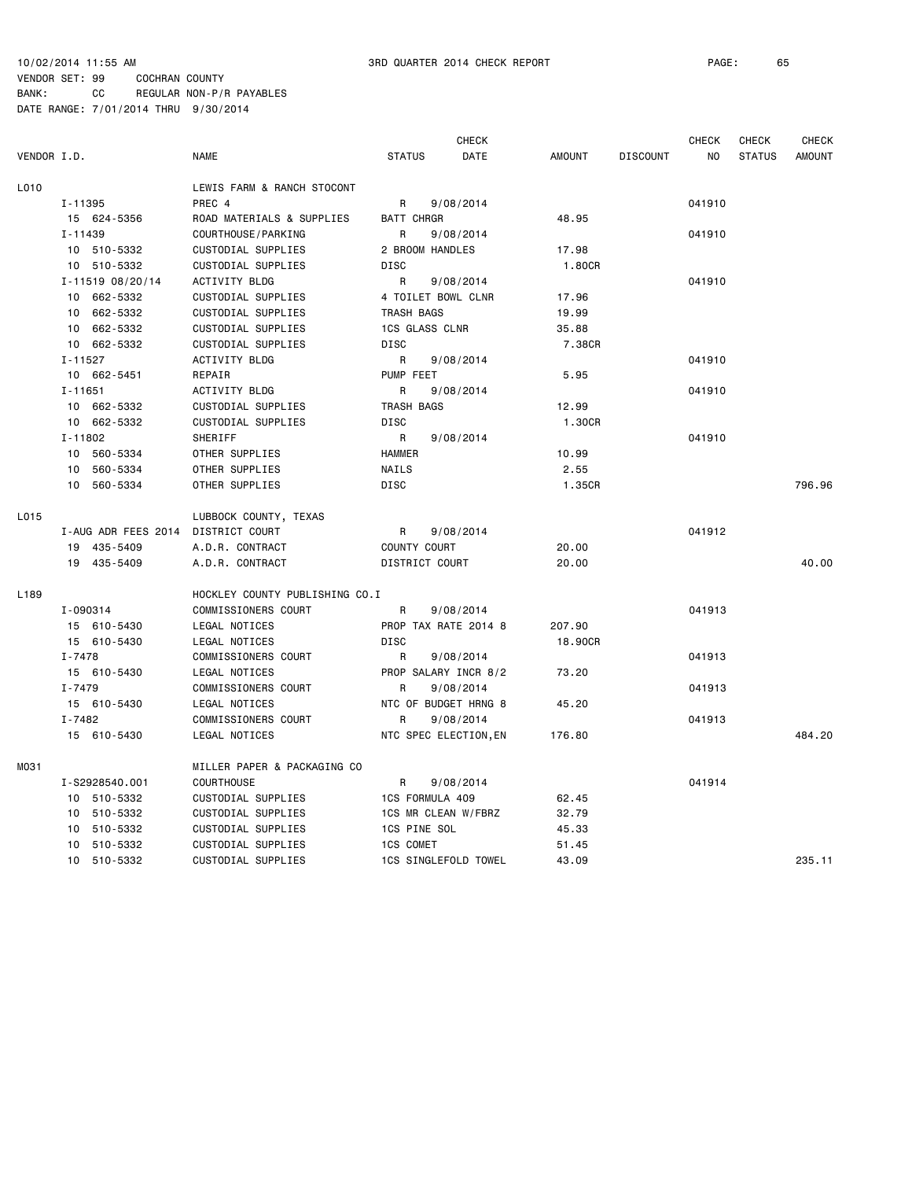10/02/2014 11:55 AM 3RD QUARTER 2014 CHECK REPORT

VENDOR SET: 99 COCHRAN COUNTY
BANK: CC REGULAR NON-P/R PAYABLES
DATE RANGE: 7/01/2014 THRU 9/30/2014

| VENDOR I.D. | NAME | STATUS | CHECK DATE | AMOUNT | DISCOUNT | CHECK NO | CHECK STATUS | CHECK AMOUNT |
|---|---|---|---|---|---|---|---|---|
| L010 | LEWIS FARM & RANCH STOCONT | | | | | | | |
| I-11395 | PREC 4 | R | 9/08/2014 | | | 041910 | | |
| 15 624-5356 | ROAD MATERIALS & SUPPLIES | BATT CHRGR | | 48.95 | | | | |
| I-11439 | COURTHOUSE/PARKING | R | 9/08/2014 | | | 041910 | | |
| 10 510-5332 | CUSTODIAL SUPPLIES | 2 BROOM HANDLES | | 17.98 | | | | |
| 10 510-5332 | CUSTODIAL SUPPLIES | DISC | | 1.80CR | | | | |
| I-11519 08/20/14 | ACTIVITY BLDG | R | 9/08/2014 | | | 041910 | | |
| 10 662-5332 | CUSTODIAL SUPPLIES | 4 TOILET BOWL CLNR | | 17.96 | | | | |
| 10 662-5332 | CUSTODIAL SUPPLIES | TRASH BAGS | | 19.99 | | | | |
| 10 662-5332 | CUSTODIAL SUPPLIES | 1CS GLASS CLNR | | 35.88 | | | | |
| 10 662-5332 | CUSTODIAL SUPPLIES | DISC | | 7.38CR | | | | |
| I-11527 | ACTIVITY BLDG | R | 9/08/2014 | | | 041910 | | |
| 10 662-5451 | REPAIR | PUMP FEET | | 5.95 | | | | |
| I-11651 | ACTIVITY BLDG | R | 9/08/2014 | | | 041910 | | |
| 10 662-5332 | CUSTODIAL SUPPLIES | TRASH BAGS | | 12.99 | | | | |
| 10 662-5332 | CUSTODIAL SUPPLIES | DISC | | 1.30CR | | | | |
| I-11802 | SHERIFF | R | 9/08/2014 | | | 041910 | | |
| 10 560-5334 | OTHER SUPPLIES | HAMMER | | 10.99 | | | | |
| 10 560-5334 | OTHER SUPPLIES | NAILS | | 2.55 | | | | |
| 10 560-5334 | OTHER SUPPLIES | DISC | | 1.35CR | | | | 796.96 |
| L015 | LUBBOCK COUNTY, TEXAS | | | | | | | |
| I-AUG ADR FEES 2014 | DISTRICT COURT | R | 9/08/2014 | | | 041912 | | |
| 19 435-5409 | A.D.R. CONTRACT | COUNTY COURT | | 20.00 | | | | |
| 19 435-5409 | A.D.R. CONTRACT | DISTRICT COURT | | 20.00 | | | | 40.00 |
| L189 | HOCKLEY COUNTY PUBLISHING CO.I | | | | | | | |
| I-090314 | COMMISSIONERS COURT | R | 9/08/2014 | | | 041913 | | |
| 15 610-5430 | LEGAL NOTICES | PROP TAX RATE 2014 8 | | 207.90 | | | | |
| 15 610-5430 | LEGAL NOTICES | DISC | | 18.90CR | | | | |
| I-7478 | COMMISSIONERS COURT | R | 9/08/2014 | | | 041913 | | |
| 15 610-5430 | LEGAL NOTICES | PROP SALARY INCR 8/2 | | 73.20 | | | | |
| I-7479 | COMMISSIONERS COURT | R | 9/08/2014 | | | 041913 | | |
| 15 610-5430 | LEGAL NOTICES | NTC OF BUDGET HRNG 8 | | 45.20 | | | | |
| I-7482 | COMMISSIONERS COURT | R | 9/08/2014 | | | 041913 | | |
| 15 610-5430 | LEGAL NOTICES | NTC SPEC ELECTION,EN | | 176.80 | | | | 484.20 |
| M031 | MILLER PAPER & PACKAGING CO | | | | | | | |
| I-S2928540.001 | COURTHOUSE | R | 9/08/2014 | | | 041914 | | |
| 10 510-5332 | CUSTODIAL SUPPLIES | 1CS FORMULA 409 | | 62.45 | | | | |
| 10 510-5332 | CUSTODIAL SUPPLIES | 1CS MR CLEAN W/FBRZ | | 32.79 | | | | |
| 10 510-5332 | CUSTODIAL SUPPLIES | 1CS PINE SOL | | 45.33 | | | | |
| 10 510-5332 | CUSTODIAL SUPPLIES | 1CS COMET | | 51.45 | | | | |
| 10 510-5332 | CUSTODIAL SUPPLIES | 1CS SINGLEFOLD TOWEL | | 43.09 | | | | 235.11 |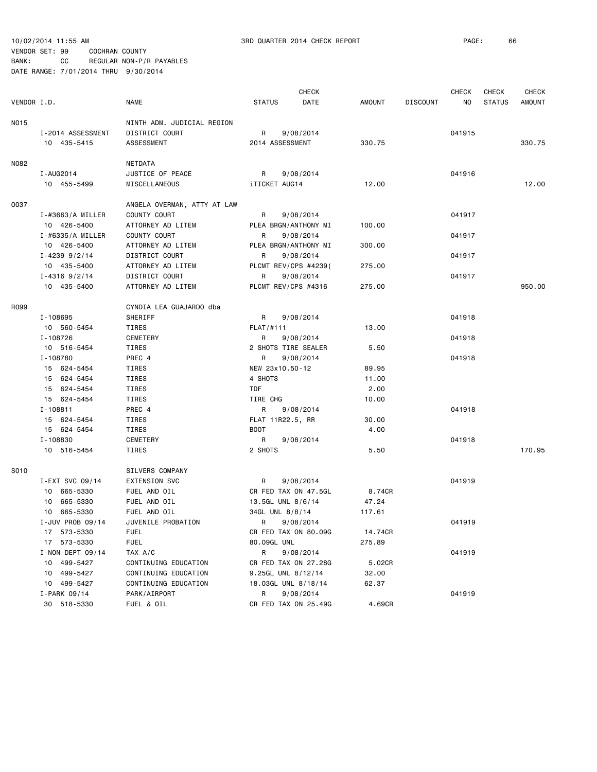10/02/2014 11:55 AM 3RD QUARTER 2014 CHECK REPORT

VENDOR SET: 99 COCHRAN COUNTY
BANK: CC REGULAR NON-P/R PAYABLES
DATE RANGE: 7/01/2014 THRU 9/30/2014

| VENDOR I.D. | NAME | STATUS | CHECK DATE | AMOUNT | DISCOUNT | CHECK NO | CHECK STATUS | CHECK AMOUNT |
|---|---|---|---|---|---|---|---|---|
| N015 | NINTH ADM. JUDICIAL REGION | | | | | | | |
| I-2014 ASSESSMENT | DISTRICT COURT | R | 9/08/2014 | | | 041915 | | |
| 10 435-5415 | ASSESSMENT | 2014 ASSESSMENT | | 330.75 | | | | 330.75 |
| N082 | NETDATA | | | | | | | |
| I-AUG2014 | JUSTICE OF PEACE | R | 9/08/2014 | | | 041916 | | |
| 10 455-5499 | MISCELLANEOUS | iTICKET AUG14 | | 12.00 | | | | 12.00 |
| O037 | ANGELA OVERMAN, ATTY AT LAW | | | | | | | |
| I-#3663/A MILLER | COUNTY COURT | R | 9/08/2014 | | | 041917 | | |
| 10 426-5400 | ATTORNEY AD LITEM | PLEA BRGN/ANTHONY MI | | 100.00 | | | | |
| I-#6335/A MILLER | COUNTY COURT | R | 9/08/2014 | | | 041917 | | |
| 10 426-5400 | ATTORNEY AD LITEM | PLEA BRGN/ANTHONY MI | | 300.00 | | | | |
| I-4239 9/2/14 | DISTRICT COURT | R | 9/08/2014 | | | 041917 | | |
| 10 435-5400 | ATTORNEY AD LITEM | PLCMT REV/CPS #4239( | | 275.00 | | | | |
| I-4316 9/2/14 | DISTRICT COURT | R | 9/08/2014 | | | 041917 | | |
| 10 435-5400 | ATTORNEY AD LITEM | PLCMT REV/CPS #4316 | | 275.00 | | | | 950.00 |
| R099 | CYNDIA LEA GUAJARDO dba | | | | | | | |
| I-108695 | SHERIFF | R | 9/08/2014 | | | 041918 | | |
| 10 560-5454 | TIRES | FLAT/#111 | | 13.00 | | | | |
| I-108726 | CEMETERY | R | 9/08/2014 | | | 041918 | | |
| 10 516-5454 | TIRES | 2 SHOTS TIRE SEALER | | 5.50 | | | | |
| I-108780 | PREC 4 | R | 9/08/2014 | | | 041918 | | |
| 15 624-5454 | TIRES | NEW 23x10.50-12 | | 89.95 | | | | |
| 15 624-5454 | TIRES | 4 SHOTS | | 11.00 | | | | |
| 15 624-5454 | TIRES | TDF | | 2.00 | | | | |
| 15 624-5454 | TIRES | TIRE CHG | | 10.00 | | | | |
| I-108811 | PREC 4 | R | 9/08/2014 | | | 041918 | | |
| 15 624-5454 | TIRES | FLAT 11R22.5, RR | | 30.00 | | | | |
| 15 624-5454 | TIRES | BOOT | | 4.00 | | | | |
| I-108830 | CEMETERY | R | 9/08/2014 | | | 041918 | | |
| 10 516-5454 | TIRES | 2 SHOTS | | 5.50 | | | | 170.95 |
| S010 | SILVERS COMPANY | | | | | | | |
| I-EXT SVC 09/14 | EXTENSION SVC | R | 9/08/2014 | | | 041919 | | |
| 10 665-5330 | FUEL AND OIL | CR FED TAX ON 47.5GL | | 8.74CR | | | | |
| 10 665-5330 | FUEL AND OIL | 13.5GL UNL 8/6/14 | | 47.24 | | | | |
| 10 665-5330 | FUEL AND OIL | 34GL UNL 8/8/14 | | 117.61 | | | | |
| I-JUV PROB 09/14 | JUVENILE PROBATION | R | 9/08/2014 | | | 041919 | | |
| 17 573-5330 | FUEL | CR FED TAX ON 80.09G | | 14.74CR | | | | |
| 17 573-5330 | FUEL | 80.09GL UNL | | 275.89 | | | | |
| I-NON-DEPT 09/14 | TAX A/C | R | 9/08/2014 | | | 041919 | | |
| 10 499-5427 | CONTINUING EDUCATION | CR FED TAX ON 27.28G | | 5.02CR | | | | |
| 10 499-5427 | CONTINUING EDUCATION | 9.25GL UNL 8/12/14 | | 32.00 | | | | |
| 10 499-5427 | CONTINUING EDUCATION | 18.03GL UNL 8/18/14 | | 62.37 | | | | |
| I-PARK 09/14 | PARK/AIRPORT | R | 9/08/2014 | | | 041919 | | |
| 30 518-5330 | FUEL & OIL | CR FED TAX ON 25.49G | | 4.69CR | | | | |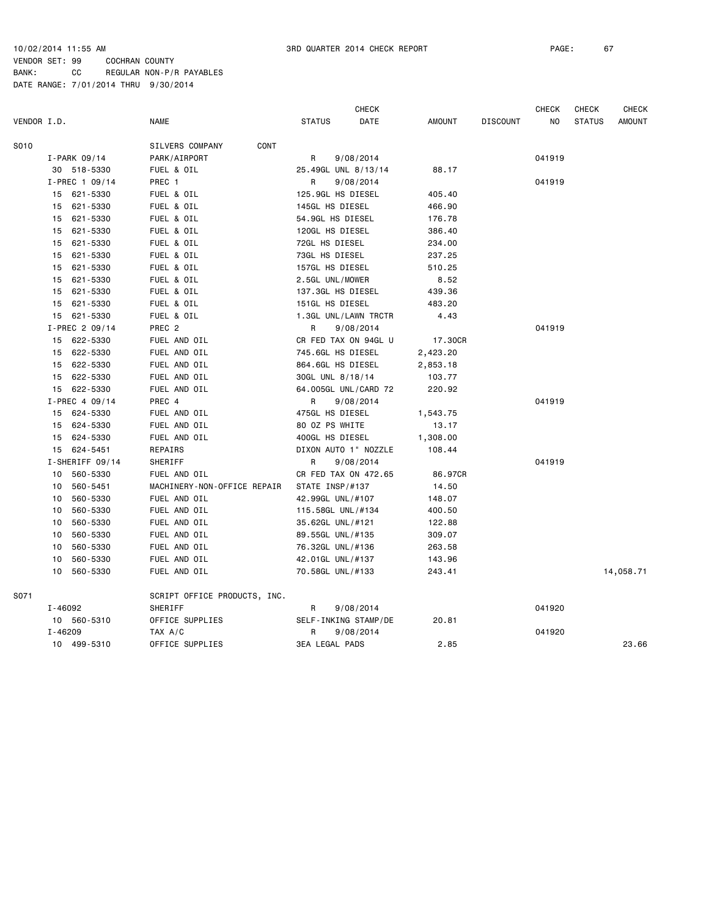10/02/2014 11:55 AM 3RD QUARTER 2014 CHECK REPORT PAGE: 67

VENDOR SET: 99 COCHRAN COUNTY

BANK: CC REGULAR NON-P/R PAYABLES

DATE RANGE: 7/01/2014 THRU 9/30/2014

| VENDOR I.D. | NAME | STATUS | CHECK DATE | AMOUNT | DISCOUNT | CHECK NO | CHECK STATUS | CHECK AMOUNT |
|---|---|---|---|---|---|---|---|---|
| S010 | SILVERS COMPANY CONT | | | | | | | |
| I-PARK 09/14 | PARK/AIRPORT | R | 9/08/2014 | | | 041919 | | |
| 30 518-5330 | FUEL & OIL | 25.49GL UNL 8/13/14 | | 88.17 | | | | |
| I-PREC 1 09/14 | PREC 1 | R | 9/08/2014 | | | 041919 | | |
| 15 621-5330 | FUEL & OIL | 125.9GL HS DIESEL | | 405.40 | | | | |
| 15 621-5330 | FUEL & OIL | 145GL HS DIESEL | | 466.90 | | | | |
| 15 621-5330 | FUEL & OIL | 54.9GL HS DIESEL | | 176.78 | | | | |
| 15 621-5330 | FUEL & OIL | 120GL HS DIESEL | | 386.40 | | | | |
| 15 621-5330 | FUEL & OIL | 72GL HS DIESEL | | 234.00 | | | | |
| 15 621-5330 | FUEL & OIL | 73GL HS DIESEL | | 237.25 | | | | |
| 15 621-5330 | FUEL & OIL | 157GL HS DIESEL | | 510.25 | | | | |
| 15 621-5330 | FUEL & OIL | 2.5GL UNL/MOWER | | 8.52 | | | | |
| 15 621-5330 | FUEL & OIL | 137.3GL HS DIESEL | | 439.36 | | | | |
| 15 621-5330 | FUEL & OIL | 151GL HS DIESEL | | 483.20 | | | | |
| 15 621-5330 | FUEL & OIL | 1.3GL UNL/LAWN TRCTR | | 4.43 | | | | |
| I-PREC 2 09/14 | PREC 2 | R | 9/08/2014 | | | 041919 | | |
| 15 622-5330 | FUEL AND OIL | CR FED TAX ON 94GL U | | 17.30CR | | | | |
| 15 622-5330 | FUEL AND OIL | 745.6GL HS DIESEL | | 2,423.20 | | | | |
| 15 622-5330 | FUEL AND OIL | 864.6GL HS DIESEL | | 2,853.18 | | | | |
| 15 622-5330 | FUEL AND OIL | 30GL UNL 8/18/14 | | 103.77 | | | | |
| 15 622-5330 | FUEL AND OIL | 64.005GL UNL/CARD 72 | | 220.92 | | | | |
| I-PREC 4 09/14 | PREC 4 | R | 9/08/2014 | | | 041919 | | |
| 15 624-5330 | FUEL AND OIL | 475GL HS DIESEL | | 1,543.75 | | | | |
| 15 624-5330 | FUEL AND OIL | 80 OZ PS WHITE | | 13.17 | | | | |
| 15 624-5330 | FUEL AND OIL | 400GL HS DIESEL | | 1,308.00 | | | | |
| 15 624-5451 | REPAIRS | DIXON AUTO 1" NOZZLE | | 108.44 | | | | |
| I-SHERIFF 09/14 | SHERIFF | R | 9/08/2014 | | | 041919 | | |
| 10 560-5330 | FUEL AND OIL | CR FED TAX ON 472.65 | | 86.97CR | | | | |
| 10 560-5451 | MACHINERY-NON-OFFICE REPAIR | STATE INSP/#137 | | 14.50 | | | | |
| 10 560-5330 | FUEL AND OIL | 42.99GL UNL/#107 | | 148.07 | | | | |
| 10 560-5330 | FUEL AND OIL | 115.58GL UNL/#134 | | 400.50 | | | | |
| 10 560-5330 | FUEL AND OIL | 35.62GL UNL/#121 | | 122.88 | | | | |
| 10 560-5330 | FUEL AND OIL | 89.55GL UNL/#135 | | 309.07 | | | | |
| 10 560-5330 | FUEL AND OIL | 76.32GL UNL/#136 | | 263.58 | | | | |
| 10 560-5330 | FUEL AND OIL | 42.01GL UNL/#137 | | 143.96 | | | | |
| 10 560-5330 | FUEL AND OIL | 70.58GL UNL/#133 | | 243.41 | | | | 14,058.71 |
| S071 | SCRIPT OFFICE PRODUCTS, INC. | | | | | | | |
| I-46092 | SHERIFF | R | 9/08/2014 | | | 041920 | | |
| 10 560-5310 | OFFICE SUPPLIES | SELF-INKING STAMP/DE | | 20.81 | | | | |
| I-46209 | TAX A/C | R | 9/08/2014 | | | 041920 | | |
| 10 499-5310 | OFFICE SUPPLIES | 3EA LEGAL PADS | | 2.85 | | | | 23.66 |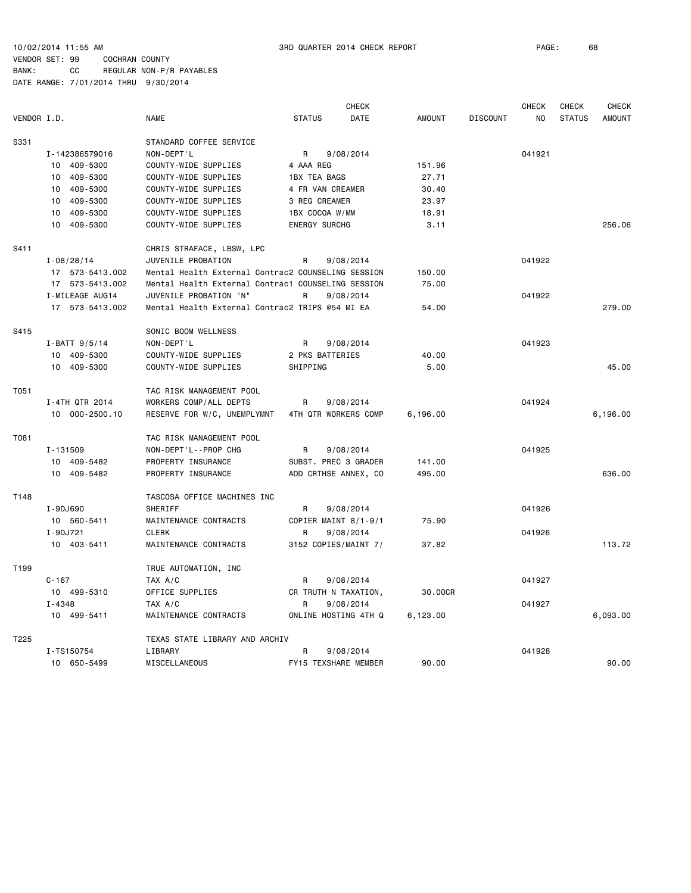10/02/2014 11:55 AM  3RD QUARTER 2014 CHECK REPORT  PAGE: 68
VENDOR SET: 99  COCHRAN COUNTY
BANK: CC  REGULAR NON-P/R PAYABLES
DATE RANGE: 7/01/2014 THRU 9/30/2014

| VENDOR I.D. | | NAME | STATUS | CHECK DATE | AMOUNT | DISCOUNT | CHECK NO | CHECK STATUS | CHECK AMOUNT |
|---|---|---|---|---|---|---|---|---|---|
| S331 | | STANDARD COFFEE SERVICE | | | | | | | |
| | I-142386579016 | NON-DEPT'L | R | 9/08/2014 | | | 041921 | | |
| | 10 409-5300 | COUNTY-WIDE SUPPLIES | 4 AAA REG | | 151.96 | | | | |
| | 10 409-5300 | COUNTY-WIDE SUPPLIES | 1BX TEA BAGS | | 27.71 | | | | |
| | 10 409-5300 | COUNTY-WIDE SUPPLIES | 4 FR VAN CREAMER | | 30.40 | | | | |
| | 10 409-5300 | COUNTY-WIDE SUPPLIES | 3 REG CREAMER | | 23.97 | | | | |
| | 10 409-5300 | COUNTY-WIDE SUPPLIES | 1BX COCOA W/MM | | 18.91 | | | | |
| | 10 409-5300 | COUNTY-WIDE SUPPLIES | ENERGY SURCHG | | 3.11 | | | | 256.06 |
| S411 | | CHRIS STRAFACE, LBSW, LPC | | | | | | | |
| | I-08/28/14 | JUVENILE PROBATION | R | 9/08/2014 | | | 041922 | | |
| | 17 573-5413.002 | Mental Health External Contrac2 COUNSELING SESSION | | | 150.00 | | | | |
| | 17 573-5413.002 | Mental Health External Contrac1 COUNSELING SESSION | | | 75.00 | | | | |
| | I-MILEAGE AUG14 | JUVENILE PROBATION "N" | R | 9/08/2014 | | | 041922 | | |
| | 17 573-5413.002 | Mental Health External Contrac2 TRIPS @54 MI EA | | | 54.00 | | | | 279.00 |
| S415 | | SONIC BOOM WELLNESS | | | | | | | |
| | I-BATT 9/5/14 | NON-DEPT'L | R | 9/08/2014 | | | 041923 | | |
| | 10 409-5300 | COUNTY-WIDE SUPPLIES | 2 PKS BATTERIES | | 40.00 | | | | |
| | 10 409-5300 | COUNTY-WIDE SUPPLIES | SHIPPING | | 5.00 | | | | 45.00 |
| T051 | | TAC RISK MANAGEMENT POOL | | | | | | | |
| | I-4TH QTR 2014 | WORKERS COMP/ALL DEPTS | R | 9/08/2014 | | | 041924 | | |
| | 10 000-2500.10 | RESERVE FOR W/C, UNEMPLYMNT | 4TH QTR WORKERS COMP | | 6,196.00 | | | | 6,196.00 |
| T081 | | TAC RISK MANAGEMENT POOL | | | | | | | |
| | I-131509 | NON-DEPT'L--PROP CHG | R | 9/08/2014 | | | 041925 | | |
| | 10 409-5482 | PROPERTY INSURANCE | SUBST. PREC 3 GRADER | | 141.00 | | | | |
| | 10 409-5482 | PROPERTY INSURANCE | ADD CRTHSE ANNEX, CO | | 495.00 | | | | 636.00 |
| T148 | | TASCOSA OFFICE MACHINES INC | | | | | | | |
| | I-9DJ690 | SHERIFF | R | 9/08/2014 | | | 041926 | | |
| | 10 560-5411 | MAINTENANCE CONTRACTS | COPIER MAINT 8/1-9/1 | | 75.90 | | | | |
| | I-9DJ721 | CLERK | R | 9/08/2014 | | | 041926 | | |
| | 10 403-5411 | MAINTENANCE CONTRACTS | 3152 COPIES/MAINT 7/ | | 37.82 | | | | 113.72 |
| T199 | | TRUE AUTOMATION, INC | | | | | | | |
| | C-167 | TAX A/C | R | 9/08/2014 | | | 041927 | | |
| | 10 499-5310 | OFFICE SUPPLIES | CR TRUTH N TAXATION, | | 30.00CR | | | | |
| | I-4348 | TAX A/C | R | 9/08/2014 | | | 041927 | | |
| | 10 499-5411 | MAINTENANCE CONTRACTS | ONLINE HOSTING 4TH Q | | 6,123.00 | | | | 6,093.00 |
| T225 | | TEXAS STATE LIBRARY AND ARCHIV | | | | | | | |
| | I-TS150754 | LIBRARY | R | 9/08/2014 | | | 041928 | | |
| | 10 650-5499 | MISCELLANEOUS | FY15 TEXSHARE MEMBER | | 90.00 | | | | 90.00 |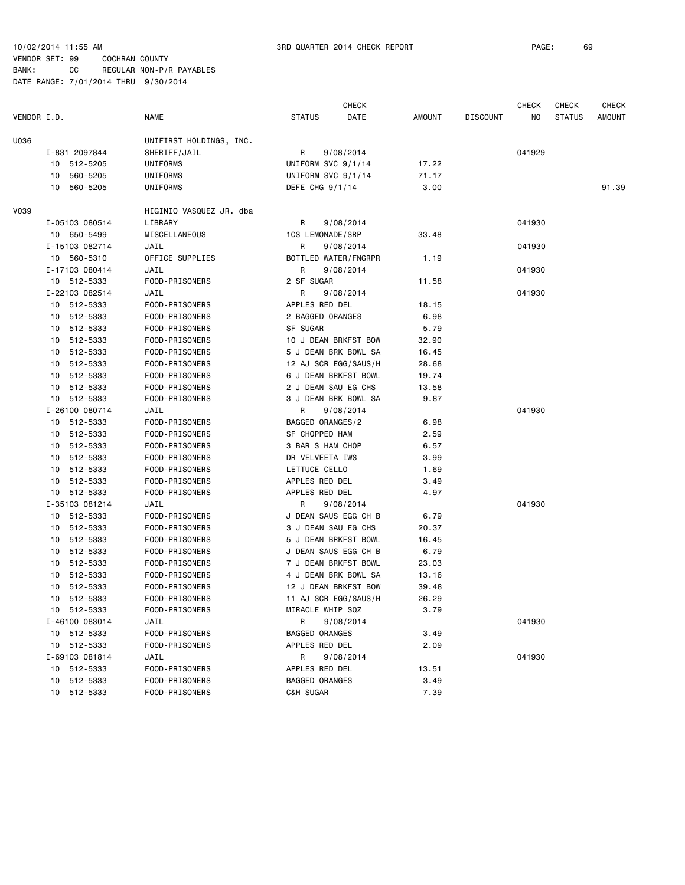10/02/2014 11:55 AM 3RD QUARTER 2014 CHECK REPORT

VENDOR SET: 99 COCHRAN COUNTY
BANK: CC REGULAR NON-P/R PAYABLES
DATE RANGE: 7/01/2014 THRU 9/30/2014

| VENDOR I.D. | NAME | STATUS | CHECK DATE | AMOUNT | DISCOUNT | CHECK NO | CHECK STATUS | CHECK AMOUNT |
|---|---|---|---|---|---|---|---|---|
| U036 | UNIFIRST HOLDINGS, INC. | | | | | | | |
| I-831 2097844 | SHERIFF/JAIL | R | 9/08/2014 | | | 041929 | | |
| 10 512-5205 | UNIFORMS | UNIFORM SVC 9/1/14 | | 17.22 | | | | |
| 10 560-5205 | UNIFORMS | UNIFORM SVC 9/1/14 | | 71.17 | | | | |
| 10 560-5205 | UNIFORMS | DEFE CHG 9/1/14 | | 3.00 | | | | 91.39 |
| V039 | HIGINIO VASQUEZ JR. dba | | | | | | | |
| I-05103 080514 | LIBRARY | R | 9/08/2014 | | | 041930 | | |
| 10 650-5499 | MISCELLANEOUS | 1CS LEMONADE/SRP | | 33.48 | | | | |
| I-15103 082714 | JAIL | R | 9/08/2014 | | | 041930 | | |
| 10 560-5310 | OFFICE SUPPLIES | BOTTLED WATER/FNGRPR | | 1.19 | | | | |
| I-17103 080414 | JAIL | R | 9/08/2014 | | | 041930 | | |
| 10 512-5333 | FOOD-PRISONERS | 2 SF SUGAR | | 11.58 | | | | |
| I-22103 082514 | JAIL | R | 9/08/2014 | | | 041930 | | |
| 10 512-5333 | FOOD-PRISONERS | APPLES RED DEL | | 18.15 | | | | |
| 10 512-5333 | FOOD-PRISONERS | 2 BAGGED ORANGES | | 6.98 | | | | |
| 10 512-5333 | FOOD-PRISONERS | SF SUGAR | | 5.79 | | | | |
| 10 512-5333 | FOOD-PRISONERS | 10 J DEAN BRKFST BOW | | 32.90 | | | | |
| 10 512-5333 | FOOD-PRISONERS | 5 J DEAN BRK BOWL SA | | 16.45 | | | | |
| 10 512-5333 | FOOD-PRISONERS | 12 AJ SCR EGG/SAUS/H | | 28.68 | | | | |
| 10 512-5333 | FOOD-PRISONERS | 6 J DEAN BRKFST BOWL | | 19.74 | | | | |
| 10 512-5333 | FOOD-PRISONERS | 2 J DEAN SAU EG CHS | | 13.58 | | | | |
| 10 512-5333 | FOOD-PRISONERS | 3 J DEAN BRK BOWL SA | | 9.87 | | | | |
| I-26100 080714 | JAIL | R | 9/08/2014 | | | 041930 | | |
| 10 512-5333 | FOOD-PRISONERS | BAGGED ORANGES/2 | | 6.98 | | | | |
| 10 512-5333 | FOOD-PRISONERS | SF CHOPPED HAM | | 2.59 | | | | |
| 10 512-5333 | FOOD-PRISONERS | 3 BAR S HAM CHOP | | 6.57 | | | | |
| 10 512-5333 | FOOD-PRISONERS | DR VELVEETA IWS | | 3.99 | | | | |
| 10 512-5333 | FOOD-PRISONERS | LETTUCE CELLO | | 1.69 | | | | |
| 10 512-5333 | FOOD-PRISONERS | APPLES RED DEL | | 3.49 | | | | |
| 10 512-5333 | FOOD-PRISONERS | APPLES RED DEL | | 4.97 | | | | |
| I-35103 081214 | JAIL | R | 9/08/2014 | | | 041930 | | |
| 10 512-5333 | FOOD-PRISONERS | J DEAN SAUS EGG CH B | | 6.79 | | | | |
| 10 512-5333 | FOOD-PRISONERS | 3 J DEAN SAU EG CHS | | 20.37 | | | | |
| 10 512-5333 | FOOD-PRISONERS | 5 J DEAN BRKFST BOWL | | 16.45 | | | | |
| 10 512-5333 | FOOD-PRISONERS | J DEAN SAUS EGG CH B | | 6.79 | | | | |
| 10 512-5333 | FOOD-PRISONERS | 7 J DEAN BRKFST BOWL | | 23.03 | | | | |
| 10 512-5333 | FOOD-PRISONERS | 4 J DEAN BRK BOWL SA | | 13.16 | | | | |
| 10 512-5333 | FOOD-PRISONERS | 12 J DEAN BRKFST BOW | | 39.48 | | | | |
| 10 512-5333 | FOOD-PRISONERS | 11 AJ SCR EGG/SAUS/H | | 26.29 | | | | |
| 10 512-5333 | FOOD-PRISONERS | MIRACLE WHIP SQZ | | 3.79 | | | | |
| I-46100 083014 | JAIL | R | 9/08/2014 | | | 041930 | | |
| 10 512-5333 | FOOD-PRISONERS | BAGGED ORANGES | | 3.49 | | | | |
| 10 512-5333 | FOOD-PRISONERS | APPLES RED DEL | | 2.09 | | | | |
| I-69103 081814 | JAIL | R | 9/08/2014 | | | 041930 | | |
| 10 512-5333 | FOOD-PRISONERS | APPLES RED DEL | | 13.51 | | | | |
| 10 512-5333 | FOOD-PRISONERS | BAGGED ORANGES | | 3.49 | | | | |
| 10 512-5333 | FOOD-PRISONERS | C&H SUGAR | | 7.39 | | | | |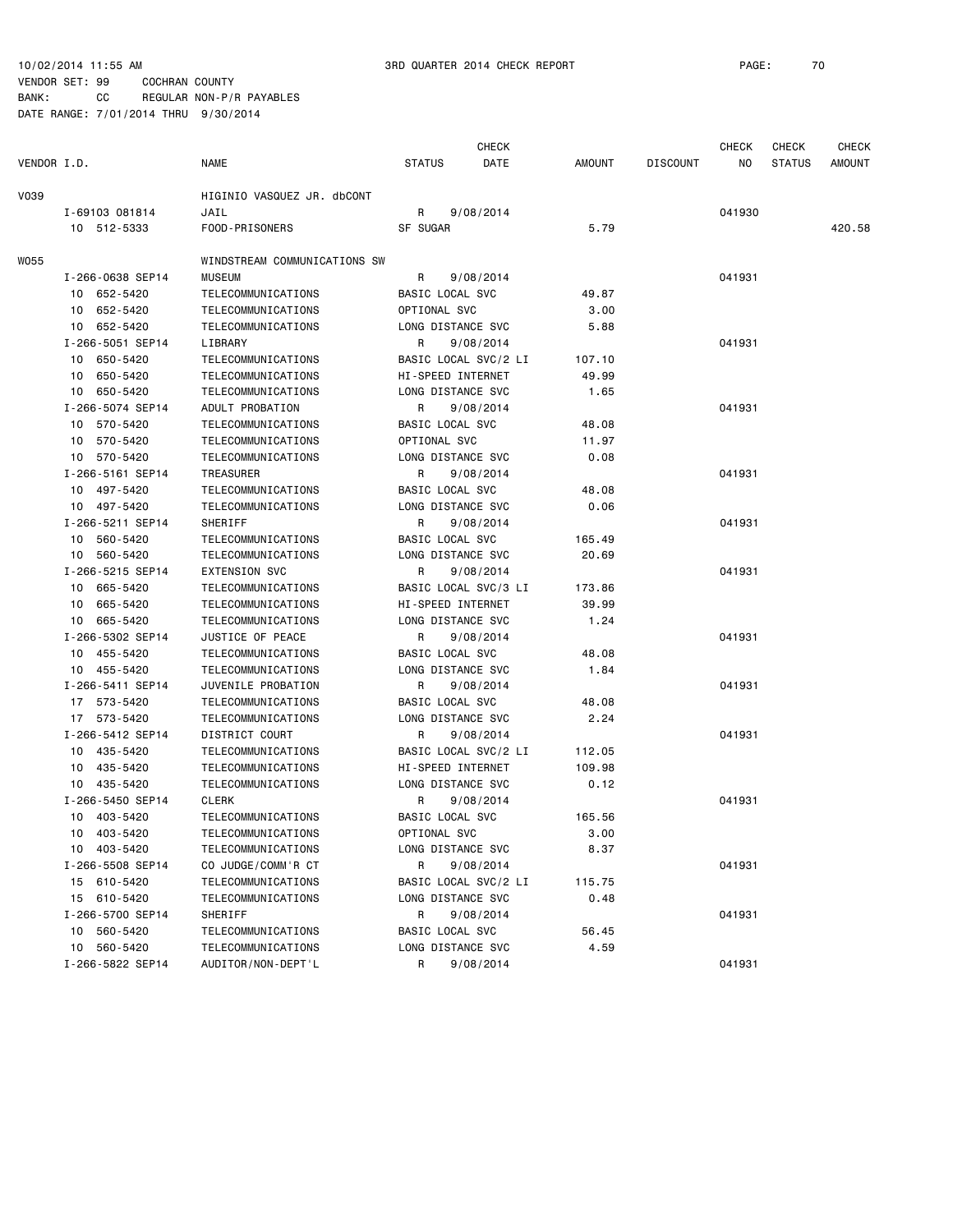10/02/2014 11:55 AM 3RD QUARTER 2014 CHECK REPORT PAGE: 70
VENDOR SET: 99 COCHRAN COUNTY
BANK: CC REGULAR NON-P/R PAYABLES
DATE RANGE: 7/01/2014 THRU 9/30/2014

| VENDOR I.D. | NAME | STATUS | CHECK DATE | AMOUNT | DISCOUNT | CHECK NO | CHECK STATUS | CHECK AMOUNT |
|---|---|---|---|---|---|---|---|---|
| V039 | HIGINIO VASQUEZ JR. dbCONT | | | | | | | |
| I-69103 081814 | JAIL | R | 9/08/2014 | | | 041930 | | |
| 10 512-5333 | FOOD-PRISONERS | SF SUGAR | | 5.79 | | | | 420.58 |
| W055 | WINDSTREAM COMMUNICATIONS SW | | | | | | | |
| I-266-0638 SEP14 | MUSEUM | R | 9/08/2014 | | | 041931 | | |
| 10 652-5420 | TELECOMMUNICATIONS | BASIC LOCAL SVC | | 49.87 | | | | |
| 10 652-5420 | TELECOMMUNICATIONS | OPTIONAL SVC | | 3.00 | | | | |
| 10 652-5420 | TELECOMMUNICATIONS | LONG DISTANCE SVC | | 5.88 | | | | |
| I-266-5051 SEP14 | LIBRARY | R | 9/08/2014 | | | 041931 | | |
| 10 650-5420 | TELECOMMUNICATIONS | BASIC LOCAL SVC/2 LI | | 107.10 | | | | |
| 10 650-5420 | TELECOMMUNICATIONS | HI-SPEED INTERNET | | 49.99 | | | | |
| 10 650-5420 | TELECOMMUNICATIONS | LONG DISTANCE SVC | | 1.65 | | | | |
| I-266-5074 SEP14 | ADULT PROBATION | R | 9/08/2014 | | | 041931 | | |
| 10 570-5420 | TELECOMMUNICATIONS | BASIC LOCAL SVC | | 48.08 | | | | |
| 10 570-5420 | TELECOMMUNICATIONS | OPTIONAL SVC | | 11.97 | | | | |
| 10 570-5420 | TELECOMMUNICATIONS | LONG DISTANCE SVC | | 0.08 | | | | |
| I-266-5161 SEP14 | TREASURER | R | 9/08/2014 | | | 041931 | | |
| 10 497-5420 | TELECOMMUNICATIONS | BASIC LOCAL SVC | | 48.08 | | | | |
| 10 497-5420 | TELECOMMUNICATIONS | LONG DISTANCE SVC | | 0.06 | | | | |
| I-266-5211 SEP14 | SHERIFF | R | 9/08/2014 | | | 041931 | | |
| 10 560-5420 | TELECOMMUNICATIONS | BASIC LOCAL SVC | | 165.49 | | | | |
| 10 560-5420 | TELECOMMUNICATIONS | LONG DISTANCE SVC | | 20.69 | | | | |
| I-266-5215 SEP14 | EXTENSION SVC | R | 9/08/2014 | | | 041931 | | |
| 10 665-5420 | TELECOMMUNICATIONS | BASIC LOCAL SVC/3 LI | | 173.86 | | | | |
| 10 665-5420 | TELECOMMUNICATIONS | HI-SPEED INTERNET | | 39.99 | | | | |
| 10 665-5420 | TELECOMMUNICATIONS | LONG DISTANCE SVC | | 1.24 | | | | |
| I-266-5302 SEP14 | JUSTICE OF PEACE | R | 9/08/2014 | | | 041931 | | |
| 10 455-5420 | TELECOMMUNICATIONS | BASIC LOCAL SVC | | 48.08 | | | | |
| 10 455-5420 | TELECOMMUNICATIONS | LONG DISTANCE SVC | | 1.84 | | | | |
| I-266-5411 SEP14 | JUVENILE PROBATION | R | 9/08/2014 | | | 041931 | | |
| 17 573-5420 | TELECOMMUNICATIONS | BASIC LOCAL SVC | | 48.08 | | | | |
| 17 573-5420 | TELECOMMUNICATIONS | LONG DISTANCE SVC | | 2.24 | | | | |
| I-266-5412 SEP14 | DISTRICT COURT | R | 9/08/2014 | | | 041931 | | |
| 10 435-5420 | TELECOMMUNICATIONS | BASIC LOCAL SVC/2 LI | | 112.05 | | | | |
| 10 435-5420 | TELECOMMUNICATIONS | HI-SPEED INTERNET | | 109.98 | | | | |
| 10 435-5420 | TELECOMMUNICATIONS | LONG DISTANCE SVC | | 0.12 | | | | |
| I-266-5450 SEP14 | CLERK | R | 9/08/2014 | | | 041931 | | |
| 10 403-5420 | TELECOMMUNICATIONS | BASIC LOCAL SVC | | 165.56 | | | | |
| 10 403-5420 | TELECOMMUNICATIONS | OPTIONAL SVC | | 3.00 | | | | |
| 10 403-5420 | TELECOMMUNICATIONS | LONG DISTANCE SVC | | 8.37 | | | | |
| I-266-5508 SEP14 | CO JUDGE/COMM'R CT | R | 9/08/2014 | | | 041931 | | |
| 15 610-5420 | TELECOMMUNICATIONS | BASIC LOCAL SVC/2 LI | | 115.75 | | | | |
| 15 610-5420 | TELECOMMUNICATIONS | LONG DISTANCE SVC | | 0.48 | | | | |
| I-266-5700 SEP14 | SHERIFF | R | 9/08/2014 | | | 041931 | | |
| 10 560-5420 | TELECOMMUNICATIONS | BASIC LOCAL SVC | | 56.45 | | | | |
| 10 560-5420 | TELECOMMUNICATIONS | LONG DISTANCE SVC | | 4.59 | | | | |
| I-266-5822 SEP14 | AUDITOR/NON-DEPT'L | R | 9/08/2014 | | | 041931 | | |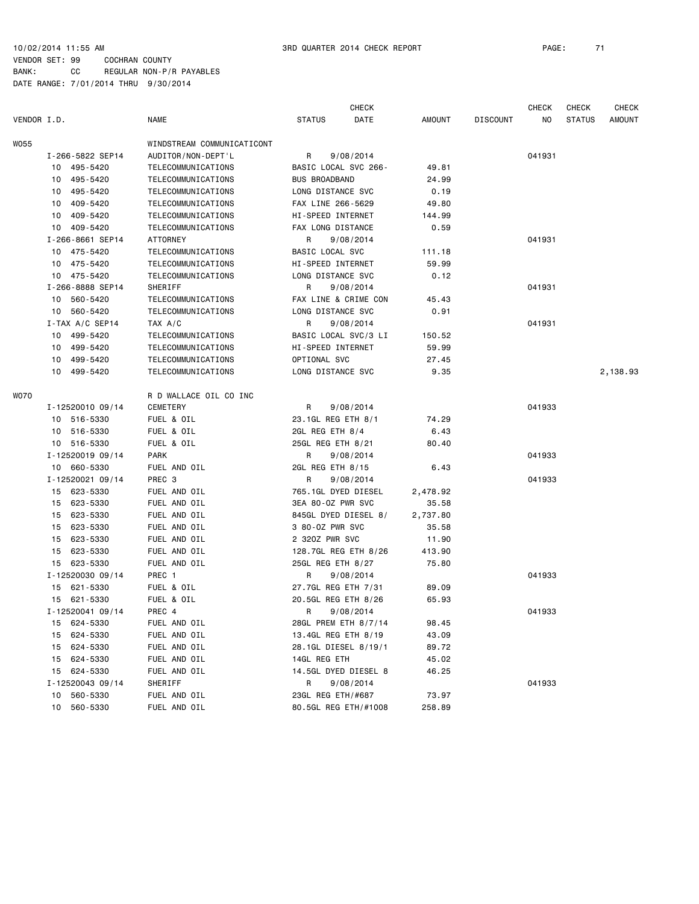10/02/2014 11:55 AM 3RD QUARTER 2014 CHECK REPORT

VENDOR SET: 99 COCHRAN COUNTY
BANK: CC REGULAR NON-P/R PAYABLES
DATE RANGE: 7/01/2014 THRU 9/30/2014

| VENDOR I.D. | NAME | STATUS | CHECK DATE | AMOUNT | DISCOUNT | CHECK NO | CHECK STATUS | CHECK AMOUNT |
|---|---|---|---|---|---|---|---|---|
| W055 | WINDSTREAM COMMUNICATICONT | | | | | | | |
| I-266-5822 SEP14 | AUDITOR/NON-DEPT'L | R | 9/08/2014 | | | 041931 | | |
| 10 495-5420 | TELECOMMUNICATIONS | BASIC LOCAL SVC 266- | | 49.81 | | | | |
| 10 495-5420 | TELECOMMUNICATIONS | BUS BROADBAND | | 24.99 | | | | |
| 10 495-5420 | TELECOMMUNICATIONS | LONG DISTANCE SVC | | 0.19 | | | | |
| 10 409-5420 | TELECOMMUNICATIONS | FAX LINE 266-5629 | | 49.80 | | | | |
| 10 409-5420 | TELECOMMUNICATIONS | HI-SPEED INTERNET | | 144.99 | | | | |
| 10 409-5420 | TELECOMMUNICATIONS | FAX LONG DISTANCE | | 0.59 | | | | |
| I-266-8661 SEP14 | ATTORNEY | R | 9/08/2014 | | | 041931 | | |
| 10 475-5420 | TELECOMMUNICATIONS | BASIC LOCAL SVC | | 111.18 | | | | |
| 10 475-5420 | TELECOMMUNICATIONS | HI-SPEED INTERNET | | 59.99 | | | | |
| 10 475-5420 | TELECOMMUNICATIONS | LONG DISTANCE SVC | | 0.12 | | | | |
| I-266-8888 SEP14 | SHERIFF | R | 9/08/2014 | | | 041931 | | |
| 10 560-5420 | TELECOMMUNICATIONS | FAX LINE & CRIME CON | | 45.43 | | | | |
| 10 560-5420 | TELECOMMUNICATIONS | LONG DISTANCE SVC | | 0.91 | | | | |
| I-TAX A/C SEP14 | TAX A/C | R | 9/08/2014 | | | 041931 | | |
| 10 499-5420 | TELECOMMUNICATIONS | BASIC LOCAL SVC/3 LI | | 150.52 | | | | |
| 10 499-5420 | TELECOMMUNICATIONS | HI-SPEED INTERNET | | 59.99 | | | | |
| 10 499-5420 | TELECOMMUNICATIONS | OPTIONAL SVC | | 27.45 | | | | |
| 10 499-5420 | TELECOMMUNICATIONS | LONG DISTANCE SVC | | 9.35 | | | | 2,138.93 |
| W070 | R D WALLACE OIL CO INC | | | | | | | |
| I-12520010 09/14 | CEMETERY | R | 9/08/2014 | | | 041933 | | |
| 10 516-5330 | FUEL & OIL | 23.1GL REG ETH 8/1 | | 74.29 | | | | |
| 10 516-5330 | FUEL & OIL | 2GL REG ETH 8/4 | | 6.43 | | | | |
| 10 516-5330 | FUEL & OIL | 25GL REG ETH 8/21 | | 80.40 | | | | |
| I-12520019 09/14 | PARK | R | 9/08/2014 | | | 041933 | | |
| 10 660-5330 | FUEL AND OIL | 2GL REG ETH 8/15 | | 6.43 | | | | |
| I-12520021 09/14 | PREC 3 | R | 9/08/2014 | | | 041933 | | |
| 15 623-5330 | FUEL AND OIL | 765.1GL DYED DIESEL | | 2,478.92 | | | | |
| 15 623-5330 | FUEL AND OIL | 3EA 80-OZ PWR SVC | | 35.58 | | | | |
| 15 623-5330 | FUEL AND OIL | 845GL DYED DIESEL 8/ | | 2,737.80 | | | | |
| 15 623-5330 | FUEL AND OIL | 3 80-OZ PWR SVC | | 35.58 | | | | |
| 15 623-5330 | FUEL AND OIL | 2 320Z PWR SVC | | 11.90 | | | | |
| 15 623-5330 | FUEL AND OIL | 128.7GL REG ETH 8/26 | | 413.90 | | | | |
| 15 623-5330 | FUEL AND OIL | 25GL REG ETH 8/27 | | 75.80 | | | | |
| I-12520030 09/14 | PREC 1 | R | 9/08/2014 | | | 041933 | | |
| 15 621-5330 | FUEL & OIL | 27.7GL REG ETH 7/31 | | 89.09 | | | | |
| 15 621-5330 | FUEL & OIL | 20.5GL REG ETH 8/26 | | 65.93 | | | | |
| I-12520041 09/14 | PREC 4 | R | 9/08/2014 | | | 041933 | | |
| 15 624-5330 | FUEL AND OIL | 28GL PREM ETH 8/7/14 | | 98.45 | | | | |
| 15 624-5330 | FUEL AND OIL | 13.4GL REG ETH 8/19 | | 43.09 | | | | |
| 15 624-5330 | FUEL AND OIL | 28.1GL DIESEL 8/19/1 | | 89.72 | | | | |
| 15 624-5330 | FUEL AND OIL | 14GL REG ETH | | 45.02 | | | | |
| 15 624-5330 | FUEL AND OIL | 14.5GL DYED DIESEL 8 | | 46.25 | | | | |
| I-12520043 09/14 | SHERIFF | R | 9/08/2014 | | | 041933 | | |
| 10 560-5330 | FUEL AND OIL | 23GL REG ETH/#687 | | 73.97 | | | | |
| 10 560-5330 | FUEL AND OIL | 80.5GL REG ETH/#1008 | | 258.89 | | | | |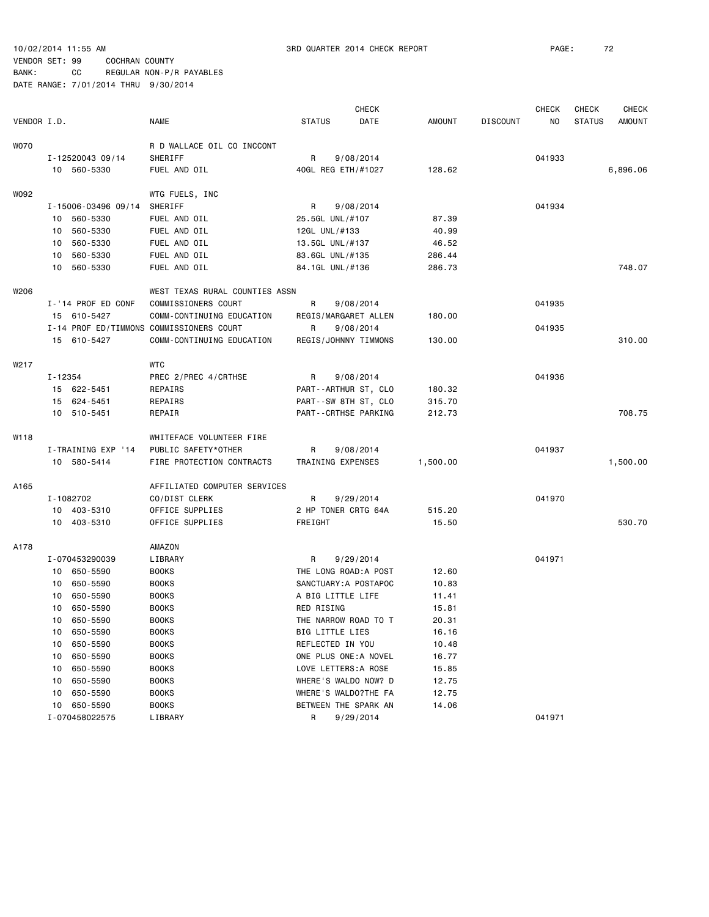10/02/2014 11:55 AM 3RD QUARTER 2014 CHECK REPORT

VENDOR SET: 99 COCHRAN COUNTY
BANK: CC REGULAR NON-P/R PAYABLES
DATE RANGE: 7/01/2014 THRU 9/30/2014

| VENDOR I.D. | NAME | STATUS | CHECK DATE | AMOUNT | DISCOUNT | CHECK NO | CHECK STATUS | CHECK AMOUNT |
|---|---|---|---|---|---|---|---|---|
| W070 | R D WALLACE OIL CO INCCONT | | | | | | | |
| I-12520043 09/14 | SHERIFF | R | 9/08/2014 | | | 041933 | | |
| 10 560-5330 | FUEL AND OIL | 40GL REG ETH/#1027 | | 128.62 | | | | 6,896.06 |
| W092 | WTG FUELS, INC | | | | | | | |
| I-15006-03496 09/14 | SHERIFF | R | 9/08/2014 | | | 041934 | | |
| 10 560-5330 | FUEL AND OIL | 25.5GL UNL/#107 | | 87.39 | | | | |
| 10 560-5330 | FUEL AND OIL | 12GL UNL/#133 | | 40.99 | | | | |
| 10 560-5330 | FUEL AND OIL | 13.5GL UNL/#137 | | 46.52 | | | | |
| 10 560-5330 | FUEL AND OIL | 83.6GL UNL/#135 | | 286.44 | | | | |
| 10 560-5330 | FUEL AND OIL | 84.1GL UNL/#136 | | 286.73 | | | | 748.07 |
| W206 | WEST TEXAS RURAL COUNTIES ASSN | | | | | | | |
| I-'14 PROF ED CONF | COMMISSIONERS COURT | R | 9/08/2014 | | | 041935 | | |
| 15 610-5427 | COMM-CONTINUING EDUCATION | REGIS/MARGARET ALLEN | | 180.00 | | | | |
| I-14 PROF ED/TIMMONS | COMMISSIONERS COURT | R | 9/08/2014 | | | 041935 | | |
| 15 610-5427 | COMM-CONTINUING EDUCATION | REGIS/JOHNNY TIMMONS | | 130.00 | | | | 310.00 |
| W217 | WTC | | | | | | | |
| I-12354 | PREC 2/PREC 4/CRTHSE | R | 9/08/2014 | | | 041936 | | |
| 15 622-5451 | REPAIRS | PART--ARTHUR ST, CLO | | 180.32 | | | | |
| 15 624-5451 | REPAIRS | PART--SW 8TH ST, CLO | | 315.70 | | | | |
| 10 510-5451 | REPAIR | PART--CRTHSE PARKING | | 212.73 | | | | 708.75 |
| W118 | WHITEFACE VOLUNTEER FIRE | | | | | | | |
| I-TRAINING EXP '14 | PUBLIC SAFETY*OTHER | R | 9/08/2014 | | | 041937 | | |
| 10 580-5414 | FIRE PROTECTION CONTRACTS | TRAINING EXPENSES | | 1,500.00 | | | | 1,500.00 |
| A165 | AFFILIATED COMPUTER SERVICES | | | | | | | |
| I-1082702 | CO/DIST CLERK | R | 9/29/2014 | | | 041970 | | |
| 10 403-5310 | OFFICE SUPPLIES | 2 HP TONER CRTG 64A | | 515.20 | | | | |
| 10 403-5310 | OFFICE SUPPLIES | FREIGHT | | 15.50 | | | | 530.70 |
| A178 | AMAZON | | | | | | | |
| I-070453290039 | LIBRARY | R | 9/29/2014 | | | 041971 | | |
| 10 650-5590 | BOOKS | THE LONG ROAD:A POST | | 12.60 | | | | |
| 10 650-5590 | BOOKS | SANCTUARY:A POSTAPOC | | 10.83 | | | | |
| 10 650-5590 | BOOKS | A BIG LITTLE LIFE | | 11.41 | | | | |
| 10 650-5590 | BOOKS | RED RISING | | 15.81 | | | | |
| 10 650-5590 | BOOKS | THE NARROW ROAD TO T | | 20.31 | | | | |
| 10 650-5590 | BOOKS | BIG LITTLE LIES | | 16.16 | | | | |
| 10 650-5590 | BOOKS | REFLECTED IN YOU | | 10.48 | | | | |
| 10 650-5590 | BOOKS | ONE PLUS ONE:A NOVEL | | 16.77 | | | | |
| 10 650-5590 | BOOKS | LOVE LETTERS:A ROSE | | 15.85 | | | | |
| 10 650-5590 | BOOKS | WHERE'S WALDO NOW? D | | 12.75 | | | | |
| 10 650-5590 | BOOKS | WHERE'S WALDO?THE FA | | 12.75 | | | | |
| 10 650-5590 | BOOKS | BETWEEN THE SPARK AN | | 14.06 | | | | |
| I-070458022575 | LIBRARY | R | 9/29/2014 | | | 041971 | | |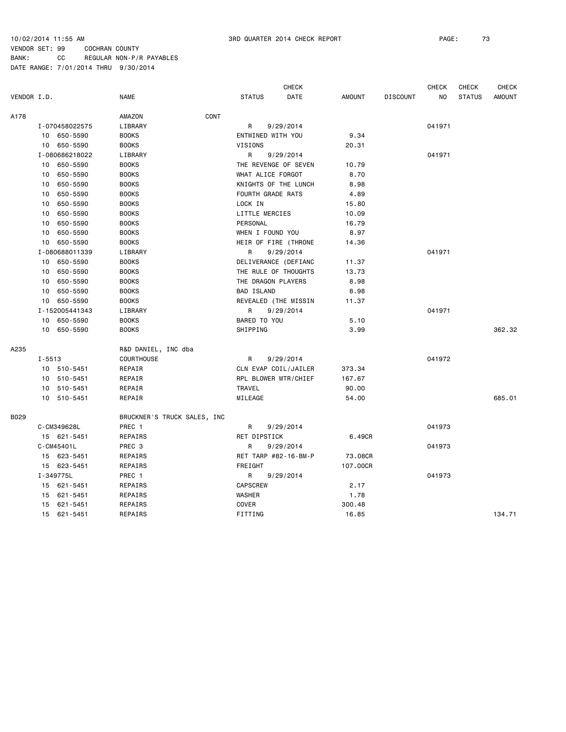10/02/2014 11:55 AM 3RD QUARTER 2014 CHECK REPORT

VENDOR SET: 99 COCHRAN COUNTY
BANK: CC REGULAR NON-P/R PAYABLES
DATE RANGE: 7/01/2014 THRU 9/30/2014

| VENDOR I.D. | NAME | STATUS | CHECK DATE | AMOUNT | DISCOUNT | CHECK NO | CHECK STATUS | CHECK AMOUNT |
|---|---|---|---|---|---|---|---|---|
| A178 | AMAZON CONT | | | | | | | |
| I-070458022575 | LIBRARY | R | 9/29/2014 | | | 041971 | | |
| 10 650-5590 | BOOKS | ENTWINED WITH YOU | | 9.34 | | | | |
| 10 650-5590 | BOOKS | VISIONS | | 20.31 | | | | |
| I-080686218022 | LIBRARY | R | 9/29/2014 | | | 041971 | | |
| 10 650-5590 | BOOKS | THE REVENGE OF SEVEN | | 10.79 | | | | |
| 10 650-5590 | BOOKS | WHAT ALICE FORGOT | | 8.70 | | | | |
| 10 650-5590 | BOOKS | KNIGHTS OF THE LUNCH | | 8.98 | | | | |
| 10 650-5590 | BOOKS | FOURTH GRADE RATS | | 4.89 | | | | |
| 10 650-5590 | BOOKS | LOCK IN | | 15.80 | | | | |
| 10 650-5590 | BOOKS | LITTLE MERCIES | | 10.09 | | | | |
| 10 650-5590 | BOOKS | PERSONAL | | 16.79 | | | | |
| 10 650-5590 | BOOKS | WHEN I FOUND YOU | | 8.97 | | | | |
| 10 650-5590 | BOOKS | HEIR OF FIRE (THRONE | | 14.36 | | | | |
| I-080688011339 | LIBRARY | R | 9/29/2014 | | | 041971 | | |
| 10 650-5590 | BOOKS | DELIVERANCE (DEFIANC | | 11.37 | | | | |
| 10 650-5590 | BOOKS | THE RULE OF THOUGHTS | | 13.73 | | | | |
| 10 650-5590 | BOOKS | THE DRAGON PLAYERS | | 8.98 | | | | |
| 10 650-5590 | BOOKS | BAD ISLAND | | 8.98 | | | | |
| 10 650-5590 | BOOKS | REVEALED (THE MISSIN | | 11.37 | | | | |
| I-152005441343 | LIBRARY | R | 9/29/2014 | | | 041971 | | |
| 10 650-5590 | BOOKS | BARED TO YOU | | 5.10 | | | | |
| 10 650-5590 | BOOKS | SHIPPING | | 3.99 | | | | 362.32 |
| A235 | R&D DANIEL, INC dba | | | | | | | |
| I-5513 | COURTHOUSE | R | 9/29/2014 | | | 041972 | | |
| 10 510-5451 | REPAIR | CLN EVAP COIL/JAILER | | 373.34 | | | | |
| 10 510-5451 | REPAIR | RPL BLOWER MTR/CHIEF | | 167.67 | | | | |
| 10 510-5451 | REPAIR | TRAVEL | | 90.00 | | | | |
| 10 510-5451 | REPAIR | MILEAGE | | 54.00 | | | | 685.01 |
| B029 | BRUCKNER'S TRUCK SALES, INC | | | | | | | |
| C-CM349628L | PREC 1 | R | 9/29/2014 | | | 041973 | | |
| 15 621-5451 | REPAIRS | RET DIPSTICK | | 6.49CR | | | | |
| C-CM45401L | PREC 3 | R | 9/29/2014 | | | 041973 | | |
| 15 623-5451 | REPAIRS | RET TARP #82-16-BM-P | | 73.08CR | | | | |
| 15 623-5451 | REPAIRS | FREIGHT | | 107.00CR | | | | |
| I-349775L | PREC 1 | R | 9/29/2014 | | | 041973 | | |
| 15 621-5451 | REPAIRS | CAPSCREW | | 2.17 | | | | |
| 15 621-5451 | REPAIRS | WASHER | | 1.78 | | | | |
| 15 621-5451 | REPAIRS | COVER | | 300.48 | | | | |
| 15 621-5451 | REPAIRS | FITTING | | 16.85 | | | | 134.71 |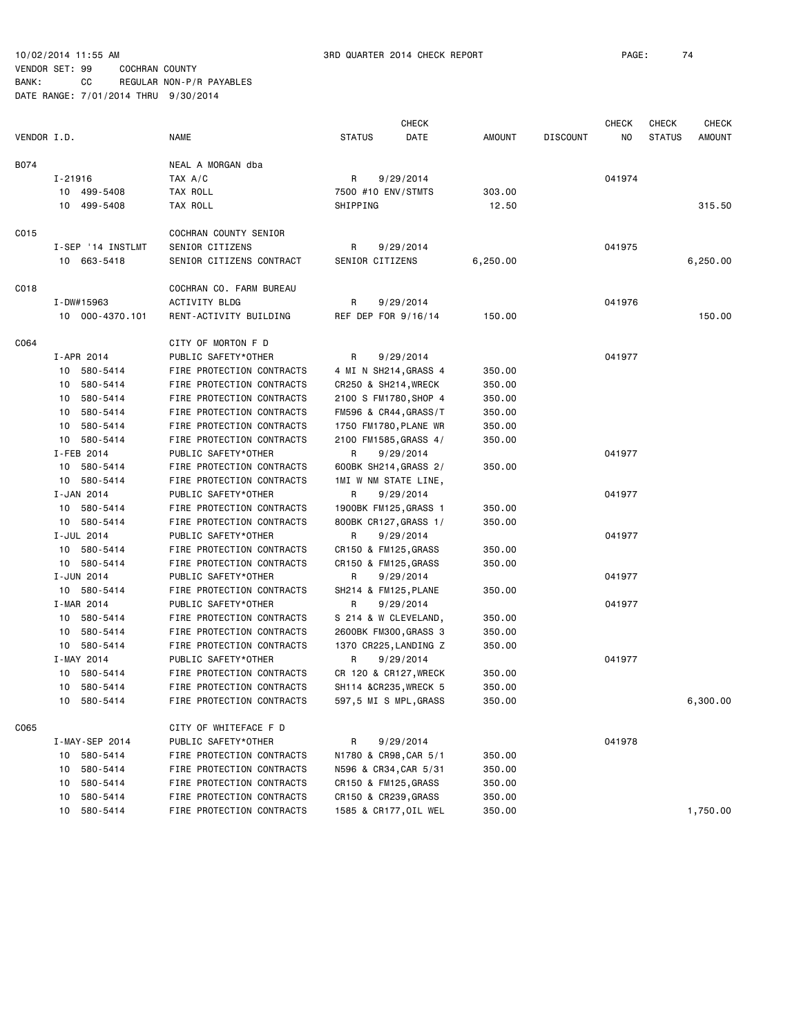10/02/2014 11:55 AM 3RD QUARTER 2014 CHECK REPORT PAGE: 74

VENDOR SET: 99 COCHRAN COUNTY
BANK: CC REGULAR NON-P/R PAYABLES
DATE RANGE: 7/01/2014 THRU 9/30/2014

| VENDOR I.D. | NAME | STATUS | CHECK DATE | AMOUNT | DISCOUNT | CHECK NO | CHECK STATUS | CHECK AMOUNT |
|---|---|---|---|---|---|---|---|---|
| B074 | NEAL A MORGAN dba | | | | | | | |
| I-21916 | TAX A/C | R | 9/29/2014 | | | 041974 | | |
| 10 499-5408 | TAX ROLL | 7500 #10 ENV/STMTS | | 303.00 | | | | |
| 10 499-5408 | TAX ROLL | SHIPPING | | 12.50 | | | | 315.50 |
| C015 | COCHRAN COUNTY SENIOR | | | | | | | |
| I-SEP '14 INSTLMT | SENIOR CITIZENS | R | 9/29/2014 | | | 041975 | | |
| 10 663-5418 | SENIOR CITIZENS CONTRACT | SENIOR CITIZENS | | 6,250.00 | | | | 6,250.00 |
| C018 | COCHRAN CO. FARM BUREAU | | | | | | | |
| I-DW#15963 | ACTIVITY BLDG | R | 9/29/2014 | | | 041976 | | |
| 10 000-4370.101 | RENT-ACTIVITY BUILDING | REF DEP FOR 9/16/14 | | 150.00 | | | | 150.00 |
| C064 | CITY OF MORTON F D | | | | | | | |
| I-APR 2014 | PUBLIC SAFETY*OTHER | R | 9/29/2014 | | | 041977 | | |
| 10 580-5414 | FIRE PROTECTION CONTRACTS | 4 MI N SH214,GRASS 4 | | 350.00 | | | | |
| 10 580-5414 | FIRE PROTECTION CONTRACTS | CR250 & SH214,WRECK | | 350.00 | | | | |
| 10 580-5414 | FIRE PROTECTION CONTRACTS | 2100 S FM1780,SHOP 4 | | 350.00 | | | | |
| 10 580-5414 | FIRE PROTECTION CONTRACTS | FM596 & CR44,GRASS/T | | 350.00 | | | | |
| 10 580-5414 | FIRE PROTECTION CONTRACTS | 1750 FM1780,PLANE WR | | 350.00 | | | | |
| 10 580-5414 | FIRE PROTECTION CONTRACTS | 2100 FM1585,GRASS 4/ | | 350.00 | | | | |
| I-FEB 2014 | PUBLIC SAFETY*OTHER | R | 9/29/2014 | | | 041977 | | |
| 10 580-5414 | FIRE PROTECTION CONTRACTS | 600BK SH214,GRASS 2/ | | 350.00 | | | | |
| 10 580-5414 | FIRE PROTECTION CONTRACTS | 1MI W NM STATE LINE, | | | | | | |
| I-JAN 2014 | PUBLIC SAFETY*OTHER | R | 9/29/2014 | | | 041977 | | |
| 10 580-5414 | FIRE PROTECTION CONTRACTS | 1900BK FM125,GRASS 1 | | 350.00 | | | | |
| 10 580-5414 | FIRE PROTECTION CONTRACTS | 800BK CR127,GRASS 1/ | | 350.00 | | | | |
| I-JUL 2014 | PUBLIC SAFETY*OTHER | R | 9/29/2014 | | | 041977 | | |
| 10 580-5414 | FIRE PROTECTION CONTRACTS | CR150 & FM125,GRASS | | 350.00 | | | | |
| 10 580-5414 | FIRE PROTECTION CONTRACTS | CR150 & FM125,GRASS | | 350.00 | | | | |
| I-JUN 2014 | PUBLIC SAFETY*OTHER | R | 9/29/2014 | | | 041977 | | |
| 10 580-5414 | FIRE PROTECTION CONTRACTS | SH214 & FM125,PLANE | | 350.00 | | | | |
| I-MAR 2014 | PUBLIC SAFETY*OTHER | R | 9/29/2014 | | | 041977 | | |
| 10 580-5414 | FIRE PROTECTION CONTRACTS | S 214 & W CLEVELAND, | | 350.00 | | | | |
| 10 580-5414 | FIRE PROTECTION CONTRACTS | 2600BK FM300,GRASS 3 | | 350.00 | | | | |
| 10 580-5414 | FIRE PROTECTION CONTRACTS | 1370 CR225,LANDING Z | | 350.00 | | | | |
| I-MAY 2014 | PUBLIC SAFETY*OTHER | R | 9/29/2014 | | | 041977 | | |
| 10 580-5414 | FIRE PROTECTION CONTRACTS | CR 120 & CR127,WRECK | | 350.00 | | | | |
| 10 580-5414 | FIRE PROTECTION CONTRACTS | SH114 &CR235,WRECK 5 | | 350.00 | | | | |
| 10 580-5414 | FIRE PROTECTION CONTRACTS | 597,5 MI S MPL,GRASS | | 350.00 | | | | 6,300.00 |
| C065 | CITY OF WHITEFACE F D | | | | | | | |
| I-MAY-SEP 2014 | PUBLIC SAFETY*OTHER | R | 9/29/2014 | | | 041978 | | |
| 10 580-5414 | FIRE PROTECTION CONTRACTS | N1780 & CR98,CAR 5/1 | | 350.00 | | | | |
| 10 580-5414 | FIRE PROTECTION CONTRACTS | N596 & CR34,CAR 5/31 | | 350.00 | | | | |
| 10 580-5414 | FIRE PROTECTION CONTRACTS | CR150 & FM125,GRASS | | 350.00 | | | | |
| 10 580-5414 | FIRE PROTECTION CONTRACTS | CR150 & CR239,GRASS | | 350.00 | | | | |
| 10 580-5414 | FIRE PROTECTION CONTRACTS | 1585 & CR177,OIL WEL | | 350.00 | | | | 1,750.00 |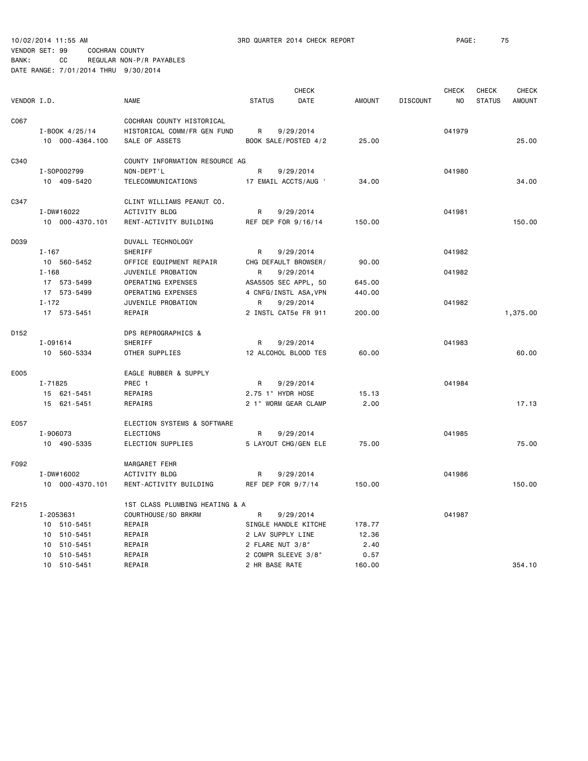10/02/2014 11:55 AM 3RD QUARTER 2014 CHECK REPORT

VENDOR SET: 99 COCHRAN COUNTY
BANK: CC REGULAR NON-P/R PAYABLES
DATE RANGE: 7/01/2014 THRU 9/30/2014

| VENDOR I.D. | NAME | STATUS | CHECK DATE | AMOUNT | DISCOUNT | CHECK NO | CHECK STATUS | CHECK AMOUNT |
|---|---|---|---|---|---|---|---|---|
| C067 | COCHRAN COUNTY HISTORICAL | | | | | | | |
| I-BOOK 4/25/14 | HISTORICAL COMM/FR GEN FUND | R | 9/29/2014 | | | 041979 | | |
| 10 000-4364.100 | SALE OF ASSETS | BOOK SALE/POSTED 4/2 | | 25.00 | | | | 25.00 |
| C340 | COUNTY INFORMATION RESOURCE AG | | | | | | | |
| I-SOP002799 | NON-DEPT'L | R | 9/29/2014 | | | 041980 | | |
| 10 409-5420 | TELECOMMUNICATIONS | 17 EMAIL ACCTS/AUG ' | | 34.00 | | | | 34.00 |
| C347 | CLINT WILLIAMS PEANUT CO. | | | | | | | |
| I-DW#16022 | ACTIVITY BLDG | R | 9/29/2014 | | | 041981 | | |
| 10 000-4370.101 | RENT-ACTIVITY BUILDING | REF DEP FOR 9/16/14 | | 150.00 | | | | 150.00 |
| D039 | DUVALL TECHNOLOGY | | | | | | | |
| I-167 | SHERIFF | R | 9/29/2014 | | | 041982 | | |
| 10 560-5452 | OFFICE EQUIPMENT REPAIR | CHG DEFAULT BROWSER/ | | 90.00 | | | | |
| I-168 | JUVENILE PROBATION | R | 9/29/2014 | | | 041982 | | |
| 17 573-5499 | OPERATING EXPENSES | ASA5505 SEC APPL, 50 | | 645.00 | | | | |
| 17 573-5499 | OPERATING EXPENSES | 4 CNFG/INSTL ASA,VPN | | 440.00 | | | | |
| I-172 | JUVENILE PROBATION | R | 9/29/2014 | | | 041982 | | |
| 17 573-5451 | REPAIR | 2 INSTL CAT5e FR 911 | | 200.00 | | | | 1,375.00 |
| D152 | DPS REPROGRAPHICS & | | | | | | | |
| I-091614 | SHERIFF | R | 9/29/2014 | | | 041983 | | |
| 10 560-5334 | OTHER SUPPLIES | 12 ALCOHOL BLOOD TES | | 60.00 | | | | 60.00 |
| E005 | EAGLE RUBBER & SUPPLY | | | | | | | |
| I-71825 | PREC 1 | R | 9/29/2014 | | | 041984 | | |
| 15 621-5451 | REPAIRS | 2.75 1" HYDR HOSE | | 15.13 | | | | |
| 15 621-5451 | REPAIRS | 2 1" WORM GEAR CLAMP | | 2.00 | | | | 17.13 |
| E057 | ELECTION SYSTEMS & SOFTWARE | | | | | | | |
| I-906073 | ELECTIONS | R | 9/29/2014 | | | 041985 | | |
| 10 490-5335 | ELECTION SUPPLIES | 5 LAYOUT CHG/GEN ELE | | 75.00 | | | | 75.00 |
| F092 | MARGARET FEHR | | | | | | | |
| I-DW#16002 | ACTIVITY BLDG | R | 9/29/2014 | | | 041986 | | |
| 10 000-4370.101 | RENT-ACTIVITY BUILDING | REF DEP FOR 9/7/14 | | 150.00 | | | | 150.00 |
| F215 | 1ST CLASS PLUMBING HEATING & A | | | | | | | |
| I-2053631 | COURTHOUSE/SO BRKRM | R | 9/29/2014 | | | 041987 | | |
| 10 510-5451 | REPAIR | SINGLE HANDLE KITCHE | | 178.77 | | | | |
| 10 510-5451 | REPAIR | 2 LAV SUPPLY LINE | | 12.36 | | | | |
| 10 510-5451 | REPAIR | 2 FLARE NUT 3/8" | | 2.40 | | | | |
| 10 510-5451 | REPAIR | 2 COMPR SLEEVE 3/8" | | 0.57 | | | | |
| 10 510-5451 | REPAIR | 2 HR BASE RATE | | 160.00 | | | | 354.10 |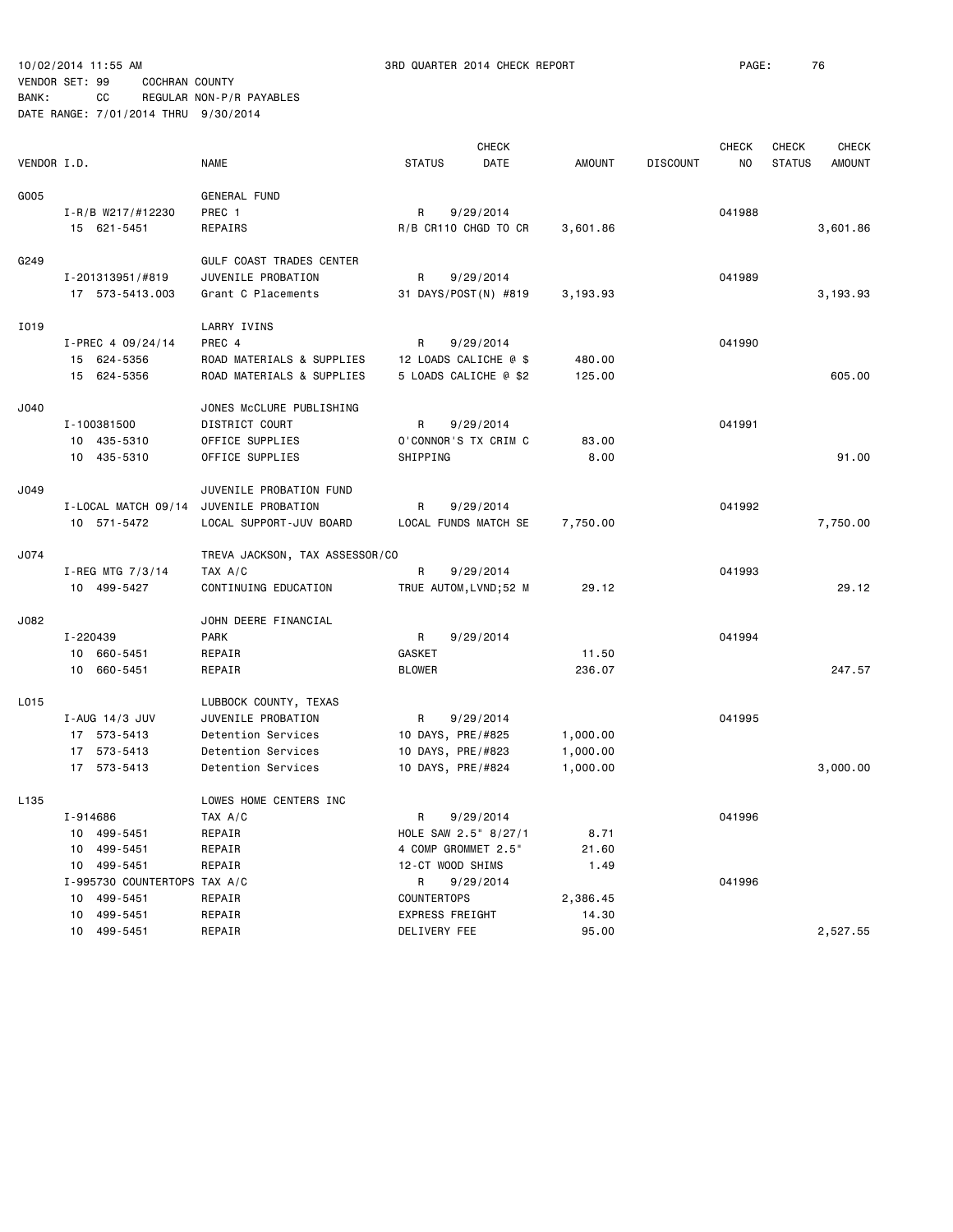10/02/2014 11:55 AM    3RD QUARTER 2014 CHECK REPORT

VENDOR SET: 99    COCHRAN COUNTY
BANK: CC    REGULAR NON-P/R PAYABLES
DATE RANGE: 7/01/2014 THRU 9/30/2014

| VENDOR I.D. | NAME | STATUS | CHECK DATE | AMOUNT | DISCOUNT | CHECK NO | CHECK STATUS | CHECK AMOUNT |
|---|---|---|---|---|---|---|---|---|
| G005 | GENERAL FUND | | | | | | | |
| I-R/B W217/#12230 | PREC 1 | R | 9/29/2014 | | | 041988 | | |
| 15 621-5451 | REPAIRS | R/B CR110 CHGD TO CR | | 3,601.86 | | | | 3,601.86 |
| G249 | GULF COAST TRADES CENTER | | | | | | | |
| I-201313951/#819 | JUVENILE PROBATION | R | 9/29/2014 | | | 041989 | | |
| 17 573-5413.003 | Grant C Placements | 31 DAYS/POST(N) #819 | | 3,193.93 | | | | 3,193.93 |
| I019 | LARRY IVINS | | | | | | | |
| I-PREC 4 09/24/14 | PREC 4 | R | 9/29/2014 | | | 041990 | | |
| 15 624-5356 | ROAD MATERIALS & SUPPLIES | 12 LOADS CALICHE @ $ | | 480.00 | | | | |
| 15 624-5356 | ROAD MATERIALS & SUPPLIES | 5 LOADS CALICHE @ $2 | | 125.00 | | | | 605.00 |
| J040 | JONES McCLURE PUBLISHING | | | | | | | |
| I-100381500 | DISTRICT COURT | R | 9/29/2014 | | | 041991 | | |
| 10 435-5310 | OFFICE SUPPLIES | O'CONNOR'S TX CRIM C | | 83.00 | | | | |
| 10 435-5310 | OFFICE SUPPLIES | SHIPPING | | 8.00 | | | | 91.00 |
| J049 | JUVENILE PROBATION FUND | | | | | | | |
| I-LOCAL MATCH 09/14 | JUVENILE PROBATION | R | 9/29/2014 | | | 041992 | | |
| 10 571-5472 | LOCAL SUPPORT-JUV BOARD | LOCAL FUNDS MATCH SE | | 7,750.00 | | | | 7,750.00 |
| J074 | TREVA JACKSON, TAX ASSESSOR/CO | | | | | | | |
| I-REG MTG 7/3/14 | TAX A/C | R | 9/29/2014 | | | 041993 | | |
| 10 499-5427 | CONTINUING EDUCATION | TRUE AUTOM,LVND;52 M | | 29.12 | | | | 29.12 |
| J082 | JOHN DEERE FINANCIAL | | | | | | | |
| I-220439 | PARK | R | 9/29/2014 | | | 041994 | | |
| 10 660-5451 | REPAIR | GASKET | | 11.50 | | | | |
| 10 660-5451 | REPAIR | BLOWER | | 236.07 | | | | 247.57 |
| L015 | LUBBOCK COUNTY, TEXAS | | | | | | | |
| I-AUG 14/3 JUV | JUVENILE PROBATION | R | 9/29/2014 | | | 041995 | | |
| 17 573-5413 | Detention Services | 10 DAYS, PRE/#825 | | 1,000.00 | | | | |
| 17 573-5413 | Detention Services | 10 DAYS, PRE/#823 | | 1,000.00 | | | | |
| 17 573-5413 | Detention Services | 10 DAYS, PRE/#824 | | 1,000.00 | | | | 3,000.00 |
| L135 | LOWES HOME CENTERS INC | | | | | | | |
| I-914686 | TAX A/C | R | 9/29/2014 | | | 041996 | | |
| 10 499-5451 | REPAIR | HOLE SAW 2.5" 8/27/1 | | 8.71 | | | | |
| 10 499-5451 | REPAIR | 4 COMP GROMMET 2.5" | | 21.60 | | | | |
| 10 499-5451 | REPAIR | 12-CT WOOD SHIMS | | 1.49 | | | | |
| I-995730 COUNTERTOPS | TAX A/C | R | 9/29/2014 | | | 041996 | | |
| 10 499-5451 | REPAIR | COUNTERTOPS | | 2,386.45 | | | | |
| 10 499-5451 | REPAIR | EXPRESS FREIGHT | | 14.30 | | | | |
| 10 499-5451 | REPAIR | DELIVERY FEE | | 95.00 | | | | 2,527.55 |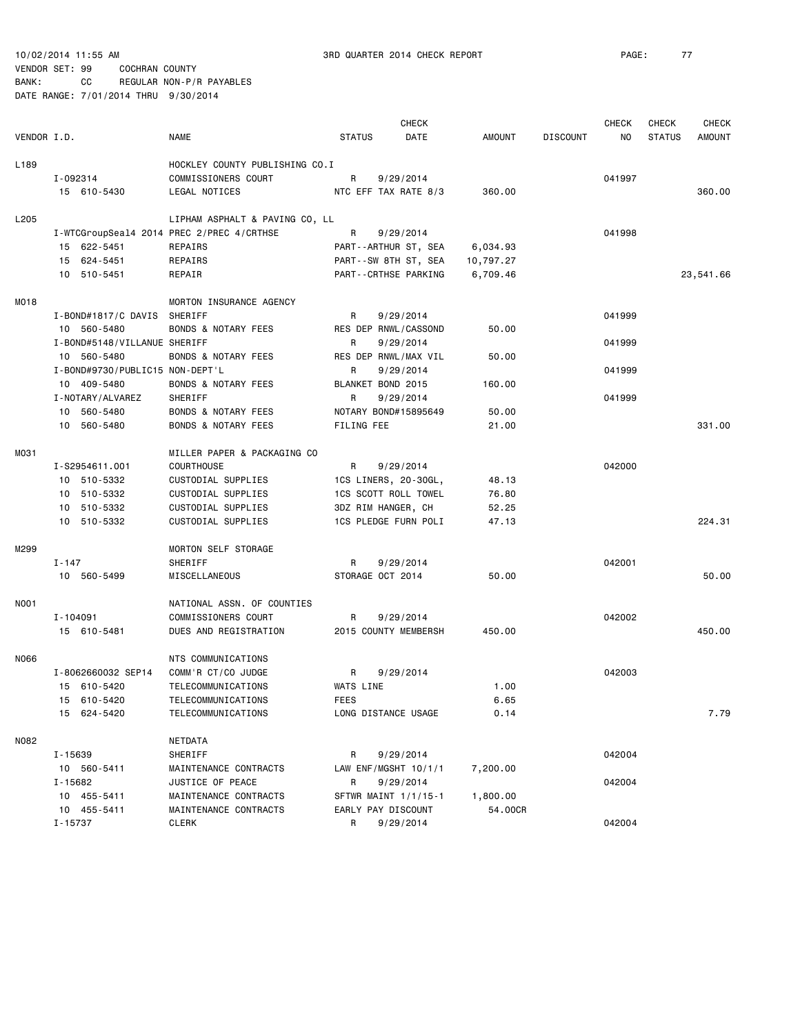10/02/2014 11:55 AM 3RD QUARTER 2014 CHECK REPORT

VENDOR SET: 99 COCHRAN COUNTY
BANK: CC REGULAR NON-P/R PAYABLES
DATE RANGE: 7/01/2014 THRU 9/30/2014

| VENDOR I.D. | NAME | STATUS | CHECK DATE | AMOUNT | DISCOUNT | CHECK NO | CHECK STATUS | CHECK AMOUNT |
|---|---|---|---|---|---|---|---|---|
| L189 | HOCKLEY COUNTY PUBLISHING CO.I | | | | | | | |
| I-092314 | COMMISSIONERS COURT | R | 9/29/2014 | | | 041997 | | |
| 15 610-5430 | LEGAL NOTICES | NTC EFF TAX RATE 8/3 | | 360.00 | | | | 360.00 |
| L205 | LIPHAM ASPHALT & PAVING CO, LL | | | | | | | |
| I-WTCGroupSeal4 2014 | PREC 2/PREC 4/CRTHSE | R | 9/29/2014 | | | 041998 | | |
| 15 622-5451 | REPAIRS | PART--ARTHUR ST, SEA | | 6,034.93 | | | | |
| 15 624-5451 | REPAIRS | PART--SW 8TH ST, SEA | | 10,797.27 | | | | |
| 10 510-5451 | REPAIR | PART--CRTHSE PARKING | | 6,709.46 | | | | 23,541.66 |
| M018 | MORTON INSURANCE AGENCY | | | | | | | |
| I-BOND#1817/C DAVIS | SHERIFF | R | 9/29/2014 | | | 041999 | | |
| 10 560-5480 | BONDS & NOTARY FEES | RES DEP RNWL/CASSOND | | 50.00 | | | | |
| I-BOND#5148/VILLANUE | SHERIFF | R | 9/29/2014 | | | 041999 | | |
| 10 560-5480 | BONDS & NOTARY FEES | RES DEP RNWL/MAX VIL | | 50.00 | | | | |
| I-BOND#9730/PUBLIC15 | NON-DEPT'L | R | 9/29/2014 | | | 041999 | | |
| 10 409-5480 | BONDS & NOTARY FEES | BLANKET BOND 2015 | | 160.00 | | | | |
| I-NOTARY/ALVAREZ | SHERIFF | R | 9/29/2014 | | | 041999 | | |
| 10 560-5480 | BONDS & NOTARY FEES | NOTARY BOND#15895649 | | 50.00 | | | | |
| 10 560-5480 | BONDS & NOTARY FEES | FILING FEE | | 21.00 | | | | 331.00 |
| M031 | MILLER PAPER & PACKAGING CO | | | | | | | |
| I-S2954611.001 | COURTHOUSE | R | 9/29/2014 | | | 042000 | | |
| 10 510-5332 | CUSTODIAL SUPPLIES | 1CS LINERS, 20-30GL, | | 48.13 | | | | |
| 10 510-5332 | CUSTODIAL SUPPLIES | 1CS SCOTT ROLL TOWEL | | 76.80 | | | | |
| 10 510-5332 | CUSTODIAL SUPPLIES | 3DZ RIM HANGER, CH | | 52.25 | | | | |
| 10 510-5332 | CUSTODIAL SUPPLIES | 1CS PLEDGE FURN POLI | | 47.13 | | | | 224.31 |
| M299 | MORTON SELF STORAGE | | | | | | | |
| I-147 | SHERIFF | R | 9/29/2014 | | | 042001 | | |
| 10 560-5499 | MISCELLANEOUS | STORAGE OCT 2014 | | 50.00 | | | | 50.00 |
| N001 | NATIONAL ASSN. OF COUNTIES | | | | | | | |
| I-104091 | COMMISSIONERS COURT | R | 9/29/2014 | | | 042002 | | |
| 15 610-5481 | DUES AND REGISTRATION | 2015 COUNTY MEMBERSH | | 450.00 | | | | 450.00 |
| N066 | NTS COMMUNICATIONS | | | | | | | |
| I-8062660032 SEP14 | COMM'R CT/CO JUDGE | R | 9/29/2014 | | | 042003 | | |
| 15 610-5420 | TELECOMMUNICATIONS | WATS LINE | | 1.00 | | | | |
| 15 610-5420 | TELECOMMUNICATIONS | FEES | | 6.65 | | | | |
| 15 624-5420 | TELECOMMUNICATIONS | LONG DISTANCE USAGE | | 0.14 | | | | 7.79 |
| N082 | NETDATA | | | | | | | |
| I-15639 | SHERIFF | R | 9/29/2014 | | | 042004 | | |
| 10 560-5411 | MAINTENANCE CONTRACTS | LAW ENF/MGSHT 10/1/1 | | 7,200.00 | | | | |
| I-15682 | JUSTICE OF PEACE | R | 9/29/2014 | | | 042004 | | |
| 10 455-5411 | MAINTENANCE CONTRACTS | SFTWR MAINT 1/1/15-1 | | 1,800.00 | | | | |
| 10 455-5411 | MAINTENANCE CONTRACTS | EARLY PAY DISCOUNT | | 54.00CR | | | | |
| I-15737 | CLERK | R | 9/29/2014 | | | 042004 | | |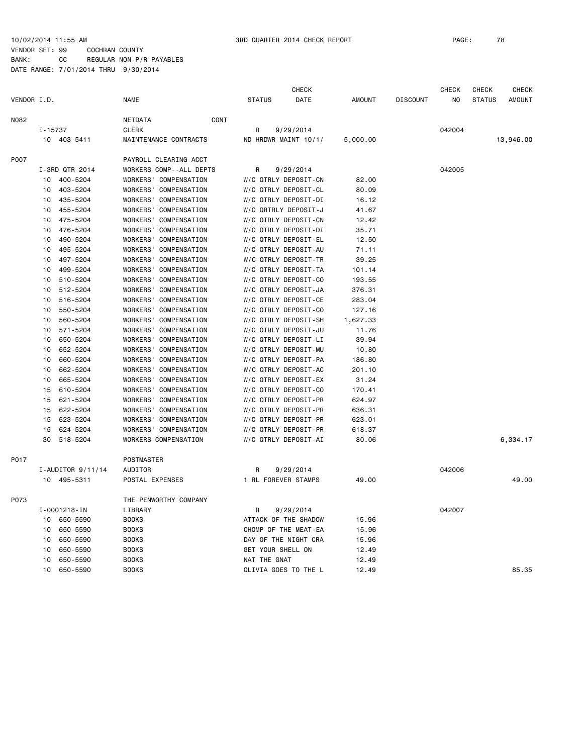10/02/2014 11:55 AM 3RD QUARTER 2014 CHECK REPORT PAGE: 78
VENDOR SET: 99 COCHRAN COUNTY
BANK: CC REGULAR NON-P/R PAYABLES
DATE RANGE: 7/01/2014 THRU 9/30/2014

| VENDOR I.D. | NAME | STATUS | CHECK DATE | AMOUNT | DISCOUNT | CHECK NO | CHECK STATUS | CHECK AMOUNT |
|---|---|---|---|---|---|---|---|---|
| N082 | NETDATA CONT | | | | | | | |
| I-15737 | CLERK | R | 9/29/2014 | | | 042004 | | |
| 10 403-5411 | MAINTENANCE CONTRACTS | ND HRDWR MAINT 10/1/ | | 5,000.00 | | | | 13,946.00 |
| P007 | PAYROLL CLEARING ACCT | | | | | | | |
| I-3RD QTR 2014 | WORKERS COMP--ALL DEPTS | R | 9/29/2014 | | | 042005 | | |
| 10 400-5204 | WORKERS' COMPENSATION | W/C QTRLY DEPOSIT-CN | | 82.00 | | | | |
| 10 403-5204 | WORKERS' COMPENSATION | W/C QTRLY DEPOSIT-CL | | 80.09 | | | | |
| 10 435-5204 | WORKERS' COMPENSATION | W/C QTRLY DEPOSIT-DI | | 16.12 | | | | |
| 10 455-5204 | WORKERS' COMPENSATION | W/C QRTRLY DEPOSIT-J | | 41.67 | | | | |
| 10 475-5204 | WORKERS' COMPENSATION | W/C QTRLY DEPOSIT-CN | | 12.42 | | | | |
| 10 476-5204 | WORKERS' COMPENSATION | W/C QTRLY DEPOSIT-DI | | 35.71 | | | | |
| 10 490-5204 | WORKERS' COMPENSATION | W/C QTRLY DEPOSIT-EL | | 12.50 | | | | |
| 10 495-5204 | WORKERS' COMPENSATION | W/C QTRLY DEPOSIT-AU | | 71.11 | | | | |
| 10 497-5204 | WORKERS' COMPENSATION | W/C QTRLY DEPOSIT-TR | | 39.25 | | | | |
| 10 499-5204 | WORKERS' COMPENSATION | W/C QTRLY DEPOSIT-TA | | 101.14 | | | | |
| 10 510-5204 | WORKERS' COMPENSATION | W/C QTRLY DEPOSIT-CO | | 193.55 | | | | |
| 10 512-5204 | WORKERS' COMPENSATION | W/C QTRLY DEPOSIT-JA | | 376.31 | | | | |
| 10 516-5204 | WORKERS' COMPENSATION | W/C QTRLY DEPOSIT-CE | | 283.04 | | | | |
| 10 550-5204 | WORKERS' COMPENSATION | W/C QTRLY DEPOSIT-CO | | 127.16 | | | | |
| 10 560-5204 | WORKERS' COMPENSATION | W/C QTRLY DEPOSIT-SH | | 1,627.33 | | | | |
| 10 571-5204 | WORKERS' COMPENSATION | W/C QTRLY DEPOSIT-JU | | 11.76 | | | | |
| 10 650-5204 | WORKERS' COMPENSATION | W/C QTRLY DEPOSIT-LI | | 39.94 | | | | |
| 10 652-5204 | WORKERS' COMPENSATION | W/C QTRLY DEPOSIT-MU | | 10.80 | | | | |
| 10 660-5204 | WORKERS' COMPENSATION | W/C QTRLY DEPOSIT-PA | | 186.80 | | | | |
| 10 662-5204 | WORKERS' COMPENSATION | W/C QTRLY DEPOSIT-AC | | 201.10 | | | | |
| 10 665-5204 | WORKERS' COMPENSATION | W/C QTRLY DEPOSIT-EX | | 31.24 | | | | |
| 15 610-5204 | WORKERS' COMPENSATION | W/C QTRLY DEPOSIT-CO | | 170.41 | | | | |
| 15 621-5204 | WORKERS' COMPENSATION | W/C QTRLY DEPOSIT-PR | | 624.97 | | | | |
| 15 622-5204 | WORKERS' COMPENSATION | W/C QTRLY DEPOSIT-PR | | 636.31 | | | | |
| 15 623-5204 | WORKERS' COMPENSATION | W/C QTRLY DEPOSIT-PR | | 623.01 | | | | |
| 15 624-5204 | WORKERS' COMPENSATION | W/C QTRLY DEPOSIT-PR | | 618.37 | | | | |
| 30 518-5204 | WORKERS COMPENSATION | W/C QTRLY DEPOSIT-AI | | 80.06 | | | | 6,334.17 |
| P017 | POSTMASTER | | | | | | | |
| I-AUDITOR 9/11/14 | AUDITOR | R | 9/29/2014 | | | 042006 | | |
| 10 495-5311 | POSTAL EXPENSES | 1 RL FOREVER STAMPS | | 49.00 | | | | 49.00 |
| P073 | THE PENWORTHY COMPANY | | | | | | | |
| I-0001218-IN | LIBRARY | R | 9/29/2014 | | | 042007 | | |
| 10 650-5590 | BOOKS | ATTACK OF THE SHADOW | | 15.96 | | | | |
| 10 650-5590 | BOOKS | CHOMP OF THE MEAT-EA | | 15.96 | | | | |
| 10 650-5590 | BOOKS | DAY OF THE NIGHT CRA | | 15.96 | | | | |
| 10 650-5590 | BOOKS | GET YOUR SHELL ON | | 12.49 | | | | |
| 10 650-5590 | BOOKS | NAT THE GNAT | | 12.49 | | | | |
| 10 650-5590 | BOOKS | OLIVIA GOES TO THE L | | 12.49 | | | | 85.35 |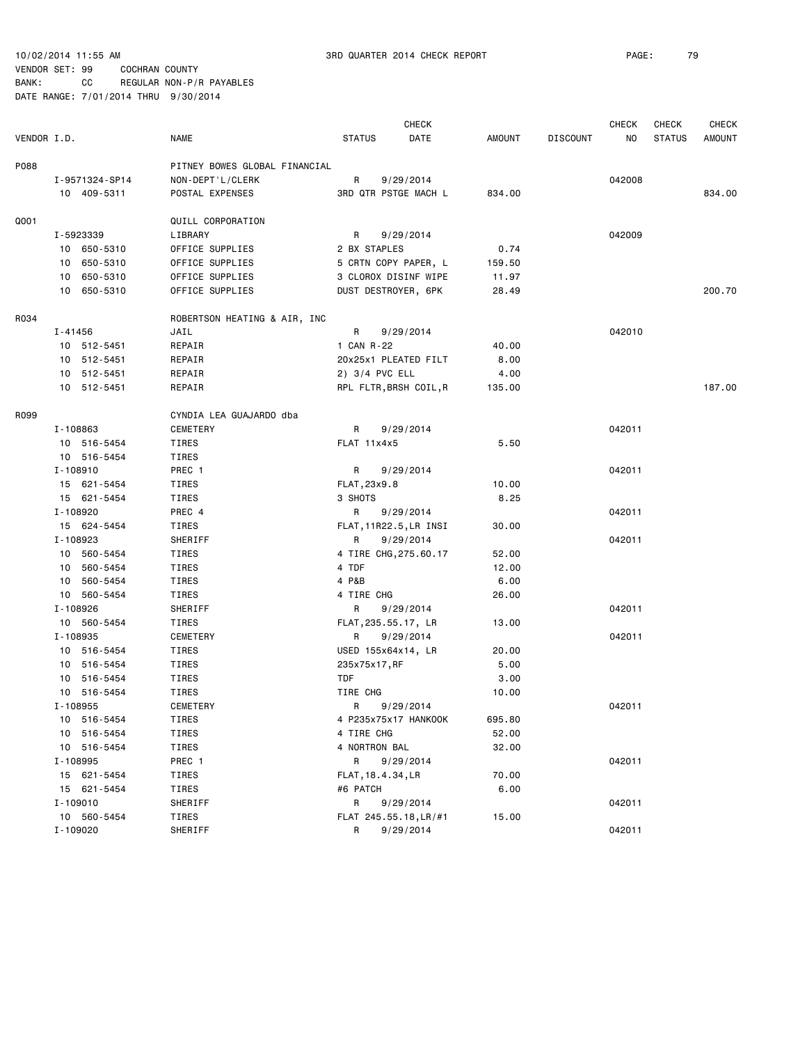10/02/2014 11:55 AM 3RD QUARTER 2014 CHECK REPORT

VENDOR SET: 99 COCHRAN COUNTY
BANK: CC REGULAR NON-P/R PAYABLES
DATE RANGE: 7/01/2014 THRU 9/30/2014

| VENDOR I.D. | NAME | STATUS | CHECK DATE | AMOUNT | DISCOUNT | CHECK NO | CHECK STATUS | CHECK AMOUNT |
|---|---|---|---|---|---|---|---|---|
| P088 | PITNEY BOWES GLOBAL FINANCIAL | | | | | | | |
| I-9571324-SP14 | NON-DEPT'L/CLERK | R | 9/29/2014 | | | 042008 | | |
| 10 409-5311 | POSTAL EXPENSES | 3RD QTR PSTGE MACH L | | 834.00 | | | | 834.00 |
| Q001 | QUILL CORPORATION | | | | | | | |
| I-5923339 | LIBRARY | R | 9/29/2014 | | | 042009 | | |
| 10 650-5310 | OFFICE SUPPLIES | 2 BX STAPLES | | 0.74 | | | | |
| 10 650-5310 | OFFICE SUPPLIES | 5 CRTN COPY PAPER, L | | 159.50 | | | | |
| 10 650-5310 | OFFICE SUPPLIES | 3 CLOROX DISINF WIPE | | 11.97 | | | | |
| 10 650-5310 | OFFICE SUPPLIES | DUST DESTROYER, 6PK | | 28.49 | | | | 200.70 |
| R034 | ROBERTSON HEATING & AIR, INC | | | | | | | |
| I-41456 | JAIL | R | 9/29/2014 | | | 042010 | | |
| 10 512-5451 | REPAIR | 1 CAN R-22 | | 40.00 | | | | |
| 10 512-5451 | REPAIR | 20x25x1 PLEATED FILT | | 8.00 | | | | |
| 10 512-5451 | REPAIR | 2) 3/4 PVC ELL | | 4.00 | | | | |
| 10 512-5451 | REPAIR | RPL FLTR,BRSH COIL,R | | 135.00 | | | | 187.00 |
| R099 | CYNDIA LEA GUAJARDO dba | | | | | | | |
| I-108863 | CEMETERY | R | 9/29/2014 | | | 042011 | | |
| 10 516-5454 | TIRES | FLAT 11x4x5 | | 5.50 | | | | |
| 10 516-5454 | TIRES | | | | | | | |
| I-108910 | PREC 1 | R | 9/29/2014 | | | 042011 | | |
| 15 621-5454 | TIRES | FLAT,23x9.8 | | 10.00 | | | | |
| 15 621-5454 | TIRES | 3 SHOTS | | 8.25 | | | | |
| I-108920 | PREC 4 | R | 9/29/2014 | | | 042011 | | |
| 15 624-5454 | TIRES | FLAT,11R22.5,LR INSI | | 30.00 | | | | |
| I-108923 | SHERIFF | R | 9/29/2014 | | | 042011 | | |
| 10 560-5454 | TIRES | 4 TIRE CHG,275.60.17 | | 52.00 | | | | |
| 10 560-5454 | TIRES | 4 TDF | | 12.00 | | | | |
| 10 560-5454 | TIRES | 4 P&B | | 6.00 | | | | |
| 10 560-5454 | TIRES | 4 TIRE CHG | | 26.00 | | | | |
| I-108926 | SHERIFF | R | 9/29/2014 | | | 042011 | | |
| 10 560-5454 | TIRES | FLAT,235.55.17, LR | | 13.00 | | | | |
| I-108935 | CEMETERY | R | 9/29/2014 | | | 042011 | | |
| 10 516-5454 | TIRES | USED 155x64x14, LR | | 20.00 | | | | |
| 10 516-5454 | TIRES | 235x75x17,RF | | 5.00 | | | | |
| 10 516-5454 | TIRES | TDF | | 3.00 | | | | |
| 10 516-5454 | TIRES | TIRE CHG | | 10.00 | | | | |
| I-108955 | CEMETERY | R | 9/29/2014 | | | 042011 | | |
| 10 516-5454 | TIRES | 4 P235x75x17 HANKOOK | | 695.80 | | | | |
| 10 516-5454 | TIRES | 4 TIRE CHG | | 52.00 | | | | |
| 10 516-5454 | TIRES | 4 NORTRON BAL | | 32.00 | | | | |
| I-108995 | PREC 1 | R | 9/29/2014 | | | 042011 | | |
| 15 621-5454 | TIRES | FLAT,18.4.34,LR | | 70.00 | | | | |
| 15 621-5454 | TIRES | #6 PATCH | | 6.00 | | | | |
| I-109010 | SHERIFF | R | 9/29/2014 | | | 042011 | | |
| 10 560-5454 | TIRES | FLAT 245.55.18,LR/#1 | | 15.00 | | | | |
| I-109020 | SHERIFF | R | 9/29/2014 | | | 042011 | | |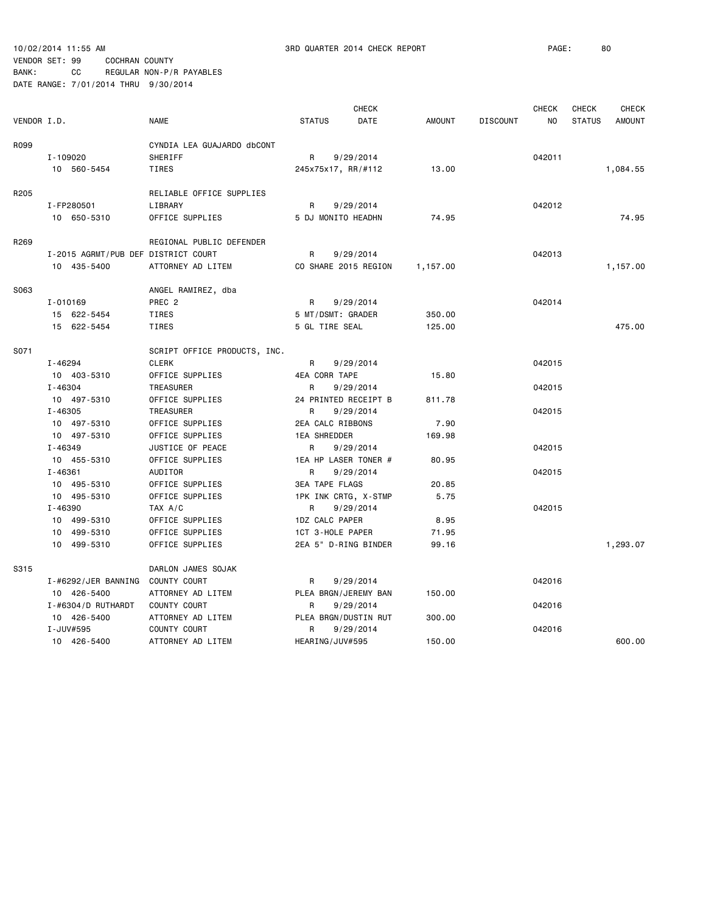10/02/2014 11:55 AM 3RD QUARTER 2014 CHECK REPORT

VENDOR SET: 99 COCHRAN COUNTY

BANK: CC REGULAR NON-P/R PAYABLES

DATE RANGE: 7/01/2014 THRU 9/30/2014

| VENDOR I.D. | NAME | STATUS | CHECK DATE | AMOUNT | DISCOUNT | CHECK NO | CHECK STATUS | CHECK AMOUNT |
|---|---|---|---|---|---|---|---|---|
| R099 | CYNDIA LEA GUAJARDO dbCONT | | | | | | | |
| I-109020 | SHERIFF | R | 9/29/2014 | | | 042011 | | |
| 10 560-5454 | TIRES | 245x75x17, RR/#112 | | 13.00 | | | | 1,084.55 |
| R205 | RELIABLE OFFICE SUPPLIES | | | | | | | |
| I-FP280501 | LIBRARY | R | 9/29/2014 | | | 042012 | | |
| 10 650-5310 | OFFICE SUPPLIES | 5 DJ MONITO HEADHN | | 74.95 | | | | 74.95 |
| R269 | REGIONAL PUBLIC DEFENDER | | | | | | | |
| I-2015 AGRMT/PUB DEF | DISTRICT COURT | R | 9/29/2014 | | | 042013 | | |
| 10 435-5400 | ATTORNEY AD LITEM | CO SHARE 2015 REGION | | 1,157.00 | | | | 1,157.00 |
| S063 | ANGEL RAMIREZ, dba | | | | | | | |
| I-010169 | PREC 2 | R | 9/29/2014 | | | 042014 | | |
| 15 622-5454 | TIRES | 5 MT/DSMT: GRADER | | 350.00 | | | | |
| 15 622-5454 | TIRES | 5 GL TIRE SEAL | | 125.00 | | | | 475.00 |
| S071 | SCRIPT OFFICE PRODUCTS, INC. | | | | | | | |
| I-46294 | CLERK | R | 9/29/2014 | | | 042015 | | |
| 10 403-5310 | OFFICE SUPPLIES | 4EA CORR TAPE | | 15.80 | | | | |
| I-46304 | TREASURER | R | 9/29/2014 | | | 042015 | | |
| 10 497-5310 | OFFICE SUPPLIES | 24 PRINTED RECEIPT B | | 811.78 | | | | |
| I-46305 | TREASURER | R | 9/29/2014 | | | 042015 | | |
| 10 497-5310 | OFFICE SUPPLIES | 2EA CALC RIBBONS | | 7.90 | | | | |
| 10 497-5310 | OFFICE SUPPLIES | 1EA SHREDDER | | 169.98 | | | | |
| I-46349 | JUSTICE OF PEACE | R | 9/29/2014 | | | 042015 | | |
| 10 455-5310 | OFFICE SUPPLIES | 1EA HP LASER TONER # | | 80.95 | | | | |
| I-46361 | AUDITOR | R | 9/29/2014 | | | 042015 | | |
| 10 495-5310 | OFFICE SUPPLIES | 3EA TAPE FLAGS | | 20.85 | | | | |
| 10 495-5310 | OFFICE SUPPLIES | 1PK INK CRTG, X-STMP | | 5.75 | | | | |
| I-46390 | TAX A/C | R | 9/29/2014 | | | 042015 | | |
| 10 499-5310 | OFFICE SUPPLIES | 1DZ CALC PAPER | | 8.95 | | | | |
| 10 499-5310 | OFFICE SUPPLIES | 1CT 3-HOLE PAPER | | 71.95 | | | | |
| 10 499-5310 | OFFICE SUPPLIES | 2EA 5" D-RING BINDER | | 99.16 | | | | 1,293.07 |
| S315 | DARLON JAMES SOJAK | | | | | | | |
| I-#6292/JER BANNING | COUNTY COURT | R | 9/29/2014 | | | 042016 | | |
| 10 426-5400 | ATTORNEY AD LITEM | PLEA BRGN/JEREMY BAN | | 150.00 | | | | |
| I-#6304/D RUTHARDT | COUNTY COURT | R | 9/29/2014 | | | 042016 | | |
| 10 426-5400 | ATTORNEY AD LITEM | PLEA BRGN/DUSTIN RUT | | 300.00 | | | | |
| I-JUV#595 | COUNTY COURT | R | 9/29/2014 | | | 042016 | | |
| 10 426-5400 | ATTORNEY AD LITEM | HEARING/JUV#595 | | 150.00 | | | | 600.00 |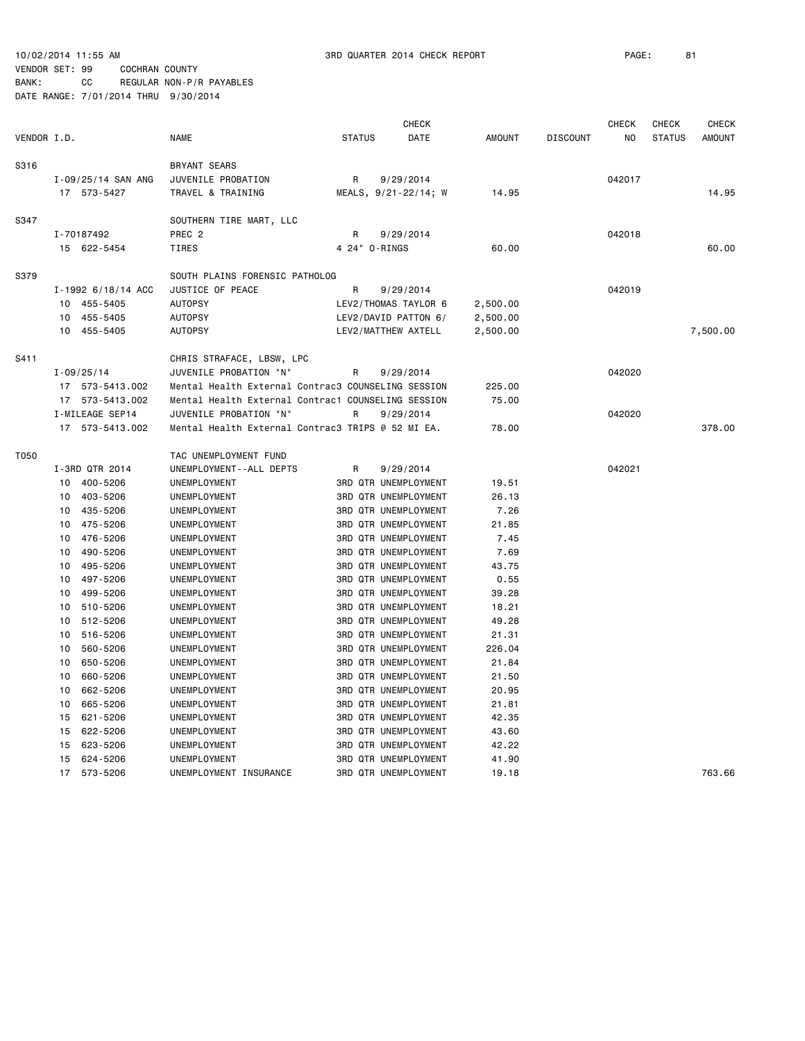10/02/2014 11:55 AM  3RD QUARTER 2014 CHECK REPORT

VENDOR SET: 99  COCHRAN COUNTY
BANK: CC  REGULAR NON-P/R PAYABLES
DATE RANGE: 7/01/2014 THRU 9/30/2014

| VENDOR I.D. | NAME | STATUS | CHECK DATE | AMOUNT | DISCOUNT | CHECK NO | CHECK STATUS | CHECK AMOUNT |
|---|---|---|---|---|---|---|---|---|
| S316 | BRYANT SEARS | | | | | | | |
| I-09/25/14 SAN ANG | JUVENILE PROBATION | R | 9/29/2014 | | | 042017 | | |
| 17 573-5427 | TRAVEL & TRAINING | MEALS, 9/21-22/14; W | | 14.95 | | | | 14.95 |
| S347 | SOUTHERN TIRE MART, LLC | | | | | | | |
| I-70187492 | PREC 2 | R | 9/29/2014 | | | 042018 | | |
| 15 622-5454 | TIRES | 4 24" O-RINGS | | 60.00 | | | | 60.00 |
| S379 | SOUTH PLAINS FORENSIC PATHOLOG | | | | | | | |
| I-1992 6/18/14 ACC | JUSTICE OF PEACE | R | 9/29/2014 | | | 042019 | | |
| 10 455-5405 | AUTOPSY | LEV2/THOMAS TAYLOR 6 | | 2,500.00 | | | | |
| 10 455-5405 | AUTOPSY | LEV2/DAVID PATTON 6/ | | 2,500.00 | | | | |
| 10 455-5405 | AUTOPSY | LEV2/MATTHEW AXTELL | | 2,500.00 | | | | 7,500.00 |
| S411 | CHRIS STRAFACE, LBSW, LPC | | | | | | | |
| I-09/25/14 | JUVENILE PROBATION "N" | R | 9/29/2014 | | | 042020 | | |
| 17 573-5413.002 | Mental Health External Contrac3 COUNSELING SESSION | | | 225.00 | | | | |
| 17 573-5413.002 | Mental Health External Contrac1 COUNSELING SESSION | | | 75.00 | | | | |
| I-MILEAGE SEP14 | JUVENILE PROBATION "N" | R | 9/29/2014 | | | 042020 | | |
| 17 573-5413.002 | Mental Health External Contrac3 TRIPS @ 52 MI EA. | | | 78.00 | | | | 378.00 |
| T050 | TAC UNEMPLOYMENT FUND | | | | | | | |
| I-3RD QTR 2014 | UNEMPLOYMENT--ALL DEPTS | R | 9/29/2014 | | | 042021 | | |
| 10 400-5206 | UNEMPLOYMENT | 3RD QTR UNEMPLOYMENT | | 19.51 | | | | |
| 10 403-5206 | UNEMPLOYMENT | 3RD QTR UNEMPLOYMENT | | 26.13 | | | | |
| 10 435-5206 | UNEMPLOYMENT | 3RD QTR UNEMPLOYMENT | | 7.26 | | | | |
| 10 475-5206 | UNEMPLOYMENT | 3RD QTR UNEMPLOYMENT | | 21.85 | | | | |
| 10 476-5206 | UNEMPLOYMENT | 3RD QTR UNEMPLOYMENT | | 7.45 | | | | |
| 10 490-5206 | UNEMPLOYMENT | 3RD QTR UNEMPLOYMENT | | 7.69 | | | | |
| 10 495-5206 | UNEMPLOYMENT | 3RD QTR UNEMPLOYMENT | | 43.75 | | | | |
| 10 497-5206 | UNEMPLOYMENT | 3RD QTR UNEMPLOYMENT | | 0.55 | | | | |
| 10 499-5206 | UNEMPLOYMENT | 3RD QTR UNEMPLOYMENT | | 39.28 | | | | |
| 10 510-5206 | UNEMPLOYMENT | 3RD QTR UNEMPLOYMENT | | 18.21 | | | | |
| 10 512-5206 | UNEMPLOYMENT | 3RD QTR UNEMPLOYMENT | | 49.28 | | | | |
| 10 516-5206 | UNEMPLOYMENT | 3RD QTR UNEMPLOYMENT | | 21.31 | | | | |
| 10 560-5206 | UNEMPLOYMENT | 3RD QTR UNEMPLOYMENT | | 226.04 | | | | |
| 10 650-5206 | UNEMPLOYMENT | 3RD QTR UNEMPLOYMENT | | 21.84 | | | | |
| 10 660-5206 | UNEMPLOYMENT | 3RD QTR UNEMPLOYMENT | | 21.50 | | | | |
| 10 662-5206 | UNEMPLOYMENT | 3RD QTR UNEMPLOYMENT | | 20.95 | | | | |
| 10 665-5206 | UNEMPLOYMENT | 3RD QTR UNEMPLOYMENT | | 21.81 | | | | |
| 15 621-5206 | UNEMPLOYMENT | 3RD QTR UNEMPLOYMENT | | 42.35 | | | | |
| 15 622-5206 | UNEMPLOYMENT | 3RD QTR UNEMPLOYMENT | | 43.60 | | | | |
| 15 623-5206 | UNEMPLOYMENT | 3RD QTR UNEMPLOYMENT | | 42.22 | | | | |
| 15 624-5206 | UNEMPLOYMENT | 3RD QTR UNEMPLOYMENT | | 41.90 | | | | |
| 17 573-5206 | UNEMPLOYMENT INSURANCE | 3RD QTR UNEMPLOYMENT | | 19.18 | | | | 763.66 |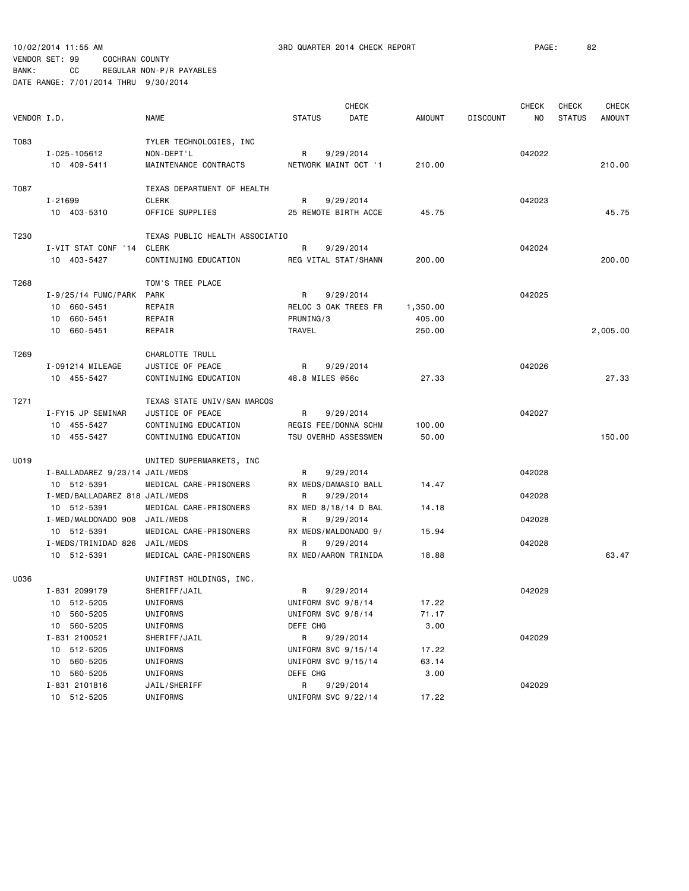10/02/2014 11:55 AM 3RD QUARTER 2014 CHECK REPORT

VENDOR SET: 99 COCHRAN COUNTY
BANK: CC REGULAR NON-P/R PAYABLES
DATE RANGE: 7/01/2014 THRU 9/30/2014

| VENDOR I.D. | NAME | STATUS | CHECK DATE | AMOUNT | DISCOUNT | CHECK NO | CHECK STATUS | CHECK AMOUNT |
|---|---|---|---|---|---|---|---|---|
| T083 | TYLER TECHNOLOGIES, INC | | | | | | | |
| I-025-105612 | NON-DEPT'L | R | 9/29/2014 | | | 042022 | | |
| 10 409-5411 | MAINTENANCE CONTRACTS | NETWORK MAINT OCT '1 | | 210.00 | | | | 210.00 |
| T087 | TEXAS DEPARTMENT OF HEALTH | | | | | | | |
| I-21699 | CLERK | R | 9/29/2014 | | | 042023 | | |
| 10 403-5310 | OFFICE SUPPLIES | 25 REMOTE BIRTH ACCE | | 45.75 | | | | 45.75 |
| T230 | TEXAS PUBLIC HEALTH ASSOCIATIO | | | | | | | |
| I-VIT STAT CONF '14 | CLERK | R | 9/29/2014 | | | 042024 | | |
| 10 403-5427 | CONTINUING EDUCATION | REG VITAL STAT/SHANN | | 200.00 | | | | 200.00 |
| T268 | TOM'S TREE PLACE | | | | | | | |
| I-9/25/14 FUMC/PARK | PARK | R | 9/29/2014 | | | 042025 | | |
| 10 660-5451 | REPAIR | RELOC 3 OAK TREES FR | | 1,350.00 | | | | |
| 10 660-5451 | REPAIR | PRUNING/3 | | 405.00 | | | | |
| 10 660-5451 | REPAIR | TRAVEL | | 250.00 | | | | 2,005.00 |
| T269 | CHARLOTTE TRULL | | | | | | | |
| I-091214 MILEAGE | JUSTICE OF PEACE | R | 9/29/2014 | | | 042026 | | |
| 10 455-5427 | CONTINUING EDUCATION | 48.8 MILES @56c | | 27.33 | | | | 27.33 |
| T271 | TEXAS STATE UNIV/SAN MARCOS | | | | | | | |
| I-FY15 JP SEMINAR | JUSTICE OF PEACE | R | 9/29/2014 | | | 042027 | | |
| 10 455-5427 | CONTINUING EDUCATION | REGIS FEE/DONNA SCHM | | 100.00 | | | | |
| 10 455-5427 | CONTINUING EDUCATION | TSU OVERHD ASSESSMEN | | 50.00 | | | | 150.00 |
| U019 | UNITED SUPERMARKETS, INC | | | | | | | |
| I-BALLADAREZ 9/23/14 | JAIL/MEDS | R | 9/29/2014 | | | 042028 | | |
| 10 512-5391 | MEDICAL CARE-PRISONERS | RX MEDS/DAMASIO BALL | | 14.47 | | | | |
| I-MED/BALLADAREZ 818 | JAIL/MEDS | R | 9/29/2014 | | | 042028 | | |
| 10 512-5391 | MEDICAL CARE-PRISONERS | RX MED 8/18/14 D BAL | | 14.18 | | | | |
| I-MED/MALDONADO 908 | JAIL/MEDS | R | 9/29/2014 | | | 042028 | | |
| 10 512-5391 | MEDICAL CARE-PRISONERS | RX MEDS/MALDONADO 9/ | | 15.94 | | | | |
| I-MEDS/TRINIDAD 826 | JAIL/MEDS | R | 9/29/2014 | | | 042028 | | |
| 10 512-5391 | MEDICAL CARE-PRISONERS | RX MED/AARON TRINIDA | | 18.88 | | | | 63.47 |
| U036 | UNIFIRST HOLDINGS, INC. | | | | | | | |
| I-831 2099179 | SHERIFF/JAIL | R | 9/29/2014 | | | 042029 | | |
| 10 512-5205 | UNIFORMS | UNIFORM SVC 9/8/14 | | 17.22 | | | | |
| 10 560-5205 | UNIFORMS | UNIFORM SVC 9/8/14 | | 71.17 | | | | |
| 10 560-5205 | UNIFORMS | DEFE CHG | | 3.00 | | | | |
| I-831 2100521 | SHERIFF/JAIL | R | 9/29/2014 | | | 042029 | | |
| 10 512-5205 | UNIFORMS | UNIFORM SVC 9/15/14 | | 17.22 | | | | |
| 10 560-5205 | UNIFORMS | UNIFORM SVC 9/15/14 | | 63.14 | | | | |
| 10 560-5205 | UNIFORMS | DEFE CHG | | 3.00 | | | | |
| I-831 2101816 | JAIL/SHERIFF | R | 9/29/2014 | | | 042029 | | |
| 10 512-5205 | UNIFORMS | UNIFORM SVC 9/22/14 | | 17.22 | | | | |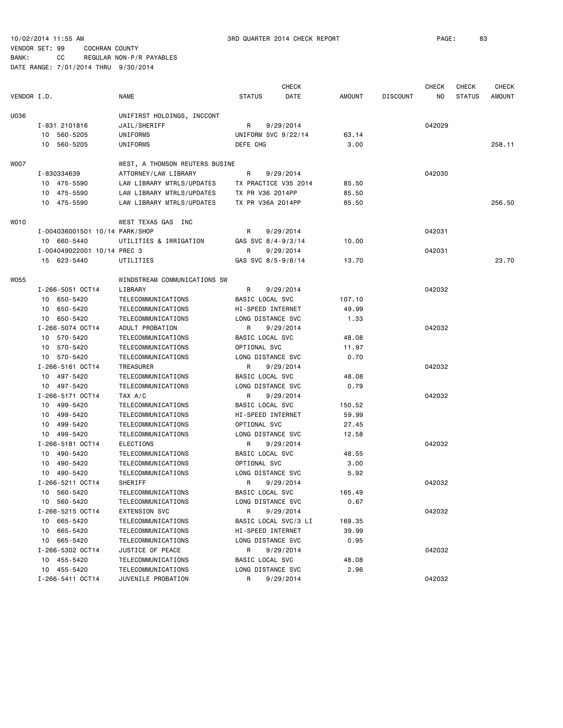10/02/2014 11:55 AM 3RD QUARTER 2014 CHECK REPORT

VENDOR SET: 99 COCHRAN COUNTY
BANK: CC REGULAR NON-P/R PAYABLES
DATE RANGE: 7/01/2014 THRU 9/30/2014

| VENDOR I.D. | NAME | STATUS | CHECK DATE | AMOUNT | DISCOUNT | CHECK NO | CHECK STATUS | CHECK AMOUNT |
|---|---|---|---|---|---|---|---|---|
| U036 | UNIFIRST HOLDINGS, INCCONT | | | | | | | |
| I-831 2101816 | JAIL/SHERIFF | R | 9/29/2014 | | | 042029 | | |
| 10 560-5205 | UNIFORMS | UNIFORM SVC 9/22/14 | | 63.14 | | | | |
| 10 560-5205 | UNIFORMS | DEFE CHG | | 3.00 | | | | 258.11 |
| W007 | WEST, A THOMSON REUTERS BUSINE | | | | | | | |
| I-830334639 | ATTORNEY/LAW LIBRARY | R | 9/29/2014 | | | 042030 | | |
| 10 475-5590 | LAW LIBRARY MTRLS/UPDATES | TX PRACTICE V35 2014 | | 85.50 | | | | |
| 10 475-5590 | LAW LIBRARY MTRLS/UPDATES | TX PR V36 2014PP | | 85.50 | | | | |
| 10 475-5590 | LAW LIBRARY MTRLS/UPDATES | TX PR V36A 2014PP | | 85.50 | | | | 256.50 |
| W010 | WEST TEXAS GAS INC | | | | | | | |
| I-004036001501 10/14 | PARK/SHOP | R | 9/29/2014 | | | 042031 | | |
| 10 660-5440 | UTILITIES & IRRIGATION | GAS SVC 8/4-9/3/14 | | 10.00 | | | | |
| I-004049022001 10/14 | PREC 3 | R | 9/29/2014 | | | 042031 | | |
| 15 623-5440 | UTILITIES | GAS SVC 8/5-9/8/14 | | 13.70 | | | | 23.70 |
| W055 | WINDSTREAM COMMUNICATIONS SW | | | | | | | |
| I-266-5051 OCT14 | LIBRARY | R | 9/29/2014 | | | 042032 | | |
| 10 650-5420 | TELECOMMUNICATIONS | BASIC LOCAL SVC | | 107.10 | | | | |
| 10 650-5420 | TELECOMMUNICATIONS | HI-SPEED INTERNET | | 49.99 | | | | |
| 10 650-5420 | TELECOMMUNICATIONS | LONG DISTANCE SVC | | 1.33 | | | | |
| I-266-5074 OCT14 | ADULT PROBATION | R | 9/29/2014 | | | 042032 | | |
| 10 570-5420 | TELECOMMUNICATIONS | BASIC LOCAL SVC | | 48.08 | | | | |
| 10 570-5420 | TELECOMMUNICATIONS | OPTIONAL SVC | | 11.97 | | | | |
| 10 570-5420 | TELECOMMUNICATIONS | LONG DISTANCE SVC | | 0.70 | | | | |
| I-266-5161 OCT14 | TREASURER | R | 9/29/2014 | | | 042032 | | |
| 10 497-5420 | TELECOMMUNICATIONS | BASIC LOCAL SVC | | 48.08 | | | | |
| 10 497-5420 | TELECOMMUNICATIONS | LONG DISTANCE SVC | | 0.79 | | | | |
| I-266-5171 OCT14 | TAX A/C | R | 9/29/2014 | | | 042032 | | |
| 10 499-5420 | TELECOMMUNICATIONS | BASIC LOCAL SVC | | 150.52 | | | | |
| 10 499-5420 | TELECOMMUNICATIONS | HI-SPEED INTERNET | | 59.99 | | | | |
| 10 499-5420 | TELECOMMUNICATIONS | OPTIONAL SVC | | 27.45 | | | | |
| 10 499-5420 | TELECOMMUNICATIONS | LONG DISTANCE SVC | | 12.58 | | | | |
| I-266-5181 OCT14 | ELECTIONS | R | 9/29/2014 | | | 042032 | | |
| 10 490-5420 | TELECOMMUNICATIONS | BASIC LOCAL SVC | | 48.55 | | | | |
| 10 490-5420 | TELECOMMUNICATIONS | OPTIONAL SVC | | 3.00 | | | | |
| 10 490-5420 | TELECOMMUNICATIONS | LONG DISTANCE SVC | | 5.92 | | | | |
| I-266-5211 OCT14 | SHERIFF | R | 9/29/2014 | | | 042032 | | |
| 10 560-5420 | TELECOMMUNICATIONS | BASIC LOCAL SVC | | 165.49 | | | | |
| 10 560-5420 | TELECOMMUNICATIONS | LONG DISTANCE SVC | | 0.67 | | | | |
| I-266-5215 OCT14 | EXTENSION SVC | R | 9/29/2014 | | | 042032 | | |
| 10 665-5420 | TELECOMMUNICATIONS | BASIC LOCAL SVC/3 LI | | 169.35 | | | | |
| 10 665-5420 | TELECOMMUNICATIONS | HI-SPEED INTERNET | | 39.99 | | | | |
| 10 665-5420 | TELECOMMUNICATIONS | LONG DISTANCE SVC | | 0.95 | | | | |
| I-266-5302 OCT14 | JUSTICE OF PEACE | R | 9/29/2014 | | | 042032 | | |
| 10 455-5420 | TELECOMMUNICATIONS | BASIC LOCAL SVC | | 48.08 | | | | |
| 10 455-5420 | TELECOMMUNICATIONS | LONG DISTANCE SVC | | 2.96 | | | | |
| I-266-5411 OCT14 | JUVENILE PROBATION | R | 9/29/2014 | | | 042032 | | |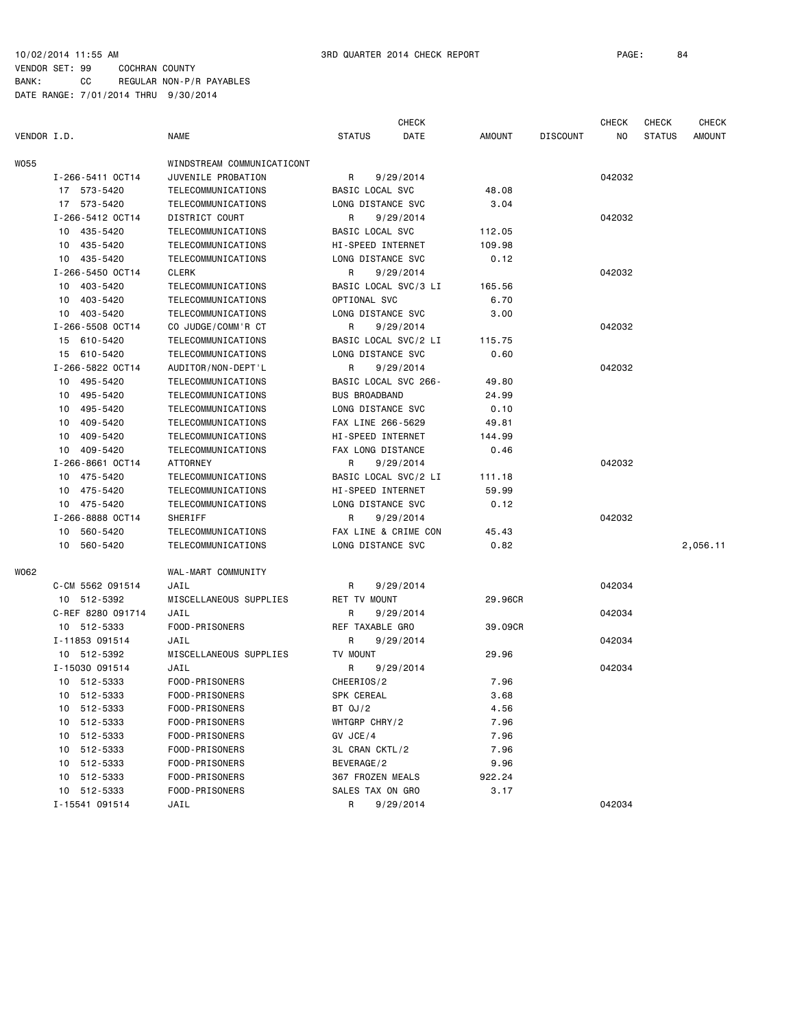10/02/2014 11:55 AM 3RD QUARTER 2014 CHECK REPORT

VENDOR SET: 99 COCHRAN COUNTY
BANK: CC REGULAR NON-P/R PAYABLES
DATE RANGE: 7/01/2014 THRU 9/30/2014

| VENDOR I.D. | NAME | STATUS | CHECK DATE | AMOUNT | DISCOUNT | CHECK NO | CHECK STATUS | CHECK AMOUNT |
|---|---|---|---|---|---|---|---|---|
| W055 | WINDSTREAM COMMUNICATICONT | | | | | | | |
| I-266-5411 OCT14 | JUVENILE PROBATION | R | 9/29/2014 | | | 042032 | | |
| 17 573-5420 | TELECOMMUNICATIONS | BASIC LOCAL SVC | | 48.08 | | | | |
| 17 573-5420 | TELECOMMUNICATIONS | LONG DISTANCE SVC | | 3.04 | | | | |
| I-266-5412 OCT14 | DISTRICT COURT | R | 9/29/2014 | | | 042032 | | |
| 10 435-5420 | TELECOMMUNICATIONS | BASIC LOCAL SVC | | 112.05 | | | | |
| 10 435-5420 | TELECOMMUNICATIONS | HI-SPEED INTERNET | | 109.98 | | | | |
| 10 435-5420 | TELECOMMUNICATIONS | LONG DISTANCE SVC | | 0.12 | | | | |
| I-266-5450 OCT14 | CLERK | R | 9/29/2014 | | | 042032 | | |
| 10 403-5420 | TELECOMMUNICATIONS | BASIC LOCAL SVC/3 LI | | 165.56 | | | | |
| 10 403-5420 | TELECOMMUNICATIONS | OPTIONAL SVC | | 6.70 | | | | |
| 10 403-5420 | TELECOMMUNICATIONS | LONG DISTANCE SVC | | 3.00 | | | | |
| I-266-5508 OCT14 | CO JUDGE/COMM'R CT | R | 9/29/2014 | | | 042032 | | |
| 15 610-5420 | TELECOMMUNICATIONS | BASIC LOCAL SVC/2 LI | | 115.75 | | | | |
| 15 610-5420 | TELECOMMUNICATIONS | LONG DISTANCE SVC | | 0.60 | | | | |
| I-266-5822 OCT14 | AUDITOR/NON-DEPT'L | R | 9/29/2014 | | | 042032 | | |
| 10 495-5420 | TELECOMMUNICATIONS | BASIC LOCAL SVC 266- | | 49.80 | | | | |
| 10 495-5420 | TELECOMMUNICATIONS | BUS BROADBAND | | 24.99 | | | | |
| 10 495-5420 | TELECOMMUNICATIONS | LONG DISTANCE SVC | | 0.10 | | | | |
| 10 409-5420 | TELECOMMUNICATIONS | FAX LINE 266-5629 | | 49.81 | | | | |
| 10 409-5420 | TELECOMMUNICATIONS | HI-SPEED INTERNET | | 144.99 | | | | |
| 10 409-5420 | TELECOMMUNICATIONS | FAX LONG DISTANCE | | 0.46 | | | | |
| I-266-8661 OCT14 | ATTORNEY | R | 9/29/2014 | | | 042032 | | |
| 10 475-5420 | TELECOMMUNICATIONS | BASIC LOCAL SVC/2 LI | | 111.18 | | | | |
| 10 475-5420 | TELECOMMUNICATIONS | HI-SPEED INTERNET | | 59.99 | | | | |
| 10 475-5420 | TELECOMMUNICATIONS | LONG DISTANCE SVC | | 0.12 | | | | |
| I-266-8888 OCT14 | SHERIFF | R | 9/29/2014 | | | 042032 | | |
| 10 560-5420 | TELECOMMUNICATIONS | FAX LINE & CRIME CON | | 45.43 | | | | |
| 10 560-5420 | TELECOMMUNICATIONS | LONG DISTANCE SVC | | 0.82 | | | | 2,056.11 |
| W062 | WAL-MART COMMUNITY | | | | | | | |
| C-CM 5562 091514 | JAIL | R | 9/29/2014 | | | 042034 | | |
| 10 512-5392 | MISCELLANEOUS SUPPLIES | RET TV MOUNT | | 29.96CR | | | | |
| C-REF 8280 091714 | JAIL | R | 9/29/2014 | | | 042034 | | |
| 10 512-5333 | FOOD-PRISONERS | REF TAXABLE GRO | | 39.09CR | | | | |
| I-11853 091514 | JAIL | R | 9/29/2014 | | | 042034 | | |
| 10 512-5392 | MISCELLANEOUS SUPPLIES | TV MOUNT | | 29.96 | | | | |
| I-15030 091514 | JAIL | R | 9/29/2014 | | | 042034 | | |
| 10 512-5333 | FOOD-PRISONERS | CHEERIOS/2 | | 7.96 | | | | |
| 10 512-5333 | FOOD-PRISONERS | SPK CEREAL | | 3.68 | | | | |
| 10 512-5333 | FOOD-PRISONERS | BT OJ/2 | | 4.56 | | | | |
| 10 512-5333 | FOOD-PRISONERS | WHTGRP CHRY/2 | | 7.96 | | | | |
| 10 512-5333 | FOOD-PRISONERS | GV JCE/4 | | 7.96 | | | | |
| 10 512-5333 | FOOD-PRISONERS | 3L CRAN CKTL/2 | | 7.96 | | | | |
| 10 512-5333 | FOOD-PRISONERS | BEVERAGE/2 | | 9.96 | | | | |
| 10 512-5333 | FOOD-PRISONERS | 367 FROZEN MEALS | | 922.24 | | | | |
| 10 512-5333 | FOOD-PRISONERS | SALES TAX ON GRO | | 3.17 | | | | |
| I-15541 091514 | JAIL | R | 9/29/2014 | | | 042034 | | |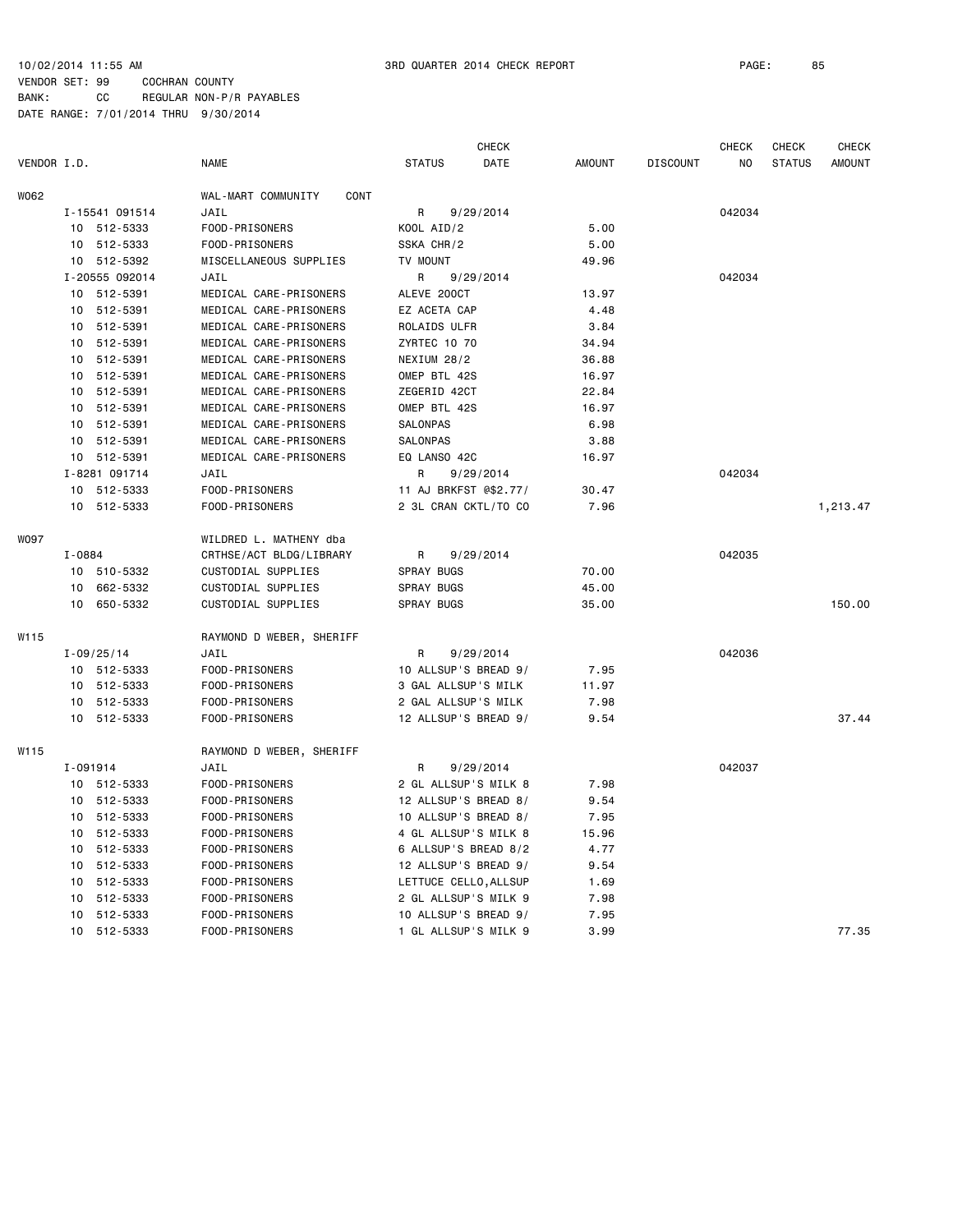10/02/2014 11:55 AM 3RD QUARTER 2014 CHECK REPORT PAGE: 85
VENDOR SET: 99 COCHRAN COUNTY
BANK: CC REGULAR NON-P/R PAYABLES
DATE RANGE: 7/01/2014 THRU 9/30/2014

| VENDOR I.D. | | NAME | STATUS | CHECK DATE | AMOUNT | DISCOUNT | CHECK NO | CHECK STATUS | CHECK AMOUNT |
|---|---|---|---|---|---|---|---|---|---|
| W062 | | WAL-MART COMMUNITY CONT | | | | | | | |
| | I-15541 091514 | JAIL | R | 9/29/2014 | | | 042034 | | |
| | 10 512-5333 | FOOD-PRISONERS | KOOL AID/2 | | 5.00 | | | | |
| | 10 512-5333 | FOOD-PRISONERS | SSKA CHR/2 | | 5.00 | | | | |
| | 10 512-5392 | MISCELLANEOUS SUPPLIES | TV MOUNT | | 49.96 | | | | |
| | I-20555 092014 | JAIL | R | 9/29/2014 | | | 042034 | | |
| | 10 512-5391 | MEDICAL CARE-PRISONERS | ALEVE 200CT | | 13.97 | | | | |
| | 10 512-5391 | MEDICAL CARE-PRISONERS | EZ ACETA CAP | | 4.48 | | | | |
| | 10 512-5391 | MEDICAL CARE-PRISONERS | ROLAIDS ULFR | | 3.84 | | | | |
| | 10 512-5391 | MEDICAL CARE-PRISONERS | ZYRTEC 10 70 | | 34.94 | | | | |
| | 10 512-5391 | MEDICAL CARE-PRISONERS | NEXIUM 28/2 | | 36.88 | | | | |
| | 10 512-5391 | MEDICAL CARE-PRISONERS | OMEP BTL 42S | | 16.97 | | | | |
| | 10 512-5391 | MEDICAL CARE-PRISONERS | ZEGERID 42CT | | 22.84 | | | | |
| | 10 512-5391 | MEDICAL CARE-PRISONERS | OMEP BTL 42S | | 16.97 | | | | |
| | 10 512-5391 | MEDICAL CARE-PRISONERS | SALONPAS | | 6.98 | | | | |
| | 10 512-5391 | MEDICAL CARE-PRISONERS | SALONPAS | | 3.88 | | | | |
| | 10 512-5391 | MEDICAL CARE-PRISONERS | EQ LANSO 42C | | 16.97 | | | | |
| | I-8281 091714 | JAIL | R | 9/29/2014 | | | 042034 | | |
| | 10 512-5333 | FOOD-PRISONERS | 11 AJ BRKFST @$2.77/ | | 30.47 | | | | |
| | 10 512-5333 | FOOD-PRISONERS | 2 3L CRAN CKTL/TO CO | | 7.96 | | | | 1,213.47 |
| W097 | | WILDRED L. MATHENY dba | | | | | | | |
| | I-0884 | CRTHSE/ACT BLDG/LIBRARY | R | 9/29/2014 | | | 042035 | | |
| | 10 510-5332 | CUSTODIAL SUPPLIES | SPRAY BUGS | | 70.00 | | | | |
| | 10 662-5332 | CUSTODIAL SUPPLIES | SPRAY BUGS | | 45.00 | | | | |
| | 10 650-5332 | CUSTODIAL SUPPLIES | SPRAY BUGS | | 35.00 | | | | 150.00 |
| W115 | | RAYMOND D WEBER, SHERIFF | | | | | | | |
| | I-09/25/14 | JAIL | R | 9/29/2014 | | | 042036 | | |
| | 10 512-5333 | FOOD-PRISONERS | 10 ALLSUP'S BREAD 9/ | | 7.95 | | | | |
| | 10 512-5333 | FOOD-PRISONERS | 3 GAL ALLSUP'S MILK | | 11.97 | | | | |
| | 10 512-5333 | FOOD-PRISONERS | 2 GAL ALLSUP'S MILK | | 7.98 | | | | |
| | 10 512-5333 | FOOD-PRISONERS | 12 ALLSUP'S BREAD 9/ | | 9.54 | | | | 37.44 |
| W115 | | RAYMOND D WEBER, SHERIFF | | | | | | | |
| | I-091914 | JAIL | R | 9/29/2014 | | | 042037 | | |
| | 10 512-5333 | FOOD-PRISONERS | 2 GL ALLSUP'S MILK 8 | | 7.98 | | | | |
| | 10 512-5333 | FOOD-PRISONERS | 12 ALLSUP'S BREAD 8/ | | 9.54 | | | | |
| | 10 512-5333 | FOOD-PRISONERS | 10 ALLSUP'S BREAD 8/ | | 7.95 | | | | |
| | 10 512-5333 | FOOD-PRISONERS | 4 GL ALLSUP'S MILK 8 | | 15.96 | | | | |
| | 10 512-5333 | FOOD-PRISONERS | 6 ALLSUP'S BREAD 8/2 | | 4.77 | | | | |
| | 10 512-5333 | FOOD-PRISONERS | 12 ALLSUP'S BREAD 9/ | | 9.54 | | | | |
| | 10 512-5333 | FOOD-PRISONERS | LETTUCE CELLO,ALLSUP | | 1.69 | | | | |
| | 10 512-5333 | FOOD-PRISONERS | 2 GL ALLSUP'S MILK 9 | | 7.98 | | | | |
| | 10 512-5333 | FOOD-PRISONERS | 10 ALLSUP'S BREAD 9/ | | 7.95 | | | | |
| | 10 512-5333 | FOOD-PRISONERS | 1 GL ALLSUP'S MILK 9 | | 3.99 | | | | 77.35 |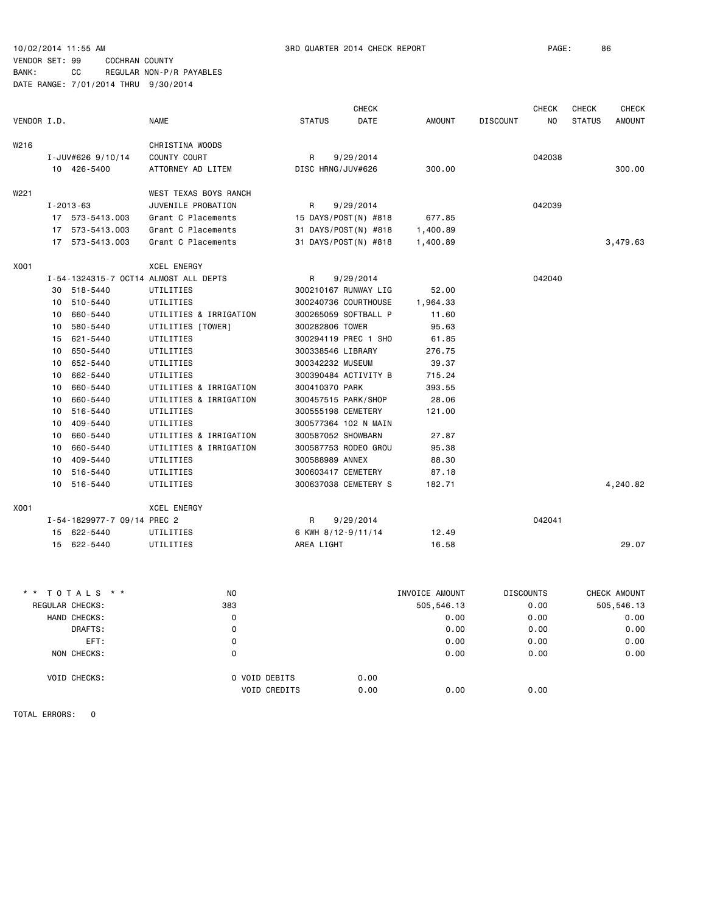10/02/2014 11:55 AM 3RD QUARTER 2014 CHECK REPORT PAGE: 86

VENDOR SET: 99 COCHRAN COUNTY

BANK: CC REGULAR NON-P/R PAYABLES

DATE RANGE: 7/01/2014 THRU 9/30/2014

| VENDOR I.D. | NAME | STATUS | CHECK DATE | AMOUNT | DISCOUNT | CHECK NO | CHECK STATUS | CHECK AMOUNT |
|---|---|---|---|---|---|---|---|---|
| W216 | CHRISTINA WOODS | | | | | | | |
| I-JUV#626 9/10/14 | COUNTY COURT | R | 9/29/2014 | | | 042038 | | |
| 10 426-5400 | ATTORNEY AD LITEM | DISC HRNG/JUV#626 | | 300.00 | | | | 300.00 |
| W221 | WEST TEXAS BOYS RANCH | | | | | | | |
| I-2013-63 | JUVENILE PROBATION | R | 9/29/2014 | | | 042039 | | |
| 17 573-5413.003 | Grant C Placements | 15 DAYS/POST(N) #818 | | 677.85 | | | | |
| 17 573-5413.003 | Grant C Placements | 31 DAYS/POST(N) #818 | | 1,400.89 | | | | |
| 17 573-5413.003 | Grant C Placements | 31 DAYS/POST(N) #818 | | 1,400.89 | | | | 3,479.63 |
| X001 | XCEL ENERGY | | | | | | | |
| I-54-1324315-7 OCT14 | ALMOST ALL DEPTS | R | 9/29/2014 | | | 042040 | | |
| 30 518-5440 | UTILITIES | 300210167 RUNWAY LIG | | 52.00 | | | | |
| 10 510-5440 | UTILITIES | 300240736 COURTHOUSE | | 1,964.33 | | | | |
| 10 660-5440 | UTILITIES & IRRIGATION | 300265059 SOFTBALL P | | 11.60 | | | | |
| 10 580-5440 | UTILITIES [TOWER] | 300282806 TOWER | | 95.63 | | | | |
| 15 621-5440 | UTILITIES | 300294119 PREC 1 SHO | | 61.85 | | | | |
| 10 650-5440 | UTILITIES | 300338546 LIBRARY | | 276.75 | | | | |
| 10 652-5440 | UTILITIES | 300342232 MUSEUM | | 39.37 | | | | |
| 10 662-5440 | UTILITIES | 300390484 ACTIVITY B | | 715.24 | | | | |
| 10 660-5440 | UTILITIES & IRRIGATION | 300410370 PARK | | 393.55 | | | | |
| 10 660-5440 | UTILITIES & IRRIGATION | 300457515 PARK/SHOP | | 28.06 | | | | |
| 10 516-5440 | UTILITIES | 300555198 CEMETERY | | 121.00 | | | | |
| 10 409-5440 | UTILITIES | 300577364 102 N MAIN | | | | | | |
| 10 660-5440 | UTILITIES & IRRIGATION | 300587052 SHOWBARN | | 27.87 | | | | |
| 10 660-5440 | UTILITIES & IRRIGATION | 300587753 RODEO GROU | | 95.38 | | | | |
| 10 409-5440 | UTILITIES | 300588989 ANNEX | | 88.30 | | | | |
| 10 516-5440 | UTILITIES | 300603417 CEMETERY | | 87.18 | | | | |
| 10 516-5440 | UTILITIES | 300637038 CEMETERY S | | 182.71 | | | | 4,240.82 |
| X001 | XCEL ENERGY | | | | | | | |
| I-54-1829977-7 09/14 | PREC 2 | R | 9/29/2014 | | | 042041 | | |
| 15 622-5440 | UTILITIES | 6 KWH 8/12-9/11/14 | | 12.49 | | | | |
| 15 622-5440 | UTILITIES | AREA LIGHT | | 16.58 | | | | 29.07 |

| * * TOTALS * * | NO | | INVOICE AMOUNT | DISCOUNTS | CHECK AMOUNT |
|---|---|---|---|---|---|
| REGULAR CHECKS: | 383 | | 505,546.13 | 0.00 | 505,546.13 |
| HAND CHECKS: | 0 | | 0.00 | 0.00 | 0.00 |
| DRAFTS: | 0 | | 0.00 | 0.00 | 0.00 |
| EFT: | 0 | | 0.00 | 0.00 | 0.00 |
| NON CHECKS: | 0 | | 0.00 | 0.00 | 0.00 |
| VOID CHECKS: | 0 VOID DEBITS | 0.00 | | | |
| | VOID CREDITS | 0.00 | 0.00 | 0.00 | |

TOTAL ERRORS: 0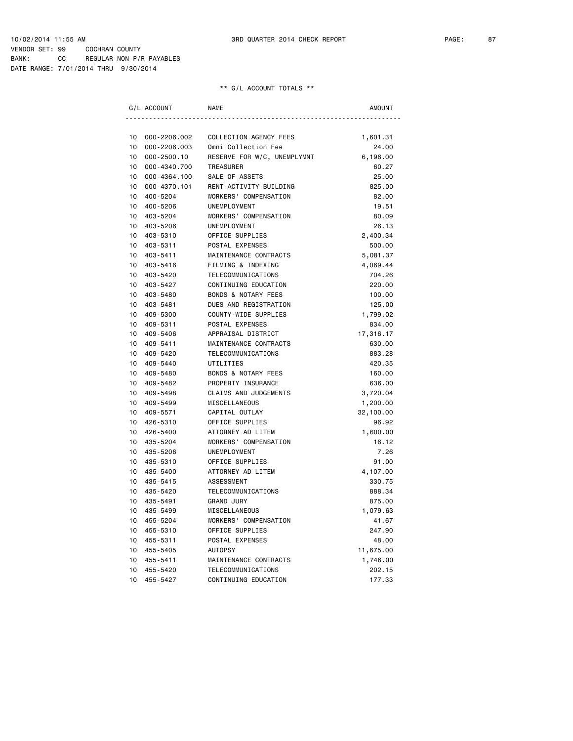10/02/2014 11:55 AM 3RD QUARTER 2014 CHECK REPORT

VENDOR SET: 99 COCHRAN COUNTY
BANK: CC REGULAR NON-P/R PAYABLES
DATE RANGE: 7/01/2014 THRU 9/30/2014

** G/L ACCOUNT TOTALS **

| | G/L ACCOUNT | NAME | AMOUNT |
|---|---|---|---|
| 10 | 000-2206.002 | COLLECTION AGENCY FEES | 1,601.31 |
| 10 | 000-2206.003 | Omni Collection Fee | 24.00 |
| 10 | 000-2500.10 | RESERVE FOR W/C, UNEMPLYMNT | 6,196.00 |
| 10 | 000-4340.700 | TREASURER | 60.27 |
| 10 | 000-4364.100 | SALE OF ASSETS | 25.00 |
| 10 | 000-4370.101 | RENT-ACTIVITY BUILDING | 825.00 |
| 10 | 400-5204 | WORKERS' COMPENSATION | 82.00 |
| 10 | 400-5206 | UNEMPLOYMENT | 19.51 |
| 10 | 403-5204 | WORKERS' COMPENSATION | 80.09 |
| 10 | 403-5206 | UNEMPLOYMENT | 26.13 |
| 10 | 403-5310 | OFFICE SUPPLIES | 2,400.34 |
| 10 | 403-5311 | POSTAL EXPENSES | 500.00 |
| 10 | 403-5411 | MAINTENANCE CONTRACTS | 5,081.37 |
| 10 | 403-5416 | FILMING & INDEXING | 4,069.44 |
| 10 | 403-5420 | TELECOMMUNICATIONS | 704.26 |
| 10 | 403-5427 | CONTINUING EDUCATION | 220.00 |
| 10 | 403-5480 | BONDS & NOTARY FEES | 100.00 |
| 10 | 403-5481 | DUES AND REGISTRATION | 125.00 |
| 10 | 409-5300 | COUNTY-WIDE SUPPLIES | 1,799.02 |
| 10 | 409-5311 | POSTAL EXPENSES | 834.00 |
| 10 | 409-5406 | APPRAISAL DISTRICT | 17,316.17 |
| 10 | 409-5411 | MAINTENANCE CONTRACTS | 630.00 |
| 10 | 409-5420 | TELECOMMUNICATIONS | 883.28 |
| 10 | 409-5440 | UTILITIES | 420.35 |
| 10 | 409-5480 | BONDS & NOTARY FEES | 160.00 |
| 10 | 409-5482 | PROPERTY INSURANCE | 636.00 |
| 10 | 409-5498 | CLAIMS AND JUDGEMENTS | 3,720.04 |
| 10 | 409-5499 | MISCELLANEOUS | 1,200.00 |
| 10 | 409-5571 | CAPITAL OUTLAY | 32,100.00 |
| 10 | 426-5310 | OFFICE SUPPLIES | 96.92 |
| 10 | 426-5400 | ATTORNEY AD LITEM | 1,600.00 |
| 10 | 435-5204 | WORKERS' COMPENSATION | 16.12 |
| 10 | 435-5206 | UNEMPLOYMENT | 7.26 |
| 10 | 435-5310 | OFFICE SUPPLIES | 91.00 |
| 10 | 435-5400 | ATTORNEY AD LITEM | 4,107.00 |
| 10 | 435-5415 | ASSESSMENT | 330.75 |
| 10 | 435-5420 | TELECOMMUNICATIONS | 888.34 |
| 10 | 435-5491 | GRAND JURY | 875.00 |
| 10 | 435-5499 | MISCELLANEOUS | 1,079.63 |
| 10 | 455-5204 | WORKERS' COMPENSATION | 41.67 |
| 10 | 455-5310 | OFFICE SUPPLIES | 247.90 |
| 10 | 455-5311 | POSTAL EXPENSES | 48.00 |
| 10 | 455-5405 | AUTOPSY | 11,675.00 |
| 10 | 455-5411 | MAINTENANCE CONTRACTS | 1,746.00 |
| 10 | 455-5420 | TELECOMMUNICATIONS | 202.15 |
| 10 | 455-5427 | CONTINUING EDUCATION | 177.33 |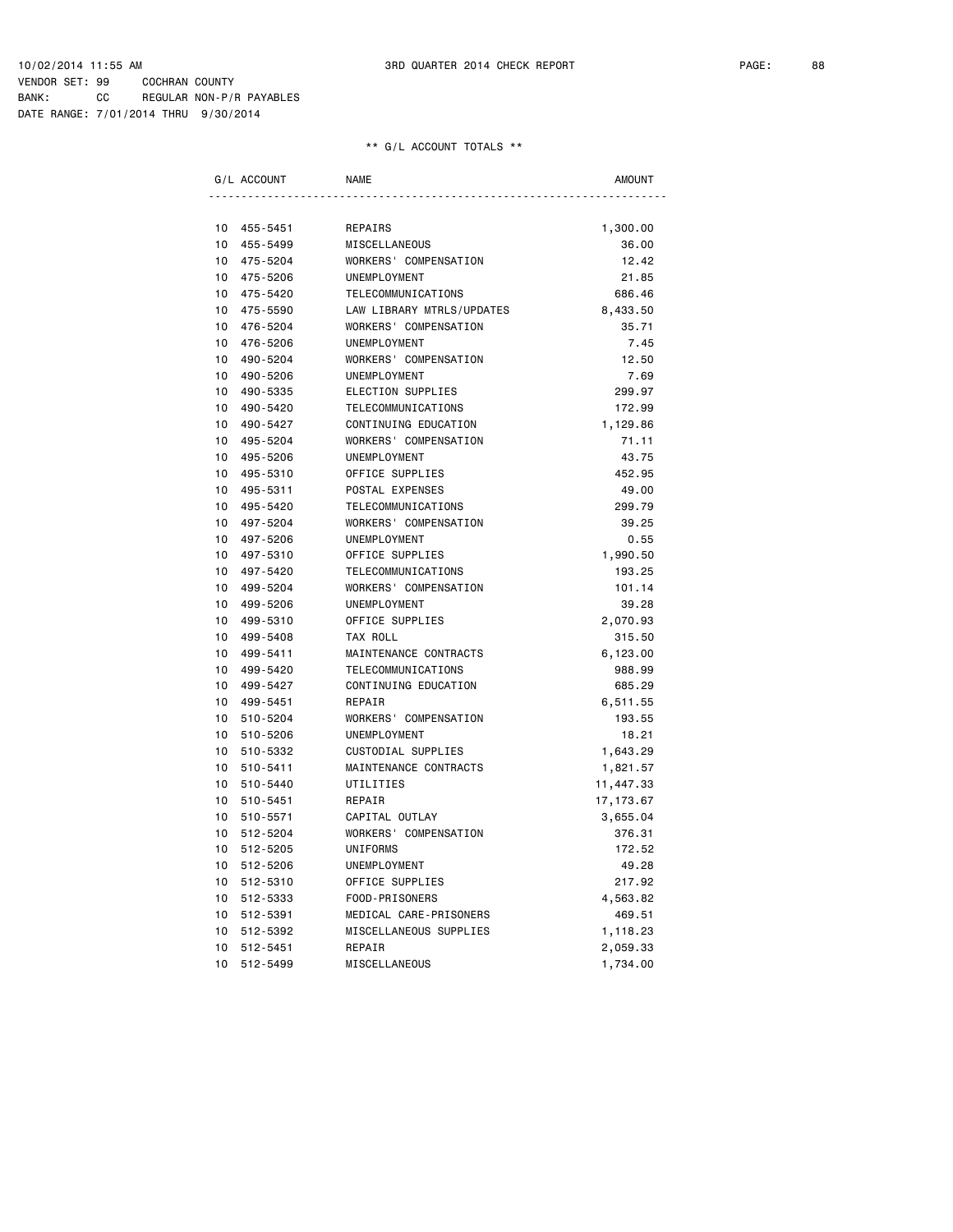10/02/2014 11:55 AM 3RD QUARTER 2014 CHECK REPORT

VENDOR SET: 99 COCHRAN COUNTY
BANK: CC REGULAR NON-P/R PAYABLES
DATE RANGE: 7/01/2014 THRU 9/30/2014

** G/L ACCOUNT TOTALS **

| G/L ACCOUNT | NAME | AMOUNT |
|---|---|---|
| 10 455-5451 | REPAIRS | 1,300.00 |
| 10 455-5499 | MISCELLANEOUS | 36.00 |
| 10 475-5204 | WORKERS' COMPENSATION | 12.42 |
| 10 475-5206 | UNEMPLOYMENT | 21.85 |
| 10 475-5420 | TELECOMMUNICATIONS | 686.46 |
| 10 475-5590 | LAW LIBRARY MTRLS/UPDATES | 8,433.50 |
| 10 476-5204 | WORKERS' COMPENSATION | 35.71 |
| 10 476-5206 | UNEMPLOYMENT | 7.45 |
| 10 490-5204 | WORKERS' COMPENSATION | 12.50 |
| 10 490-5206 | UNEMPLOYMENT | 7.69 |
| 10 490-5335 | ELECTION SUPPLIES | 299.97 |
| 10 490-5420 | TELECOMMUNICATIONS | 172.99 |
| 10 490-5427 | CONTINUING EDUCATION | 1,129.86 |
| 10 495-5204 | WORKERS' COMPENSATION | 71.11 |
| 10 495-5206 | UNEMPLOYMENT | 43.75 |
| 10 495-5310 | OFFICE SUPPLIES | 452.95 |
| 10 495-5311 | POSTAL EXPENSES | 49.00 |
| 10 495-5420 | TELECOMMUNICATIONS | 299.79 |
| 10 497-5204 | WORKERS' COMPENSATION | 39.25 |
| 10 497-5206 | UNEMPLOYMENT | 0.55 |
| 10 497-5310 | OFFICE SUPPLIES | 1,990.50 |
| 10 497-5420 | TELECOMMUNICATIONS | 193.25 |
| 10 499-5204 | WORKERS' COMPENSATION | 101.14 |
| 10 499-5206 | UNEMPLOYMENT | 39.28 |
| 10 499-5310 | OFFICE SUPPLIES | 2,070.93 |
| 10 499-5408 | TAX ROLL | 315.50 |
| 10 499-5411 | MAINTENANCE CONTRACTS | 6,123.00 |
| 10 499-5420 | TELECOMMUNICATIONS | 988.99 |
| 10 499-5427 | CONTINUING EDUCATION | 685.29 |
| 10 499-5451 | REPAIR | 6,511.55 |
| 10 510-5204 | WORKERS' COMPENSATION | 193.55 |
| 10 510-5206 | UNEMPLOYMENT | 18.21 |
| 10 510-5332 | CUSTODIAL SUPPLIES | 1,643.29 |
| 10 510-5411 | MAINTENANCE CONTRACTS | 1,821.57 |
| 10 510-5440 | UTILITIES | 11,447.33 |
| 10 510-5451 | REPAIR | 17,173.67 |
| 10 510-5571 | CAPITAL OUTLAY | 3,655.04 |
| 10 512-5204 | WORKERS' COMPENSATION | 376.31 |
| 10 512-5205 | UNIFORMS | 172.52 |
| 10 512-5206 | UNEMPLOYMENT | 49.28 |
| 10 512-5310 | OFFICE SUPPLIES | 217.92 |
| 10 512-5333 | FOOD-PRISONERS | 4,563.82 |
| 10 512-5391 | MEDICAL CARE-PRISONERS | 469.51 |
| 10 512-5392 | MISCELLANEOUS SUPPLIES | 1,118.23 |
| 10 512-5451 | REPAIR | 2,059.33 |
| 10 512-5499 | MISCELLANEOUS | 1,734.00 |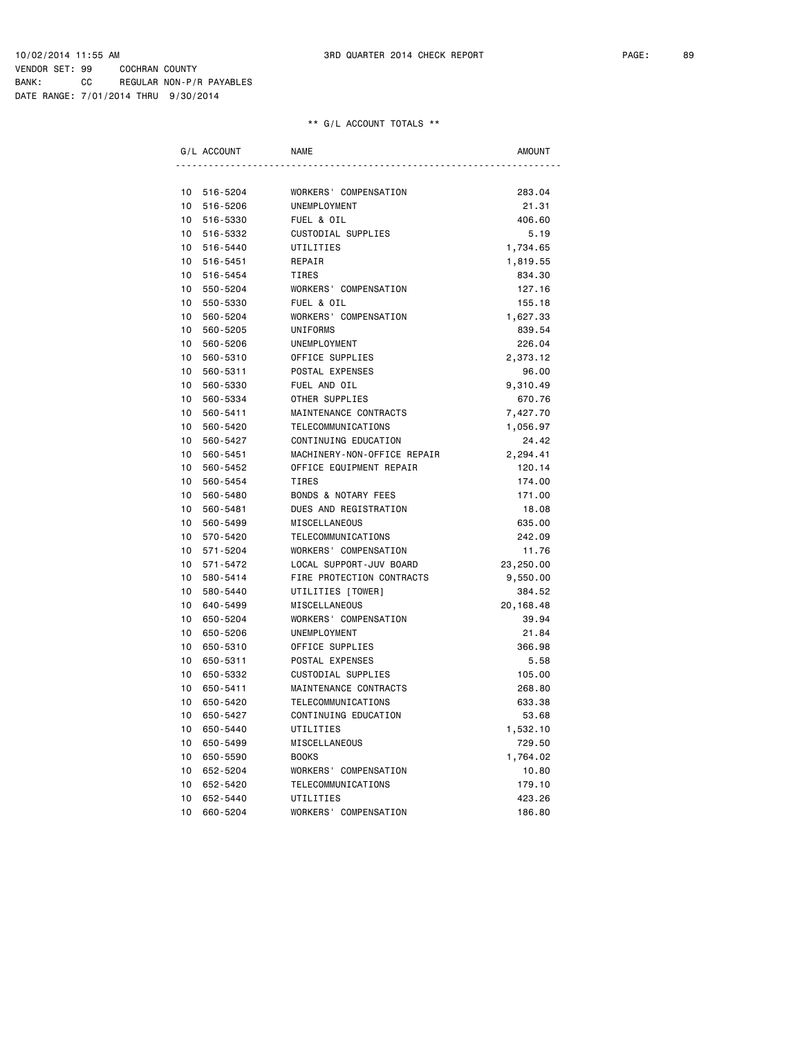10/02/2014 11:55 AM 3RD QUARTER 2014 CHECK REPORT

VENDOR SET: 99 COCHRAN COUNTY
BANK: CC REGULAR NON-P/R PAYABLES
DATE RANGE: 7/01/2014 THRU 9/30/2014

** G/L ACCOUNT TOTALS **

| G/L ACCOUNT | NAME | AMOUNT |
|---|---|---|
| 10 516-5204 | WORKERS' COMPENSATION | 283.04 |
| 10 516-5206 | UNEMPLOYMENT | 21.31 |
| 10 516-5330 | FUEL & OIL | 406.60 |
| 10 516-5332 | CUSTODIAL SUPPLIES | 5.19 |
| 10 516-5440 | UTILITIES | 1,734.65 |
| 10 516-5451 | REPAIR | 1,819.55 |
| 10 516-5454 | TIRES | 834.30 |
| 10 550-5204 | WORKERS' COMPENSATION | 127.16 |
| 10 550-5330 | FUEL & OIL | 155.18 |
| 10 560-5204 | WORKERS' COMPENSATION | 1,627.33 |
| 10 560-5205 | UNIFORMS | 839.54 |
| 10 560-5206 | UNEMPLOYMENT | 226.04 |
| 10 560-5310 | OFFICE SUPPLIES | 2,373.12 |
| 10 560-5311 | POSTAL EXPENSES | 96.00 |
| 10 560-5330 | FUEL AND OIL | 9,310.49 |
| 10 560-5334 | OTHER SUPPLIES | 670.76 |
| 10 560-5411 | MAINTENANCE CONTRACTS | 7,427.70 |
| 10 560-5420 | TELECOMMUNICATIONS | 1,056.97 |
| 10 560-5427 | CONTINUING EDUCATION | 24.42 |
| 10 560-5451 | MACHINERY-NON-OFFICE REPAIR | 2,294.41 |
| 10 560-5452 | OFFICE EQUIPMENT REPAIR | 120.14 |
| 10 560-5454 | TIRES | 174.00 |
| 10 560-5480 | BONDS & NOTARY FEES | 171.00 |
| 10 560-5481 | DUES AND REGISTRATION | 18.08 |
| 10 560-5499 | MISCELLANEOUS | 635.00 |
| 10 570-5420 | TELECOMMUNICATIONS | 242.09 |
| 10 571-5204 | WORKERS' COMPENSATION | 11.76 |
| 10 571-5472 | LOCAL SUPPORT-JUV BOARD | 23,250.00 |
| 10 580-5414 | FIRE PROTECTION CONTRACTS | 9,550.00 |
| 10 580-5440 | UTILITIES [TOWER] | 384.52 |
| 10 640-5499 | MISCELLANEOUS | 20,168.48 |
| 10 650-5204 | WORKERS' COMPENSATION | 39.94 |
| 10 650-5206 | UNEMPLOYMENT | 21.84 |
| 10 650-5310 | OFFICE SUPPLIES | 366.98 |
| 10 650-5311 | POSTAL EXPENSES | 5.58 |
| 10 650-5332 | CUSTODIAL SUPPLIES | 105.00 |
| 10 650-5411 | MAINTENANCE CONTRACTS | 268.80 |
| 10 650-5420 | TELECOMMUNICATIONS | 633.38 |
| 10 650-5427 | CONTINUING EDUCATION | 53.68 |
| 10 650-5440 | UTILITIES | 1,532.10 |
| 10 650-5499 | MISCELLANEOUS | 729.50 |
| 10 650-5590 | BOOKS | 1,764.02 |
| 10 652-5204 | WORKERS' COMPENSATION | 10.80 |
| 10 652-5420 | TELECOMMUNICATIONS | 179.10 |
| 10 652-5440 | UTILITIES | 423.26 |
| 10 660-5204 | WORKERS' COMPENSATION | 186.80 |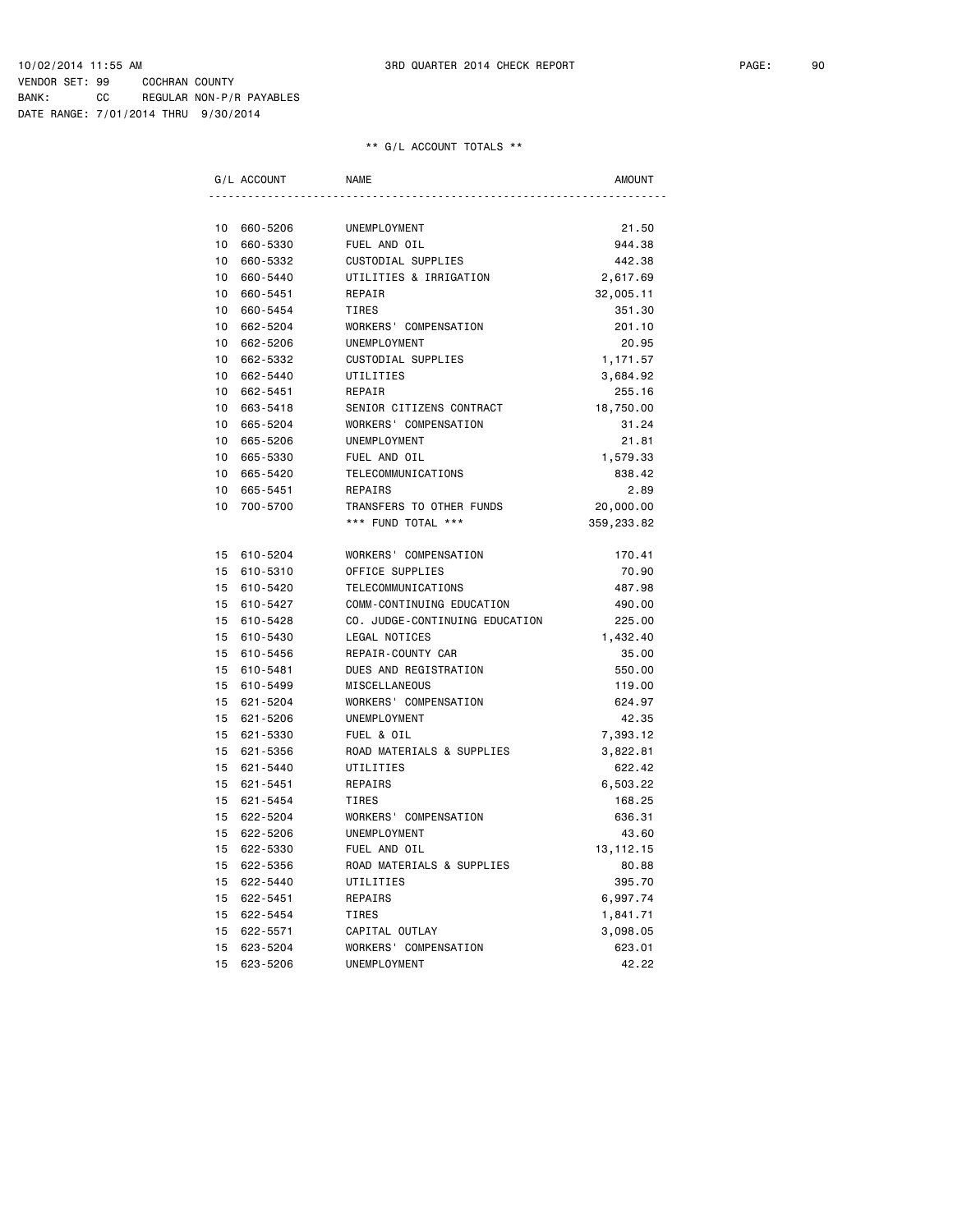10/02/2014 11:55 AM — 3RD QUARTER 2014 CHECK REPORT

VENDOR SET: 99 COCHRAN COUNTY
BANK: CC REGULAR NON-P/R PAYABLES
DATE RANGE: 7/01/2014 THRU 9/30/2014

** G/L ACCOUNT TOTALS **

| G/L ACCOUNT | NAME | AMOUNT |
|---|---|---|
| 10 660-5206 | UNEMPLOYMENT | 21.50 |
| 10 660-5330 | FUEL AND OIL | 944.38 |
| 10 660-5332 | CUSTODIAL SUPPLIES | 442.38 |
| 10 660-5440 | UTILITIES & IRRIGATION | 2,617.69 |
| 10 660-5451 | REPAIR | 32,005.11 |
| 10 660-5454 | TIRES | 351.30 |
| 10 662-5204 | WORKERS' COMPENSATION | 201.10 |
| 10 662-5206 | UNEMPLOYMENT | 20.95 |
| 10 662-5332 | CUSTODIAL SUPPLIES | 1,171.57 |
| 10 662-5440 | UTILITIES | 3,684.92 |
| 10 662-5451 | REPAIR | 255.16 |
| 10 663-5418 | SENIOR CITIZENS CONTRACT | 18,750.00 |
| 10 665-5204 | WORKERS' COMPENSATION | 31.24 |
| 10 665-5206 | UNEMPLOYMENT | 21.81 |
| 10 665-5330 | FUEL AND OIL | 1,579.33 |
| 10 665-5420 | TELECOMMUNICATIONS | 838.42 |
| 10 665-5451 | REPAIRS | 2.89 |
| 10 700-5700 | TRANSFERS TO OTHER FUNDS | 20,000.00 |
| | *** FUND TOTAL *** | 359,233.82 |
| 15 610-5204 | WORKERS' COMPENSATION | 170.41 |
| 15 610-5310 | OFFICE SUPPLIES | 70.90 |
| 15 610-5420 | TELECOMMUNICATIONS | 487.98 |
| 15 610-5427 | COMM-CONTINUING EDUCATION | 490.00 |
| 15 610-5428 | CO. JUDGE-CONTINUING EDUCATION | 225.00 |
| 15 610-5430 | LEGAL NOTICES | 1,432.40 |
| 15 610-5456 | REPAIR-COUNTY CAR | 35.00 |
| 15 610-5481 | DUES AND REGISTRATION | 550.00 |
| 15 610-5499 | MISCELLANEOUS | 119.00 |
| 15 621-5204 | WORKERS' COMPENSATION | 624.97 |
| 15 621-5206 | UNEMPLOYMENT | 42.35 |
| 15 621-5330 | FUEL & OIL | 7,393.12 |
| 15 621-5356 | ROAD MATERIALS & SUPPLIES | 3,822.81 |
| 15 621-5440 | UTILITIES | 622.42 |
| 15 621-5451 | REPAIRS | 6,503.22 |
| 15 621-5454 | TIRES | 168.25 |
| 15 622-5204 | WORKERS' COMPENSATION | 636.31 |
| 15 622-5206 | UNEMPLOYMENT | 43.60 |
| 15 622-5330 | FUEL AND OIL | 13,112.15 |
| 15 622-5356 | ROAD MATERIALS & SUPPLIES | 80.88 |
| 15 622-5440 | UTILITIES | 395.70 |
| 15 622-5451 | REPAIRS | 6,997.74 |
| 15 622-5454 | TIRES | 1,841.71 |
| 15 622-5571 | CAPITAL OUTLAY | 3,098.05 |
| 15 623-5204 | WORKERS' COMPENSATION | 623.01 |
| 15 623-5206 | UNEMPLOYMENT | 42.22 |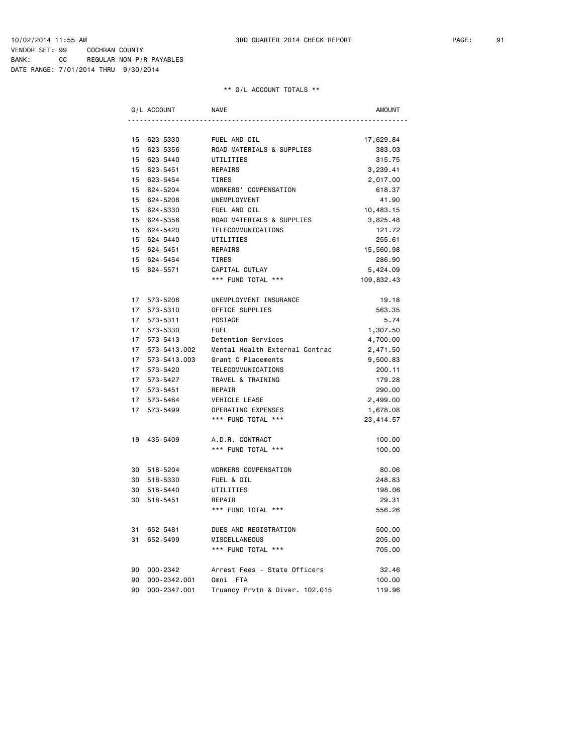10/02/2014 11:55 AM 3RD QUARTER 2014 CHECK REPORT
VENDOR SET: 99 COCHRAN COUNTY
BANK: CC REGULAR NON-P/R PAYABLES
DATE RANGE: 7/01/2014 THRU 9/30/2014

## ** G/L ACCOUNT TOTALS **

| G/L ACCOUNT | NAME | AMOUNT |
|---|---|---|
| 15 623-5330 | FUEL AND OIL | 17,629.84 |
| 15 623-5356 | ROAD MATERIALS & SUPPLIES | 383.03 |
| 15 623-5440 | UTILITIES | 315.75 |
| 15 623-5451 | REPAIRS | 3,239.41 |
| 15 623-5454 | TIRES | 2,017.00 |
| 15 624-5204 | WORKERS' COMPENSATION | 618.37 |
| 15 624-5206 | UNEMPLOYMENT | 41.90 |
| 15 624-5330 | FUEL AND OIL | 10,483.15 |
| 15 624-5356 | ROAD MATERIALS & SUPPLIES | 3,825.48 |
| 15 624-5420 | TELECOMMUNICATIONS | 121.72 |
| 15 624-5440 | UTILITIES | 255.61 |
| 15 624-5451 | REPAIRS | 15,560.98 |
| 15 624-5454 | TIRES | 286.90 |
| 15 624-5571 | CAPITAL OUTLAY | 5,424.09 |
| | *** FUND TOTAL *** | 109,832.43 |
| 17 573-5206 | UNEMPLOYMENT INSURANCE | 19.18 |
| 17 573-5310 | OFFICE SUPPLIES | 563.35 |
| 17 573-5311 | POSTAGE | 5.74 |
| 17 573-5330 | FUEL | 1,307.50 |
| 17 573-5413 | Detention Services | 4,700.00 |
| 17 573-5413.002 | Mental Health External Contrac | 2,471.50 |
| 17 573-5413.003 | Grant C Placements | 9,500.83 |
| 17 573-5420 | TELECOMMUNICATIONS | 200.11 |
| 17 573-5427 | TRAVEL & TRAINING | 179.28 |
| 17 573-5451 | REPAIR | 290.00 |
| 17 573-5464 | VEHICLE LEASE | 2,499.00 |
| 17 573-5499 | OPERATING EXPENSES | 1,678.08 |
| | *** FUND TOTAL *** | 23,414.57 |
| 19 435-5409 | A.D.R. CONTRACT | 100.00 |
| | *** FUND TOTAL *** | 100.00 |
| 30 518-5204 | WORKERS COMPENSATION | 80.06 |
| 30 518-5330 | FUEL & OIL | 248.83 |
| 30 518-5440 | UTILITIES | 198.06 |
| 30 518-5451 | REPAIR | 29.31 |
| | *** FUND TOTAL *** | 556.26 |
| 31 652-5481 | DUES AND REGISTRATION | 500.00 |
| 31 652-5499 | MISCELLANEOUS | 205.00 |
| | *** FUND TOTAL *** | 705.00 |
| 90 000-2342 | Arrest Fees - State Officers | 32.46 |
| 90 000-2342.001 | Omni FTA | 100.00 |
| 90 000-2347.001 | Truancy Prvtn & Diver. 102.015 | 119.96 |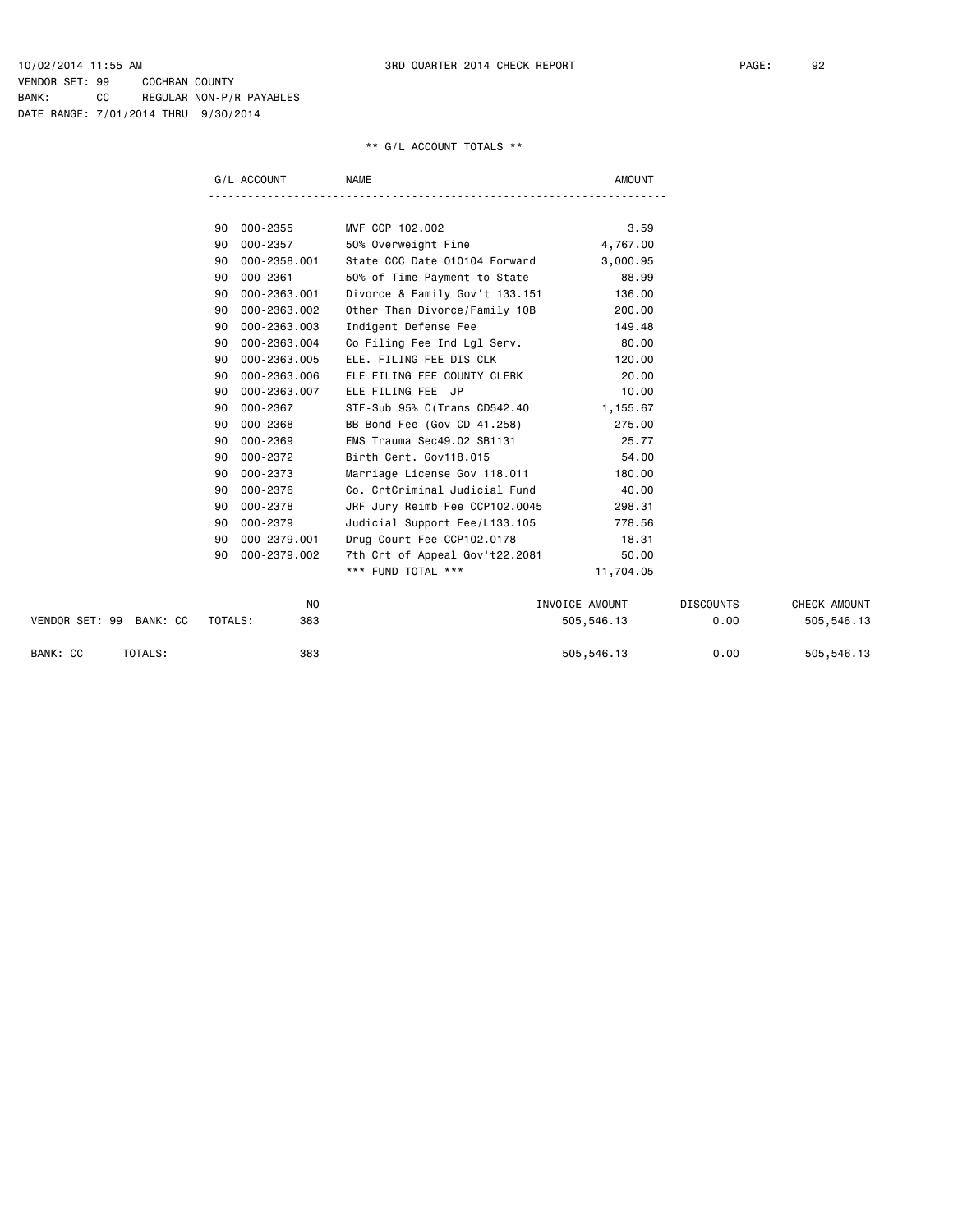10/02/2014 11:55 AM 3RD QUARTER 2014 CHECK REPORT

VENDOR SET: 99 COCHRAN COUNTY
BANK: CC REGULAR NON-P/R PAYABLES
DATE RANGE: 7/01/2014 THRU 9/30/2014

** G/L ACCOUNT TOTALS **

| | G/L ACCOUNT | NAME | AMOUNT |
|---|---|---|---|
| 90 | 000-2355 | MVF CCP 102.002 | 3.59 |
| 90 | 000-2357 | 50% Overweight Fine | 4,767.00 |
| 90 | 000-2358.001 | State CCC Date 010104 Forward | 3,000.95 |
| 90 | 000-2361 | 50% of Time Payment to State | 88.99 |
| 90 | 000-2363.001 | Divorce & Family Gov't 133.151 | 136.00 |
| 90 | 000-2363.002 | Other Than Divorce/Family 10B | 200.00 |
| 90 | 000-2363.003 | Indigent Defense Fee | 149.48 |
| 90 | 000-2363.004 | Co Filing Fee Ind Lgl Serv. | 80.00 |
| 90 | 000-2363.005 | ELE. FILING FEE DIS CLK | 120.00 |
| 90 | 000-2363.006 | ELE FILING FEE COUNTY CLERK | 20.00 |
| 90 | 000-2363.007 | ELE FILING FEE JP | 10.00 |
| 90 | 000-2367 | STF-Sub 95% C(Trans CD542.40 | 1,155.67 |
| 90 | 000-2368 | BB Bond Fee (Gov CD 41.258) | 275.00 |
| 90 | 000-2369 | EMS Trauma Sec49.02 SB1131 | 25.77 |
| 90 | 000-2372 | Birth Cert. Gov118.015 | 54.00 |
| 90 | 000-2373 | Marriage License Gov 118.011 | 180.00 |
| 90 | 000-2376 | Co. CrtCriminal Judicial Fund | 40.00 |
| 90 | 000-2378 | JRF Jury Reimb Fee CCP102.0045 | 298.31 |
| 90 | 000-2379 | Judicial Support Fee/L133.105 | 778.56 |
| 90 | 000-2379.001 | Drug Court Fee CCP102.0178 | 18.31 |
| 90 | 000-2379.002 | 7th Crt of Appeal Gov't22.2081 | 50.00 |
| | | *** FUND TOTAL *** | 11,704.05 |

| | NO | INVOICE AMOUNT | DISCOUNTS | CHECK AMOUNT |
|---|---|---|---|---|
| VENDOR SET: 99 BANK: CC TOTALS: | 383 | 505,546.13 | 0.00 | 505,546.13 |
| BANK: CC TOTALS: | 383 | 505,546.13 | 0.00 | 505,546.13 |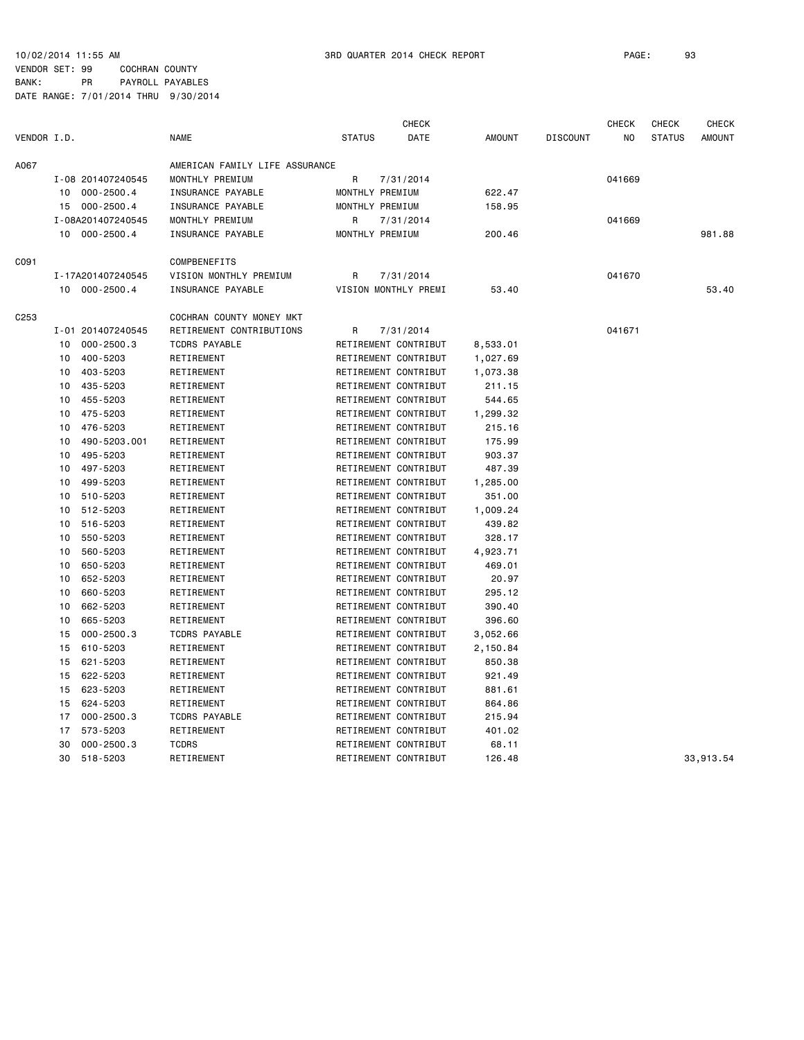10/02/2014 11:55 AM 3RD QUARTER 2014 CHECK REPORT

VENDOR SET: 99 COCHRAN COUNTY
BANK: PR PAYROLL PAYABLES
DATE RANGE: 7/01/2014 THRU 9/30/2014

| VENDOR I.D. | | NAME | STATUS | CHECK DATE | AMOUNT | DISCOUNT | CHECK NO | CHECK STATUS | CHECK AMOUNT |
|---|---|---|---|---|---|---|---|---|---|
| A067 | | AMERICAN FAMILY LIFE ASSURANCE | | | | | | | |
| | I-08 201407240545 | MONTHLY PREMIUM | R | 7/31/2014 | | | 041669 | | |
| | 10 000-2500.4 | INSURANCE PAYABLE | MONTHLY PREMIUM | | 622.47 | | | | |
| | 15 000-2500.4 | INSURANCE PAYABLE | MONTHLY PREMIUM | | 158.95 | | | | |
| | I-08A201407240545 | MONTHLY PREMIUM | R | 7/31/2014 | | | 041669 | | |
| | 10 000-2500.4 | INSURANCE PAYABLE | MONTHLY PREMIUM | | 200.46 | | | | 981.88 |
| C091 | | COMPBENEFITS | | | | | | | |
| | I-17A201407240545 | VISION MONTHLY PREMIUM | R | 7/31/2014 | | | 041670 | | |
| | 10 000-2500.4 | INSURANCE PAYABLE | VISION MONTHLY PREMI | | 53.40 | | | | 53.40 |
| C253 | | COCHRAN COUNTY MONEY MKT | | | | | | | |
| | I-01 201407240545 | RETIREMENT CONTRIBUTIONS | R | 7/31/2014 | | | 041671 | | |
| | 10 000-2500.3 | TCDRS PAYABLE | RETIREMENT CONTRIBUT | | 8,533.01 | | | | |
| | 10 400-5203 | RETIREMENT | RETIREMENT CONTRIBUT | | 1,027.69 | | | | |
| | 10 403-5203 | RETIREMENT | RETIREMENT CONTRIBUT | | 1,073.38 | | | | |
| | 10 435-5203 | RETIREMENT | RETIREMENT CONTRIBUT | | 211.15 | | | | |
| | 10 455-5203 | RETIREMENT | RETIREMENT CONTRIBUT | | 544.65 | | | | |
| | 10 475-5203 | RETIREMENT | RETIREMENT CONTRIBUT | | 1,299.32 | | | | |
| | 10 476-5203 | RETIREMENT | RETIREMENT CONTRIBUT | | 215.16 | | | | |
| | 10 490-5203.001 | RETIREMENT | RETIREMENT CONTRIBUT | | 175.99 | | | | |
| | 10 495-5203 | RETIREMENT | RETIREMENT CONTRIBUT | | 903.37 | | | | |
| | 10 497-5203 | RETIREMENT | RETIREMENT CONTRIBUT | | 487.39 | | | | |
| | 10 499-5203 | RETIREMENT | RETIREMENT CONTRIBUT | | 1,285.00 | | | | |
| | 10 510-5203 | RETIREMENT | RETIREMENT CONTRIBUT | | 351.00 | | | | |
| | 10 512-5203 | RETIREMENT | RETIREMENT CONTRIBUT | | 1,009.24 | | | | |
| | 10 516-5203 | RETIREMENT | RETIREMENT CONTRIBUT | | 439.82 | | | | |
| | 10 550-5203 | RETIREMENT | RETIREMENT CONTRIBUT | | 328.17 | | | | |
| | 10 560-5203 | RETIREMENT | RETIREMENT CONTRIBUT | | 4,923.71 | | | | |
| | 10 650-5203 | RETIREMENT | RETIREMENT CONTRIBUT | | 469.01 | | | | |
| | 10 652-5203 | RETIREMENT | RETIREMENT CONTRIBUT | | 20.97 | | | | |
| | 10 660-5203 | RETIREMENT | RETIREMENT CONTRIBUT | | 295.12 | | | | |
| | 10 662-5203 | RETIREMENT | RETIREMENT CONTRIBUT | | 390.40 | | | | |
| | 10 665-5203 | RETIREMENT | RETIREMENT CONTRIBUT | | 396.60 | | | | |
| | 15 000-2500.3 | TCDRS PAYABLE | RETIREMENT CONTRIBUT | | 3,052.66 | | | | |
| | 15 610-5203 | RETIREMENT | RETIREMENT CONTRIBUT | | 2,150.84 | | | | |
| | 15 621-5203 | RETIREMENT | RETIREMENT CONTRIBUT | | 850.38 | | | | |
| | 15 622-5203 | RETIREMENT | RETIREMENT CONTRIBUT | | 921.49 | | | | |
| | 15 623-5203 | RETIREMENT | RETIREMENT CONTRIBUT | | 881.61 | | | | |
| | 15 624-5203 | RETIREMENT | RETIREMENT CONTRIBUT | | 864.86 | | | | |
| | 17 000-2500.3 | TCDRS PAYABLE | RETIREMENT CONTRIBUT | | 215.94 | | | | |
| | 17 573-5203 | RETIREMENT | RETIREMENT CONTRIBUT | | 401.02 | | | | |
| | 30 000-2500.3 | TCDRS | RETIREMENT CONTRIBUT | | 68.11 | | | | |
| | 30 518-5203 | RETIREMENT | RETIREMENT CONTRIBUT | | 126.48 | | | | 33,913.54 |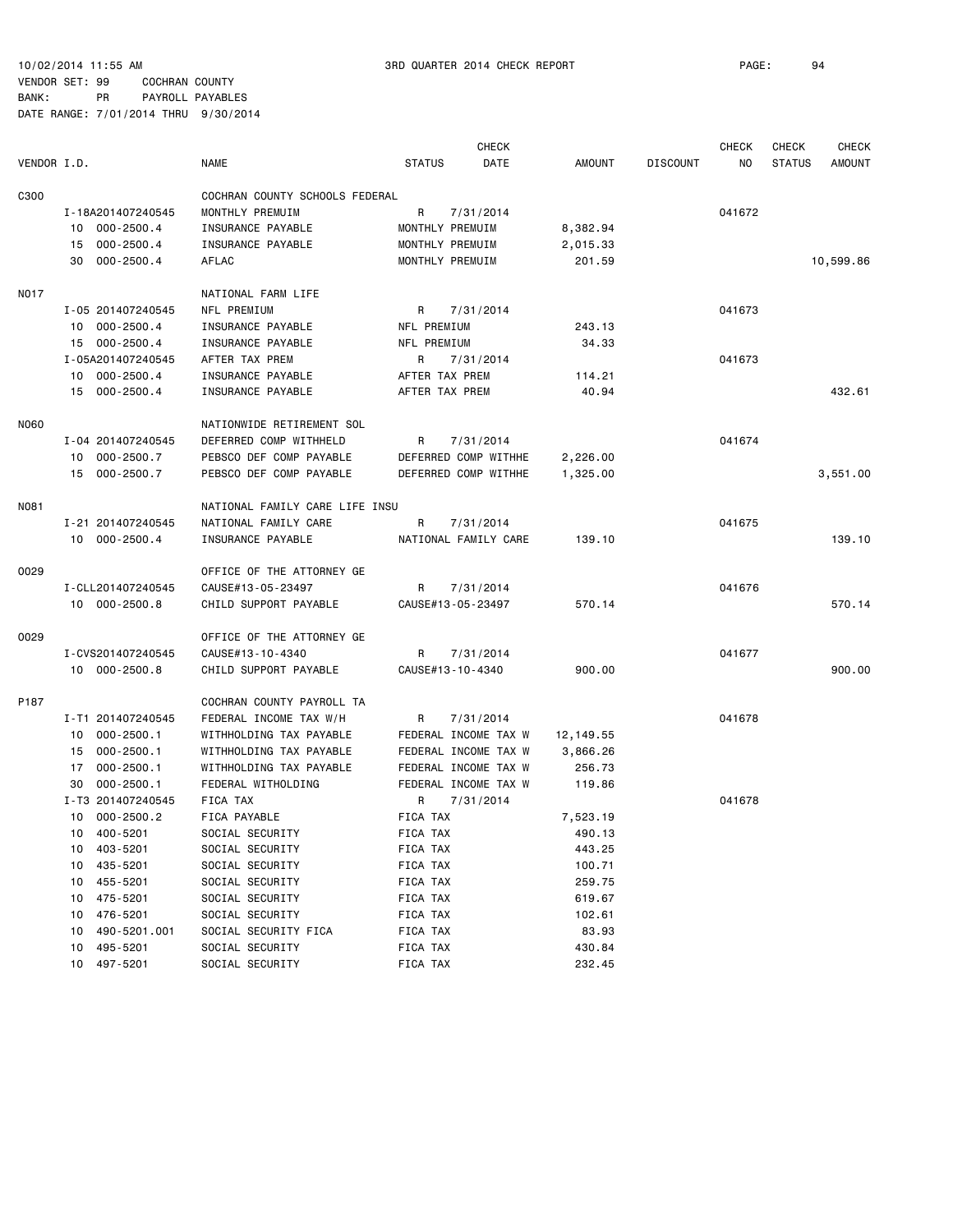10/02/2014 11:55 AM — 3RD QUARTER 2014 CHECK REPORT

VENDOR SET: 99 COCHRAN COUNTY
BANK: PR PAYROLL PAYABLES
DATE RANGE: 7/01/2014 THRU 9/30/2014

| VENDOR I.D. | NAME | STATUS | CHECK DATE | AMOUNT | DISCOUNT | CHECK NO | CHECK STATUS | CHECK AMOUNT |
|---|---|---|---|---|---|---|---|---|
| C300 | COCHRAN COUNTY SCHOOLS FEDERAL | | | | | | | |
| I-18A201407240545 | MONTHLY PREMUIM | R | 7/31/2014 | | | 041672 | | |
| 10 000-2500.4 | INSURANCE PAYABLE | MONTHLY PREMUIM | | 8,382.94 | | | | |
| 15 000-2500.4 | INSURANCE PAYABLE | MONTHLY PREMUIM | | 2,015.33 | | | | |
| 30 000-2500.4 | AFLAC | MONTHLY PREMUIM | | 201.59 | | | | 10,599.86 |
| N017 | NATIONAL FARM LIFE | | | | | | | |
| I-05 201407240545 | NFL PREMIUM | R | 7/31/2014 | | | 041673 | | |
| 10 000-2500.4 | INSURANCE PAYABLE | NFL PREMIUM | | 243.13 | | | | |
| 15 000-2500.4 | INSURANCE PAYABLE | NFL PREMIUM | | 34.33 | | | | |
| I-05A201407240545 | AFTER TAX PREM | R | 7/31/2014 | | | 041673 | | |
| 10 000-2500.4 | INSURANCE PAYABLE | AFTER TAX PREM | | 114.21 | | | | |
| 15 000-2500.4 | INSURANCE PAYABLE | AFTER TAX PREM | | 40.94 | | | | 432.61 |
| N060 | NATIONWIDE RETIREMENT SOL | | | | | | | |
| I-04 201407240545 | DEFERRED COMP WITHHELD | R | 7/31/2014 | | | 041674 | | |
| 10 000-2500.7 | PEBSCO DEF COMP PAYABLE | DEFERRED COMP WITHHE | | 2,226.00 | | | | |
| 15 000-2500.7 | PEBSCO DEF COMP PAYABLE | DEFERRED COMP WITHHE | | 1,325.00 | | | | 3,551.00 |
| N081 | NATIONAL FAMILY CARE LIFE INSU | | | | | | | |
| I-21 201407240545 | NATIONAL FAMILY CARE | R | 7/31/2014 | | | 041675 | | |
| 10 000-2500.4 | INSURANCE PAYABLE | NATIONAL FAMILY CARE | | 139.10 | | | | 139.10 |
| O029 | OFFICE OF THE ATTORNEY GE | | | | | | | |
| I-CLL201407240545 | CAUSE#13-05-23497 | R | 7/31/2014 | | | 041676 | | |
| 10 000-2500.8 | CHILD SUPPORT PAYABLE | CAUSE#13-05-23497 | | 570.14 | | | | 570.14 |
| O029 | OFFICE OF THE ATTORNEY GE | | | | | | | |
| I-CVS201407240545 | CAUSE#13-10-4340 | R | 7/31/2014 | | | 041677 | | |
| 10 000-2500.8 | CHILD SUPPORT PAYABLE | CAUSE#13-10-4340 | | 900.00 | | | | 900.00 |
| P187 | COCHRAN COUNTY PAYROLL TA | | | | | | | |
| I-T1 201407240545 | FEDERAL INCOME TAX W/H | R | 7/31/2014 | | | 041678 | | |
| 10 000-2500.1 | WITHHOLDING TAX PAYABLE | FEDERAL INCOME TAX W | | 12,149.55 | | | | |
| 15 000-2500.1 | WITHHOLDING TAX PAYABLE | FEDERAL INCOME TAX W | | 3,866.26 | | | | |
| 17 000-2500.1 | WITHHOLDING TAX PAYABLE | FEDERAL INCOME TAX W | | 256.73 | | | | |
| 30 000-2500.1 | FEDERAL WITHOLDING | FEDERAL INCOME TAX W | | 119.86 | | | | |
| I-T3 201407240545 | FICA TAX | R | 7/31/2014 | | | 041678 | | |
| 10 000-2500.2 | FICA PAYABLE | FICA TAX | | 7,523.19 | | | | |
| 10 400-5201 | SOCIAL SECURITY | FICA TAX | | 490.13 | | | | |
| 10 403-5201 | SOCIAL SECURITY | FICA TAX | | 443.25 | | | | |
| 10 435-5201 | SOCIAL SECURITY | FICA TAX | | 100.71 | | | | |
| 10 455-5201 | SOCIAL SECURITY | FICA TAX | | 259.75 | | | | |
| 10 475-5201 | SOCIAL SECURITY | FICA TAX | | 619.67 | | | | |
| 10 476-5201 | SOCIAL SECURITY | FICA TAX | | 102.61 | | | | |
| 10 490-5201.001 | SOCIAL SECURITY FICA | FICA TAX | | 83.93 | | | | |
| 10 495-5201 | SOCIAL SECURITY | FICA TAX | | 430.84 | | | | |
| 10 497-5201 | SOCIAL SECURITY | FICA TAX | | 232.45 | | | | |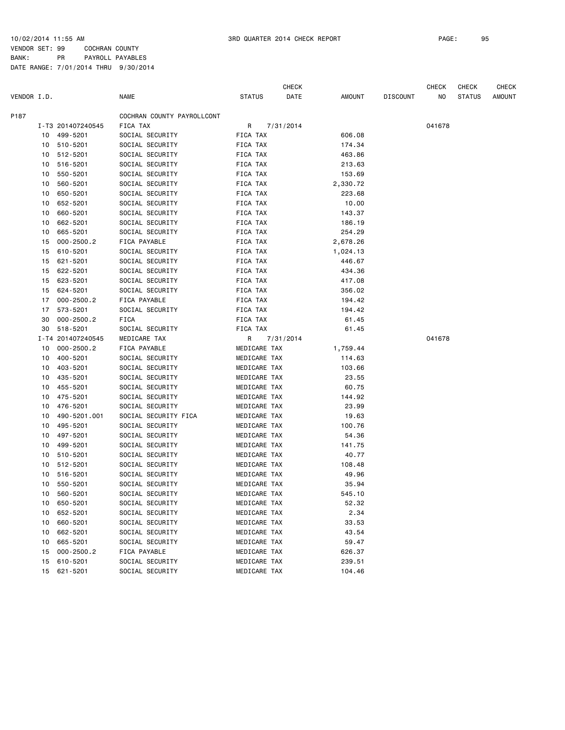10/02/2014 11:55 AM 3RD QUARTER 2014 CHECK REPORT

VENDOR SET: 99 COCHRAN COUNTY
BANK: PR PAYROLL PAYABLES
DATE RANGE: 7/01/2014 THRU 9/30/2014

| VENDOR I.D. | | NAME | STATUS | CHECK DATE | AMOUNT | DISCOUNT | CHECK NO | CHECK STATUS | CHECK AMOUNT |
|---|---|---|---|---|---|---|---|---|---|
| P187 | | COCHRAN COUNTY PAYROLLCONT | | | | | | | |
| I-T3 | 201407240545 | FICA TAX | R | 7/31/2014 | | | 041678 | | |
| 10 | 499-5201 | SOCIAL SECURITY | FICA TAX | | 606.08 | | | | |
| 10 | 510-5201 | SOCIAL SECURITY | FICA TAX | | 174.34 | | | | |
| 10 | 512-5201 | SOCIAL SECURITY | FICA TAX | | 463.86 | | | | |
| 10 | 516-5201 | SOCIAL SECURITY | FICA TAX | | 213.63 | | | | |
| 10 | 550-5201 | SOCIAL SECURITY | FICA TAX | | 153.69 | | | | |
| 10 | 560-5201 | SOCIAL SECURITY | FICA TAX | | 2,330.72 | | | | |
| 10 | 650-5201 | SOCIAL SECURITY | FICA TAX | | 223.68 | | | | |
| 10 | 652-5201 | SOCIAL SECURITY | FICA TAX | | 10.00 | | | | |
| 10 | 660-5201 | SOCIAL SECURITY | FICA TAX | | 143.37 | | | | |
| 10 | 662-5201 | SOCIAL SECURITY | FICA TAX | | 186.19 | | | | |
| 10 | 665-5201 | SOCIAL SECURITY | FICA TAX | | 254.29 | | | | |
| 15 | 000-2500.2 | FICA PAYABLE | FICA TAX | | 2,678.26 | | | | |
| 15 | 610-5201 | SOCIAL SECURITY | FICA TAX | | 1,024.13 | | | | |
| 15 | 621-5201 | SOCIAL SECURITY | FICA TAX | | 446.67 | | | | |
| 15 | 622-5201 | SOCIAL SECURITY | FICA TAX | | 434.36 | | | | |
| 15 | 623-5201 | SOCIAL SECURITY | FICA TAX | | 417.08 | | | | |
| 15 | 624-5201 | SOCIAL SECURITY | FICA TAX | | 356.02 | | | | |
| 17 | 000-2500.2 | FICA PAYABLE | FICA TAX | | 194.42 | | | | |
| 17 | 573-5201 | SOCIAL SECURITY | FICA TAX | | 194.42 | | | | |
| 30 | 000-2500.2 | FICA | FICA TAX | | 61.45 | | | | |
| 30 | 518-5201 | SOCIAL SECURITY | FICA TAX | | 61.45 | | | | |
| I-T4 | 201407240545 | MEDICARE TAX | R | 7/31/2014 | | | 041678 | | |
| 10 | 000-2500.2 | FICA PAYABLE | MEDICARE TAX | | 1,759.44 | | | | |
| 10 | 400-5201 | SOCIAL SECURITY | MEDICARE TAX | | 114.63 | | | | |
| 10 | 403-5201 | SOCIAL SECURITY | MEDICARE TAX | | 103.66 | | | | |
| 10 | 435-5201 | SOCIAL SECURITY | MEDICARE TAX | | 23.55 | | | | |
| 10 | 455-5201 | SOCIAL SECURITY | MEDICARE TAX | | 60.75 | | | | |
| 10 | 475-5201 | SOCIAL SECURITY | MEDICARE TAX | | 144.92 | | | | |
| 10 | 476-5201 | SOCIAL SECURITY | MEDICARE TAX | | 23.99 | | | | |
| 10 | 490-5201.001 | SOCIAL SECURITY FICA | MEDICARE TAX | | 19.63 | | | | |
| 10 | 495-5201 | SOCIAL SECURITY | MEDICARE TAX | | 100.76 | | | | |
| 10 | 497-5201 | SOCIAL SECURITY | MEDICARE TAX | | 54.36 | | | | |
| 10 | 499-5201 | SOCIAL SECURITY | MEDICARE TAX | | 141.75 | | | | |
| 10 | 510-5201 | SOCIAL SECURITY | MEDICARE TAX | | 40.77 | | | | |
| 10 | 512-5201 | SOCIAL SECURITY | MEDICARE TAX | | 108.48 | | | | |
| 10 | 516-5201 | SOCIAL SECURITY | MEDICARE TAX | | 49.96 | | | | |
| 10 | 550-5201 | SOCIAL SECURITY | MEDICARE TAX | | 35.94 | | | | |
| 10 | 560-5201 | SOCIAL SECURITY | MEDICARE TAX | | 545.10 | | | | |
| 10 | 650-5201 | SOCIAL SECURITY | MEDICARE TAX | | 52.32 | | | | |
| 10 | 652-5201 | SOCIAL SECURITY | MEDICARE TAX | | 2.34 | | | | |
| 10 | 660-5201 | SOCIAL SECURITY | MEDICARE TAX | | 33.53 | | | | |
| 10 | 662-5201 | SOCIAL SECURITY | MEDICARE TAX | | 43.54 | | | | |
| 10 | 665-5201 | SOCIAL SECURITY | MEDICARE TAX | | 59.47 | | | | |
| 15 | 000-2500.2 | FICA PAYABLE | MEDICARE TAX | | 626.37 | | | | |
| 15 | 610-5201 | SOCIAL SECURITY | MEDICARE TAX | | 239.51 | | | | |
| 15 | 621-5201 | SOCIAL SECURITY | MEDICARE TAX | | 104.46 | | | | |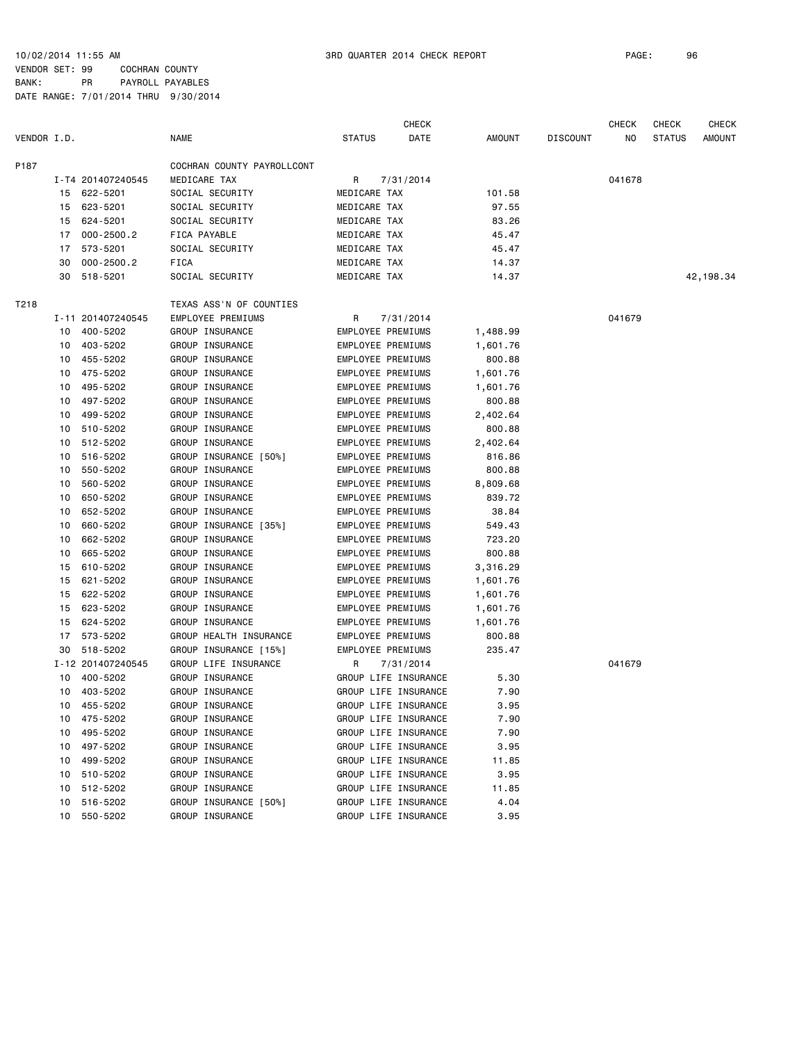10/02/2014 11:55 AM 3RD QUARTER 2014 CHECK REPORT PAGE: 96
VENDOR SET: 99 COCHRAN COUNTY
BANK: PR PAYROLL PAYABLES
DATE RANGE: 7/01/2014 THRU 9/30/2014

| VENDOR I.D. | | NAME | STATUS | CHECK DATE | AMOUNT | DISCOUNT | CHECK NO | CHECK STATUS | CHECK AMOUNT |
|---|---|---|---|---|---|---|---|---|---|
| P187 | | COCHRAN COUNTY PAYROLLCONT | | | | | | | |
| | I-T4 201407240545 | MEDICARE TAX | R | 7/31/2014 | | | 041678 | | |
| | 15 622-5201 | SOCIAL SECURITY | MEDICARE TAX | | 101.58 | | | | |
| | 15 623-5201 | SOCIAL SECURITY | MEDICARE TAX | | 97.55 | | | | |
| | 15 624-5201 | SOCIAL SECURITY | MEDICARE TAX | | 83.26 | | | | |
| | 17 000-2500.2 | FICA PAYABLE | MEDICARE TAX | | 45.47 | | | | |
| | 17 573-5201 | SOCIAL SECURITY | MEDICARE TAX | | 45.47 | | | | |
| | 30 000-2500.2 | FICA | MEDICARE TAX | | 14.37 | | | | |
| | 30 518-5201 | SOCIAL SECURITY | MEDICARE TAX | | 14.37 | | | | 42,198.34 |
| T218 | | TEXAS ASS'N OF COUNTIES | | | | | | | |
| | I-11 201407240545 | EMPLOYEE PREMIUMS | R | 7/31/2014 | | | 041679 | | |
| | 10 400-5202 | GROUP INSURANCE | EMPLOYEE PREMIUMS | | 1,488.99 | | | | |
| | 10 403-5202 | GROUP INSURANCE | EMPLOYEE PREMIUMS | | 1,601.76 | | | | |
| | 10 455-5202 | GROUP INSURANCE | EMPLOYEE PREMIUMS | | 800.88 | | | | |
| | 10 475-5202 | GROUP INSURANCE | EMPLOYEE PREMIUMS | | 1,601.76 | | | | |
| | 10 495-5202 | GROUP INSURANCE | EMPLOYEE PREMIUMS | | 1,601.76 | | | | |
| | 10 497-5202 | GROUP INSURANCE | EMPLOYEE PREMIUMS | | 800.88 | | | | |
| | 10 499-5202 | GROUP INSURANCE | EMPLOYEE PREMIUMS | | 2,402.64 | | | | |
| | 10 510-5202 | GROUP INSURANCE | EMPLOYEE PREMIUMS | | 800.88 | | | | |
| | 10 512-5202 | GROUP INSURANCE | EMPLOYEE PREMIUMS | | 2,402.64 | | | | |
| | 10 516-5202 | GROUP INSURANCE [50%] | EMPLOYEE PREMIUMS | | 816.86 | | | | |
| | 10 550-5202 | GROUP INSURANCE | EMPLOYEE PREMIUMS | | 800.88 | | | | |
| | 10 560-5202 | GROUP INSURANCE | EMPLOYEE PREMIUMS | | 8,809.68 | | | | |
| | 10 650-5202 | GROUP INSURANCE | EMPLOYEE PREMIUMS | | 839.72 | | | | |
| | 10 652-5202 | GROUP INSURANCE | EMPLOYEE PREMIUMS | | 38.84 | | | | |
| | 10 660-5202 | GROUP INSURANCE [35%] | EMPLOYEE PREMIUMS | | 549.43 | | | | |
| | 10 662-5202 | GROUP INSURANCE | EMPLOYEE PREMIUMS | | 723.20 | | | | |
| | 10 665-5202 | GROUP INSURANCE | EMPLOYEE PREMIUMS | | 800.88 | | | | |
| | 15 610-5202 | GROUP INSURANCE | EMPLOYEE PREMIUMS | | 3,316.29 | | | | |
| | 15 621-5202 | GROUP INSURANCE | EMPLOYEE PREMIUMS | | 1,601.76 | | | | |
| | 15 622-5202 | GROUP INSURANCE | EMPLOYEE PREMIUMS | | 1,601.76 | | | | |
| | 15 623-5202 | GROUP INSURANCE | EMPLOYEE PREMIUMS | | 1,601.76 | | | | |
| | 15 624-5202 | GROUP INSURANCE | EMPLOYEE PREMIUMS | | 1,601.76 | | | | |
| | 17 573-5202 | GROUP HEALTH INSURANCE | EMPLOYEE PREMIUMS | | 800.88 | | | | |
| | 30 518-5202 | GROUP INSURANCE [15%] | EMPLOYEE PREMIUMS | | 235.47 | | | | |
| | I-12 201407240545 | GROUP LIFE INSURANCE | R | 7/31/2014 | | | 041679 | | |
| | 10 400-5202 | GROUP INSURANCE | GROUP LIFE INSURANCE | | 5.30 | | | | |
| | 10 403-5202 | GROUP INSURANCE | GROUP LIFE INSURANCE | | 7.90 | | | | |
| | 10 455-5202 | GROUP INSURANCE | GROUP LIFE INSURANCE | | 3.95 | | | | |
| | 10 475-5202 | GROUP INSURANCE | GROUP LIFE INSURANCE | | 7.90 | | | | |
| | 10 495-5202 | GROUP INSURANCE | GROUP LIFE INSURANCE | | 7.90 | | | | |
| | 10 497-5202 | GROUP INSURANCE | GROUP LIFE INSURANCE | | 3.95 | | | | |
| | 10 499-5202 | GROUP INSURANCE | GROUP LIFE INSURANCE | | 11.85 | | | | |
| | 10 510-5202 | GROUP INSURANCE | GROUP LIFE INSURANCE | | 3.95 | | | | |
| | 10 512-5202 | GROUP INSURANCE | GROUP LIFE INSURANCE | | 11.85 | | | | |
| | 10 516-5202 | GROUP INSURANCE [50%] | GROUP LIFE INSURANCE | | 4.04 | | | | |
| | 10 550-5202 | GROUP INSURANCE | GROUP LIFE INSURANCE | | 3.95 | | | | |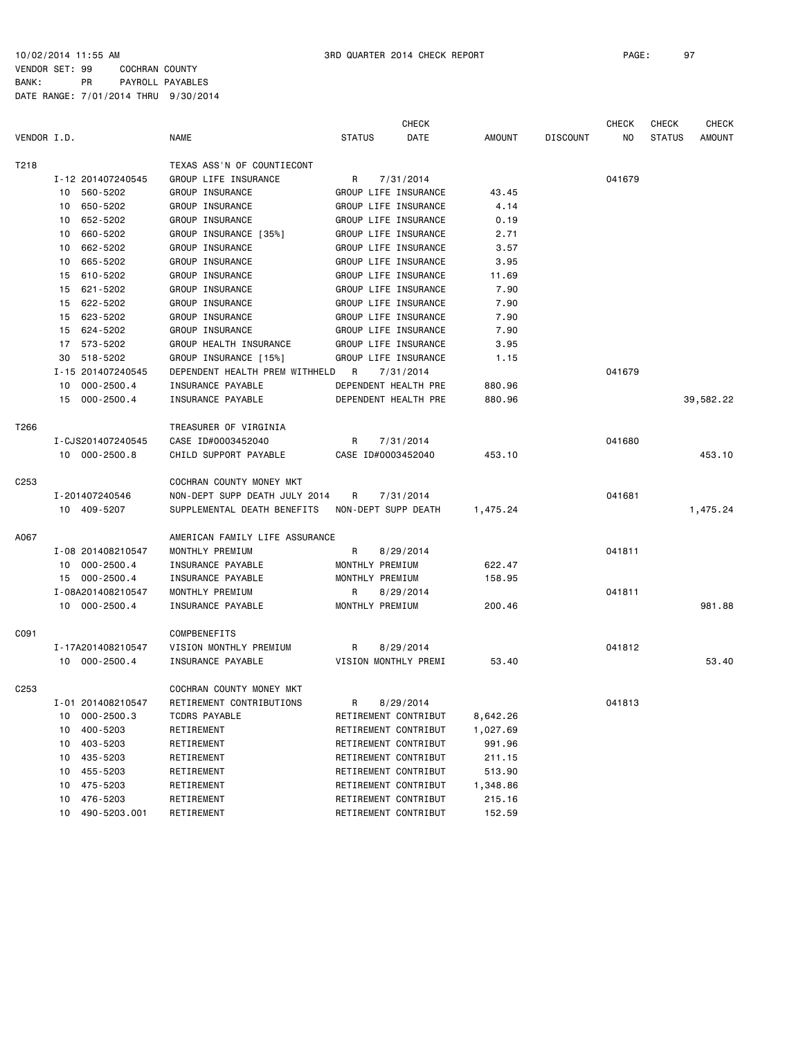10/02/2014 11:55 AM 3RD QUARTER 2014 CHECK REPORT

VENDOR SET: 99 COCHRAN COUNTY
BANK: PR PAYROLL PAYABLES
DATE RANGE: 7/01/2014 THRU 9/30/2014

| VENDOR I.D. | | NAME | STATUS | CHECK DATE | AMOUNT | DISCOUNT | CHECK NO | CHECK STATUS | CHECK AMOUNT |
|---|---|---|---|---|---|---|---|---|---|
| T218 | | TEXAS ASS'N OF COUNTIECONT | | | | | | | |
| | I-12 201407240545 | GROUP LIFE INSURANCE | R | 7/31/2014 | | | 041679 | | |
| | 10 560-5202 | GROUP INSURANCE | GROUP LIFE INSURANCE | | 43.45 | | | | |
| | 10 650-5202 | GROUP INSURANCE | GROUP LIFE INSURANCE | | 4.14 | | | | |
| | 10 652-5202 | GROUP INSURANCE | GROUP LIFE INSURANCE | | 0.19 | | | | |
| | 10 660-5202 | GROUP INSURANCE [35%] | GROUP LIFE INSURANCE | | 2.71 | | | | |
| | 10 662-5202 | GROUP INSURANCE | GROUP LIFE INSURANCE | | 3.57 | | | | |
| | 10 665-5202 | GROUP INSURANCE | GROUP LIFE INSURANCE | | 3.95 | | | | |
| | 15 610-5202 | GROUP INSURANCE | GROUP LIFE INSURANCE | | 11.69 | | | | |
| | 15 621-5202 | GROUP INSURANCE | GROUP LIFE INSURANCE | | 7.90 | | | | |
| | 15 622-5202 | GROUP INSURANCE | GROUP LIFE INSURANCE | | 7.90 | | | | |
| | 15 623-5202 | GROUP INSURANCE | GROUP LIFE INSURANCE | | 7.90 | | | | |
| | 15 624-5202 | GROUP INSURANCE | GROUP LIFE INSURANCE | | 7.90 | | | | |
| | 17 573-5202 | GROUP HEALTH INSURANCE | GROUP LIFE INSURANCE | | 3.95 | | | | |
| | 30 518-5202 | GROUP INSURANCE [15%] | GROUP LIFE INSURANCE | | 1.15 | | | | |
| | I-15 201407240545 | DEPENDENT HEALTH PREM WITHHELD | R | 7/31/2014 | | | 041679 | | |
| | 10 000-2500.4 | INSURANCE PAYABLE | DEPENDENT HEALTH PRE | | 880.96 | | | | |
| | 15 000-2500.4 | INSURANCE PAYABLE | DEPENDENT HEALTH PRE | | 880.96 | | | | 39,582.22 |
| T266 | | TREASURER OF VIRGINIA | | | | | | | |
| | I-CJS201407240545 | CASE ID#0003452040 | R | 7/31/2014 | | | 041680 | | |
| | 10 000-2500.8 | CHILD SUPPORT PAYABLE | CASE ID#0003452040 | | 453.10 | | | | 453.10 |
| C253 | | COCHRAN COUNTY MONEY MKT | | | | | | | |
| | I-201407240546 | NON-DEPT SUPP DEATH JULY 2014 | R | 7/31/2014 | | | 041681 | | |
| | 10 409-5207 | SUPPLEMENTAL DEATH BENEFITS | NON-DEPT SUPP DEATH | | 1,475.24 | | | | 1,475.24 |
| A067 | | AMERICAN FAMILY LIFE ASSURANCE | | | | | | | |
| | I-08 201408210547 | MONTHLY PREMIUM | R | 8/29/2014 | | | 041811 | | |
| | 10 000-2500.4 | INSURANCE PAYABLE | MONTHLY PREMIUM | | 622.47 | | | | |
| | 15 000-2500.4 | INSURANCE PAYABLE | MONTHLY PREMIUM | | 158.95 | | | | |
| | I-08A201408210547 | MONTHLY PREMIUM | R | 8/29/2014 | | | 041811 | | |
| | 10 000-2500.4 | INSURANCE PAYABLE | MONTHLY PREMIUM | | 200.46 | | | | 981.88 |
| C091 | | COMPBENEFITS | | | | | | | |
| | I-17A201408210547 | VISION MONTHLY PREMIUM | R | 8/29/2014 | | | 041812 | | |
| | 10 000-2500.4 | INSURANCE PAYABLE | VISION MONTHLY PREMI | | 53.40 | | | | 53.40 |
| C253 | | COCHRAN COUNTY MONEY MKT | | | | | | | |
| | I-01 201408210547 | RETIREMENT CONTRIBUTIONS | R | 8/29/2014 | | | 041813 | | |
| | 10 000-2500.3 | TCDRS PAYABLE | RETIREMENT CONTRIBUT | | 8,642.26 | | | | |
| | 10 400-5203 | RETIREMENT | RETIREMENT CONTRIBUT | | 1,027.69 | | | | |
| | 10 403-5203 | RETIREMENT | RETIREMENT CONTRIBUT | | 991.96 | | | | |
| | 10 435-5203 | RETIREMENT | RETIREMENT CONTRIBUT | | 211.15 | | | | |
| | 10 455-5203 | RETIREMENT | RETIREMENT CONTRIBUT | | 513.90 | | | | |
| | 10 475-5203 | RETIREMENT | RETIREMENT CONTRIBUT | | 1,348.86 | | | | |
| | 10 476-5203 | RETIREMENT | RETIREMENT CONTRIBUT | | 215.16 | | | | |
| | 10 490-5203.001 | RETIREMENT | RETIREMENT CONTRIBUT | | 152.59 | | | | |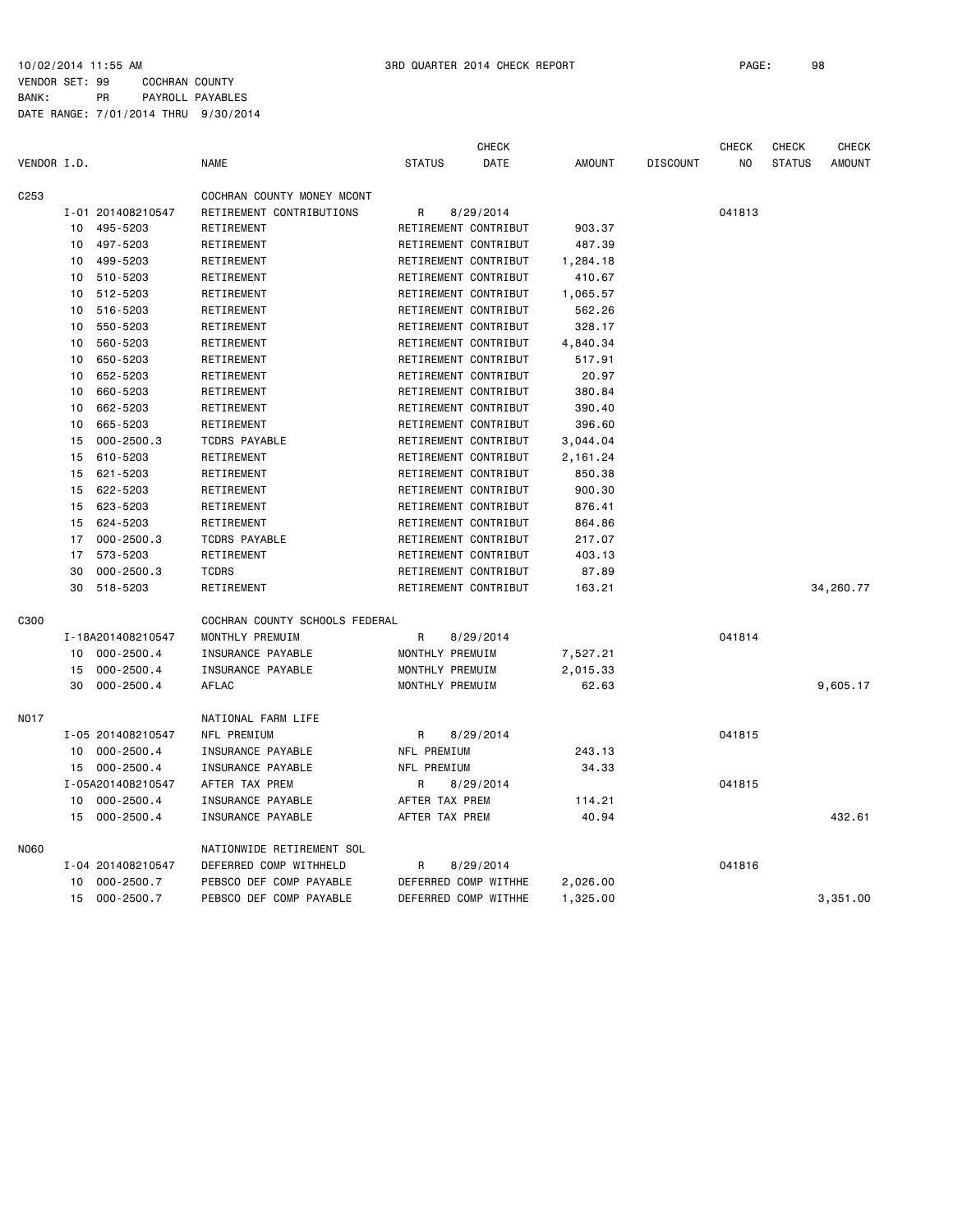10/02/2014 11:55 AM 3RD QUARTER 2014 CHECK REPORT

VENDOR SET: 99 COCHRAN COUNTY
BANK: PR PAYROLL PAYABLES
DATE RANGE: 7/01/2014 THRU 9/30/2014

| VENDOR I.D. | | NAME | STATUS | CHECK DATE | AMOUNT | DISCOUNT | CHECK NO | CHECK STATUS | CHECK AMOUNT |
|---|---|---|---|---|---|---|---|---|---|
| C253 | | COCHRAN COUNTY MONEY MCONT | | | | | | | |
| | I-01 201408210547 | RETIREMENT CONTRIBUTIONS | R | 8/29/2014 | | | 041813 | | |
| | 10 495-5203 | RETIREMENT | RETIREMENT CONTRIBUT | | 903.37 | | | | |
| | 10 497-5203 | RETIREMENT | RETIREMENT CONTRIBUT | | 487.39 | | | | |
| | 10 499-5203 | RETIREMENT | RETIREMENT CONTRIBUT | | 1,284.18 | | | | |
| | 10 510-5203 | RETIREMENT | RETIREMENT CONTRIBUT | | 410.67 | | | | |
| | 10 512-5203 | RETIREMENT | RETIREMENT CONTRIBUT | | 1,065.57 | | | | |
| | 10 516-5203 | RETIREMENT | RETIREMENT CONTRIBUT | | 562.26 | | | | |
| | 10 550-5203 | RETIREMENT | RETIREMENT CONTRIBUT | | 328.17 | | | | |
| | 10 560-5203 | RETIREMENT | RETIREMENT CONTRIBUT | | 4,840.34 | | | | |
| | 10 650-5203 | RETIREMENT | RETIREMENT CONTRIBUT | | 517.91 | | | | |
| | 10 652-5203 | RETIREMENT | RETIREMENT CONTRIBUT | | 20.97 | | | | |
| | 10 660-5203 | RETIREMENT | RETIREMENT CONTRIBUT | | 380.84 | | | | |
| | 10 662-5203 | RETIREMENT | RETIREMENT CONTRIBUT | | 390.40 | | | | |
| | 10 665-5203 | RETIREMENT | RETIREMENT CONTRIBUT | | 396.60 | | | | |
| | 15 000-2500.3 | TCDRS PAYABLE | RETIREMENT CONTRIBUT | | 3,044.04 | | | | |
| | 15 610-5203 | RETIREMENT | RETIREMENT CONTRIBUT | | 2,161.24 | | | | |
| | 15 621-5203 | RETIREMENT | RETIREMENT CONTRIBUT | | 850.38 | | | | |
| | 15 622-5203 | RETIREMENT | RETIREMENT CONTRIBUT | | 900.30 | | | | |
| | 15 623-5203 | RETIREMENT | RETIREMENT CONTRIBUT | | 876.41 | | | | |
| | 15 624-5203 | RETIREMENT | RETIREMENT CONTRIBUT | | 864.86 | | | | |
| | 17 000-2500.3 | TCDRS PAYABLE | RETIREMENT CONTRIBUT | | 217.07 | | | | |
| | 17 573-5203 | RETIREMENT | RETIREMENT CONTRIBUT | | 403.13 | | | | |
| | 30 000-2500.3 | TCDRS | RETIREMENT CONTRIBUT | | 87.89 | | | | |
| | 30 518-5203 | RETIREMENT | RETIREMENT CONTRIBUT | | 163.21 | | | | 34,260.77 |
| C300 | | COCHRAN COUNTY SCHOOLS FEDERAL | | | | | | | |
| | I-18A201408210547 | MONTHLY PREMUIM | R | 8/29/2014 | | | 041814 | | |
| | 10 000-2500.4 | INSURANCE PAYABLE | MONTHLY PREMUIM | | 7,527.21 | | | | |
| | 15 000-2500.4 | INSURANCE PAYABLE | MONTHLY PREMUIM | | 2,015.33 | | | | |
| | 30 000-2500.4 | AFLAC | MONTHLY PREMUIM | | 62.63 | | | | 9,605.17 |
| N017 | | NATIONAL FARM LIFE | | | | | | | |
| | I-05 201408210547 | NFL PREMIUM | R | 8/29/2014 | | | 041815 | | |
| | 10 000-2500.4 | INSURANCE PAYABLE | NFL PREMIUM | | 243.13 | | | | |
| | 15 000-2500.4 | INSURANCE PAYABLE | NFL PREMIUM | | 34.33 | | | | |
| | I-05A201408210547 | AFTER TAX PREM | R | 8/29/2014 | | | 041815 | | |
| | 10 000-2500.4 | INSURANCE PAYABLE | AFTER TAX PREM | | 114.21 | | | | |
| | 15 000-2500.4 | INSURANCE PAYABLE | AFTER TAX PREM | | 40.94 | | | | 432.61 |
| N060 | | NATIONWIDE RETIREMENT SOL | | | | | | | |
| | I-04 201408210547 | DEFERRED COMP WITHHELD | R | 8/29/2014 | | | 041816 | | |
| | 10 000-2500.7 | PEBSCO DEF COMP PAYABLE | DEFERRED COMP WITHHE | | 2,026.00 | | | | |
| | 15 000-2500.7 | PEBSCO DEF COMP PAYABLE | DEFERRED COMP WITHHE | | 1,325.00 | | | | 3,351.00 |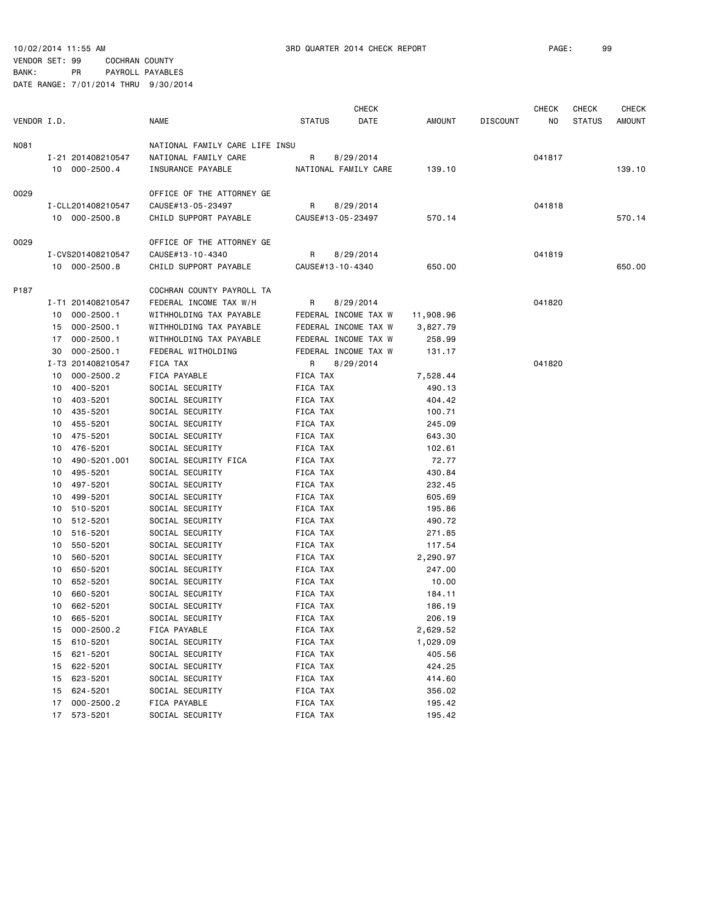10/02/2014 11:55 AM 3RD QUARTER 2014 CHECK REPORT

VENDOR SET: 99 COCHRAN COUNTY
BANK: PR PAYROLL PAYABLES
DATE RANGE: 7/01/2014 THRU 9/30/2014

| VENDOR I.D. | | NAME | STATUS | CHECK DATE | AMOUNT | DISCOUNT | CHECK NO | CHECK STATUS | CHECK AMOUNT |
|---|---|---|---|---|---|---|---|---|---|
| N081 | | NATIONAL FAMILY CARE LIFE INSU | | | | | | | |
| | I-21 201408210547 | NATIONAL FAMILY CARE | R | 8/29/2014 | | | 041817 | | |
| | 10 000-2500.4 | INSURANCE PAYABLE | NATIONAL FAMILY CARE | | 139.10 | | | | 139.10 |
| O029 | | OFFICE OF THE ATTORNEY GE | | | | | | | |
| | I-CLL201408210547 | CAUSE#13-05-23497 | R | 8/29/2014 | | | 041818 | | |
| | 10 000-2500.8 | CHILD SUPPORT PAYABLE | CAUSE#13-05-23497 | | 570.14 | | | | 570.14 |
| O029 | | OFFICE OF THE ATTORNEY GE | | | | | | | |
| | I-CVS201408210547 | CAUSE#13-10-4340 | R | 8/29/2014 | | | 041819 | | |
| | 10 000-2500.8 | CHILD SUPPORT PAYABLE | CAUSE#13-10-4340 | | 650.00 | | | | 650.00 |
| P187 | | COCHRAN COUNTY PAYROLL TA | | | | | | | |
| | I-T1 201408210547 | FEDERAL INCOME TAX W/H | R | 8/29/2014 | | | 041820 | | |
| | 10 000-2500.1 | WITHHOLDING TAX PAYABLE | FEDERAL INCOME TAX W | | 11,908.96 | | | | |
| | 15 000-2500.1 | WITHHOLDING TAX PAYABLE | FEDERAL INCOME TAX W | | 3,827.79 | | | | |
| | 17 000-2500.1 | WITHHOLDING TAX PAYABLE | FEDERAL INCOME TAX W | | 258.99 | | | | |
| | 30 000-2500.1 | FEDERAL WITHOLDING | FEDERAL INCOME TAX W | | 131.17 | | | | |
| | I-T3 201408210547 | FICA TAX | R | 8/29/2014 | | | 041820 | | |
| | 10 000-2500.2 | FICA PAYABLE | FICA TAX | | 7,528.44 | | | | |
| | 10 400-5201 | SOCIAL SECURITY | FICA TAX | | 490.13 | | | | |
| | 10 403-5201 | SOCIAL SECURITY | FICA TAX | | 404.42 | | | | |
| | 10 435-5201 | SOCIAL SECURITY | FICA TAX | | 100.71 | | | | |
| | 10 455-5201 | SOCIAL SECURITY | FICA TAX | | 245.09 | | | | |
| | 10 475-5201 | SOCIAL SECURITY | FICA TAX | | 643.30 | | | | |
| | 10 476-5201 | SOCIAL SECURITY | FICA TAX | | 102.61 | | | | |
| | 10 490-5201.001 | SOCIAL SECURITY FICA | FICA TAX | | 72.77 | | | | |
| | 10 495-5201 | SOCIAL SECURITY | FICA TAX | | 430.84 | | | | |
| | 10 497-5201 | SOCIAL SECURITY | FICA TAX | | 232.45 | | | | |
| | 10 499-5201 | SOCIAL SECURITY | FICA TAX | | 605.69 | | | | |
| | 10 510-5201 | SOCIAL SECURITY | FICA TAX | | 195.86 | | | | |
| | 10 512-5201 | SOCIAL SECURITY | FICA TAX | | 490.72 | | | | |
| | 10 516-5201 | SOCIAL SECURITY | FICA TAX | | 271.85 | | | | |
| | 10 550-5201 | SOCIAL SECURITY | FICA TAX | | 117.54 | | | | |
| | 10 560-5201 | SOCIAL SECURITY | FICA TAX | | 2,290.97 | | | | |
| | 10 650-5201 | SOCIAL SECURITY | FICA TAX | | 247.00 | | | | |
| | 10 652-5201 | SOCIAL SECURITY | FICA TAX | | 10.00 | | | | |
| | 10 660-5201 | SOCIAL SECURITY | FICA TAX | | 184.11 | | | | |
| | 10 662-5201 | SOCIAL SECURITY | FICA TAX | | 186.19 | | | | |
| | 10 665-5201 | SOCIAL SECURITY | FICA TAX | | 206.19 | | | | |
| | 15 000-2500.2 | FICA PAYABLE | FICA TAX | | 2,629.52 | | | | |
| | 15 610-5201 | SOCIAL SECURITY | FICA TAX | | 1,029.09 | | | | |
| | 15 621-5201 | SOCIAL SECURITY | FICA TAX | | 405.56 | | | | |
| | 15 622-5201 | SOCIAL SECURITY | FICA TAX | | 424.25 | | | | |
| | 15 623-5201 | SOCIAL SECURITY | FICA TAX | | 414.60 | | | | |
| | 15 624-5201 | SOCIAL SECURITY | FICA TAX | | 356.02 | | | | |
| | 17 000-2500.2 | FICA PAYABLE | FICA TAX | | 195.42 | | | | |
| | 17 573-5201 | SOCIAL SECURITY | FICA TAX | | 195.42 | | | | |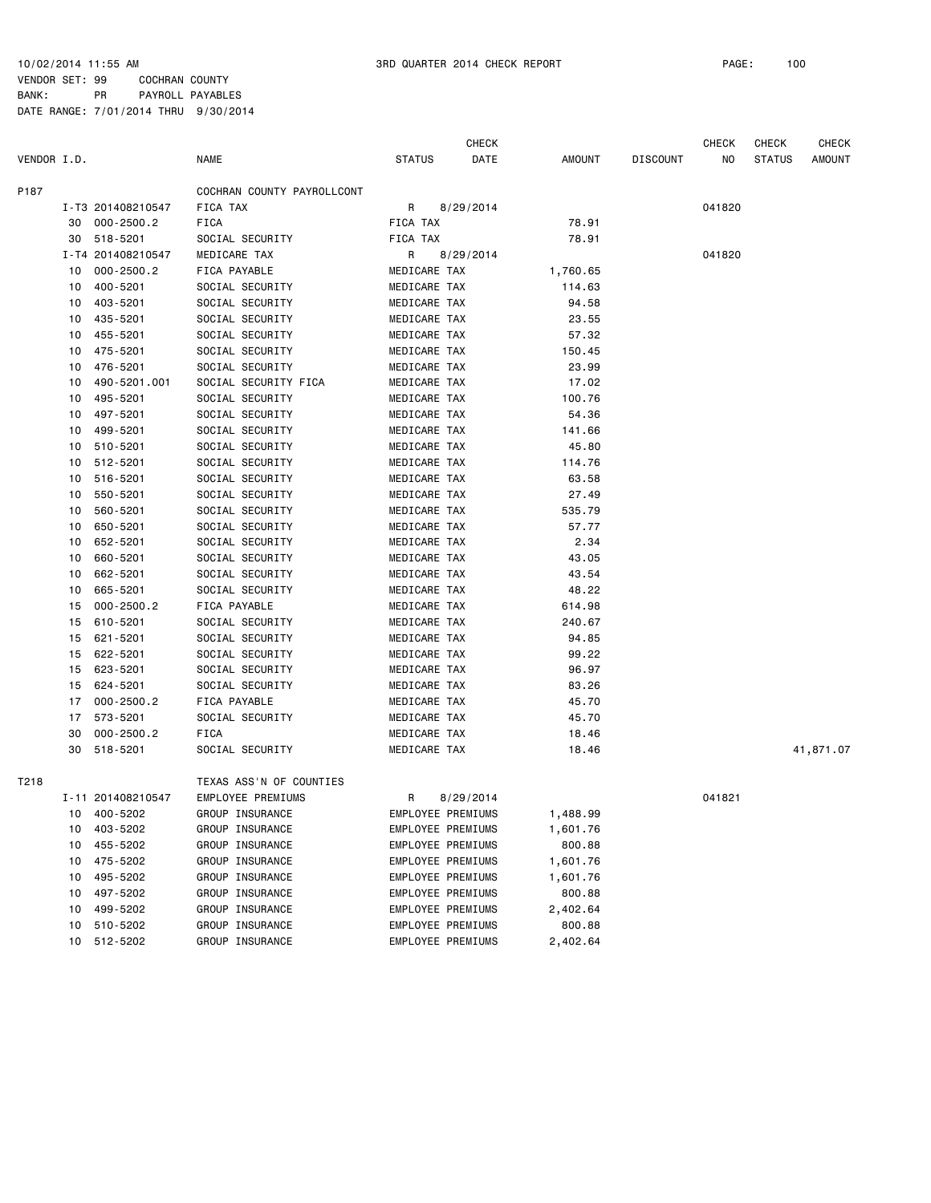10/02/2014 11:55 AM 3RD QUARTER 2014 CHECK REPORT

VENDOR SET: 99 COCHRAN COUNTY
BANK: PR PAYROLL PAYABLES
DATE RANGE: 7/01/2014 THRU 9/30/2014

| VENDOR I.D. | | NAME | STATUS | CHECK DATE | AMOUNT | DISCOUNT | CHECK NO | CHECK STATUS | CHECK AMOUNT |
|---|---|---|---|---|---|---|---|---|---|
| P187 | | COCHRAN COUNTY PAYROLLCONT | | | | | | | |
| | I-T3 201408210547 | FICA TAX | R | 8/29/2014 | | | 041820 | | |
| | 30 000-2500.2 | FICA | FICA TAX | | 78.91 | | | | |
| | 30 518-5201 | SOCIAL SECURITY | FICA TAX | | 78.91 | | | | |
| | I-T4 201408210547 | MEDICARE TAX | R | 8/29/2014 | | | 041820 | | |
| | 10 000-2500.2 | FICA PAYABLE | MEDICARE TAX | | 1,760.65 | | | | |
| | 10 400-5201 | SOCIAL SECURITY | MEDICARE TAX | | 114.63 | | | | |
| | 10 403-5201 | SOCIAL SECURITY | MEDICARE TAX | | 94.58 | | | | |
| | 10 435-5201 | SOCIAL SECURITY | MEDICARE TAX | | 23.55 | | | | |
| | 10 455-5201 | SOCIAL SECURITY | MEDICARE TAX | | 57.32 | | | | |
| | 10 475-5201 | SOCIAL SECURITY | MEDICARE TAX | | 150.45 | | | | |
| | 10 476-5201 | SOCIAL SECURITY | MEDICARE TAX | | 23.99 | | | | |
| | 10 490-5201.001 | SOCIAL SECURITY FICA | MEDICARE TAX | | 17.02 | | | | |
| | 10 495-5201 | SOCIAL SECURITY | MEDICARE TAX | | 100.76 | | | | |
| | 10 497-5201 | SOCIAL SECURITY | MEDICARE TAX | | 54.36 | | | | |
| | 10 499-5201 | SOCIAL SECURITY | MEDICARE TAX | | 141.66 | | | | |
| | 10 510-5201 | SOCIAL SECURITY | MEDICARE TAX | | 45.80 | | | | |
| | 10 512-5201 | SOCIAL SECURITY | MEDICARE TAX | | 114.76 | | | | |
| | 10 516-5201 | SOCIAL SECURITY | MEDICARE TAX | | 63.58 | | | | |
| | 10 550-5201 | SOCIAL SECURITY | MEDICARE TAX | | 27.49 | | | | |
| | 10 560-5201 | SOCIAL SECURITY | MEDICARE TAX | | 535.79 | | | | |
| | 10 650-5201 | SOCIAL SECURITY | MEDICARE TAX | | 57.77 | | | | |
| | 10 652-5201 | SOCIAL SECURITY | MEDICARE TAX | | 2.34 | | | | |
| | 10 660-5201 | SOCIAL SECURITY | MEDICARE TAX | | 43.05 | | | | |
| | 10 662-5201 | SOCIAL SECURITY | MEDICARE TAX | | 43.54 | | | | |
| | 10 665-5201 | SOCIAL SECURITY | MEDICARE TAX | | 48.22 | | | | |
| | 15 000-2500.2 | FICA PAYABLE | MEDICARE TAX | | 614.98 | | | | |
| | 15 610-5201 | SOCIAL SECURITY | MEDICARE TAX | | 240.67 | | | | |
| | 15 621-5201 | SOCIAL SECURITY | MEDICARE TAX | | 94.85 | | | | |
| | 15 622-5201 | SOCIAL SECURITY | MEDICARE TAX | | 99.22 | | | | |
| | 15 623-5201 | SOCIAL SECURITY | MEDICARE TAX | | 96.97 | | | | |
| | 15 624-5201 | SOCIAL SECURITY | MEDICARE TAX | | 83.26 | | | | |
| | 17 000-2500.2 | FICA PAYABLE | MEDICARE TAX | | 45.70 | | | | |
| | 17 573-5201 | SOCIAL SECURITY | MEDICARE TAX | | 45.70 | | | | |
| | 30 000-2500.2 | FICA | MEDICARE TAX | | 18.46 | | | | |
| | 30 518-5201 | SOCIAL SECURITY | MEDICARE TAX | | 18.46 | | | | 41,871.07 |
| T218 | | TEXAS ASS'N OF COUNTIES | | | | | | | |
| | I-11 201408210547 | EMPLOYEE PREMIUMS | R | 8/29/2014 | | | 041821 | | |
| | 10 400-5202 | GROUP INSURANCE | EMPLOYEE PREMIUMS | | 1,488.99 | | | | |
| | 10 403-5202 | GROUP INSURANCE | EMPLOYEE PREMIUMS | | 1,601.76 | | | | |
| | 10 455-5202 | GROUP INSURANCE | EMPLOYEE PREMIUMS | | 800.88 | | | | |
| | 10 475-5202 | GROUP INSURANCE | EMPLOYEE PREMIUMS | | 1,601.76 | | | | |
| | 10 495-5202 | GROUP INSURANCE | EMPLOYEE PREMIUMS | | 1,601.76 | | | | |
| | 10 497-5202 | GROUP INSURANCE | EMPLOYEE PREMIUMS | | 800.88 | | | | |
| | 10 499-5202 | GROUP INSURANCE | EMPLOYEE PREMIUMS | | 2,402.64 | | | | |
| | 10 510-5202 | GROUP INSURANCE | EMPLOYEE PREMIUMS | | 800.88 | | | | |
| | 10 512-5202 | GROUP INSURANCE | EMPLOYEE PREMIUMS | | 2,402.64 | | | | |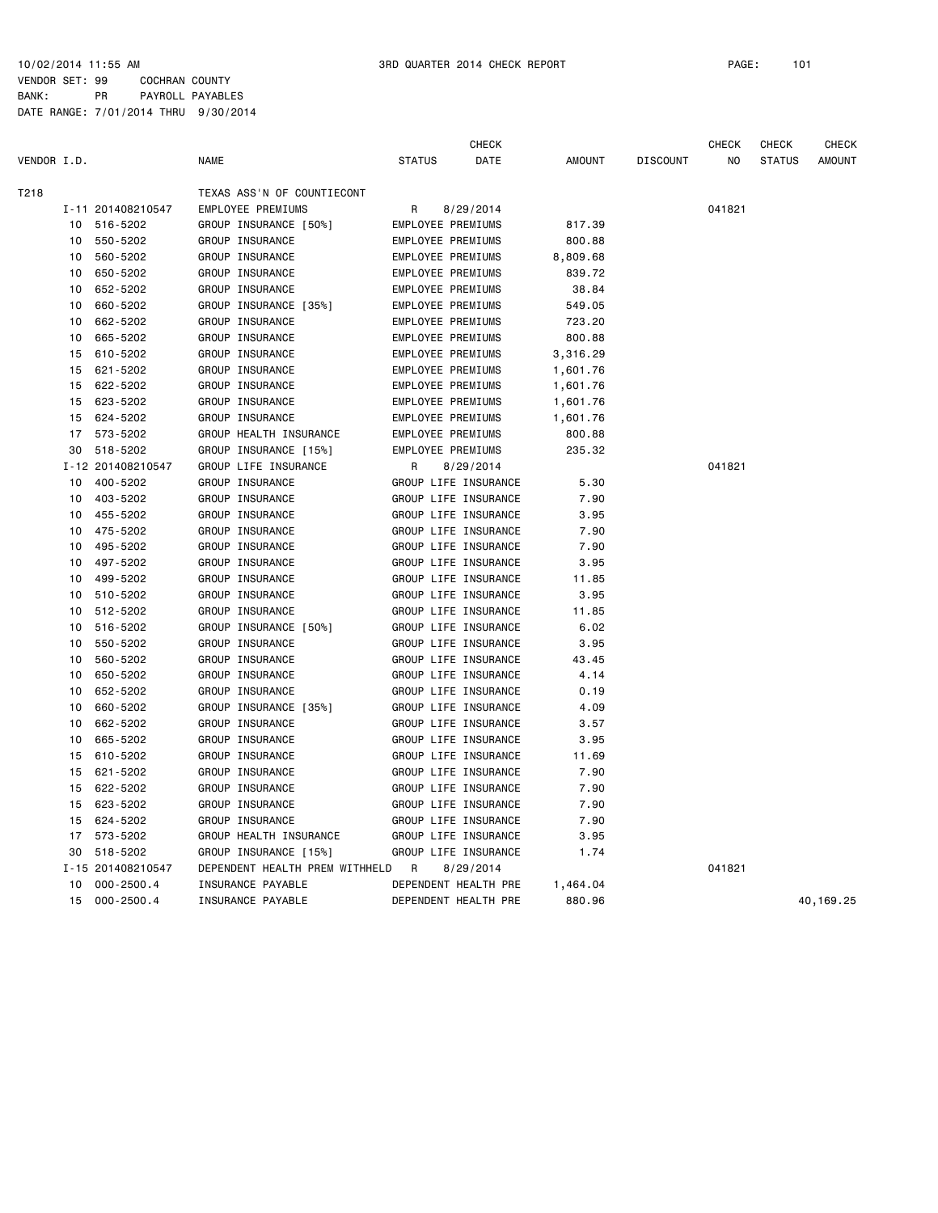10/02/2014 11:55 AM 3RD QUARTER 2014 CHECK REPORT PAGE: 101

VENDOR SET: 99 COCHRAN COUNTY

BANK: PR PAYROLL PAYABLES

DATE RANGE: 7/01/2014 THRU 9/30/2014

| VENDOR I.D. | | NAME | STATUS | CHECK DATE | AMOUNT | DISCOUNT | CHECK NO | CHECK STATUS | CHECK AMOUNT |
|---|---|---|---|---|---|---|---|---|---|
| T218 | | TEXAS ASS'N OF COUNTIECONT | | | | | | | |
| | I-11 201408210547 | EMPLOYEE PREMIUMS | R | 8/29/2014 | | | 041821 | | |
| | 10 516-5202 | GROUP INSURANCE [50%] | EMPLOYEE PREMIUMS | | 817.39 | | | | |
| | 10 550-5202 | GROUP INSURANCE | EMPLOYEE PREMIUMS | | 800.88 | | | | |
| | 10 560-5202 | GROUP INSURANCE | EMPLOYEE PREMIUMS | | 8,809.68 | | | | |
| | 10 650-5202 | GROUP INSURANCE | EMPLOYEE PREMIUMS | | 839.72 | | | | |
| | 10 652-5202 | GROUP INSURANCE | EMPLOYEE PREMIUMS | | 38.84 | | | | |
| | 10 660-5202 | GROUP INSURANCE [35%] | EMPLOYEE PREMIUMS | | 549.05 | | | | |
| | 10 662-5202 | GROUP INSURANCE | EMPLOYEE PREMIUMS | | 723.20 | | | | |
| | 10 665-5202 | GROUP INSURANCE | EMPLOYEE PREMIUMS | | 800.88 | | | | |
| | 15 610-5202 | GROUP INSURANCE | EMPLOYEE PREMIUMS | | 3,316.29 | | | | |
| | 15 621-5202 | GROUP INSURANCE | EMPLOYEE PREMIUMS | | 1,601.76 | | | | |
| | 15 622-5202 | GROUP INSURANCE | EMPLOYEE PREMIUMS | | 1,601.76 | | | | |
| | 15 623-5202 | GROUP INSURANCE | EMPLOYEE PREMIUMS | | 1,601.76 | | | | |
| | 15 624-5202 | GROUP INSURANCE | EMPLOYEE PREMIUMS | | 1,601.76 | | | | |
| | 17 573-5202 | GROUP HEALTH INSURANCE | EMPLOYEE PREMIUMS | | 800.88 | | | | |
| | 30 518-5202 | GROUP INSURANCE [15%] | EMPLOYEE PREMIUMS | | 235.32 | | | | |
| | I-12 201408210547 | GROUP LIFE INSURANCE | R | 8/29/2014 | | | 041821 | | |
| | 10 400-5202 | GROUP INSURANCE | GROUP LIFE INSURANCE | | 5.30 | | | | |
| | 10 403-5202 | GROUP INSURANCE | GROUP LIFE INSURANCE | | 7.90 | | | | |
| | 10 455-5202 | GROUP INSURANCE | GROUP LIFE INSURANCE | | 3.95 | | | | |
| | 10 475-5202 | GROUP INSURANCE | GROUP LIFE INSURANCE | | 7.90 | | | | |
| | 10 495-5202 | GROUP INSURANCE | GROUP LIFE INSURANCE | | 7.90 | | | | |
| | 10 497-5202 | GROUP INSURANCE | GROUP LIFE INSURANCE | | 3.95 | | | | |
| | 10 499-5202 | GROUP INSURANCE | GROUP LIFE INSURANCE | | 11.85 | | | | |
| | 10 510-5202 | GROUP INSURANCE | GROUP LIFE INSURANCE | | 3.95 | | | | |
| | 10 512-5202 | GROUP INSURANCE | GROUP LIFE INSURANCE | | 11.85 | | | | |
| | 10 516-5202 | GROUP INSURANCE [50%] | GROUP LIFE INSURANCE | | 6.02 | | | | |
| | 10 550-5202 | GROUP INSURANCE | GROUP LIFE INSURANCE | | 3.95 | | | | |
| | 10 560-5202 | GROUP INSURANCE | GROUP LIFE INSURANCE | | 43.45 | | | | |
| | 10 650-5202 | GROUP INSURANCE | GROUP LIFE INSURANCE | | 4.14 | | | | |
| | 10 652-5202 | GROUP INSURANCE | GROUP LIFE INSURANCE | | 0.19 | | | | |
| | 10 660-5202 | GROUP INSURANCE [35%] | GROUP LIFE INSURANCE | | 4.09 | | | | |
| | 10 662-5202 | GROUP INSURANCE | GROUP LIFE INSURANCE | | 3.57 | | | | |
| | 10 665-5202 | GROUP INSURANCE | GROUP LIFE INSURANCE | | 3.95 | | | | |
| | 15 610-5202 | GROUP INSURANCE | GROUP LIFE INSURANCE | | 11.69 | | | | |
| | 15 621-5202 | GROUP INSURANCE | GROUP LIFE INSURANCE | | 7.90 | | | | |
| | 15 622-5202 | GROUP INSURANCE | GROUP LIFE INSURANCE | | 7.90 | | | | |
| | 15 623-5202 | GROUP INSURANCE | GROUP LIFE INSURANCE | | 7.90 | | | | |
| | 15 624-5202 | GROUP INSURANCE | GROUP LIFE INSURANCE | | 7.90 | | | | |
| | 17 573-5202 | GROUP HEALTH INSURANCE | GROUP LIFE INSURANCE | | 3.95 | | | | |
| | 30 518-5202 | GROUP INSURANCE [15%] | GROUP LIFE INSURANCE | | 1.74 | | | | |
| | I-15 201408210547 | DEPENDENT HEALTH PREM WITHHELD | R | 8/29/2014 | | | 041821 | | |
| | 10 000-2500.4 | INSURANCE PAYABLE | DEPENDENT HEALTH PRE | | 1,464.04 | | | | |
| | 15 000-2500.4 | INSURANCE PAYABLE | DEPENDENT HEALTH PRE | | 880.96 | | | | 40,169.25 |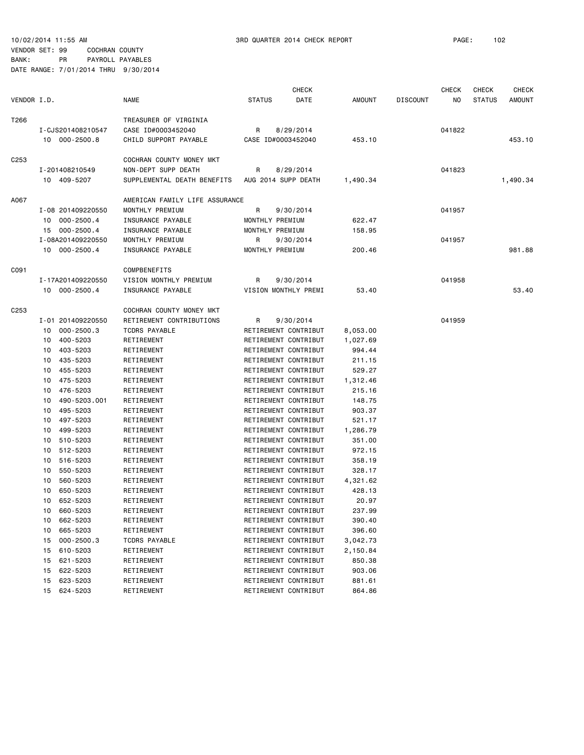10/02/2014 11:55 AM 3RD QUARTER 2014 CHECK REPORT PAGE: 102
VENDOR SET: 99 COCHRAN COUNTY
BANK: PR PAYROLL PAYABLES
DATE RANGE: 7/01/2014 THRU 9/30/2014

| VENDOR I.D. | | NAME | STATUS | CHECK DATE | AMOUNT | DISCOUNT | CHECK NO | CHECK STATUS | CHECK AMOUNT |
|---|---|---|---|---|---|---|---|---|---|
| T266 | | TREASURER OF VIRGINIA | | | | | | | |
| | I-CJS201408210547 | CASE ID#0003452040 | R | 8/29/2014 | | | 041822 | | |
| | 10 000-2500.8 | CHILD SUPPORT PAYABLE | CASE ID#0003452040 | | 453.10 | | | | 453.10 |
| C253 | | COCHRAN COUNTY MONEY MKT | | | | | | | |
| | I-201408210549 | NON-DEPT SUPP DEATH | R | 8/29/2014 | | | 041823 | | |
| | 10 409-5207 | SUPPLEMENTAL DEATH BENEFITS | AUG 2014 SUPP DEATH | | 1,490.34 | | | | 1,490.34 |
| A067 | | AMERICAN FAMILY LIFE ASSURANCE | | | | | | | |
| | I-08 201409220550 | MONTHLY PREMIUM | R | 9/30/2014 | | | 041957 | | |
| | 10 000-2500.4 | INSURANCE PAYABLE | MONTHLY PREMIUM | | 622.47 | | | | |
| | 15 000-2500.4 | INSURANCE PAYABLE | MONTHLY PREMIUM | | 158.95 | | | | |
| | I-08A201409220550 | MONTHLY PREMIUM | R | 9/30/2014 | | | 041957 | | |
| | 10 000-2500.4 | INSURANCE PAYABLE | MONTHLY PREMIUM | | 200.46 | | | | 981.88 |
| C091 | | COMPBENEFITS | | | | | | | |
| | I-17A201409220550 | VISION MONTHLY PREMIUM | R | 9/30/2014 | | | 041958 | | |
| | 10 000-2500.4 | INSURANCE PAYABLE | VISION MONTHLY PREMI | | 53.40 | | | | 53.40 |
| C253 | | COCHRAN COUNTY MONEY MKT | | | | | | | |
| | I-01 201409220550 | RETIREMENT CONTRIBUTIONS | R | 9/30/2014 | | | 041959 | | |
| | 10 000-2500.3 | TCDRS PAYABLE | RETIREMENT CONTRIBUT | | 8,053.00 | | | | |
| | 10 400-5203 | RETIREMENT | RETIREMENT CONTRIBUT | | 1,027.69 | | | | |
| | 10 403-5203 | RETIREMENT | RETIREMENT CONTRIBUT | | 994.44 | | | | |
| | 10 435-5203 | RETIREMENT | RETIREMENT CONTRIBUT | | 211.15 | | | | |
| | 10 455-5203 | RETIREMENT | RETIREMENT CONTRIBUT | | 529.27 | | | | |
| | 10 475-5203 | RETIREMENT | RETIREMENT CONTRIBUT | | 1,312.46 | | | | |
| | 10 476-5203 | RETIREMENT | RETIREMENT CONTRIBUT | | 215.16 | | | | |
| | 10 490-5203.001 | RETIREMENT | RETIREMENT CONTRIBUT | | 148.75 | | | | |
| | 10 495-5203 | RETIREMENT | RETIREMENT CONTRIBUT | | 903.37 | | | | |
| | 10 497-5203 | RETIREMENT | RETIREMENT CONTRIBUT | | 521.17 | | | | |
| | 10 499-5203 | RETIREMENT | RETIREMENT CONTRIBUT | | 1,286.79 | | | | |
| | 10 510-5203 | RETIREMENT | RETIREMENT CONTRIBUT | | 351.00 | | | | |
| | 10 512-5203 | RETIREMENT | RETIREMENT CONTRIBUT | | 972.15 | | | | |
| | 10 516-5203 | RETIREMENT | RETIREMENT CONTRIBUT | | 358.19 | | | | |
| | 10 550-5203 | RETIREMENT | RETIREMENT CONTRIBUT | | 328.17 | | | | |
| | 10 560-5203 | RETIREMENT | RETIREMENT CONTRIBUT | | 4,321.62 | | | | |
| | 10 650-5203 | RETIREMENT | RETIREMENT CONTRIBUT | | 428.13 | | | | |
| | 10 652-5203 | RETIREMENT | RETIREMENT CONTRIBUT | | 20.97 | | | | |
| | 10 660-5203 | RETIREMENT | RETIREMENT CONTRIBUT | | 237.99 | | | | |
| | 10 662-5203 | RETIREMENT | RETIREMENT CONTRIBUT | | 390.40 | | | | |
| | 10 665-5203 | RETIREMENT | RETIREMENT CONTRIBUT | | 396.60 | | | | |
| | 15 000-2500.3 | TCDRS PAYABLE | RETIREMENT CONTRIBUT | | 3,042.73 | | | | |
| | 15 610-5203 | RETIREMENT | RETIREMENT CONTRIBUT | | 2,150.84 | | | | |
| | 15 621-5203 | RETIREMENT | RETIREMENT CONTRIBUT | | 850.38 | | | | |
| | 15 622-5203 | RETIREMENT | RETIREMENT CONTRIBUT | | 903.06 | | | | |
| | 15 623-5203 | RETIREMENT | RETIREMENT CONTRIBUT | | 881.61 | | | | |
| | 15 624-5203 | RETIREMENT | RETIREMENT CONTRIBUT | | 864.86 | | | | |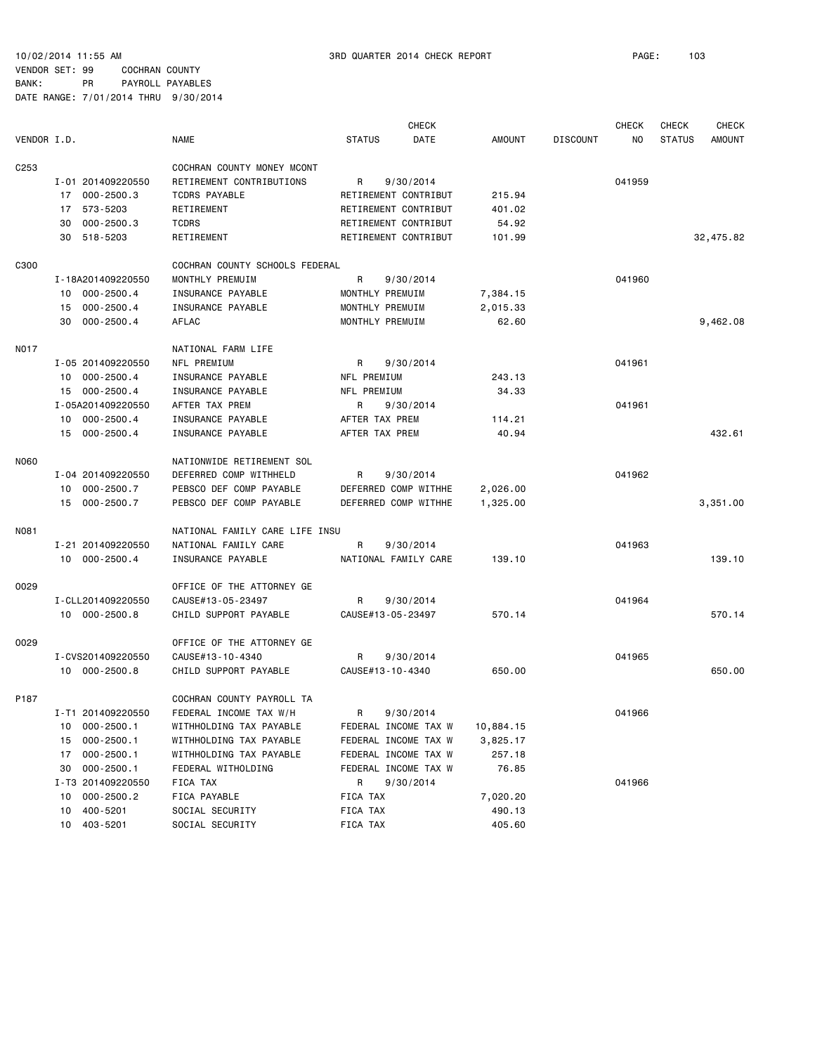10/02/2014 11:55 AM 3RD QUARTER 2014 CHECK REPORT
VENDOR SET: 99 COCHRAN COUNTY
BANK: PR PAYROLL PAYABLES
DATE RANGE: 7/01/2014 THRU 9/30/2014

| VENDOR I.D. | | NAME | STATUS | CHECK DATE | AMOUNT | DISCOUNT | CHECK NO | CHECK STATUS | CHECK AMOUNT |
|---|---|---|---|---|---|---|---|---|---|
| C253 | | COCHRAN COUNTY MONEY MCONT | | | | | | | |
| | I-01 201409220550 | RETIREMENT CONTRIBUTIONS | R | 9/30/2014 | | | 041959 | | |
| | 17 000-2500.3 | TCDRS PAYABLE | RETIREMENT CONTRIBUT | | 215.94 | | | | |
| | 17 573-5203 | RETIREMENT | RETIREMENT CONTRIBUT | | 401.02 | | | | |
| | 30 000-2500.3 | TCDRS | RETIREMENT CONTRIBUT | | 54.92 | | | | |
| | 30 518-5203 | RETIREMENT | RETIREMENT CONTRIBUT | | 101.99 | | | | 32,475.82 |
| C300 | | COCHRAN COUNTY SCHOOLS FEDERAL | | | | | | | |
| | I-18A201409220550 | MONTHLY PREMUIM | R | 9/30/2014 | | | 041960 | | |
| | 10 000-2500.4 | INSURANCE PAYABLE | MONTHLY PREMUIM | | 7,384.15 | | | | |
| | 15 000-2500.4 | INSURANCE PAYABLE | MONTHLY PREMUIM | | 2,015.33 | | | | |
| | 30 000-2500.4 | AFLAC | MONTHLY PREMUIM | | 62.60 | | | | 9,462.08 |
| N017 | | NATIONAL FARM LIFE | | | | | | | |
| | I-05 201409220550 | NFL PREMIUM | R | 9/30/2014 | | | 041961 | | |
| | 10 000-2500.4 | INSURANCE PAYABLE | NFL PREMIUM | | 243.13 | | | | |
| | 15 000-2500.4 | INSURANCE PAYABLE | NFL PREMIUM | | 34.33 | | | | |
| | I-05A201409220550 | AFTER TAX PREM | R | 9/30/2014 | | | 041961 | | |
| | 10 000-2500.4 | INSURANCE PAYABLE | AFTER TAX PREM | | 114.21 | | | | |
| | 15 000-2500.4 | INSURANCE PAYABLE | AFTER TAX PREM | | 40.94 | | | | 432.61 |
| N060 | | NATIONWIDE RETIREMENT SOL | | | | | | | |
| | I-04 201409220550 | DEFERRED COMP WITHHELD | R | 9/30/2014 | | | 041962 | | |
| | 10 000-2500.7 | PEBSCO DEF COMP PAYABLE | DEFERRED COMP WITHHE | | 2,026.00 | | | | |
| | 15 000-2500.7 | PEBSCO DEF COMP PAYABLE | DEFERRED COMP WITHHE | | 1,325.00 | | | | 3,351.00 |
| N081 | | NATIONAL FAMILY CARE LIFE INSU | | | | | | | |
| | I-21 201409220550 | NATIONAL FAMILY CARE | R | 9/30/2014 | | | 041963 | | |
| | 10 000-2500.4 | INSURANCE PAYABLE | NATIONAL FAMILY CARE | | 139.10 | | | | 139.10 |
| O029 | | OFFICE OF THE ATTORNEY GE | | | | | | | |
| | I-CLL201409220550 | CAUSE#13-05-23497 | R | 9/30/2014 | | | 041964 | | |
| | 10 000-2500.8 | CHILD SUPPORT PAYABLE | CAUSE#13-05-23497 | | 570.14 | | | | 570.14 |
| O029 | | OFFICE OF THE ATTORNEY GE | | | | | | | |
| | I-CVS201409220550 | CAUSE#13-10-4340 | R | 9/30/2014 | | | 041965 | | |
| | 10 000-2500.8 | CHILD SUPPORT PAYABLE | CAUSE#13-10-4340 | | 650.00 | | | | 650.00 |
| P187 | | COCHRAN COUNTY PAYROLL TA | | | | | | | |
| | I-T1 201409220550 | FEDERAL INCOME TAX W/H | R | 9/30/2014 | | | 041966 | | |
| | 10 000-2500.1 | WITHHOLDING TAX PAYABLE | FEDERAL INCOME TAX W | | 10,884.15 | | | | |
| | 15 000-2500.1 | WITHHOLDING TAX PAYABLE | FEDERAL INCOME TAX W | | 3,825.17 | | | | |
| | 17 000-2500.1 | WITHHOLDING TAX PAYABLE | FEDERAL INCOME TAX W | | 257.18 | | | | |
| | 30 000-2500.1 | FEDERAL WITHOLDING | FEDERAL INCOME TAX W | | 76.85 | | | | |
| | I-T3 201409220550 | FICA TAX | R | 9/30/2014 | | | 041966 | | |
| | 10 000-2500.2 | FICA PAYABLE | FICA TAX | | 7,020.20 | | | | |
| | 10 400-5201 | SOCIAL SECURITY | FICA TAX | | 490.13 | | | | |
| | 10 403-5201 | SOCIAL SECURITY | FICA TAX | | 405.60 | | | | |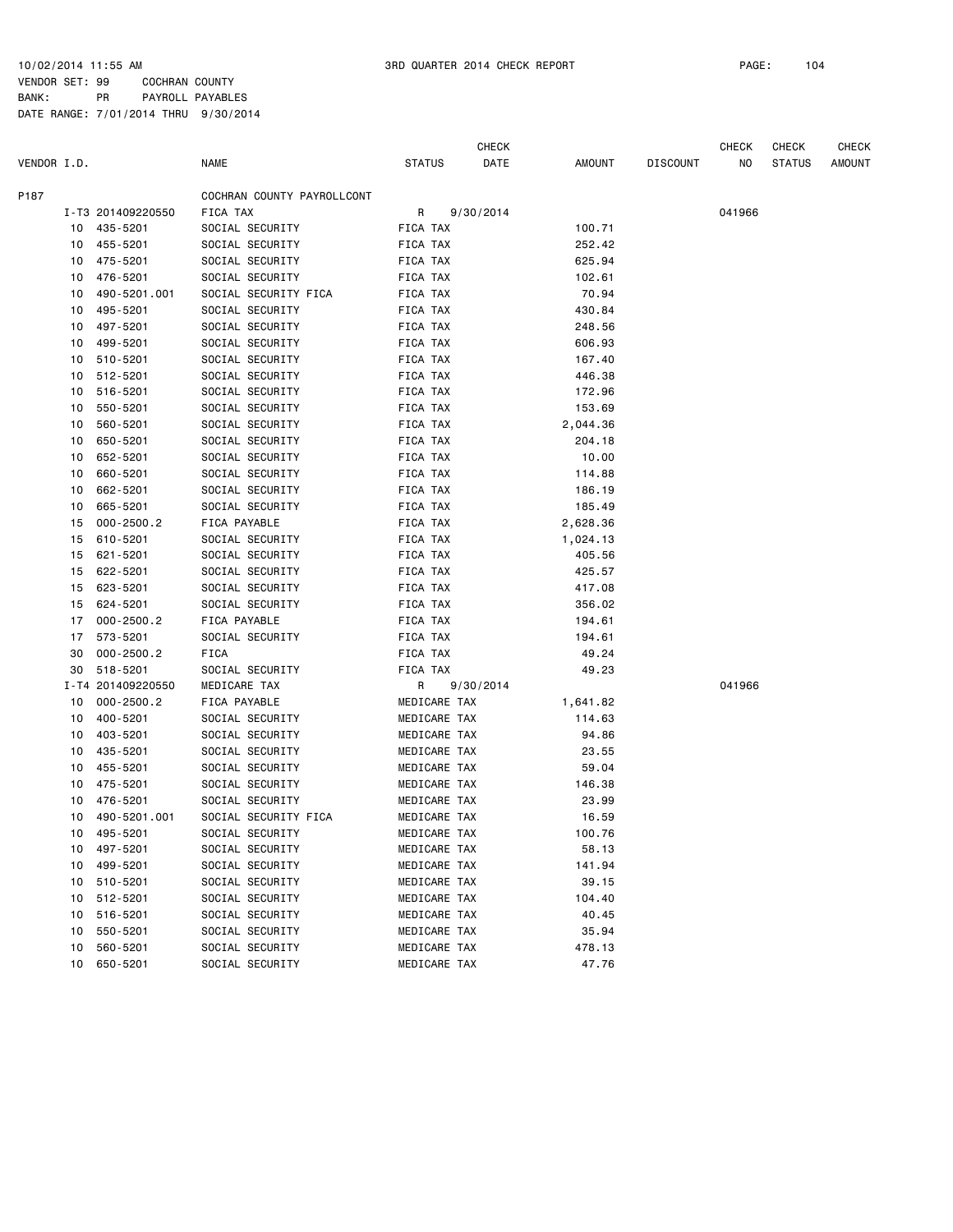10/02/2014 11:55 AM 3RD QUARTER 2014 CHECK REPORT

VENDOR SET: 99 COCHRAN COUNTY
BANK: PR PAYROLL PAYABLES
DATE RANGE: 7/01/2014 THRU 9/30/2014

| VENDOR I.D. | | NAME | STATUS | CHECK DATE | AMOUNT | DISCOUNT | CHECK NO | CHECK STATUS | CHECK AMOUNT |
|---|---|---|---|---|---|---|---|---|---|
| P187 | | COCHRAN COUNTY PAYROLLCONT | | | | | | | |
| | I-T3 201409220550 | FICA TAX | R | 9/30/2014 | | | 041966 | | |
| | 10 435-5201 | SOCIAL SECURITY | FICA TAX | | 100.71 | | | | |
| | 10 455-5201 | SOCIAL SECURITY | FICA TAX | | 252.42 | | | | |
| | 10 475-5201 | SOCIAL SECURITY | FICA TAX | | 625.94 | | | | |
| | 10 476-5201 | SOCIAL SECURITY | FICA TAX | | 102.61 | | | | |
| | 10 490-5201.001 | SOCIAL SECURITY FICA | FICA TAX | | 70.94 | | | | |
| | 10 495-5201 | SOCIAL SECURITY | FICA TAX | | 430.84 | | | | |
| | 10 497-5201 | SOCIAL SECURITY | FICA TAX | | 248.56 | | | | |
| | 10 499-5201 | SOCIAL SECURITY | FICA TAX | | 606.93 | | | | |
| | 10 510-5201 | SOCIAL SECURITY | FICA TAX | | 167.40 | | | | |
| | 10 512-5201 | SOCIAL SECURITY | FICA TAX | | 446.38 | | | | |
| | 10 516-5201 | SOCIAL SECURITY | FICA TAX | | 172.96 | | | | |
| | 10 550-5201 | SOCIAL SECURITY | FICA TAX | | 153.69 | | | | |
| | 10 560-5201 | SOCIAL SECURITY | FICA TAX | | 2,044.36 | | | | |
| | 10 650-5201 | SOCIAL SECURITY | FICA TAX | | 204.18 | | | | |
| | 10 652-5201 | SOCIAL SECURITY | FICA TAX | | 10.00 | | | | |
| | 10 660-5201 | SOCIAL SECURITY | FICA TAX | | 114.88 | | | | |
| | 10 662-5201 | SOCIAL SECURITY | FICA TAX | | 186.19 | | | | |
| | 10 665-5201 | SOCIAL SECURITY | FICA TAX | | 185.49 | | | | |
| | 15 000-2500.2 | FICA PAYABLE | FICA TAX | | 2,628.36 | | | | |
| | 15 610-5201 | SOCIAL SECURITY | FICA TAX | | 1,024.13 | | | | |
| | 15 621-5201 | SOCIAL SECURITY | FICA TAX | | 405.56 | | | | |
| | 15 622-5201 | SOCIAL SECURITY | FICA TAX | | 425.57 | | | | |
| | 15 623-5201 | SOCIAL SECURITY | FICA TAX | | 417.08 | | | | |
| | 15 624-5201 | SOCIAL SECURITY | FICA TAX | | 356.02 | | | | |
| | 17 000-2500.2 | FICA PAYABLE | FICA TAX | | 194.61 | | | | |
| | 17 573-5201 | SOCIAL SECURITY | FICA TAX | | 194.61 | | | | |
| | 30 000-2500.2 | FICA | FICA TAX | | 49.24 | | | | |
| | 30 518-5201 | SOCIAL SECURITY | FICA TAX | | 49.23 | | | | |
| | I-T4 201409220550 | MEDICARE TAX | R | 9/30/2014 | | | 041966 | | |
| | 10 000-2500.2 | FICA PAYABLE | MEDICARE TAX | | 1,641.82 | | | | |
| | 10 400-5201 | SOCIAL SECURITY | MEDICARE TAX | | 114.63 | | | | |
| | 10 403-5201 | SOCIAL SECURITY | MEDICARE TAX | | 94.86 | | | | |
| | 10 435-5201 | SOCIAL SECURITY | MEDICARE TAX | | 23.55 | | | | |
| | 10 455-5201 | SOCIAL SECURITY | MEDICARE TAX | | 59.04 | | | | |
| | 10 475-5201 | SOCIAL SECURITY | MEDICARE TAX | | 146.38 | | | | |
| | 10 476-5201 | SOCIAL SECURITY | MEDICARE TAX | | 23.99 | | | | |
| | 10 490-5201.001 | SOCIAL SECURITY FICA | MEDICARE TAX | | 16.59 | | | | |
| | 10 495-5201 | SOCIAL SECURITY | MEDICARE TAX | | 100.76 | | | | |
| | 10 497-5201 | SOCIAL SECURITY | MEDICARE TAX | | 58.13 | | | | |
| | 10 499-5201 | SOCIAL SECURITY | MEDICARE TAX | | 141.94 | | | | |
| | 10 510-5201 | SOCIAL SECURITY | MEDICARE TAX | | 39.15 | | | | |
| | 10 512-5201 | SOCIAL SECURITY | MEDICARE TAX | | 104.40 | | | | |
| | 10 516-5201 | SOCIAL SECURITY | MEDICARE TAX | | 40.45 | | | | |
| | 10 550-5201 | SOCIAL SECURITY | MEDICARE TAX | | 35.94 | | | | |
| | 10 560-5201 | SOCIAL SECURITY | MEDICARE TAX | | 478.13 | | | | |
| | 10 650-5201 | SOCIAL SECURITY | MEDICARE TAX | | 47.76 | | | | |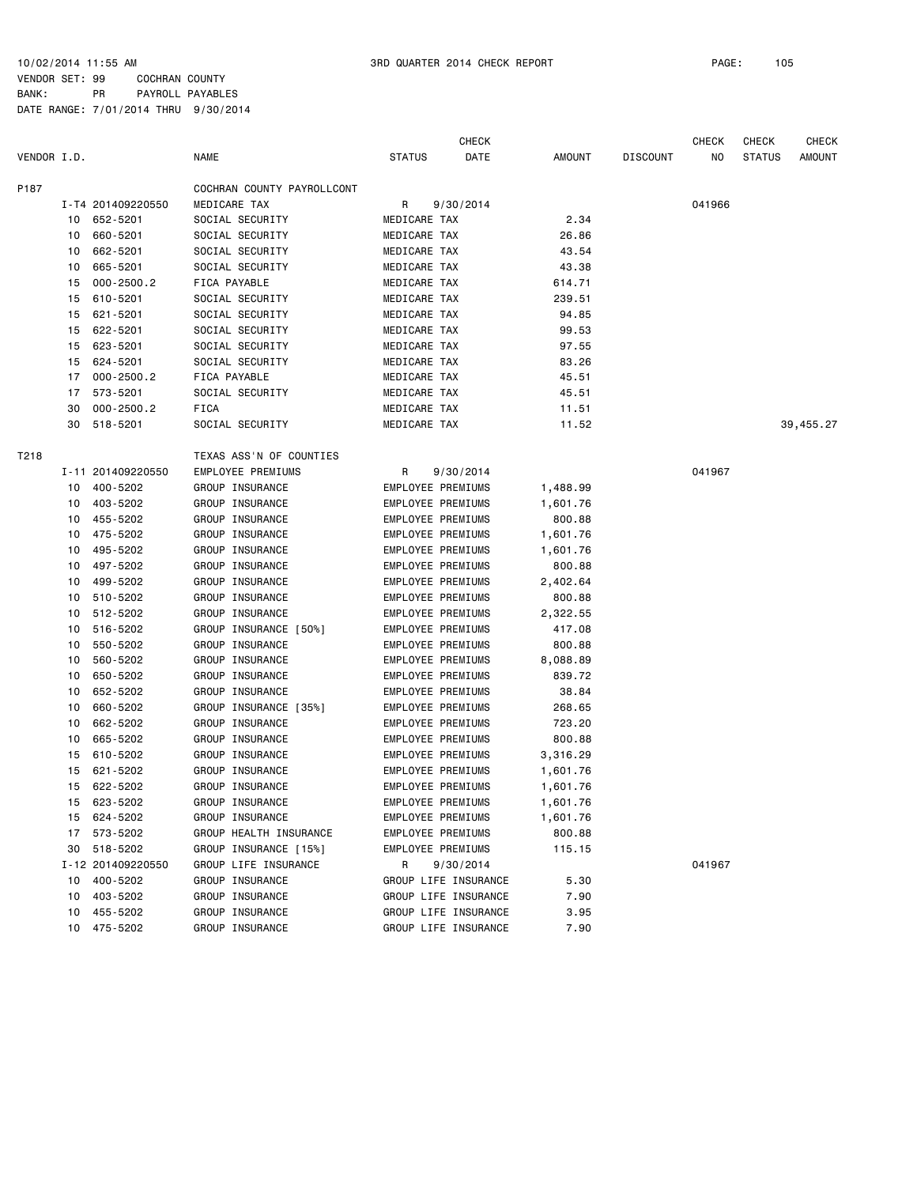10/02/2014 11:55 AM　　　3RD QUARTER 2014 CHECK REPORT

VENDOR SET: 99　　COCHRAN COUNTY
BANK:　　PR　　PAYROLL PAYABLES
DATE RANGE: 7/01/2014 THRU 9/30/2014

| VENDOR I.D. | | NAME | STATUS | CHECK DATE | AMOUNT | DISCOUNT | CHECK NO | CHECK STATUS | CHECK AMOUNT |
|---|---|---|---|---|---|---|---|---|---|
| P187 | | COCHRAN COUNTY PAYROLLCONT | | | | | | | |
| | I-T4 201409220550 | MEDICARE TAX | R | 9/30/2014 | | | 041966 | | |
| | 10 652-5201 | SOCIAL SECURITY | MEDICARE TAX | | 2.34 | | | | |
| | 10 660-5201 | SOCIAL SECURITY | MEDICARE TAX | | 26.86 | | | | |
| | 10 662-5201 | SOCIAL SECURITY | MEDICARE TAX | | 43.54 | | | | |
| | 10 665-5201 | SOCIAL SECURITY | MEDICARE TAX | | 43.38 | | | | |
| | 15 000-2500.2 | FICA PAYABLE | MEDICARE TAX | | 614.71 | | | | |
| | 15 610-5201 | SOCIAL SECURITY | MEDICARE TAX | | 239.51 | | | | |
| | 15 621-5201 | SOCIAL SECURITY | MEDICARE TAX | | 94.85 | | | | |
| | 15 622-5201 | SOCIAL SECURITY | MEDICARE TAX | | 99.53 | | | | |
| | 15 623-5201 | SOCIAL SECURITY | MEDICARE TAX | | 97.55 | | | | |
| | 15 624-5201 | SOCIAL SECURITY | MEDICARE TAX | | 83.26 | | | | |
| | 17 000-2500.2 | FICA PAYABLE | MEDICARE TAX | | 45.51 | | | | |
| | 17 573-5201 | SOCIAL SECURITY | MEDICARE TAX | | 45.51 | | | | |
| | 30 000-2500.2 | FICA | MEDICARE TAX | | 11.51 | | | | |
| | 30 518-5201 | SOCIAL SECURITY | MEDICARE TAX | | 11.52 | | | | 39,455.27 |
| T218 | | TEXAS ASS'N OF COUNTIES | | | | | | | |
| | I-11 201409220550 | EMPLOYEE PREMIUMS | R | 9/30/2014 | | | 041967 | | |
| | 10 400-5202 | GROUP INSURANCE | EMPLOYEE PREMIUMS | | 1,488.99 | | | | |
| | 10 403-5202 | GROUP INSURANCE | EMPLOYEE PREMIUMS | | 1,601.76 | | | | |
| | 10 455-5202 | GROUP INSURANCE | EMPLOYEE PREMIUMS | | 800.88 | | | | |
| | 10 475-5202 | GROUP INSURANCE | EMPLOYEE PREMIUMS | | 1,601.76 | | | | |
| | 10 495-5202 | GROUP INSURANCE | EMPLOYEE PREMIUMS | | 1,601.76 | | | | |
| | 10 497-5202 | GROUP INSURANCE | EMPLOYEE PREMIUMS | | 800.88 | | | | |
| | 10 499-5202 | GROUP INSURANCE | EMPLOYEE PREMIUMS | | 2,402.64 | | | | |
| | 10 510-5202 | GROUP INSURANCE | EMPLOYEE PREMIUMS | | 800.88 | | | | |
| | 10 512-5202 | GROUP INSURANCE | EMPLOYEE PREMIUMS | | 2,322.55 | | | | |
| | 10 516-5202 | GROUP INSURANCE [50%] | EMPLOYEE PREMIUMS | | 417.08 | | | | |
| | 10 550-5202 | GROUP INSURANCE | EMPLOYEE PREMIUMS | | 800.88 | | | | |
| | 10 560-5202 | GROUP INSURANCE | EMPLOYEE PREMIUMS | | 8,088.89 | | | | |
| | 10 650-5202 | GROUP INSURANCE | EMPLOYEE PREMIUMS | | 839.72 | | | | |
| | 10 652-5202 | GROUP INSURANCE | EMPLOYEE PREMIUMS | | 38.84 | | | | |
| | 10 660-5202 | GROUP INSURANCE [35%] | EMPLOYEE PREMIUMS | | 268.65 | | | | |
| | 10 662-5202 | GROUP INSURANCE | EMPLOYEE PREMIUMS | | 723.20 | | | | |
| | 10 665-5202 | GROUP INSURANCE | EMPLOYEE PREMIUMS | | 800.88 | | | | |
| | 15 610-5202 | GROUP INSURANCE | EMPLOYEE PREMIUMS | | 3,316.29 | | | | |
| | 15 621-5202 | GROUP INSURANCE | EMPLOYEE PREMIUMS | | 1,601.76 | | | | |
| | 15 622-5202 | GROUP INSURANCE | EMPLOYEE PREMIUMS | | 1,601.76 | | | | |
| | 15 623-5202 | GROUP INSURANCE | EMPLOYEE PREMIUMS | | 1,601.76 | | | | |
| | 15 624-5202 | GROUP INSURANCE | EMPLOYEE PREMIUMS | | 1,601.76 | | | | |
| | 17 573-5202 | GROUP HEALTH INSURANCE | EMPLOYEE PREMIUMS | | 800.88 | | | | |
| | 30 518-5202 | GROUP INSURANCE [15%] | EMPLOYEE PREMIUMS | | 115.15 | | | | |
| | I-12 201409220550 | GROUP LIFE INSURANCE | R | 9/30/2014 | | | 041967 | | |
| | 10 400-5202 | GROUP INSURANCE | GROUP LIFE INSURANCE | | 5.30 | | | | |
| | 10 403-5202 | GROUP INSURANCE | GROUP LIFE INSURANCE | | 7.90 | | | | |
| | 10 455-5202 | GROUP INSURANCE | GROUP LIFE INSURANCE | | 3.95 | | | | |
| | 10 475-5202 | GROUP INSURANCE | GROUP LIFE INSURANCE | | 7.90 | | | | |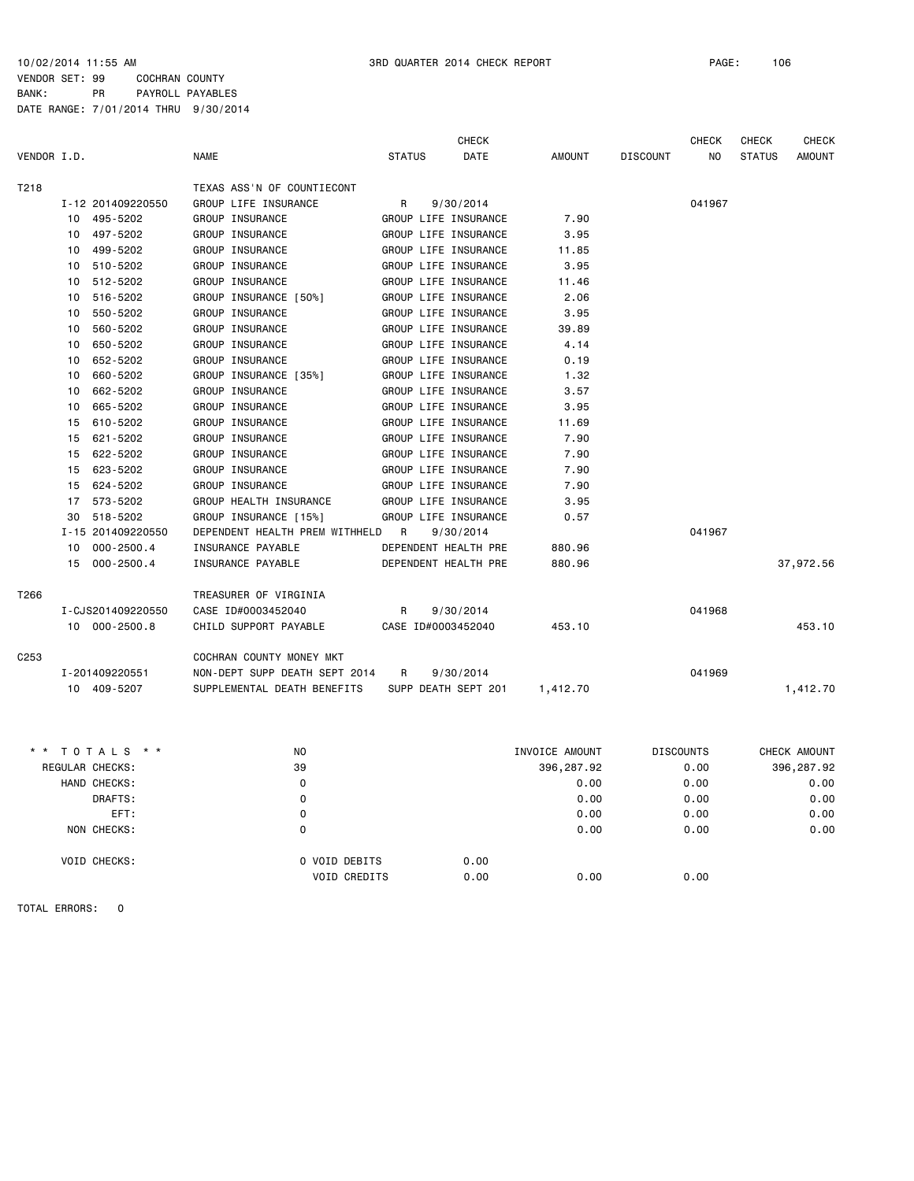10/02/2014 11:55 AM 3RD QUARTER 2014 CHECK REPORT

VENDOR SET: 99 COCHRAN COUNTY
BANK: PR PAYROLL PAYABLES
DATE RANGE: 7/01/2014 THRU 9/30/2014

| VENDOR I.D. | | NAME | STATUS | CHECK DATE | AMOUNT | DISCOUNT | CHECK NO | CHECK STATUS | CHECK AMOUNT |
|---|---|---|---|---|---|---|---|---|---|
| T218 | | TEXAS ASS'N OF COUNTIECONT | | | | | | | |
| | I-12 201409220550 | GROUP LIFE INSURANCE | R | 9/30/2014 | | | 041967 | | |
| | 10 495-5202 | GROUP INSURANCE | GROUP LIFE INSURANCE | | 7.90 | | | | |
| | 10 497-5202 | GROUP INSURANCE | GROUP LIFE INSURANCE | | 3.95 | | | | |
| | 10 499-5202 | GROUP INSURANCE | GROUP LIFE INSURANCE | | 11.85 | | | | |
| | 10 510-5202 | GROUP INSURANCE | GROUP LIFE INSURANCE | | 3.95 | | | | |
| | 10 512-5202 | GROUP INSURANCE | GROUP LIFE INSURANCE | | 11.46 | | | | |
| | 10 516-5202 | GROUP INSURANCE [50%] | GROUP LIFE INSURANCE | | 2.06 | | | | |
| | 10 550-5202 | GROUP INSURANCE | GROUP LIFE INSURANCE | | 3.95 | | | | |
| | 10 560-5202 | GROUP INSURANCE | GROUP LIFE INSURANCE | | 39.89 | | | | |
| | 10 650-5202 | GROUP INSURANCE | GROUP LIFE INSURANCE | | 4.14 | | | | |
| | 10 652-5202 | GROUP INSURANCE | GROUP LIFE INSURANCE | | 0.19 | | | | |
| | 10 660-5202 | GROUP INSURANCE [35%] | GROUP LIFE INSURANCE | | 1.32 | | | | |
| | 10 662-5202 | GROUP INSURANCE | GROUP LIFE INSURANCE | | 3.57 | | | | |
| | 10 665-5202 | GROUP INSURANCE | GROUP LIFE INSURANCE | | 3.95 | | | | |
| | 15 610-5202 | GROUP INSURANCE | GROUP LIFE INSURANCE | | 11.69 | | | | |
| | 15 621-5202 | GROUP INSURANCE | GROUP LIFE INSURANCE | | 7.90 | | | | |
| | 15 622-5202 | GROUP INSURANCE | GROUP LIFE INSURANCE | | 7.90 | | | | |
| | 15 623-5202 | GROUP INSURANCE | GROUP LIFE INSURANCE | | 7.90 | | | | |
| | 15 624-5202 | GROUP INSURANCE | GROUP LIFE INSURANCE | | 7.90 | | | | |
| | 17 573-5202 | GROUP HEALTH INSURANCE | GROUP LIFE INSURANCE | | 3.95 | | | | |
| | 30 518-5202 | GROUP INSURANCE [15%] | GROUP LIFE INSURANCE | | 0.57 | | | | |
| | I-15 201409220550 | DEPENDENT HEALTH PREM WITHHELD | R | 9/30/2014 | | | 041967 | | |
| | 10 000-2500.4 | INSURANCE PAYABLE | DEPENDENT HEALTH PRE | | 880.96 | | | | |
| | 15 000-2500.4 | INSURANCE PAYABLE | DEPENDENT HEALTH PRE | | 880.96 | | | | 37,972.56 |
| T266 | | TREASURER OF VIRGINIA | | | | | | | |
| | I-CJS201409220550 | CASE ID#0003452040 | R | 9/30/2014 | | | 041968 | | |
| | 10 000-2500.8 | CHILD SUPPORT PAYABLE | CASE ID#0003452040 | | 453.10 | | | | 453.10 |
| C253 | | COCHRAN COUNTY MONEY MKT | | | | | | | |
| | I-201409220551 | NON-DEPT SUPP DEATH SEPT 2014 | R | 9/30/2014 | | | 041969 | | |
| | 10 409-5207 | SUPPLEMENTAL DEATH BENEFITS | SUPP DEATH SEPT 201 | | 1,412.70 | | | | 1,412.70 |

| * * TOTALS * * | NO | | INVOICE AMOUNT | DISCOUNTS | CHECK AMOUNT |
|---|---|---|---|---|---|
| REGULAR CHECKS: | 39 | | 396,287.92 | 0.00 | 396,287.92 |
| HAND CHECKS: | 0 | | 0.00 | 0.00 | 0.00 |
| DRAFTS: | 0 | | 0.00 | 0.00 | 0.00 |
| EFT: | 0 | | 0.00 | 0.00 | 0.00 |
| NON CHECKS: | 0 | | 0.00 | 0.00 | 0.00 |
| VOID CHECKS: | 0 VOID DEBITS | 0.00 | | | |
| | VOID CREDITS | 0.00 | 0.00 | 0.00 | |

TOTAL ERRORS: 0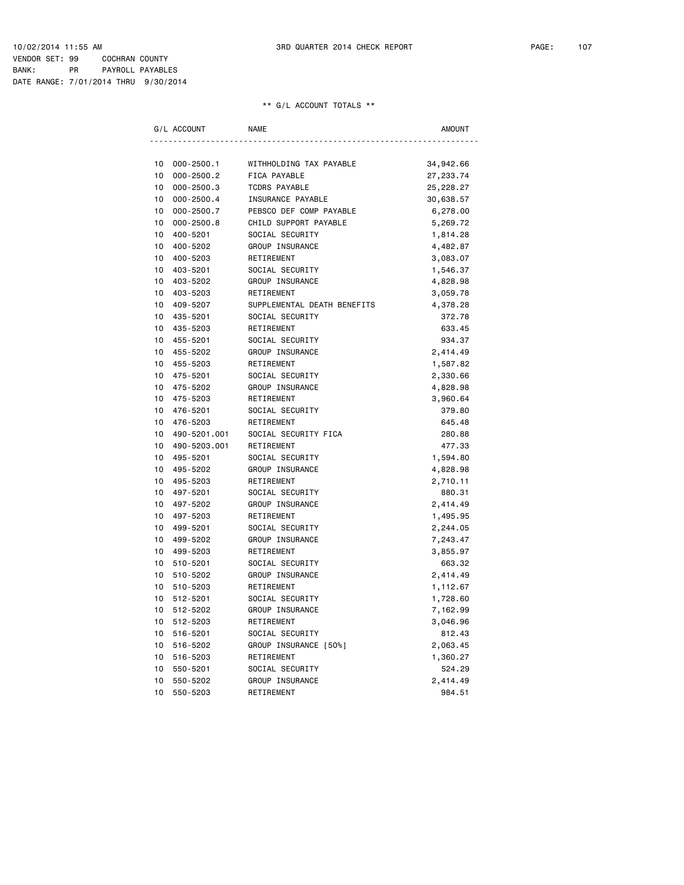10/02/2014 11:55 AM 3RD QUARTER 2014 CHECK REPORT

VENDOR SET: 99 COCHRAN COUNTY
BANK: PR PAYROLL PAYABLES
DATE RANGE: 7/01/2014 THRU 9/30/2014

** G/L ACCOUNT TOTALS **

| G/L ACCOUNT | | NAME | AMOUNT |
|---|---|---|---|
| 10 | 000-2500.1 | WITHHOLDING TAX PAYABLE | 34,942.66 |
| 10 | 000-2500.2 | FICA PAYABLE | 27,233.74 |
| 10 | 000-2500.3 | TCDRS PAYABLE | 25,228.27 |
| 10 | 000-2500.4 | INSURANCE PAYABLE | 30,638.57 |
| 10 | 000-2500.7 | PEBSCO DEF COMP PAYABLE | 6,278.00 |
| 10 | 000-2500.8 | CHILD SUPPORT PAYABLE | 5,269.72 |
| 10 | 400-5201 | SOCIAL SECURITY | 1,814.28 |
| 10 | 400-5202 | GROUP INSURANCE | 4,482.87 |
| 10 | 400-5203 | RETIREMENT | 3,083.07 |
| 10 | 403-5201 | SOCIAL SECURITY | 1,546.37 |
| 10 | 403-5202 | GROUP INSURANCE | 4,828.98 |
| 10 | 403-5203 | RETIREMENT | 3,059.78 |
| 10 | 409-5207 | SUPPLEMENTAL DEATH BENEFITS | 4,378.28 |
| 10 | 435-5201 | SOCIAL SECURITY | 372.78 |
| 10 | 435-5203 | RETIREMENT | 633.45 |
| 10 | 455-5201 | SOCIAL SECURITY | 934.37 |
| 10 | 455-5202 | GROUP INSURANCE | 2,414.49 |
| 10 | 455-5203 | RETIREMENT | 1,587.82 |
| 10 | 475-5201 | SOCIAL SECURITY | 2,330.66 |
| 10 | 475-5202 | GROUP INSURANCE | 4,828.98 |
| 10 | 475-5203 | RETIREMENT | 3,960.64 |
| 10 | 476-5201 | SOCIAL SECURITY | 379.80 |
| 10 | 476-5203 | RETIREMENT | 645.48 |
| 10 | 490-5201.001 | SOCIAL SECURITY FICA | 280.88 |
| 10 | 490-5203.001 | RETIREMENT | 477.33 |
| 10 | 495-5201 | SOCIAL SECURITY | 1,594.80 |
| 10 | 495-5202 | GROUP INSURANCE | 4,828.98 |
| 10 | 495-5203 | RETIREMENT | 2,710.11 |
| 10 | 497-5201 | SOCIAL SECURITY | 880.31 |
| 10 | 497-5202 | GROUP INSURANCE | 2,414.49 |
| 10 | 497-5203 | RETIREMENT | 1,495.95 |
| 10 | 499-5201 | SOCIAL SECURITY | 2,244.05 |
| 10 | 499-5202 | GROUP INSURANCE | 7,243.47 |
| 10 | 499-5203 | RETIREMENT | 3,855.97 |
| 10 | 510-5201 | SOCIAL SECURITY | 663.32 |
| 10 | 510-5202 | GROUP INSURANCE | 2,414.49 |
| 10 | 510-5203 | RETIREMENT | 1,112.67 |
| 10 | 512-5201 | SOCIAL SECURITY | 1,728.60 |
| 10 | 512-5202 | GROUP INSURANCE | 7,162.99 |
| 10 | 512-5203 | RETIREMENT | 3,046.96 |
| 10 | 516-5201 | SOCIAL SECURITY | 812.43 |
| 10 | 516-5202 | GROUP INSURANCE [50%] | 2,063.45 |
| 10 | 516-5203 | RETIREMENT | 1,360.27 |
| 10 | 550-5201 | SOCIAL SECURITY | 524.29 |
| 10 | 550-5202 | GROUP INSURANCE | 2,414.49 |
| 10 | 550-5203 | RETIREMENT | 984.51 |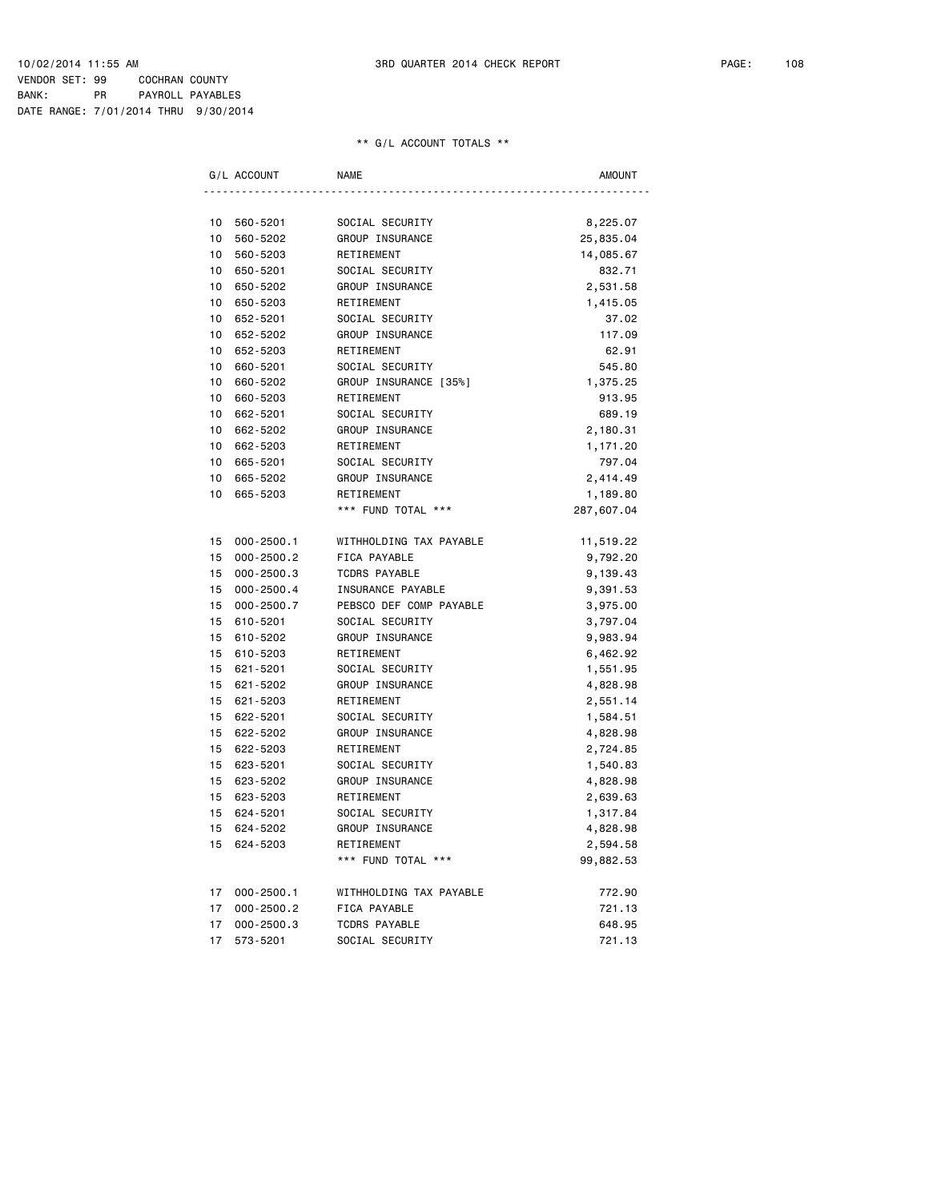10/02/2014 11:55 AM 3RD QUARTER 2014 CHECK REPORT

VENDOR SET: 99 COCHRAN COUNTY
BANK: PR PAYROLL PAYABLES
DATE RANGE: 7/01/2014 THRU 9/30/2014

** G/L ACCOUNT TOTALS **

| G/L ACCOUNT | NAME | AMOUNT |
|---|---|---|
| 10 560-5201 | SOCIAL SECURITY | 8,225.07 |
| 10 560-5202 | GROUP INSURANCE | 25,835.04 |
| 10 560-5203 | RETIREMENT | 14,085.67 |
| 10 650-5201 | SOCIAL SECURITY | 832.71 |
| 10 650-5202 | GROUP INSURANCE | 2,531.58 |
| 10 650-5203 | RETIREMENT | 1,415.05 |
| 10 652-5201 | SOCIAL SECURITY | 37.02 |
| 10 652-5202 | GROUP INSURANCE | 117.09 |
| 10 652-5203 | RETIREMENT | 62.91 |
| 10 660-5201 | SOCIAL SECURITY | 545.80 |
| 10 660-5202 | GROUP INSURANCE [35%] | 1,375.25 |
| 10 660-5203 | RETIREMENT | 913.95 |
| 10 662-5201 | SOCIAL SECURITY | 689.19 |
| 10 662-5202 | GROUP INSURANCE | 2,180.31 |
| 10 662-5203 | RETIREMENT | 1,171.20 |
| 10 665-5201 | SOCIAL SECURITY | 797.04 |
| 10 665-5202 | GROUP INSURANCE | 2,414.49 |
| 10 665-5203 | RETIREMENT | 1,189.80 |
| | *** FUND TOTAL *** | 287,607.04 |
| 15 000-2500.1 | WITHHOLDING TAX PAYABLE | 11,519.22 |
| 15 000-2500.2 | FICA PAYABLE | 9,792.20 |
| 15 000-2500.3 | TCDRS PAYABLE | 9,139.43 |
| 15 000-2500.4 | INSURANCE PAYABLE | 9,391.53 |
| 15 000-2500.7 | PEBSCO DEF COMP PAYABLE | 3,975.00 |
| 15 610-5201 | SOCIAL SECURITY | 3,797.04 |
| 15 610-5202 | GROUP INSURANCE | 9,983.94 |
| 15 610-5203 | RETIREMENT | 6,462.92 |
| 15 621-5201 | SOCIAL SECURITY | 1,551.95 |
| 15 621-5202 | GROUP INSURANCE | 4,828.98 |
| 15 621-5203 | RETIREMENT | 2,551.14 |
| 15 622-5201 | SOCIAL SECURITY | 1,584.51 |
| 15 622-5202 | GROUP INSURANCE | 4,828.98 |
| 15 622-5203 | RETIREMENT | 2,724.85 |
| 15 623-5201 | SOCIAL SECURITY | 1,540.83 |
| 15 623-5202 | GROUP INSURANCE | 4,828.98 |
| 15 623-5203 | RETIREMENT | 2,639.63 |
| 15 624-5201 | SOCIAL SECURITY | 1,317.84 |
| 15 624-5202 | GROUP INSURANCE | 4,828.98 |
| 15 624-5203 | RETIREMENT | 2,594.58 |
| | *** FUND TOTAL *** | 99,882.53 |
| 17 000-2500.1 | WITHHOLDING TAX PAYABLE | 772.90 |
| 17 000-2500.2 | FICA PAYABLE | 721.13 |
| 17 000-2500.3 | TCDRS PAYABLE | 648.95 |
| 17 573-5201 | SOCIAL SECURITY | 721.13 |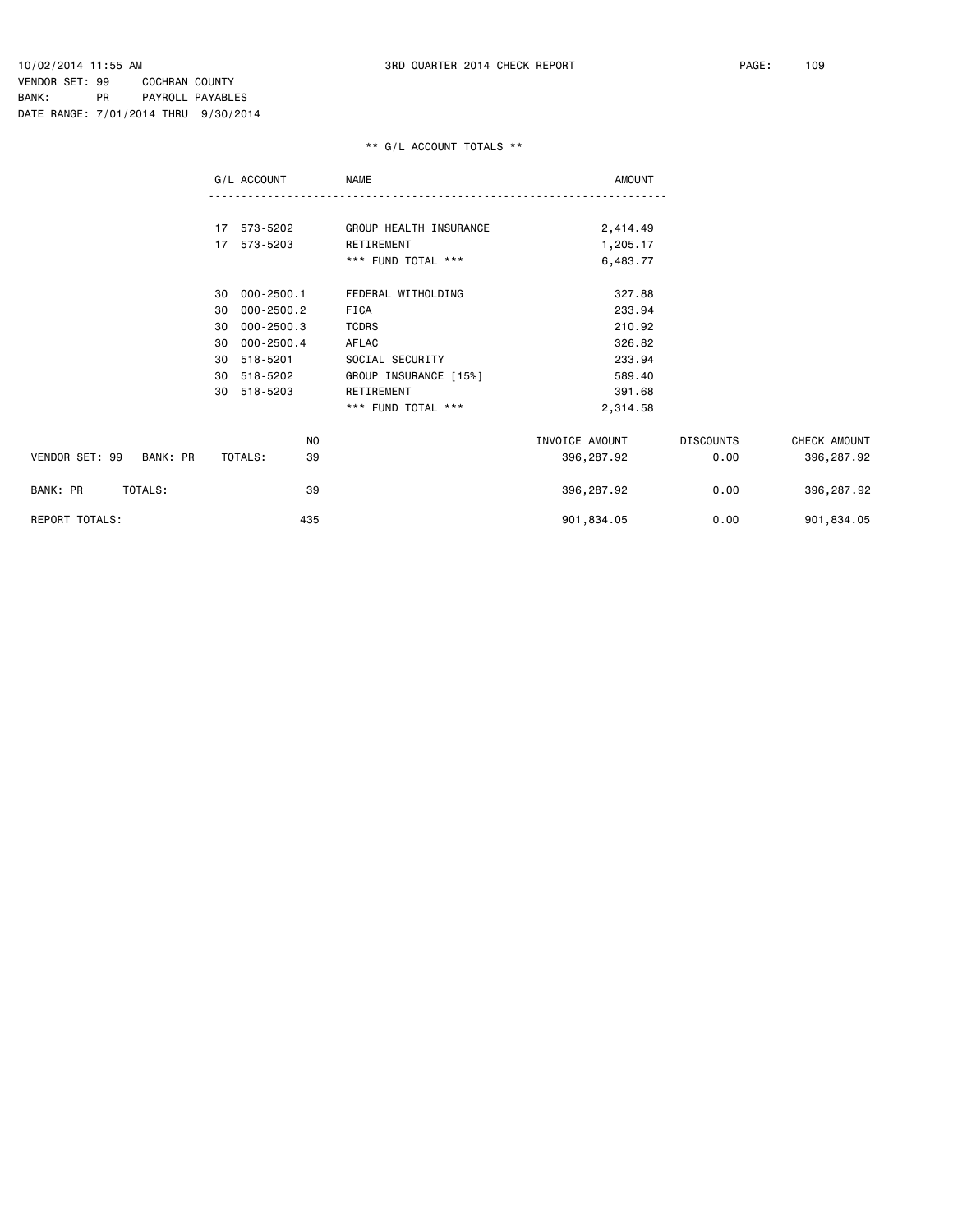10/02/2014 11:55 AM    3RD QUARTER 2014 CHECK REPORT

VENDOR SET: 99    COCHRAN COUNTY
BANK: PR    PAYROLL PAYABLES
DATE RANGE: 7/01/2014 THRU 9/30/2014

** G/L ACCOUNT TOTALS **

| G/L ACCOUNT | | NAME | AMOUNT |
|---|---|---|---|
| 17 | 573-5202 | GROUP HEALTH INSURANCE | 2,414.49 |
| 17 | 573-5203 | RETIREMENT | 1,205.17 |
| | | *** FUND TOTAL *** | 6,483.77 |
| 30 | 000-2500.1 | FEDERAL WITHOLDING | 327.88 |
| 30 | 000-2500.2 | FICA | 233.94 |
| 30 | 000-2500.3 | TCDRS | 210.92 |
| 30 | 000-2500.4 | AFLAC | 326.82 |
| 30 | 518-5201 | SOCIAL SECURITY | 233.94 |
| 30 | 518-5202 | GROUP INSURANCE [15%] | 589.40 |
| 30 | 518-5203 | RETIREMENT | 391.68 |
| | | *** FUND TOTAL *** | 2,314.58 |

| | NO | INVOICE AMOUNT | DISCOUNTS | CHECK AMOUNT |
|---|---|---|---|---|
| VENDOR SET: 99 BANK: PR TOTALS: | 39 | 396,287.92 | 0.00 | 396,287.92 |
| BANK: PR TOTALS: | 39 | 396,287.92 | 0.00 | 396,287.92 |
| REPORT TOTALS: | 435 | 901,834.05 | 0.00 | 901,834.05 |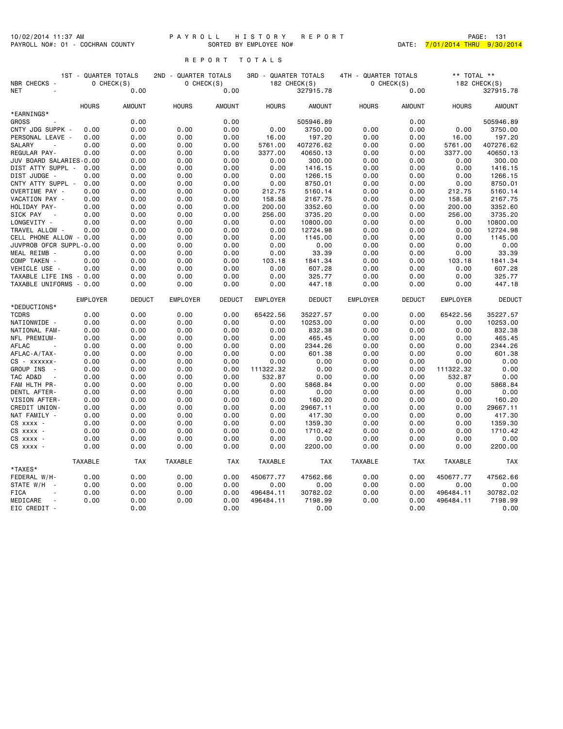10/02/2014 11:37 AM PAYROLL HISTORY REPORT PAGE: 131
PAYROLL NO#: 01 - COCHRAN COUNTY SORTED BY EMPLOYEE NO# DATE: 7/01/2014 THRU 9/30/2014

# REPORT TOTALS

| | 1ST - QUARTER TOTALS | | 2ND - QUARTER TOTALS | | 3RD - QUARTER TOTALS | | 4TH - QUARTER TOTALS | | ** TOTAL ** | |
|---|---|---|---|---|---|---|---|---|---|---|
| NBR CHECKS - | 0 CHECK(S) | | 0 CHECK(S) | | 182 CHECK(S) | | 0 CHECK(S) | | 182 CHECK(S) | |
| NET - | | 0.00 | | 0.00 | | 327915.78 | | 0.00 | | 327915.78 |
| | HOURS | AMOUNT | HOURS | AMOUNT | HOURS | AMOUNT | HOURS | AMOUNT | HOURS | AMOUNT |
| *EARNINGS* | | | | | | | | | | |
| GROSS - | | 0.00 | | 0.00 | | 505946.89 | | 0.00 | | 505946.89 |
| CNTY JDG SUPPK - | 0.00 | 0.00 | 0.00 | 0.00 | 0.00 | 3750.00 | 0.00 | 0.00 | 0.00 | 3750.00 |
| PERSONAL LEAVE - | 0.00 | 0.00 | 0.00 | 0.00 | 16.00 | 197.20 | 0.00 | 0.00 | 16.00 | 197.20 |
| SALARY - | 0.00 | 0.00 | 0.00 | 0.00 | 5761.00 | 407276.62 | 0.00 | 0.00 | 5761.00 | 407276.62 |
| REGULAR PAY- | 0.00 | 0.00 | 0.00 | 0.00 | 3377.00 | 40650.13 | 0.00 | 0.00 | 3377.00 | 40650.13 |
| JUV BOARD SALARIES- | 0.00 | 0.00 | 0.00 | 0.00 | 0.00 | 300.00 | 0.00 | 0.00 | 0.00 | 300.00 |
| DIST ATTY SUPPL - | 0.00 | 0.00 | 0.00 | 0.00 | 0.00 | 1416.15 | 0.00 | 0.00 | 0.00 | 1416.15 |
| DIST JUDGE - | 0.00 | 0.00 | 0.00 | 0.00 | 0.00 | 1266.15 | 0.00 | 0.00 | 0.00 | 1266.15 |
| CNTY ATTY SUPPL - | 0.00 | 0.00 | 0.00 | 0.00 | 0.00 | 8750.01 | 0.00 | 0.00 | 0.00 | 8750.01 |
| OVERTIME PAY - | 0.00 | 0.00 | 0.00 | 0.00 | 212.75 | 5160.14 | 0.00 | 0.00 | 212.75 | 5160.14 |
| VACATION PAY - | 0.00 | 0.00 | 0.00 | 0.00 | 158.58 | 2167.75 | 0.00 | 0.00 | 158.58 | 2167.75 |
| HOLIDAY PAY- | 0.00 | 0.00 | 0.00 | 0.00 | 200.00 | 3352.60 | 0.00 | 0.00 | 200.00 | 3352.60 |
| SICK PAY - | 0.00 | 0.00 | 0.00 | 0.00 | 256.00 | 3735.20 | 0.00 | 0.00 | 256.00 | 3735.20 |
| LONGEVITY - | 0.00 | 0.00 | 0.00 | 0.00 | 0.00 | 10800.00 | 0.00 | 0.00 | 0.00 | 10800.00 |
| TRAVEL ALLOW - | 0.00 | 0.00 | 0.00 | 0.00 | 0.00 | 12724.98 | 0.00 | 0.00 | 0.00 | 12724.98 |
| CELL PHONE ALLOW - | 0.00 | 0.00 | 0.00 | 0.00 | 0.00 | 1145.00 | 0.00 | 0.00 | 0.00 | 1145.00 |
| JUVPROB OFCR SUPPL- | 0.00 | 0.00 | 0.00 | 0.00 | 0.00 | 0.00 | 0.00 | 0.00 | 0.00 | 0.00 |
| MEAL REIMB - | 0.00 | 0.00 | 0.00 | 0.00 | 0.00 | 33.39 | 0.00 | 0.00 | 0.00 | 33.39 |
| COMP TAKEN - | 0.00 | 0.00 | 0.00 | 0.00 | 103.18 | 1841.34 | 0.00 | 0.00 | 103.18 | 1841.34 |
| VEHICLE USE - | 0.00 | 0.00 | 0.00 | 0.00 | 0.00 | 607.28 | 0.00 | 0.00 | 0.00 | 607.28 |
| TAXABLE LIFE INS - | 0.00 | 0.00 | 0.00 | 0.00 | 0.00 | 325.77 | 0.00 | 0.00 | 0.00 | 325.77 |
| TAXABLE UNIFORMS - | 0.00 | 0.00 | 0.00 | 0.00 | 0.00 | 447.18 | 0.00 | 0.00 | 0.00 | 447.18 |
| | EMPLOYER | DEDUCT | EMPLOYER | DEDUCT | EMPLOYER | DEDUCT | EMPLOYER | DEDUCT | EMPLOYER | DEDUCT |
| *DEDUCTIONS* | | | | | | | | | | |
| TCDRS | 0.00 | 0.00 | 0.00 | 0.00 | 65422.56 | 35227.57 | 0.00 | 0.00 | 65422.56 | 35227.57 |
| NATIONWIDE - | 0.00 | 0.00 | 0.00 | 0.00 | 0.00 | 10253.00 | 0.00 | 0.00 | 0.00 | 10253.00 |
| NATIONAL FAM- | 0.00 | 0.00 | 0.00 | 0.00 | 0.00 | 832.38 | 0.00 | 0.00 | 0.00 | 832.38 |
| NFL PREMIUM- | 0.00 | 0.00 | 0.00 | 0.00 | 0.00 | 465.45 | 0.00 | 0.00 | 0.00 | 465.45 |
| AFLAC - | 0.00 | 0.00 | 0.00 | 0.00 | 0.00 | 2344.26 | 0.00 | 0.00 | 0.00 | 2344.26 |
| AFLAC-A/TAX- | 0.00 | 0.00 | 0.00 | 0.00 | 0.00 | 601.38 | 0.00 | 0.00 | 0.00 | 601.38 |
| CS - xxxxxx- | 0.00 | 0.00 | 0.00 | 0.00 | 0.00 | 0.00 | 0.00 | 0.00 | 0.00 | 0.00 |
| GROUP INS - | 0.00 | 0.00 | 0.00 | 0.00 | 111322.32 | 0.00 | 0.00 | 0.00 | 111322.32 | 0.00 |
| TAC AD&D - | 0.00 | 0.00 | 0.00 | 0.00 | 532.87 | 0.00 | 0.00 | 0.00 | 532.87 | 0.00 |
| FAM HLTH PR- | 0.00 | 0.00 | 0.00 | 0.00 | 0.00 | 5868.84 | 0.00 | 0.00 | 0.00 | 5868.84 |
| DENTL AFTER- | 0.00 | 0.00 | 0.00 | 0.00 | 0.00 | 0.00 | 0.00 | 0.00 | 0.00 | 0.00 |
| VISION AFTER- | 0.00 | 0.00 | 0.00 | 0.00 | 0.00 | 160.20 | 0.00 | 0.00 | 0.00 | 160.20 |
| CREDIT UNION- | 0.00 | 0.00 | 0.00 | 0.00 | 0.00 | 29667.11 | 0.00 | 0.00 | 0.00 | 29667.11 |
| NAT FAMILY - | 0.00 | 0.00 | 0.00 | 0.00 | 0.00 | 417.30 | 0.00 | 0.00 | 0.00 | 417.30 |
| CS xxxx - | 0.00 | 0.00 | 0.00 | 0.00 | 0.00 | 1359.30 | 0.00 | 0.00 | 0.00 | 1359.30 |
| CS xxxx - | 0.00 | 0.00 | 0.00 | 0.00 | 0.00 | 1710.42 | 0.00 | 0.00 | 0.00 | 1710.42 |
| CS xxxx - | 0.00 | 0.00 | 0.00 | 0.00 | 0.00 | 0.00 | 0.00 | 0.00 | 0.00 | 0.00 |
| CS xxxx - | 0.00 | 0.00 | 0.00 | 0.00 | 0.00 | 2200.00 | 0.00 | 0.00 | 0.00 | 2200.00 |
| | TAXABLE | TAX | TAXABLE | TAX | TAXABLE | TAX | TAXABLE | TAX | TAXABLE | TAX |
| *TAXES* | | | | | | | | | | |
| FEDERAL W/H- | 0.00 | 0.00 | 0.00 | 0.00 | 450677.77 | 47562.66 | 0.00 | 0.00 | 450677.77 | 47562.66 |
| STATE W/H - | 0.00 | 0.00 | 0.00 | 0.00 | 0.00 | 0.00 | 0.00 | 0.00 | 0.00 | 0.00 |
| FICA - | 0.00 | 0.00 | 0.00 | 0.00 | 496484.11 | 30782.02 | 0.00 | 0.00 | 496484.11 | 30782.02 |
| MEDICARE - | 0.00 | 0.00 | 0.00 | 0.00 | 496484.11 | 7198.99 | 0.00 | 0.00 | 496484.11 | 7198.99 |
| EIC CREDIT - | | 0.00 | | 0.00 | | 0.00 | | 0.00 | | 0.00 |